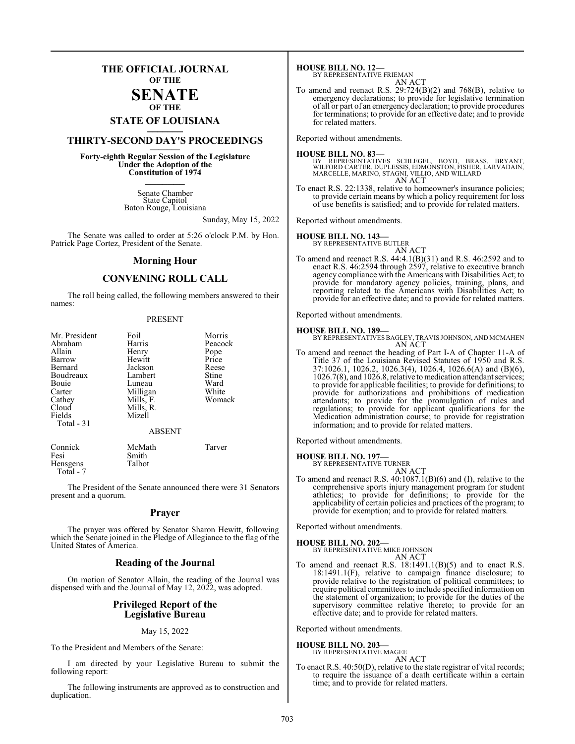# THE OFFICIAL JOURNAL OF THE SENATE OF THE STATE OF LOUISIANA

## THIRTY-SECOND DAY'S PROCEEDINGS

**Forty-eighth Regular Session of the Legislature Under the Adoption of the Constitution of 1974**

Senate Chamber
State Capitol
Baton Rouge, Louisiana

Sunday, May 15, 2022

The Senate was called to order at 5:26 o'clock P.M. by Hon. Patrick Page Cortez, President of the Senate.

## Morning Hour

## CONVENING ROLL CALL

The roll being called, the following members answered to their names:

PRESENT

| | | |
|---|---|---|
| Mr. President | Foil | Morris |
| Abraham | Harris | Peacock |
| Allain | Henry | Pope |
| Barrow | Hewitt | Price |
| Bernard | Jackson | Reese |
| Boudreaux | Lambert | Stine |
| Bouie | Luneau | Ward |
| Carter | Milligan | White |
| Cathey | Mills, F. | Womack |
| Cloud | Mills, R. | |
| Fields | Mizell | |

Total - 31

ABSENT

| | | |
|---|---|---|
| Connick | McMath | Tarver |
| Fesi | Smith | |
| Hensgens | Talbot | |

Total - 7

The President of the Senate announced there were 31 Senators present and a quorum.

## Prayer

The prayer was offered by Senator Sharon Hewitt, following which the Senate joined in the Pledge of Allegiance to the flag of the United States of America.

## Reading of the Journal

On motion of Senator Allain, the reading of the Journal was dispensed with and the Journal of May 12, 2022, was adopted.

## Privileged Report of the Legislative Bureau

May 15, 2022

To the President and Members of the Senate:

I am directed by your Legislative Bureau to submit the following report:

The following instruments are approved as to construction and duplication.

**HOUSE BILL NO. 12—**
BY REPRESENTATIVE FRIEMAN
AN ACT

To amend and reenact R.S. 29:724(B)(2) and 768(B), relative to emergency declarations; to provide for legislative termination of all or part of an emergency declaration; to provide procedures for terminations; to provide for an effective date; and to provide for related matters.

Reported without amendments.

**HOUSE BILL NO. 83—**
BY REPRESENTATIVES SCHLEGEL, BOYD, BRASS, BRYANT, WILFORD CARTER, DUPLESSIS, EDMONSTON, FISHER, LARVADAIN, MARCELLE, MARINO, STAGNI, VILLIO, AND WILLARD
AN ACT

To enact R.S. 22:1338, relative to homeowner's insurance policies; to provide certain means by which a policy requirement for loss of use benefits is satisfied; and to provide for related matters.

Reported without amendments.

**HOUSE BILL NO. 143—**
BY REPRESENTATIVE BUTLER
AN ACT

To amend and reenact R.S. 44:4.1(B)(31) and R.S. 46:2592 and to enact R.S. 46:2594 through 2597, relative to executive branch agency compliance with the Americans with Disabilities Act; to provide for mandatory agency policies, training, plans, and reporting related to the Americans with Disabilities Act; to provide for an effective date; and to provide for related matters.

Reported without amendments.

**HOUSE BILL NO. 189—**
BY REPRESENTATIVES BAGLEY, TRAVIS JOHNSON, AND MCMAHEN
AN ACT

To amend and reenact the heading of Part I-A of Chapter 11-A of Title 37 of the Louisiana Revised Statutes of 1950 and R.S. 37:1026.1, 1026.2, 1026.3(4), 1026.4, 1026.6(A) and (B)(6), 1026.7(8), and 1026.8, relative to medication attendant services; to provide for applicable facilities; to provide for definitions; to provide for authorizations and prohibitions of medication attendants; to provide for the promulgation of rules and regulations; to provide for applicant qualifications for the Medication administration course; to provide for registration information; and to provide for related matters.

Reported without amendments.

**HOUSE BILL NO. 197—**
BY REPRESENTATIVE TURNER
AN ACT

To amend and reenact R.S. 40:1087.1(B)(6) and (I), relative to the comprehensive sports injury management program for student athletics; to provide for definitions; to provide for the applicability of certain policies and practices of the program; to provide for exemption; and to provide for related matters.

Reported without amendments.

**HOUSE BILL NO. 202—**
BY REPRESENTATIVE MIKE JOHNSON
AN ACT

To amend and reenact R.S. 18:1491.1(B)(5) and to enact R.S. 18:1491.1(F), relative to campaign finance disclosure; to provide relative to the registration of political committees; to require political committees to include specified information on the statement of organization; to provide for the duties of the supervisory committee relative thereto; to provide for an effective date; and to provide for related matters.

Reported without amendments.

**HOUSE BILL NO. 203—**
BY REPRESENTATIVE MAGEE
AN ACT

To enact R.S. 40:50(D), relative to the state registrar of vital records; to require the issuance of a death certificate within a certain time; and to provide for related matters.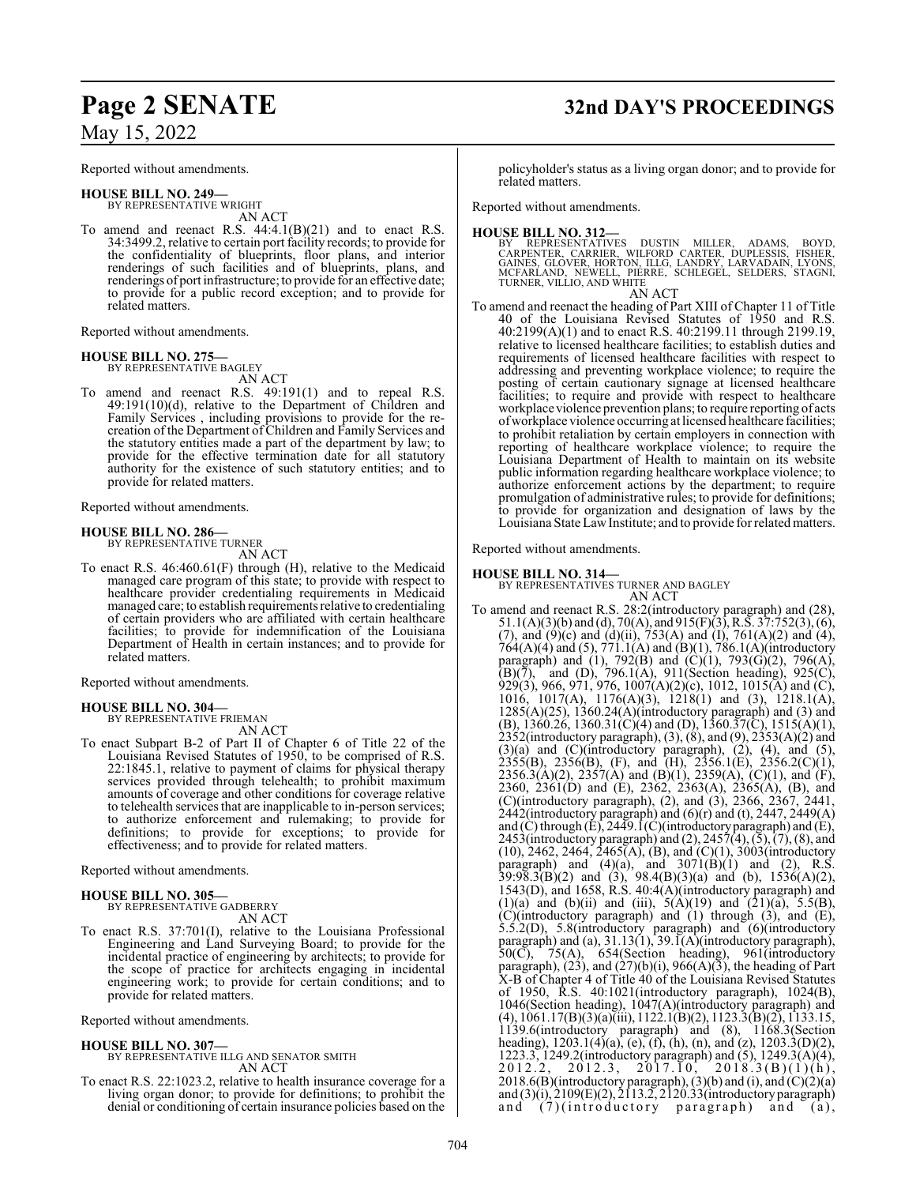Reported without amendments.

**HOUSE BILL NO. 249—**
BY REPRESENTATIVE WRIGHT
AN ACT

To amend and reenact R.S. 44:4.1(B)(21) and to enact R.S. 34:3499.2, relative to certain port facility records; to provide for the confidentiality of blueprints, floor plans, and interior renderings of such facilities and of blueprints, plans, and renderings of port infrastructure; to provide for an effective date; to provide for a public record exception; and to provide for related matters.

Reported without amendments.

**HOUSE BILL NO. 275—**
BY REPRESENTATIVE BAGLEY
AN ACT

To amend and reenact R.S. 49:191(1) and to repeal R.S. 49:191(10)(d), relative to the Department of Children and Family Services , including provisions to provide for the re-creation of the Department of Children and Family Services and the statutory entities made a part of the department by law; to provide for the effective termination date for all statutory authority for the existence of such statutory entities; and to provide for related matters.

Reported without amendments.

**HOUSE BILL NO. 286—**
BY REPRESENTATIVE TURNER
AN ACT

To enact R.S. 46:460.61(F) through (H), relative to the Medicaid managed care program of this state; to provide with respect to healthcare provider credentialing requirements in Medicaid managed care; to establish requirements relative to credentialing of certain providers who are affiliated with certain healthcare facilities; to provide for indemnification of the Louisiana Department of Health in certain instances; and to provide for related matters.

Reported without amendments.

**HOUSE BILL NO. 304—**
BY REPRESENTATIVE FRIEMAN
AN ACT

To enact Subpart B-2 of Part II of Chapter 6 of Title 22 of the Louisiana Revised Statutes of 1950, to be comprised of R.S. 22:1845.1, relative to payment of claims for physical therapy services provided through telehealth; to prohibit maximum amounts of coverage and other conditions for coverage relative to telehealth services that are inapplicable to in-person services; to authorize enforcement and rulemaking; to provide for definitions; to provide for exceptions; to provide for effectiveness; and to provide for related matters.

Reported without amendments.

**HOUSE BILL NO. 305—**
BY REPRESENTATIVE GADBERRY
AN ACT

To enact R.S. 37:701(I), relative to the Louisiana Professional Engineering and Land Surveying Board; to provide for the incidental practice of engineering by architects; to provide for the scope of practice for architects engaging in incidental engineering work; to provide for certain conditions; and to provide for related matters.

Reported without amendments.

**HOUSE BILL NO. 307—**
BY REPRESENTATIVE ILLG AND SENATOR SMITH
AN ACT

To enact R.S. 22:1023.2, relative to health insurance coverage for a living organ donor; to provide for definitions; to prohibit the denial or conditioning of certain insurance policies based on the policyholder's status as a living organ donor; and to provide for related matters.

Reported without amendments.

**HOUSE BILL NO. 312—**
BY REPRESENTATIVES DUSTIN MILLER, ADAMS, BOYD, CARPENTER, CARRIER, WILFORD CARTER, DUPLESSIS, FISHER, GAINES, GLOVER, HORTON, ILLG, LANDRY, LARVADAIN, LYONS, MCFARLAND, NEWELL, PIERRE, SCHLEGEL, SELDERS, STAGNI, TURNER, VILLIO, AND WHITE
AN ACT

To amend and reenact the heading of Part XIII of Chapter 11 of Title 40 of the Louisiana Revised Statutes of 1950 and R.S. 40:2199(A)(1) and to enact R.S. 40:2199.11 through 2199.19, relative to licensed healthcare facilities; to establish duties and requirements of licensed healthcare facilities with respect to addressing and preventing workplace violence; to require the posting of certain cautionary signage at licensed healthcare facilities; to require and provide with respect to healthcare workplace violence prevention plans; to require reporting of acts of workplace violence occurring at licensed healthcare facilities; to prohibit retaliation by certain employers in connection with reporting of healthcare workplace violence; to require the Louisiana Department of Health to maintain on its website public information regarding healthcare workplace violence; to authorize enforcement actions by the department; to require promulgation of administrative rules; to provide for definitions; to provide for organization and designation of laws by the Louisiana State Law Institute; and to provide for related matters.

Reported without amendments.

**HOUSE BILL NO. 314—**
BY REPRESENTATIVES TURNER AND BAGLEY
AN ACT

To amend and reenact R.S. 28:2(introductory paragraph) and (28), 51.1(A)(3)(b) and (d), 70(A), and 915(F)(3), R.S. 37:752(3), (6), (7), and (9)(c) and (d)(ii), 753(A) and (I), 761(A)(2) and (4), 764(A)(4) and (5), 771.1(A) and (B)(1), 786.1(A)(introductory paragraph) and (1), 792(B) and (C)(1), 793(G)(2), 796(A), (B)(7), and (D), 796.1(A), 911(Section heading), 925(C), 929(3), 966, 971, 976, 1007(A)(2)(c), 1012, 1015(A) and (C), 1016, 1017(A), 1176(A)(3), 1218(1) and (3), 1218.1(A), 1285(A)(25), 1360.24(A)(introductory paragraph) and (3) and (B), 1360.26, 1360.31(C)(4) and (D), 1360.37(C), 1515(A)(1), 2352(introductory paragraph), (3), (8), and (9), 2353(A)(2) and (3)(a) and (C)(introductory paragraph), (2), (4), and (5), 2355(B), 2356(B), (F), and (H), 2356.1(E), 2356.2(C)(1), 2356.3(A)(2), 2357(A) and (B)(1), 2359(A), (C)(1), and (F), 2360, 2361(D) and (E), 2362, 2363(A), 2365(A), (B), and (C)(introductory paragraph), (2), and (3), 2366, 2367, 2441, 2442(introductory paragraph) and (6)(r) and (t), 2447, 2449(A) and (C) through (E), 2449.1(C)(introductory paragraph) and (E), 2453(introductory paragraph) and (2), 2457(4), (5), (7), (8), and (10), 2462, 2464, 2465(A), (B), and (C)(1), 3003(introductory paragraph) and (4)(a), and 3071(B)(1) and (2), R.S. 39:98.3(B)(2) and (3), 98.4(B)(3)(a) and (b), 1536(A)(2), 1543(D), and 1658, R.S. 40:4(A)(introductory paragraph) and (1)(a) and (b)(ii) and (iii), 5(A)(19) and (21)(a), 5.5(B), (C)(introductory paragraph) and (1) through (3), and (E), 5.5.2(D), 5.8(introductory paragraph) and (6)(introductory paragraph) and (a), 31.13(1), 39.1(A)(introductory paragraph), 50(C), 75(A), 654(Section heading), 961(introductory paragraph), (23), and (27)(b)(i), 966(A)(3), the heading of Part X-B of Chapter 4 of Title 40 of the Louisiana Revised Statutes of 1950, R.S. 40:1021(introductory paragraph), 1024(B), 1046(Section heading), 1047(A)(introductory paragraph) and (4), 1061.17(B)(3)(a)(iii), 1122.1(B)(2), 1123.3(B)(2), 1133.15, 1139.6(introductory paragraph) and (8), 1168.3(Section heading), 1203.1(4)(a), (e), (f), (h), (n), and (z), 1203.3(D)(2), 1223.3, 1249.2(introductory paragraph) and (5), 1249.3(A)(4), 2012.2, 2012.3, 2017.10, 2018.3(B)(1)(h), 2018.6(B)(introductory paragraph), (3)(b) and (i), and (C)(2)(a) and (3)(i), 2109(E)(2), 2113.2, 2120.33(introductory paragraph) and (7)(introductory paragraph) and (a),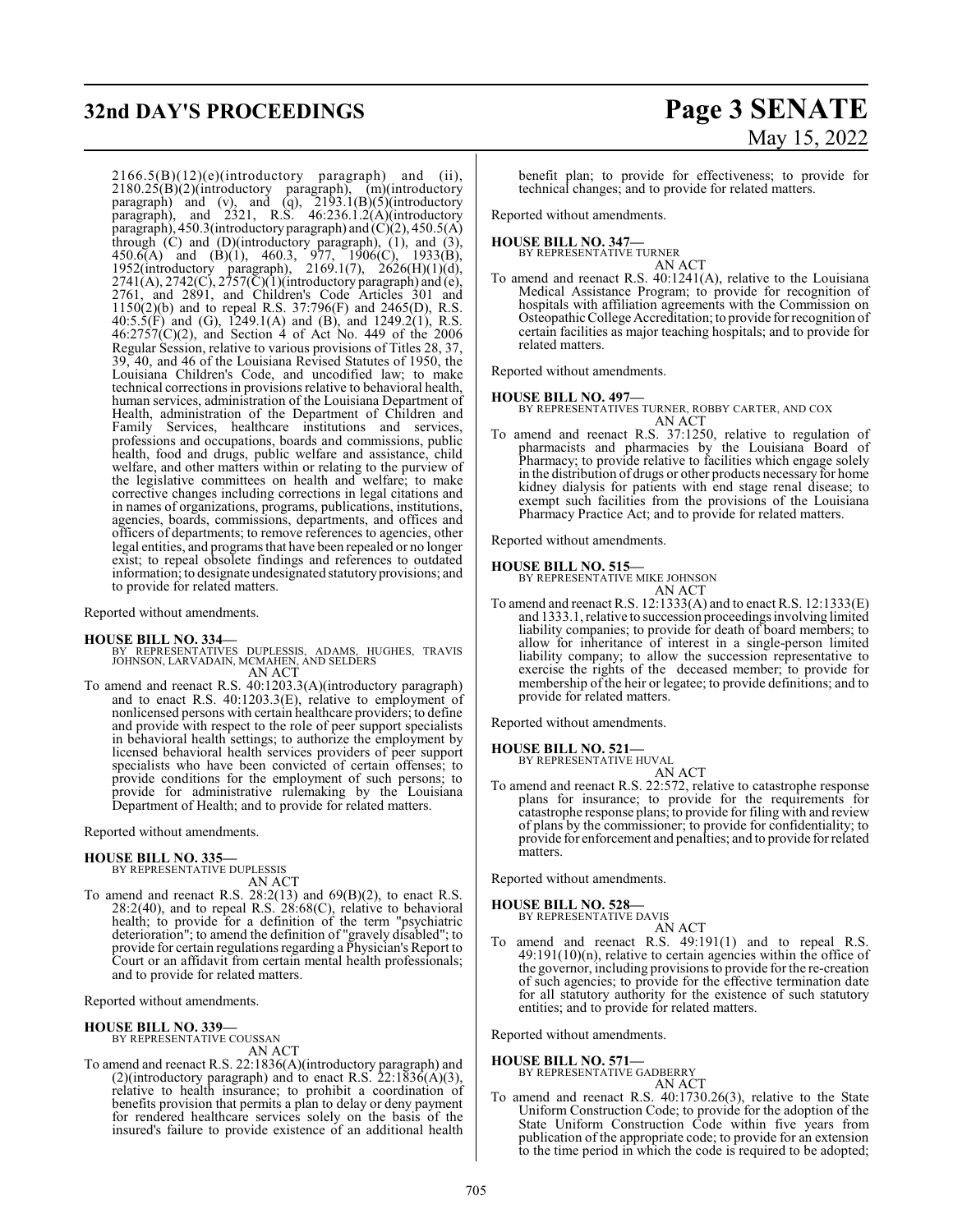2166.5(B)(12)(e)(introductory paragraph) and (ii), 2180.25(B)(2)(introductory paragraph), (m)(introductory paragraph) and (v), and (q), 2193.1(B)(5)(introductory paragraph), and 2321, R.S. 46:236.1.2(A)(introductory paragraph), 450.3(introductory paragraph) and (C)(2), 450.5(A) through (C) and (D)(introductory paragraph), (1), and (3), 450.6(A) and (B)(1), 460.3, 977, 1906(C), 1933(B), 1952(introductory paragraph), 2169.1(7), 2626(H)(1)(d), 2741(A), 2742(C), 2757(C)(1)(introductory paragraph) and (e), 2761, and 2891, and Children's Code Articles 301 and 1150(2)(b) and to repeal R.S. 37:796(F) and 2465(D), R.S. 40:5.5(F) and (G), 1249.1(A) and (B), and 1249.2(1), R.S. 46:2757(C)(2), and Section 4 of Act No. 449 of the 2006 Regular Session, relative to various provisions of Titles 28, 37, 39, 40, and 46 of the Louisiana Revised Statutes of 1950, the Louisiana Children's Code, and uncodified law; to make technical corrections in provisions relative to behavioral health, human services, administration of the Louisiana Department of Health, administration of the Department of Children and Family Services, healthcare institutions and services, professions and occupations, boards and commissions, public health, food and drugs, public welfare and assistance, child welfare, and other matters within or relating to the purview of the legislative committees on health and welfare; to make corrective changes including corrections in legal citations and in names of organizations, programs, publications, institutions, agencies, boards, commissions, departments, and offices and officers of departments; to remove references to agencies, other legal entities, and programs that have been repealed or no longer exist; to repeal obsolete findings and references to outdated information; to designate undesignated statutory provisions; and to provide for related matters.

Reported without amendments.

**HOUSE BILL NO. 334—**
BY REPRESENTATIVES DUPLESSIS, ADAMS, HUGHES, TRAVIS JOHNSON, LARVADAIN, MCMAHEN, AND SELDERS
AN ACT

To amend and reenact R.S. 40:1203.3(A)(introductory paragraph) and to enact R.S. 40:1203.3(E), relative to employment of nonlicensed persons with certain healthcare providers; to define and provide with respect to the role of peer support specialists in behavioral health settings; to authorize the employment by licensed behavioral health services providers of peer support specialists who have been convicted of certain offenses; to provide conditions for the employment of such persons; to provide for administrative rulemaking by the Louisiana Department of Health; and to provide for related matters.

Reported without amendments.

**HOUSE BILL NO. 335—**
BY REPRESENTATIVE DUPLESSIS
AN ACT

To amend and reenact R.S. 28:2(13) and 69(B)(2), to enact R.S. 28:2(40), and to repeal R.S. 28:68(C), relative to behavioral health; to provide for a definition of the term "psychiatric deterioration"; to amend the definition of "gravely disabled"; to provide for certain regulations regarding a Physician's Report to Court or an affidavit from certain mental health professionals; and to provide for related matters.

Reported without amendments.

**HOUSE BILL NO. 339—**
BY REPRESENTATIVE COUSSAN
AN ACT

To amend and reenact R.S. 22:1836(A)(introductory paragraph) and (2)(introductory paragraph) and to enact R.S. 22:1836(A)(3), relative to health insurance; to prohibit a coordination of benefits provision that permits a plan to delay or deny payment for rendered healthcare services solely on the basis of the insured's failure to provide existence of an additional health benefit plan; to provide for effectiveness; to provide for technical changes; and to provide for related matters.

Reported without amendments.

**HOUSE BILL NO. 347—**
BY REPRESENTATIVE TURNER
AN ACT

To amend and reenact R.S. 40:1241(A), relative to the Louisiana Medical Assistance Program; to provide for recognition of hospitals with affiliation agreements with the Commission on Osteopathic College Accreditation; to provide for recognition of certain facilities as major teaching hospitals; and to provide for related matters.

Reported without amendments.

**HOUSE BILL NO. 497—**
BY REPRESENTATIVES TURNER, ROBBY CARTER, AND COX
AN ACT

To amend and reenact R.S. 37:1250, relative to regulation of pharmacists and pharmacies by the Louisiana Board of Pharmacy; to provide relative to facilities which engage solely in the distribution of drugs or other products necessary for home kidney dialysis for patients with end stage renal disease; to exempt such facilities from the provisions of the Louisiana Pharmacy Practice Act; and to provide for related matters.

Reported without amendments.

**HOUSE BILL NO. 515—**
BY REPRESENTATIVE MIKE JOHNSON
AN ACT

To amend and reenact R.S. 12:1333(A) and to enact R.S. 12:1333(E) and 1333.1, relative to succession proceedings involving limited liability companies; to provide for death of board members; to allow for inheritance of interest in a single-person limited liability company; to allow the succession representative to exercise the rights of the deceased member; to provide for membership of the heir or legatee; to provide definitions; and to provide for related matters.

Reported without amendments.

**HOUSE BILL NO. 521—**
BY REPRESENTATIVE HUVAL
AN ACT

To amend and reenact R.S. 22:572, relative to catastrophe response plans for insurance; to provide for the requirements for catastrophe response plans; to provide for filing with and review of plans by the commissioner; to provide for confidentiality; to provide for enforcement and penalties; and to provide for related matters.

Reported without amendments.

**HOUSE BILL NO. 528—**
BY REPRESENTATIVE DAVIS
AN ACT

To amend and reenact R.S. 49:191(1) and to repeal R.S. 49:191(10)(n), relative to certain agencies within the office of the governor, including provisions to provide for the re-creation of such agencies; to provide for the effective termination date for all statutory authority for the existence of such statutory entities; and to provide for related matters.

Reported without amendments.

**HOUSE BILL NO. 571—**
BY REPRESENTATIVE GADBERRY
AN ACT

To amend and reenact R.S. 40:1730.26(3), relative to the State Uniform Construction Code; to provide for the adoption of the State Uniform Construction Code within five years from publication of the appropriate code; to provide for an extension to the time period in which the code is required to be adopted;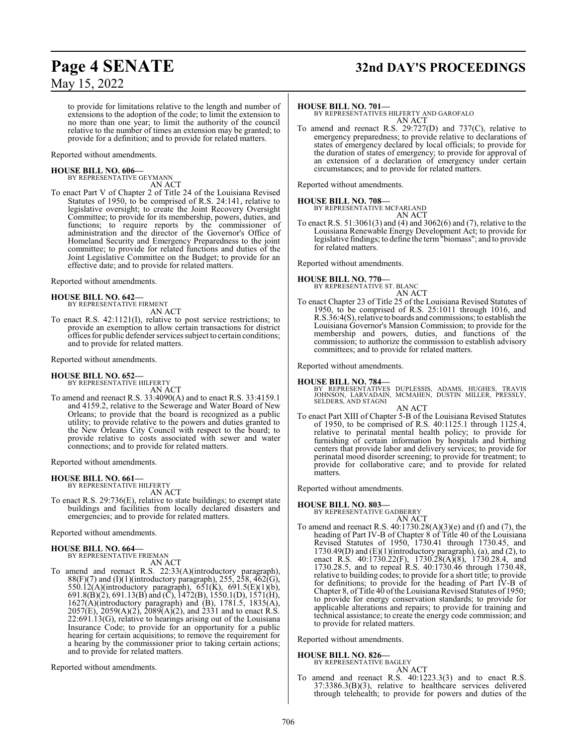to provide for limitations relative to the length and number of extensions to the adoption of the code; to limit the extension to no more than one year; to limit the authority of the council relative to the number of times an extension may be granted; to provide for a definition; and to provide for related matters.

Reported without amendments.

**HOUSE BILL NO. 606—**
BY REPRESENTATIVE GEYMANN
AN ACT

To enact Part V of Chapter 2 of Title 24 of the Louisiana Revised Statutes of 1950, to be comprised of R.S. 24:141, relative to legislative oversight; to create the Joint Recovery Oversight Committee; to provide for its membership, powers, duties, and functions; to require reports by the commissioner of administration and the director of the Governor's Office of Homeland Security and Emergency Preparedness to the joint committee; to provide for related functions and duties of the Joint Legislative Committee on the Budget; to provide for an effective date; and to provide for related matters.

Reported without amendments.

**HOUSE BILL NO. 642—**
BY REPRESENTATIVE FIRMENT
AN ACT

To enact R.S. 42:1121(I), relative to post service restrictions; to provide an exemption to allow certain transactions for district offices for public defender services subject to certain conditions; and to provide for related matters.

Reported without amendments.

**HOUSE BILL NO. 652—**
BY REPRESENTATIVE HILFERTY
AN ACT

To amend and reenact R.S. 33:4090(A) and to enact R.S. 33:4159.1 and 4159.2, relative to the Sewerage and Water Board of New Orleans; to provide that the board is recognized as a public utility; to provide relative to the powers and duties granted to the New Orleans City Council with respect to the board; to provide relative to costs associated with sewer and water connections; and to provide for related matters.

Reported without amendments.

**HOUSE BILL NO. 661—**
BY REPRESENTATIVE HILFERTY
AN ACT

To enact R.S. 29:736(E), relative to state buildings; to exempt state buildings and facilities from locally declared disasters and emergencies; and to provide for related matters.

Reported without amendments.

**HOUSE BILL NO. 664—**
BY REPRESENTATIVE FRIEMAN
AN ACT

To amend and reenact R.S. 22:33(A)(introductory paragraph), 88(F)(7) and (I)(1)(introductory paragraph), 255, 258, 462(G), 550.12(A)(introductory paragraph), 651(K), 691.5(E)(1)(b), 691.8(B)(2), 691.13(B) and (C), 1472(B), 1550.1(D), 1571(H), 1627(A)(introductory paragraph) and (B), 1781.5, 1835(A), 2057(E), 2059(A)(2), 2089(A)(2), and 2331 and to enact R.S. 22:691.13(G), relative to hearings arising out of the Louisiana Insurance Code; to provide for an opportunity for a public hearing for certain acquisitions; to remove the requirement for a hearing by the commissioner prior to taking certain actions; and to provide for related matters.

Reported without amendments.

**HOUSE BILL NO. 701—**
BY REPRESENTATIVES HILFERTY AND GAROFALO
AN ACT

To amend and reenact R.S. 29:727(D) and 737(C), relative to emergency preparedness; to provide relative to declarations of states of emergency declared by local officials; to provide for the duration of states of emergency; to provide for approval of an extension of a declaration of emergency under certain circumstances; and to provide for related matters.

Reported without amendments.

**HOUSE BILL NO. 708—**
BY REPRESENTATIVE MCFARLAND
AN ACT

To enact R.S. 51:3061(3) and (4) and 3062(6) and (7), relative to the Louisiana Renewable Energy Development Act; to provide for legislative findings; to define the term "biomass"; and to provide for related matters.

Reported without amendments.

**HOUSE BILL NO. 770—**
BY REPRESENTATIVE ST. BLANC
AN ACT

To enact Chapter 23 of Title 25 of the Louisiana Revised Statutes of 1950, to be comprised of R.S. 25:1011 through 1016, and R.S.36:4(S), relative to boards and commissions; to establish the Louisiana Governor's Mansion Commission; to provide for the membership and powers, duties, and functions of the commission; to authorize the commission to establish advisory committees; and to provide for related matters.

Reported without amendments.

**HOUSE BILL NO. 784—**
BY REPRESENTATIVES DUPLESSIS, ADAMS, HUGHES, TRAVIS JOHNSON, LARVADAIN, MCMAHEN, DUSTIN MILLER, PRESSLY, SELDERS, AND STAGNI
AN ACT

To enact Part XIII of Chapter 5-B of the Louisiana Revised Statutes of 1950, to be comprised of R.S. 40:1125.1 through 1125.4, relative to perinatal mental health policy; to provide for furnishing of certain information by hospitals and birthing centers that provide labor and delivery services; to provide for perinatal mood disorder screening; to provide for treatment; to provide for collaborative care; and to provide for related matters.

Reported without amendments.

**HOUSE BILL NO. 803—**
BY REPRESENTATIVE GADBERRY
AN ACT

To amend and reenact R.S. 40:1730.28(A)(3)(e) and (f) and (7), the heading of Part IV-B of Chapter 8 of Title 40 of the Louisiana Revised Statutes of 1950, 1730.41 through 1730.45, and 1730.49(D) and (E)(1)(introductory paragraph), (a), and (2), to enact R.S. 40:1730.22(F), 1730.28(A)(8), 1730.28.4, and 1730.28.5, and to repeal R.S. 40:1730.46 through 1730.48, relative to building codes; to provide for a short title; to provide for definitions; to provide for the heading of Part IV-B of Chapter 8, of Title 40 of the Louisiana Revised Statutes of 1950; to provide for energy conservation standards; to provide for applicable alterations and repairs; to provide for training and technical assistance; to create the energy code commission; and to provide for related matters.

Reported without amendments.

**HOUSE BILL NO. 826—**
BY REPRESENTATIVE BAGLEY
AN ACT

To amend and reenact R.S. 40:1223.3(3) and to enact R.S. 37:3386.3(B)(3), relative to healthcare services delivered through telehealth; to provide for powers and duties of the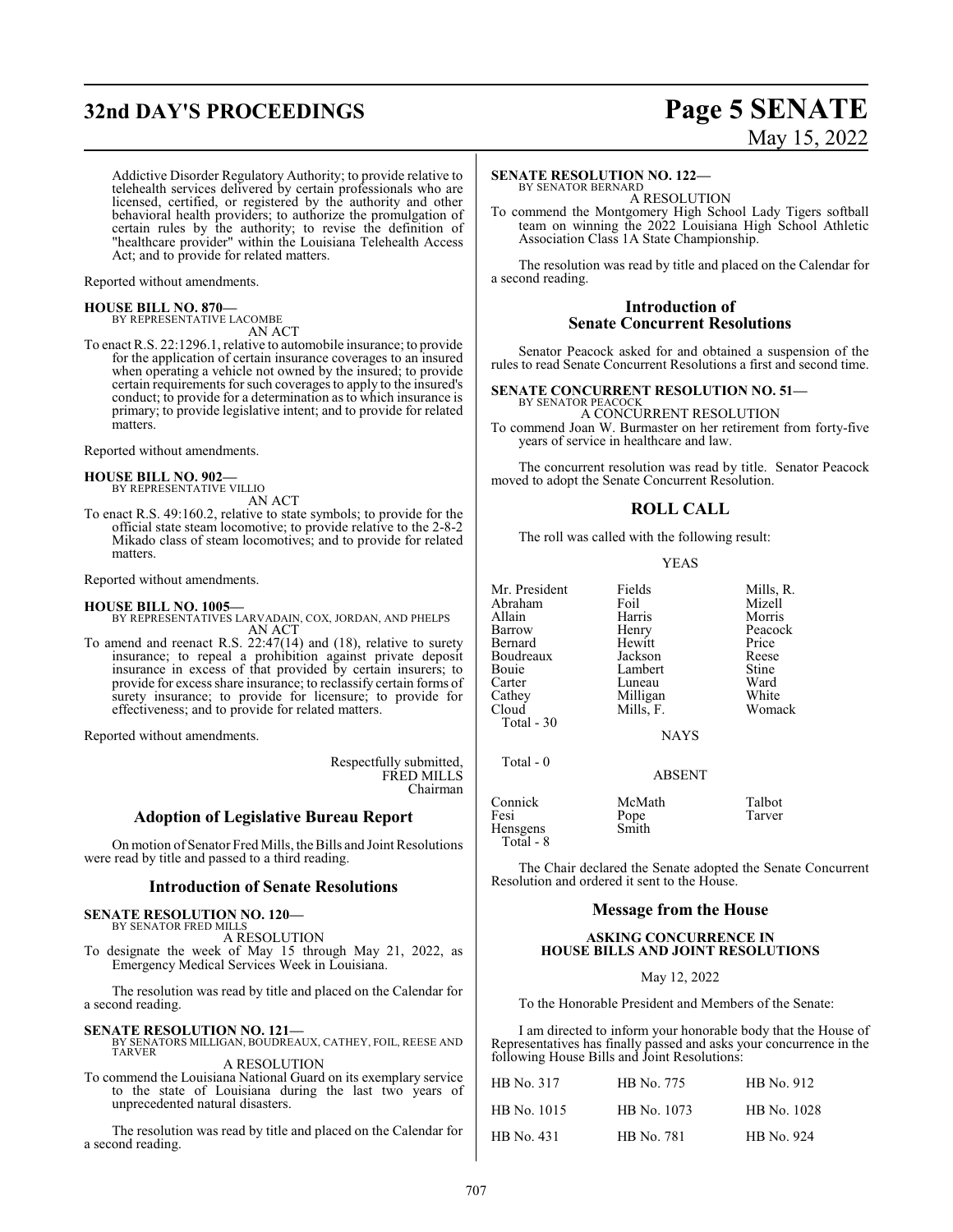Addictive Disorder Regulatory Authority; to provide relative to telehealth services delivered by certain professionals who are licensed, certified, or registered by the authority and other behavioral health providers; to authorize the promulgation of certain rules by the authority; to revise the definition of "healthcare provider" within the Louisiana Telehealth Access Act; and to provide for related matters.

Reported without amendments.

**HOUSE BILL NO. 870—**
BY REPRESENTATIVE LACOMBE
AN ACT

To enact R.S. 22:1296.1, relative to automobile insurance; to provide for the application of certain insurance coverages to an insured when operating a vehicle not owned by the insured; to provide certain requirements for such coverages to apply to the insured's conduct; to provide for a determination as to which insurance is primary; to provide legislative intent; and to provide for related matters.

Reported without amendments.

**HOUSE BILL NO. 902—**
BY REPRESENTATIVE VILLIO
AN ACT

To enact R.S. 49:160.2, relative to state symbols; to provide for the official state steam locomotive; to provide relative to the 2-8-2 Mikado class of steam locomotives; and to provide for related matters.

Reported without amendments.

**HOUSE BILL NO. 1005—**
BY REPRESENTATIVES LARVADAIN, COX, JORDAN, AND PHELPS
AN ACT

To amend and reenact R.S. 22:47(14) and (18), relative to surety insurance; to repeal a prohibition against private deposit insurance in excess of that provided by certain insurers; to provide for excess share insurance; to reclassify certain forms of surety insurance; to provide for licensure; to provide for effectiveness; and to provide for related matters.

Reported without amendments.

Respectfully submitted,
FRED MILLS
Chairman

## Adoption of Legislative Bureau Report

On motion of Senator Fred Mills, the Bills and Joint Resolutions were read by title and passed to a third reading.

## Introduction of Senate Resolutions

**SENATE RESOLUTION NO. 120—**
BY SENATOR FRED MILLS
A RESOLUTION

To designate the week of May 15 through May 21, 2022, as Emergency Medical Services Week in Louisiana.

The resolution was read by title and placed on the Calendar for a second reading.

**SENATE RESOLUTION NO. 121—**
BY SENATORS MILLIGAN, BOUDREAUX, CATHEY, FOIL, REESE AND TARVER
A RESOLUTION

To commend the Louisiana National Guard on its exemplary service to the state of Louisiana during the last two years of unprecedented natural disasters.

The resolution was read by title and placed on the Calendar for a second reading.

**SENATE RESOLUTION NO. 122—**
BY SENATOR BERNARD
A RESOLUTION

To commend the Montgomery High School Lady Tigers softball team on winning the 2022 Louisiana High School Athletic Association Class 1A State Championship.

The resolution was read by title and placed on the Calendar for a second reading.

## Introduction of Senate Concurrent Resolutions

Senator Peacock asked for and obtained a suspension of the rules to read Senate Concurrent Resolutions a first and second time.

**SENATE CONCURRENT RESOLUTION NO. 51—**
BY SENATOR PEACOCK
A CONCURRENT RESOLUTION

To commend Joan W. Burmaster on her retirement from forty-five years of service in healthcare and law.

The concurrent resolution was read by title. Senator Peacock moved to adopt the Senate Concurrent Resolution.

## ROLL CALL

The roll was called with the following result:

YEAS

| | | |
|---|---|---|
| Mr. President | Fields | Mills, R. |
| Abraham | Foil | Mizell |
| Allain | Harris | Morris |
| Barrow | Henry | Peacock |
| Bernard | Hewitt | Price |
| Boudreaux | Jackson | Reese |
| Bouie | Lambert | Stine |
| Carter | Luneau | Ward |
| Cathey | Milligan | White |
| Cloud | Mills, F. | Womack |

Total - 30

NAYS

Total - 0

ABSENT

| | | |
|---|---|---|
| Connick | McMath | Talbot |
| Fesi | Pope | Tarver |
| Hensgens | Smith | |

Total - 8

The Chair declared the Senate adopted the Senate Concurrent Resolution and ordered it sent to the House.

## Message from the House

**ASKING CONCURRENCE IN HOUSE BILLS AND JOINT RESOLUTIONS**

May 12, 2022

To the Honorable President and Members of the Senate:

I am directed to inform your honorable body that the House of Representatives has finally passed and asks your concurrence in the following House Bills and Joint Resolutions:

| | | |
|---|---|---|
| HB No. 317 | HB No. 775 | HB No. 912 |
| HB No. 1015 | HB No. 1073 | HB No. 1028 |
| HB No. 431 | HB No. 781 | HB No. 924 |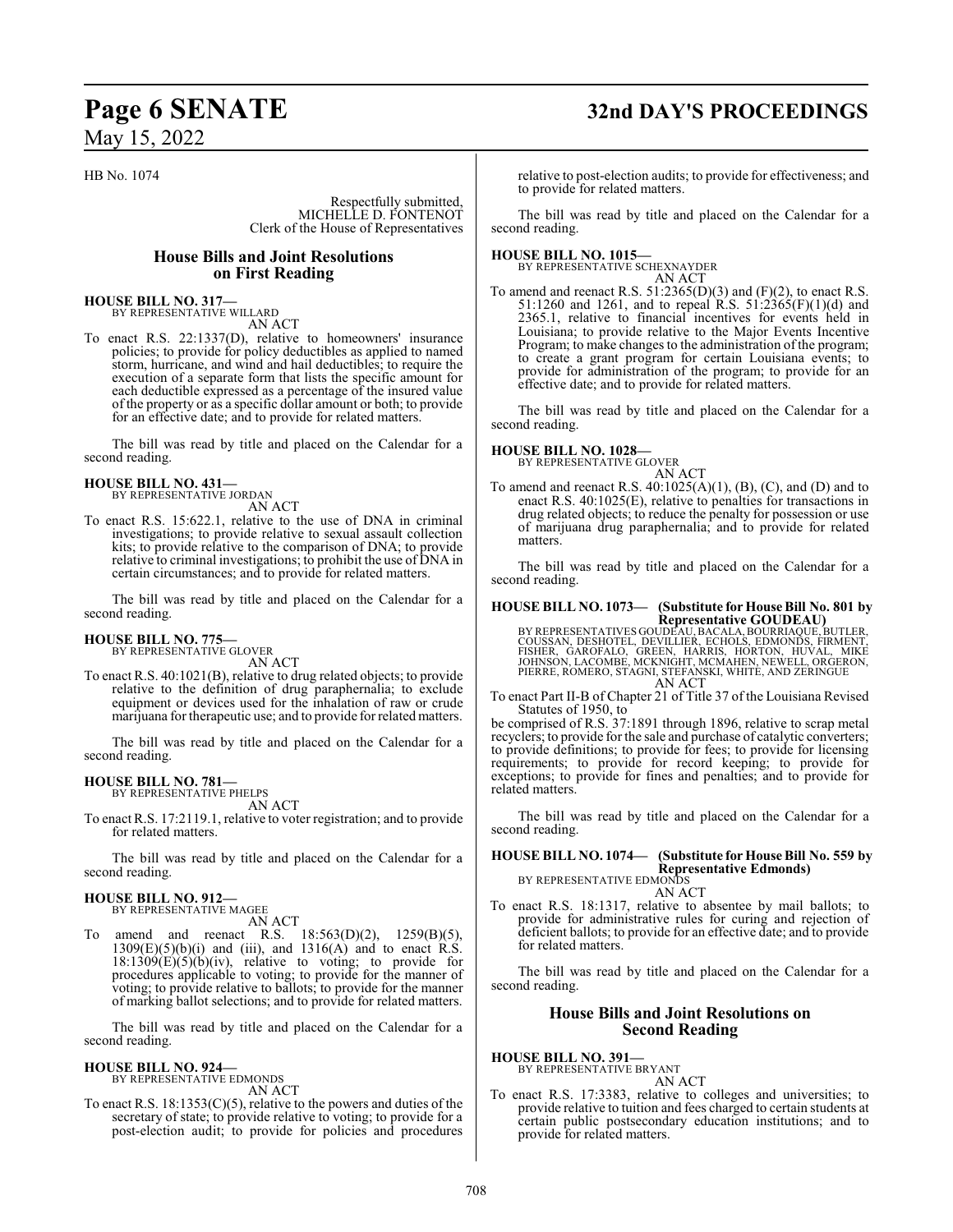HB No. 1074

Respectfully submitted,
MICHELLE D. FONTENOT
Clerk of the House of Representatives

## House Bills and Joint Resolutions on First Reading

**HOUSE BILL NO. 317—**
BY REPRESENTATIVE WILLARD
AN ACT

To enact R.S. 22:1337(D), relative to homeowners' insurance policies; to provide for policy deductibles as applied to named storm, hurricane, and wind and hail deductibles; to require the execution of a separate form that lists the specific amount for each deductible expressed as a percentage of the insured value of the property or as a specific dollar amount or both; to provide for an effective date; and to provide for related matters.

The bill was read by title and placed on the Calendar for a second reading.

**HOUSE BILL NO. 431—**
BY REPRESENTATIVE JORDAN
AN ACT

To enact R.S. 15:622.1, relative to the use of DNA in criminal investigations; to provide relative to sexual assault collection kits; to provide relative to the comparison of DNA; to provide relative to criminal investigations; to prohibit the use of DNA in certain circumstances; and to provide for related matters.

The bill was read by title and placed on the Calendar for a second reading.

**HOUSE BILL NO. 775—**
BY REPRESENTATIVE GLOVER
AN ACT

To enact R.S. 40:1021(B), relative to drug related objects; to provide relative to the definition of drug paraphernalia; to exclude equipment or devices used for the inhalation of raw or crude marijuana for therapeutic use; and to provide for related matters.

The bill was read by title and placed on the Calendar for a second reading.

**HOUSE BILL NO. 781—**
BY REPRESENTATIVE PHELPS
AN ACT

To enact R.S. 17:2119.1, relative to voter registration; and to provide for related matters.

The bill was read by title and placed on the Calendar for a second reading.

**HOUSE BILL NO. 912—**
BY REPRESENTATIVE MAGEE
AN ACT

To amend and reenact R.S. 18:563(D)(2), 1259(B)(5), 1309(E)(5)(b)(i) and (iii), and 1316(A) and to enact R.S. 18:1309(E)(5)(b)(iv), relative to voting; to provide for procedures applicable to voting; to provide for the manner of voting; to provide relative to ballots; to provide for the manner of marking ballot selections; and to provide for related matters.

The bill was read by title and placed on the Calendar for a second reading.

**HOUSE BILL NO. 924—**
BY REPRESENTATIVE EDMONDS
AN ACT

To enact R.S. 18:1353(C)(5), relative to the powers and duties of the secretary of state; to provide relative to voting; to provide for a post-election audit; to provide for policies and procedures relative to post-election audits; to provide for effectiveness; and to provide for related matters.

The bill was read by title and placed on the Calendar for a second reading.

**HOUSE BILL NO. 1015—**
BY REPRESENTATIVE SCHEXNAYDER
AN ACT

To amend and reenact R.S. 51:2365(D)(3) and (F)(2), to enact R.S. 51:1260 and 1261, and to repeal R.S. 51:2365(F)(1)(d) and 2365.1, relative to financial incentives for events held in Louisiana; to provide relative to the Major Events Incentive Program; to make changes to the administration of the program; to create a grant program for certain Louisiana events; to provide for administration of the program; to provide for an effective date; and to provide for related matters.

The bill was read by title and placed on the Calendar for a second reading.

**HOUSE BILL NO. 1028—**
BY REPRESENTATIVE GLOVER
AN ACT

To amend and reenact R.S. 40:1025(A)(1), (B), (C), and (D) and to enact R.S. 40:1025(E), relative to penalties for transactions in drug related objects; to reduce the penalty for possession or use of marijuana drug paraphernalia; and to provide for related matters.

The bill was read by title and placed on the Calendar for a second reading.

**HOUSE BILL NO. 1073— (Substitute for House Bill No. 801 by Representative GOUDEAU)**
BY REPRESENTATIVES GOUDEAU, BACALA, BOURRIAQUE, BUTLER, COUSSAN, DESHOTEL, DEVILLIER, ECHOLS, EDMONDS, FIRMENT, FISHER, GAROFALO, GREEN, HARRIS, HORTON, HUVAL, MIKE JOHNSON, LACOMBE, MCKNIGHT, MCMAHEN, NEWELL, ORGERON, PIERRE, ROMERO, STAGNI, STEFANSKI, WHITE, AND ZERINGUE
AN ACT

To enact Part II-B of Chapter 21 of Title 37 of the Louisiana Revised Statutes of 1950, to be comprised of R.S. 37:1891 through 1896, relative to scrap metal recyclers; to provide for the sale and purchase of catalytic converters; to provide definitions; to provide for fees; to provide for licensing requirements; to provide for record keeping; to provide for exceptions; to provide for fines and penalties; and to provide for related matters.

The bill was read by title and placed on the Calendar for a second reading.

**HOUSE BILL NO. 1074— (Substitute for House Bill No. 559 by Representative Edmonds)**
BY REPRESENTATIVE EDMONDS
AN ACT

To enact R.S. 18:1317, relative to absentee by mail ballots; to provide for administrative rules for curing and rejection of deficient ballots; to provide for an effective date; and to provide for related matters.

The bill was read by title and placed on the Calendar for a second reading.

## House Bills and Joint Resolutions on Second Reading

**HOUSE BILL NO. 391—**
BY REPRESENTATIVE BRYANT
AN ACT

To enact R.S. 17:3383, relative to colleges and universities; to provide relative to tuition and fees charged to certain students at certain public postsecondary education institutions; and to provide for related matters.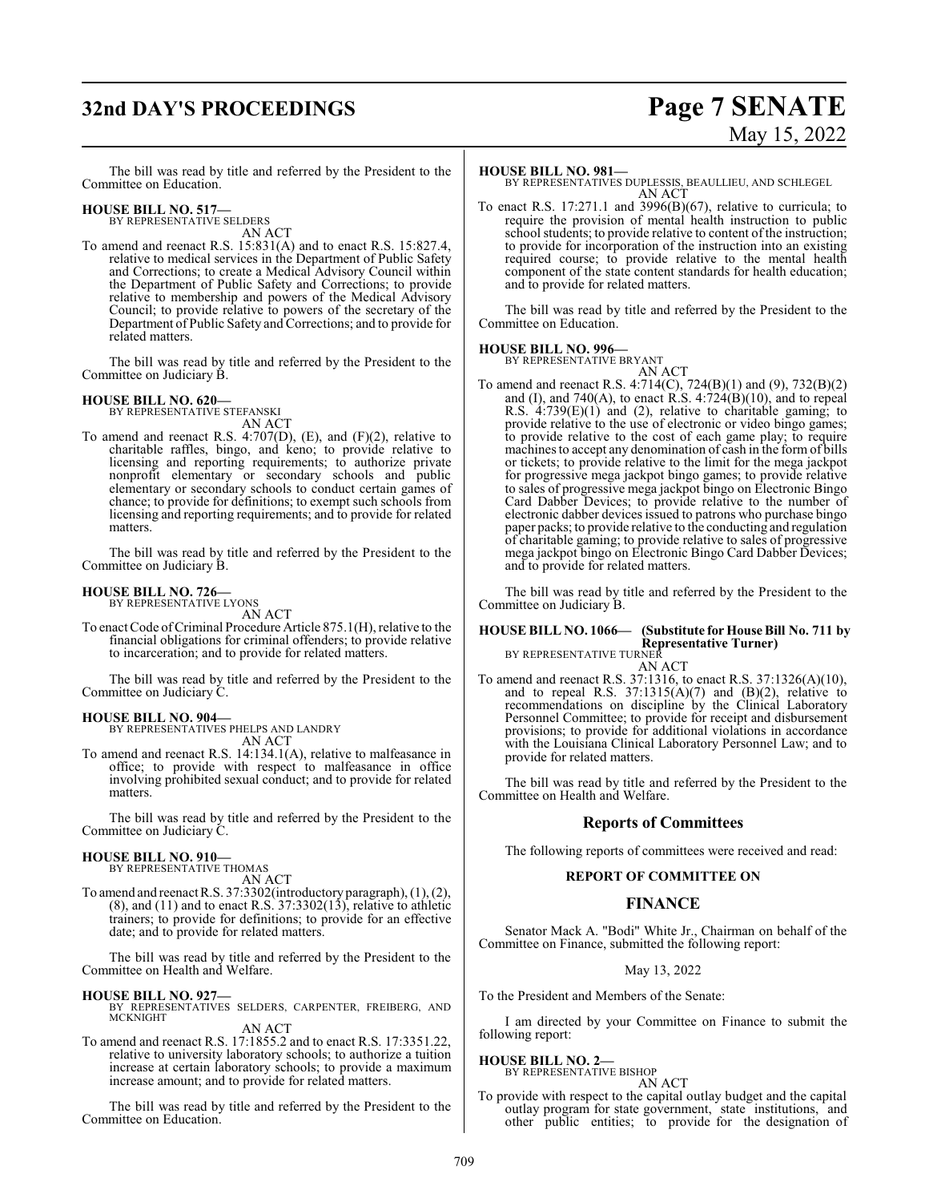The bill was read by title and referred by the President to the Committee on Education.

**HOUSE BILL NO. 517—**
BY REPRESENTATIVE SELDERS
AN ACT

To amend and reenact R.S. 15:831(A) and to enact R.S. 15:827.4, relative to medical services in the Department of Public Safety and Corrections; to create a Medical Advisory Council within the Department of Public Safety and Corrections; to provide relative to membership and powers of the Medical Advisory Council; to provide relative to powers of the secretary of the Department of Public Safety and Corrections; and to provide for related matters.

The bill was read by title and referred by the President to the Committee on Judiciary B.

**HOUSE BILL NO. 620—**
BY REPRESENTATIVE STEFANSKI
AN ACT

To amend and reenact R.S. 4:707(D), (E), and (F)(2), relative to charitable raffles, bingo, and keno; to provide relative to licensing and reporting requirements; to authorize private nonprofit elementary or secondary schools and public elementary or secondary schools to conduct certain games of chance; to provide for definitions; to exempt such schools from licensing and reporting requirements; and to provide for related matters.

The bill was read by title and referred by the President to the Committee on Judiciary B.

**HOUSE BILL NO. 726—**
BY REPRESENTATIVE LYONS
AN ACT

To enact Code of Criminal Procedure Article 875.1(H), relative to the financial obligations for criminal offenders; to provide relative to incarceration; and to provide for related matters.

The bill was read by title and referred by the President to the Committee on Judiciary C.

**HOUSE BILL NO. 904—**
BY REPRESENTATIVES PHELPS AND LANDRY
AN ACT

To amend and reenact R.S. 14:134.1(A), relative to malfeasance in office; to provide with respect to malfeasance in office involving prohibited sexual conduct; and to provide for related matters.

The bill was read by title and referred by the President to the Committee on Judiciary C.

**HOUSE BILL NO. 910—**
BY REPRESENTATIVE THOMAS
AN ACT

To amend and reenact R.S. 37:3302(introductory paragraph), (1), (2), (8), and (11) and to enact R.S. 37:3302(13), relative to athletic trainers; to provide for definitions; to provide for an effective date; and to provide for related matters.

The bill was read by title and referred by the President to the Committee on Health and Welfare.

**HOUSE BILL NO. 927—**
BY REPRESENTATIVES SELDERS, CARPENTER, FREIBERG, AND MCKNIGHT
AN ACT

To amend and reenact R.S. 17:1855.2 and to enact R.S. 17:3351.22, relative to university laboratory schools; to authorize a tuition increase at certain laboratory schools; to provide a maximum increase amount; and to provide for related matters.

The bill was read by title and referred by the President to the Committee on Education.

**HOUSE BILL NO. 981—**
BY REPRESENTATIVES DUPLESSIS, BEAULLIEU, AND SCHLEGEL
AN ACT

To enact R.S. 17:271.1 and 3996(B)(67), relative to curricula; to require the provision of mental health instruction to public school students; to provide relative to content of the instruction; to provide for incorporation of the instruction into an existing required course; to provide relative to the mental health component of the state content standards for health education; and to provide for related matters.

The bill was read by title and referred by the President to the Committee on Education.

**HOUSE BILL NO. 996—**
BY REPRESENTATIVE BRYANT
AN ACT

To amend and reenact R.S. 4:714(C), 724(B)(1) and (9), 732(B)(2) and (I), and 740(A), to enact R.S. 4:724(B)(10), and to repeal R.S. 4:739(E)(1) and (2), relative to charitable gaming; to provide relative to the use of electronic or video bingo games; to provide relative to the cost of each game play; to require machines to accept any denomination of cash in the form of bills or tickets; to provide relative to the limit for the mega jackpot for progressive mega jackpot bingo games; to provide relative to sales of progressive mega jackpot bingo on Electronic Bingo Card Dabber Devices; to provide relative to the number of electronic dabber devices issued to patrons who purchase bingo paper packs; to provide relative to the conducting and regulation of charitable gaming; to provide relative to sales of progressive mega jackpot bingo on Electronic Bingo Card Dabber Devices; and to provide for related matters.

The bill was read by title and referred by the President to the Committee on Judiciary B.

**HOUSE BILL NO. 1066— (Substitute for House Bill No. 711 by Representative Turner)**
BY REPRESENTATIVE TURNER
AN ACT

To amend and reenact R.S. 37:1316, to enact R.S. 37:1326(A)(10), and to repeal R.S. 37:1315(A)(7) and (B)(2), relative to recommendations on discipline by the Clinical Laboratory Personnel Committee; to provide for receipt and disbursement provisions; to provide for additional violations in accordance with the Louisiana Clinical Laboratory Personnel Law; and to provide for related matters.

The bill was read by title and referred by the President to the Committee on Health and Welfare.

## Reports of Committees

The following reports of committees were received and read:

### REPORT OF COMMITTEE ON

### FINANCE

Senator Mack A. "Bodi" White Jr., Chairman on behalf of the Committee on Finance, submitted the following report:

May 13, 2022

To the President and Members of the Senate:

I am directed by your Committee on Finance to submit the following report:

**HOUSE BILL NO. 2—**
BY REPRESENTATIVE BISHOP
AN ACT

To provide with respect to the capital outlay budget and the capital outlay program for state government, state institutions, and other public entities; to provide for the designation of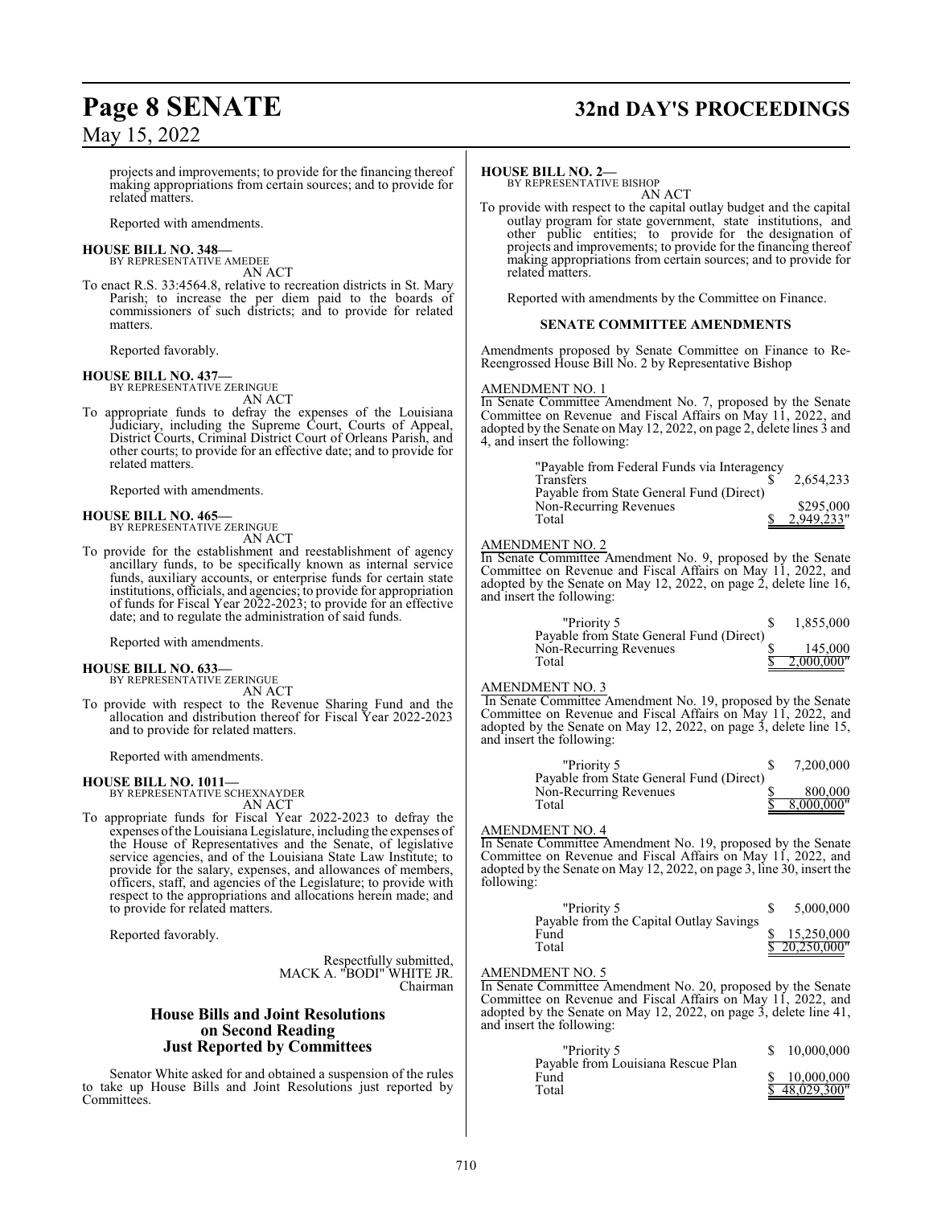projects and improvements; to provide for the financing thereof making appropriations from certain sources; and to provide for related matters.

Reported with amendments.

**HOUSE BILL NO. 348—**
BY REPRESENTATIVE AMEDEE
AN ACT

To enact R.S. 33:4564.8, relative to recreation districts in St. Mary Parish; to increase the per diem paid to the boards of commissioners of such districts; and to provide for related matters.

Reported favorably.

**HOUSE BILL NO. 437—**
BY REPRESENTATIVE ZERINGUE
AN ACT

To appropriate funds to defray the expenses of the Louisiana Judiciary, including the Supreme Court, Courts of Appeal, District Courts, Criminal District Court of Orleans Parish, and other courts; to provide for an effective date; and to provide for related matters.

Reported with amendments.

**HOUSE BILL NO. 465—**
BY REPRESENTATIVE ZERINGUE
AN ACT

To provide for the establishment and reestablishment of agency ancillary funds, to be specifically known as internal service funds, auxiliary accounts, or enterprise funds for certain state institutions, officials, and agencies; to provide for appropriation of funds for Fiscal Year 2022-2023; to provide for an effective date; and to regulate the administration of said funds.

Reported with amendments.

**HOUSE BILL NO. 633—**
BY REPRESENTATIVE ZERINGUE
AN ACT

To provide with respect to the Revenue Sharing Fund and the allocation and distribution thereof for Fiscal Year 2022-2023 and to provide for related matters.

Reported with amendments.

**HOUSE BILL NO. 1011—**
BY REPRESENTATIVE SCHEXNAYDER
AN ACT

To appropriate funds for Fiscal Year 2022-2023 to defray the expenses of the Louisiana Legislature, including the expenses of the House of Representatives and the Senate, of legislative service agencies, and of the Louisiana State Law Institute; to provide for the salary, expenses, and allowances of members, officers, staff, and agencies of the Legislature; to provide with respect to the appropriations and allocations herein made; and to provide for related matters.

Reported favorably.

Respectfully submitted,
MACK A. "BODI" WHITE JR.
Chairman

## House Bills and Joint Resolutions on Second Reading Just Reported by Committees

Senator White asked for and obtained a suspension of the rules to take up House Bills and Joint Resolutions just reported by Committees.

**HOUSE BILL NO. 2—**
BY REPRESENTATIVE BISHOP
AN ACT

To provide with respect to the capital outlay budget and the capital outlay program for state government, state institutions, and other public entities; to provide for the designation of projects and improvements; to provide for the financing thereof making appropriations from certain sources; and to provide for related matters.

Reported with amendments by the Committee on Finance.

### SENATE COMMITTEE AMENDMENTS

Amendments proposed by Senate Committee on Finance to Re-Reengrossed House Bill No. 2 by Representative Bishop

AMENDMENT NO. 1
In Senate Committee Amendment No. 7, proposed by the Senate Committee on Revenue and Fiscal Affairs on May 11, 2022, and adopted by the Senate on May 12, 2022, on page 2, delete lines 3 and 4, and insert the following:

| | |
|---|---|
| "Payable from Federal Funds via Interagency Transfers | $ 2,654,233 |
| Payable from State General Fund (Direct) Non-Recurring Revenues | $295,000 |
| Total | $ 2,949,233" |

AMENDMENT NO. 2
In Senate Committee Amendment No. 9, proposed by the Senate Committee on Revenue and Fiscal Affairs on May 11, 2022, and adopted by the Senate on May 12, 2022, on page 2, delete line 16, and insert the following:

| | |
|---|---|
| "Priority 5 | $ 1,855,000 |
| Payable from State General Fund (Direct) Non-Recurring Revenues | $ 145,000 |
| Total | $ 2,000,000" |

AMENDMENT NO. 3
In Senate Committee Amendment No. 19, proposed by the Senate Committee on Revenue and Fiscal Affairs on May 11, 2022, and adopted by the Senate on May 12, 2022, on page 3, delete line 15, and insert the following:

| | |
|---|---|
| "Priority 5 | $ 7,200,000 |
| Payable from State General Fund (Direct) Non-Recurring Revenues | $ 800,000 |
| Total | $ 8,000,000" |

AMENDMENT NO. 4
In Senate Committee Amendment No. 19, proposed by the Senate Committee on Revenue and Fiscal Affairs on May 11, 2022, and adopted by the Senate on May 12, 2022, on page 3, line 30, insert the following:

| | |
|---|---|
| "Priority 5 | $ 5,000,000 |
| Payable from the Capital Outlay Savings Fund | $ 15,250,000 |
| Total | $ 20,250,000" |

AMENDMENT NO. 5
In Senate Committee Amendment No. 20, proposed by the Senate Committee on Revenue and Fiscal Affairs on May 11, 2022, and adopted by the Senate on May 12, 2022, on page 3, delete line 41, and insert the following:

| | |
|---|---|
| "Priority 5 | $ 10,000,000 |
| Payable from Louisiana Rescue Plan Fund | $ 10,000,000 |
| Total | $ 48,029,300" |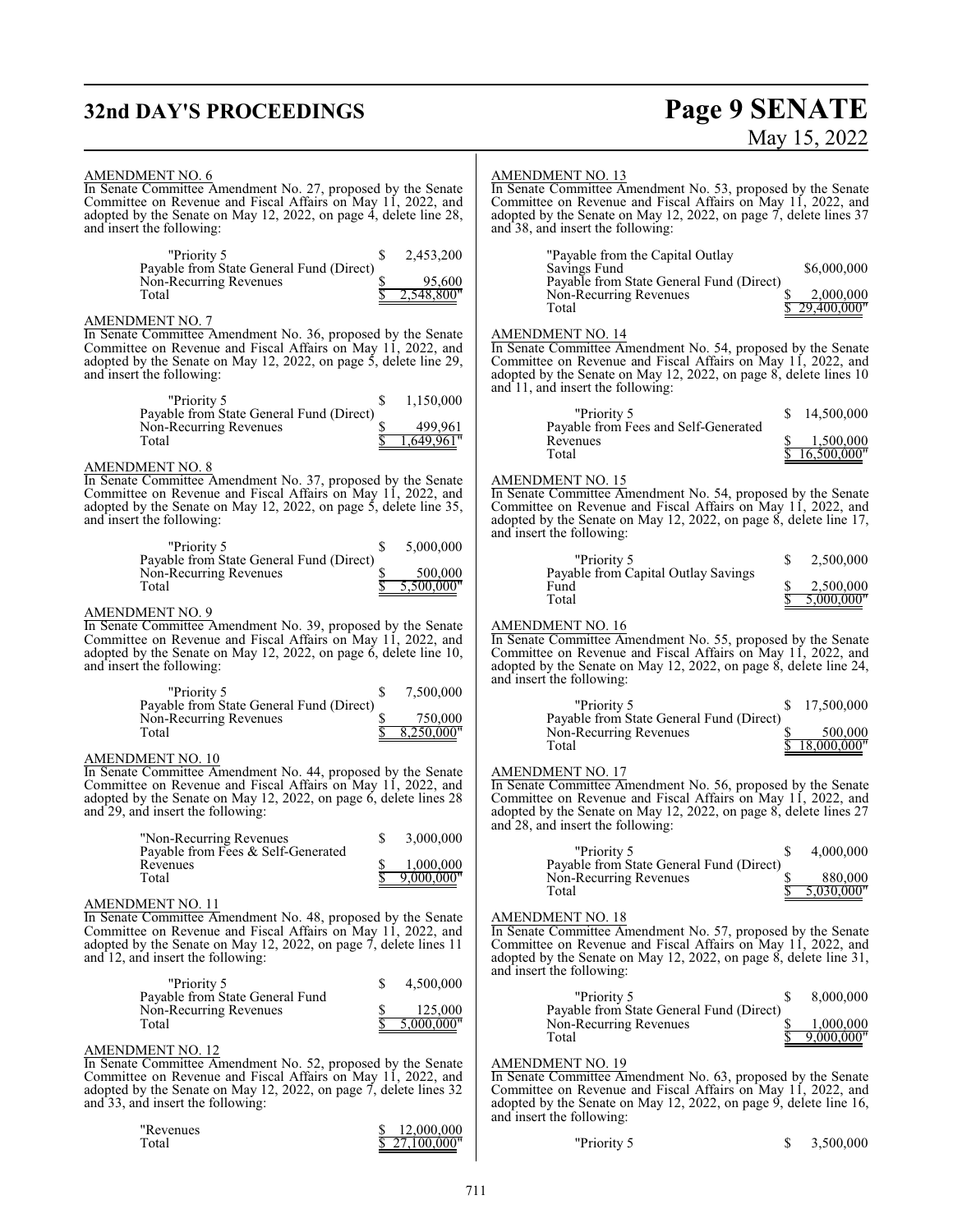AMENDMENT NO. 6

In Senate Committee Amendment No. 27, proposed by the Senate Committee on Revenue and Fiscal Affairs on May 11, 2022, and adopted by the Senate on May 12, 2022, on page 4, delete line 28, and insert the following:

| | |
|---|---|
| "Priority 5 | $ 2,453,200 |
| Payable from State General Fund (Direct) Non-Recurring Revenues | $ 95,600 |
| Total | $ 2,548,800" |

AMENDMENT NO. 7

In Senate Committee Amendment No. 36, proposed by the Senate Committee on Revenue and Fiscal Affairs on May 11, 2022, and adopted by the Senate on May 12, 2022, on page 5, delete line 29, and insert the following:

| | |
|---|---|
| "Priority 5 | $ 1,150,000 |
| Payable from State General Fund (Direct) Non-Recurring Revenues | $ 499,961 |
| Total | $ 1,649,961" |

AMENDMENT NO. 8

In Senate Committee Amendment No. 37, proposed by the Senate Committee on Revenue and Fiscal Affairs on May 11, 2022, and adopted by the Senate on May 12, 2022, on page 5, delete line 35, and insert the following:

| | |
|---|---|
| "Priority 5 | $ 5,000,000 |
| Payable from State General Fund (Direct) Non-Recurring Revenues | $ 500,000 |
| Total | $ 5,500,000" |

AMENDMENT NO. 9

In Senate Committee Amendment No. 39, proposed by the Senate Committee on Revenue and Fiscal Affairs on May 11, 2022, and adopted by the Senate on May 12, 2022, on page 6, delete line 10, and insert the following:

| | |
|---|---|
| "Priority 5 | $ 7,500,000 |
| Payable from State General Fund (Direct) Non-Recurring Revenues | $ 750,000 |
| Total | $ 8,250,000" |

AMENDMENT NO. 10

In Senate Committee Amendment No. 44, proposed by the Senate Committee on Revenue and Fiscal Affairs on May 11, 2022, and adopted by the Senate on May 12, 2022, on page 6, delete lines 28 and 29, and insert the following:

| | |
|---|---|
| "Non-Recurring Revenues | $ 3,000,000 |
| Payable from Fees & Self-Generated Revenues | $ 1,000,000 |
| Total | $ 9,000,000" |

AMENDMENT NO. 11

In Senate Committee Amendment No. 48, proposed by the Senate Committee on Revenue and Fiscal Affairs on May 11, 2022, and adopted by the Senate on May 12, 2022, on page 7, delete lines 11 and 12, and insert the following:

| | |
|---|---|
| "Priority 5 | $ 4,500,000 |
| Payable from State General Fund Non-Recurring Revenues | $ 125,000 |
| Total | $ 5,000,000" |

AMENDMENT NO. 12

In Senate Committee Amendment No. 52, proposed by the Senate Committee on Revenue and Fiscal Affairs on May 11, 2022, and adopted by the Senate on May 12, 2022, on page 7, delete lines 32 and 33, and insert the following:

| | |
|---|---|
| "Revenues | $ 12,000,000 |
| Total | $ 27,100,000" |

AMENDMENT NO. 13

In Senate Committee Amendment No. 53, proposed by the Senate Committee on Revenue and Fiscal Affairs on May 11, 2022, and adopted by the Senate on May 12, 2022, on page 7, delete lines 37 and 38, and insert the following:

| | |
|---|---|
| "Payable from the Capital Outlay Savings Fund | $6,000,000 |
| Payable from State General Fund (Direct) Non-Recurring Revenues | $ 2,000,000 |
| Total | $ 29,400,000" |

AMENDMENT NO. 14

In Senate Committee Amendment No. 54, proposed by the Senate Committee on Revenue and Fiscal Affairs on May 11, 2022, and adopted by the Senate on May 12, 2022, on page 8, delete lines 10 and 11, and insert the following:

| | |
|---|---|
| "Priority 5 | $ 14,500,000 |
| Payable from Fees and Self-Generated Revenues | $ 1,500,000 |
| Total | $ 16,500,000" |

AMENDMENT NO. 15

In Senate Committee Amendment No. 54, proposed by the Senate Committee on Revenue and Fiscal Affairs on May 11, 2022, and adopted by the Senate on May 12, 2022, on page 8, delete line 17, and insert the following:

| | |
|---|---|
| "Priority 5 | $ 2,500,000 |
| Payable from Capital Outlay Savings Fund | $ 2,500,000 |
| Total | $ 5,000,000" |

AMENDMENT NO. 16

In Senate Committee Amendment No. 55, proposed by the Senate Committee on Revenue and Fiscal Affairs on May 11, 2022, and adopted by the Senate on May 12, 2022, on page 8, delete line 24, and insert the following:

| | |
|---|---|
| "Priority 5 | $ 17,500,000 |
| Payable from State General Fund (Direct) Non-Recurring Revenues | $ 500,000 |
| Total | $ 18,000,000" |

AMENDMENT NO. 17

In Senate Committee Amendment No. 56, proposed by the Senate Committee on Revenue and Fiscal Affairs on May 11, 2022, and adopted by the Senate on May 12, 2022, on page 8, delete lines 27 and 28, and insert the following:

| | |
|---|---|
| "Priority 5 | $ 4,000,000 |
| Payable from State General Fund (Direct) Non-Recurring Revenues | $ 880,000 |
| Total | $ 5,030,000" |

AMENDMENT NO. 18

In Senate Committee Amendment No. 57, proposed by the Senate Committee on Revenue and Fiscal Affairs on May 11, 2022, and adopted by the Senate on May 12, 2022, on page 8, delete line 31, and insert the following:

| | |
|---|---|
| "Priority 5 | $ 8,000,000 |
| Payable from State General Fund (Direct) Non-Recurring Revenues | $ 1,000,000 |
| Total | $ 9,000,000" |

AMENDMENT NO. 19

In Senate Committee Amendment No. 63, proposed by the Senate Committee on Revenue and Fiscal Affairs on May 11, 2022, and adopted by the Senate on May 12, 2022, on page 9, delete line 16, and insert the following:

| | |
|---|---|
| "Priority 5 | $ 3,500,000 |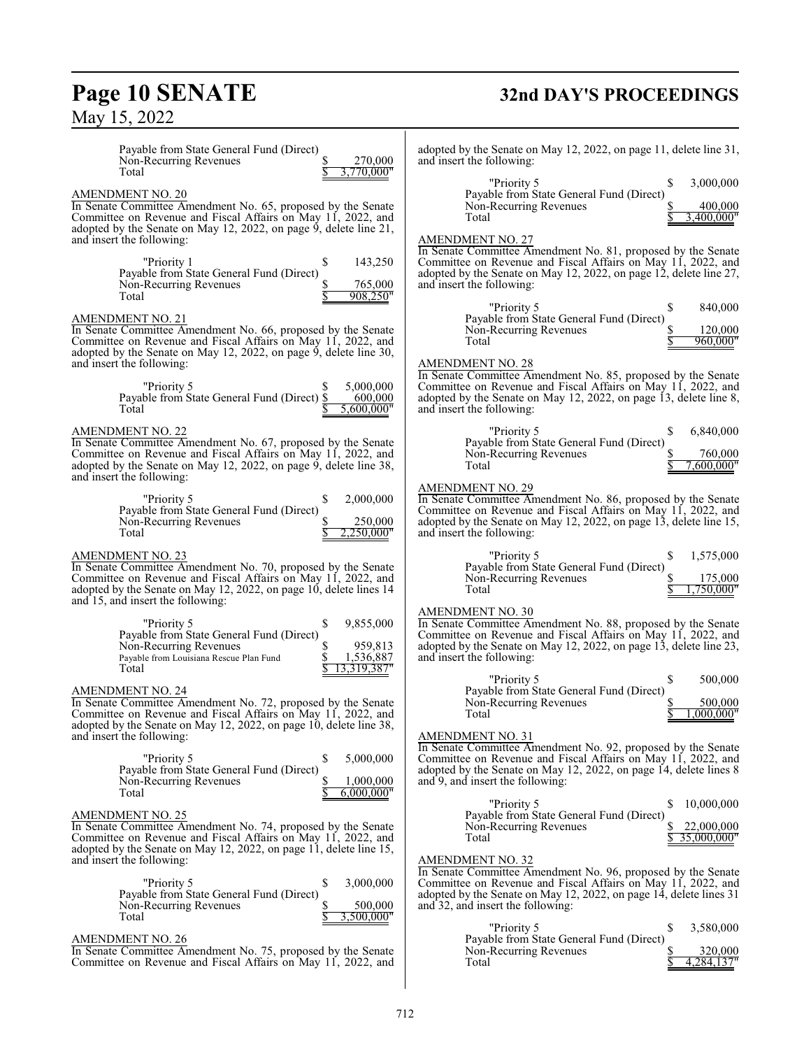| | |
|---|---|
| Payable from State General Fund (Direct) | |
| Non-Recurring Revenues | $ 270,000 |
| Total | $ 3,770,000" |

AMENDMENT NO. 20

In Senate Committee Amendment No. 65, proposed by the Senate Committee on Revenue and Fiscal Affairs on May 11, 2022, and adopted by the Senate on May 12, 2022, on page 9, delete line 21, and insert the following:

| | |
|---|---|
| "Priority 1 | $ 143,250 |
| Payable from State General Fund (Direct) | |
| Non-Recurring Revenues | $ 765,000 |
| Total | $ 908,250" |

AMENDMENT NO. 21

In Senate Committee Amendment No. 66, proposed by the Senate Committee on Revenue and Fiscal Affairs on May 11, 2022, and adopted by the Senate on May 12, 2022, on page 9, delete line 30, and insert the following:

| | |
|---|---|
| "Priority 5 | $ 5,000,000 |
| Payable from State General Fund (Direct) | $ 600,000 |
| Total | $ 5,600,000" |

AMENDMENT NO. 22

In Senate Committee Amendment No. 67, proposed by the Senate Committee on Revenue and Fiscal Affairs on May 11, 2022, and adopted by the Senate on May 12, 2022, on page 9, delete line 38, and insert the following:

| | |
|---|---|
| "Priority 5 | $ 2,000,000 |
| Payable from State General Fund (Direct) | |
| Non-Recurring Revenues | $ 250,000 |
| Total | $ 2,250,000" |

AMENDMENT NO. 23

In Senate Committee Amendment No. 70, proposed by the Senate Committee on Revenue and Fiscal Affairs on May 11, 2022, and adopted by the Senate on May 12, 2022, on page 10, delete lines 14 and 15, and insert the following:

| | |
|---|---|
| "Priority 5 | $ 9,855,000 |
| Payable from State General Fund (Direct) | |
| Non-Recurring Revenues | $ 959,813 |
| Payable from Louisiana Rescue Plan Fund | $ 1,536,887 |
| Total | $ 13,319,387" |

AMENDMENT NO. 24

In Senate Committee Amendment No. 72, proposed by the Senate Committee on Revenue and Fiscal Affairs on May 11, 2022, and adopted by the Senate on May 12, 2022, on page 10, delete line 38, and insert the following:

| | |
|---|---|
| "Priority 5 | $ 5,000,000 |
| Payable from State General Fund (Direct) | |
| Non-Recurring Revenues | $ 1,000,000 |
| Total | $ 6,000,000" |

AMENDMENT NO. 25

In Senate Committee Amendment No. 74, proposed by the Senate Committee on Revenue and Fiscal Affairs on May 11, 2022, and adopted by the Senate on May 12, 2022, on page 11, delete line 15, and insert the following:

| | |
|---|---|
| "Priority 5 | $ 3,000,000 |
| Payable from State General Fund (Direct) | |
| Non-Recurring Revenues | $ 500,000 |
| Total | $ 3,500,000" |

AMENDMENT NO. 26

In Senate Committee Amendment No. 75, proposed by the Senate Committee on Revenue and Fiscal Affairs on May 11, 2022, and adopted by the Senate on May 12, 2022, on page 11, delete line 31, and insert the following:

| | |
|---|---|
| "Priority 5 | $ 3,000,000 |
| Payable from State General Fund (Direct) | |
| Non-Recurring Revenues | $ 400,000 |
| Total | $ 3,400,000" |

AMENDMENT NO. 27

In Senate Committee Amendment No. 81, proposed by the Senate Committee on Revenue and Fiscal Affairs on May 11, 2022, and adopted by the Senate on May 12, 2022, on page 12, delete line 27, and insert the following:

| | |
|---|---|
| "Priority 5 | $ 840,000 |
| Payable from State General Fund (Direct) | |
| Non-Recurring Revenues | $ 120,000 |
| Total | $ 960,000" |

AMENDMENT NO. 28

In Senate Committee Amendment No. 85, proposed by the Senate Committee on Revenue and Fiscal Affairs on May 11, 2022, and adopted by the Senate on May 12, 2022, on page 13, delete line 8, and insert the following:

| | |
|---|---|
| "Priority 5 | $ 6,840,000 |
| Payable from State General Fund (Direct) | |
| Non-Recurring Revenues | $ 760,000 |
| Total | $ 7,600,000" |

AMENDMENT NO. 29

In Senate Committee Amendment No. 86, proposed by the Senate Committee on Revenue and Fiscal Affairs on May 11, 2022, and adopted by the Senate on May 12, 2022, on page 13, delete line 15, and insert the following:

| | |
|---|---|
| "Priority 5 | $ 1,575,000 |
| Payable from State General Fund (Direct) | |
| Non-Recurring Revenues | $ 175,000 |
| Total | $ 1,750,000" |

AMENDMENT NO. 30

In Senate Committee Amendment No. 88, proposed by the Senate Committee on Revenue and Fiscal Affairs on May 11, 2022, and adopted by the Senate on May 12, 2022, on page 13, delete line 23, and insert the following:

| | |
|---|---|
| "Priority 5 | $ 500,000 |
| Payable from State General Fund (Direct) | |
| Non-Recurring Revenues | $ 500,000 |
| Total | $ 1,000,000" |

AMENDMENT NO. 31

In Senate Committee Amendment No. 92, proposed by the Senate Committee on Revenue and Fiscal Affairs on May 11, 2022, and adopted by the Senate on May 12, 2022, on page 14, delete lines 8 and 9, and insert the following:

| | |
|---|---|
| "Priority 5 | $ 10,000,000 |
| Payable from State General Fund (Direct) | |
| Non-Recurring Revenues | $ 22,000,000 |
| Total | $ 35,000,000" |

AMENDMENT NO. 32

In Senate Committee Amendment No. 96, proposed by the Senate Committee on Revenue and Fiscal Affairs on May 11, 2022, and adopted by the Senate on May 12, 2022, on page 14, delete lines 31 and 32, and insert the following:

| | |
|---|---|
| "Priority 5 | $ 3,580,000 |
| Payable from State General Fund (Direct) | |
| Non-Recurring Revenues | $ 320,000 |
| Total | $ 4,284,137" |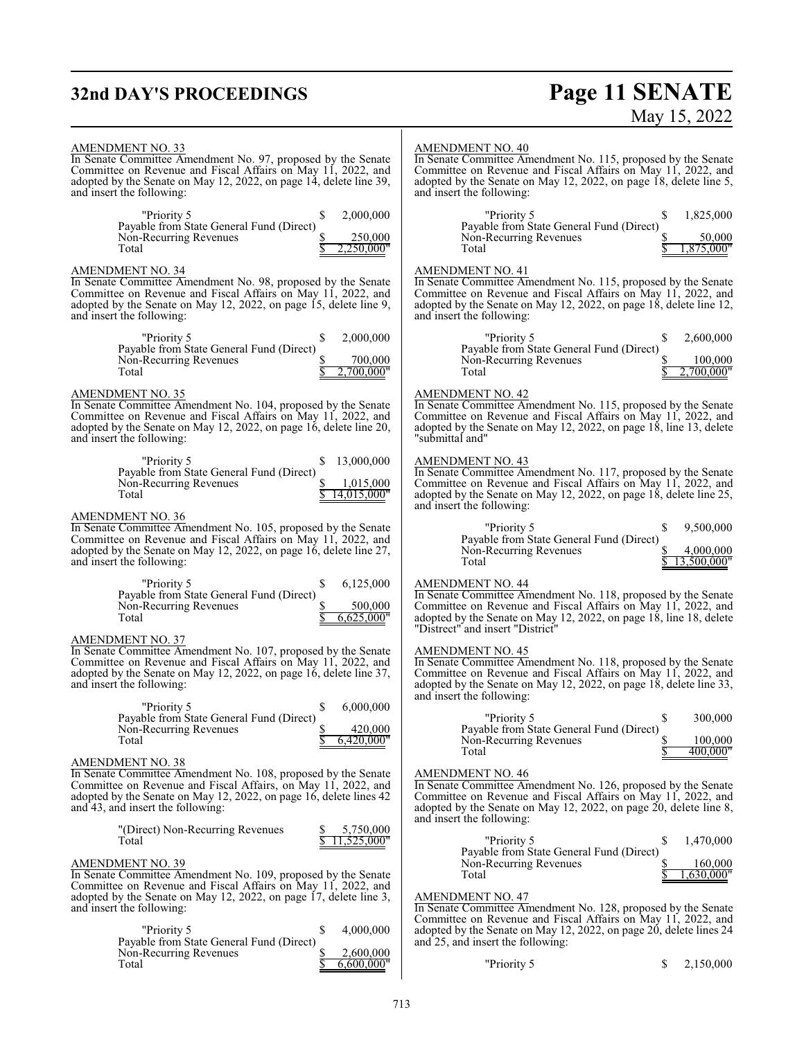AMENDMENT NO. 33

In Senate Committee Amendment No. 97, proposed by the Senate Committee on Revenue and Fiscal Affairs on May 11, 2022, and adopted by the Senate on May 12, 2022, on page 14, delete line 39, and insert the following:

| | | |
|---|---|---|
| "Priority 5 | $ | 2,000,000 |
| Payable from State General Fund (Direct) | | |
| Non-Recurring Revenues | $ | 250,000 |
| Total | $ | 2,250,000" |

AMENDMENT NO. 34

In Senate Committee Amendment No. 98, proposed by the Senate Committee on Revenue and Fiscal Affairs on May 11, 2022, and adopted by the Senate on May 12, 2022, on page 15, delete line 9, and insert the following:

| | | |
|---|---|---|
| "Priority 5 | $ | 2,000,000 |
| Payable from State General Fund (Direct) | | |
| Non-Recurring Revenues | $ | 700,000 |
| Total | $ | 2,700,000" |

AMENDMENT NO. 35

In Senate Committee Amendment No. 104, proposed by the Senate Committee on Revenue and Fiscal Affairs on May 11, 2022, and adopted by the Senate on May 12, 2022, on page 16, delete line 20, and insert the following:

| | | |
|---|---|---|
| "Priority 5 | $ | 13,000,000 |
| Payable from State General Fund (Direct) | | |
| Non-Recurring Revenues | $ | 1,015,000 |
| Total | $ | 14,015,000" |

AMENDMENT NO. 36

In Senate Committee Amendment No. 105, proposed by the Senate Committee on Revenue and Fiscal Affairs on May 11, 2022, and adopted by the Senate on May 12, 2022, on page 16, delete line 27, and insert the following:

| | | |
|---|---|---|
| "Priority 5 | $ | 6,125,000 |
| Payable from State General Fund (Direct) | | |
| Non-Recurring Revenues | $ | 500,000 |
| Total | $ | 6,625,000" |

AMENDMENT NO. 37

In Senate Committee Amendment No. 107, proposed by the Senate Committee on Revenue and Fiscal Affairs on May 11, 2022, and adopted by the Senate on May 12, 2022, on page 16, delete line 37, and insert the following:

| | | |
|---|---|---|
| "Priority 5 | $ | 6,000,000 |
| Payable from State General Fund (Direct) | | |
| Non-Recurring Revenues | $ | 420,000 |
| Total | $ | 6,420,000" |

AMENDMENT NO. 38

In Senate Committee Amendment No. 108, proposed by the Senate Committee on Revenue and Fiscal Affairs, on May 11, 2022, and adopted by the Senate on May 12, 2022, on page 16, delete lines 42 and 43, and insert the following:

| | | |
|---|---|---|
| "(Direct) Non-Recurring Revenues | $ | 5,750,000 |
| Total | $ | 11,525,000" |

AMENDMENT NO. 39

In Senate Committee Amendment No. 109, proposed by the Senate Committee on Revenue and Fiscal Affairs on May 11, 2022, and adopted by the Senate on May 12, 2022, on page 17, delete line 3, and insert the following:

| | | |
|---|---|---|
| "Priority 5 | $ | 4,000,000 |
| Payable from State General Fund (Direct) | | |
| Non-Recurring Revenues | $ | 2,600,000 |
| Total | $ | 6,600,000" |

AMENDMENT NO. 40

In Senate Committee Amendment No. 115, proposed by the Senate Committee on Revenue and Fiscal Affairs on May 11, 2022, and adopted by the Senate on May 12, 2022, on page 18, delete line 5, and insert the following:

| | | |
|---|---|---|
| "Priority 5 | $ | 1,825,000 |
| Payable from State General Fund (Direct) | | |
| Non-Recurring Revenues | $ | 50,000 |
| Total | $ | 1,875,000" |

AMENDMENT NO. 41

In Senate Committee Amendment No. 115, proposed by the Senate Committee on Revenue and Fiscal Affairs on May 11, 2022, and adopted by the Senate on May 12, 2022, on page 18, delete line 12, and insert the following:

| | | |
|---|---|---|
| "Priority 5 | $ | 2,600,000 |
| Payable from State General Fund (Direct) | | |
| Non-Recurring Revenues | $ | 100,000 |
| Total | $ | 2,700,000" |

AMENDMENT NO. 42

In Senate Committee Amendment No. 115, proposed by the Senate Committee on Revenue and Fiscal Affairs on May 11, 2022, and adopted by the Senate on May 12, 2022, on page 18, line 13, delete "submittal and"

AMENDMENT NO. 43

In Senate Committee Amendment No. 117, proposed by the Senate Committee on Revenue and Fiscal Affairs on May 11, 2022, and adopted by the Senate on May 12, 2022, on page 18, delete line 25, and insert the following:

| | | |
|---|---|---|
| "Priority 5 | $ | 9,500,000 |
| Payable from State General Fund (Direct) | | |
| Non-Recurring Revenues | $ | 4,000,000 |
| Total | $ | 13,500,000" |

AMENDMENT NO. 44

In Senate Committee Amendment No. 118, proposed by the Senate Committee on Revenue and Fiscal Affairs on May 11, 2022, and adopted by the Senate on May 12, 2022, on page 18, line 18, delete "Distrect" and insert "District"

AMENDMENT NO. 45

In Senate Committee Amendment No. 118, proposed by the Senate Committee on Revenue and Fiscal Affairs on May 11, 2022, and adopted by the Senate on May 12, 2022, on page 18, delete line 33, and insert the following:

| | | |
|---|---|---|
| "Priority 5 | $ | 300,000 |
| Payable from State General Fund (Direct) | | |
| Non-Recurring Revenues | $ | 100,000 |
| Total | $ | 400,000" |

AMENDMENT NO. 46

In Senate Committee Amendment No. 126, proposed by the Senate Committee on Revenue and Fiscal Affairs on May 11, 2022, and adopted by the Senate on May 12, 2022, on page 20, delete line 8, and insert the following:

| | | |
|---|---|---|
| "Priority 5 | $ | 1,470,000 |
| Payable from State General Fund (Direct) | | |
| Non-Recurring Revenues | $ | 160,000 |
| Total | $ | 1,630,000" |

AMENDMENT NO. 47

In Senate Committee Amendment No. 128, proposed by the Senate Committee on Revenue and Fiscal Affairs on May 11, 2022, and adopted by the Senate on May 12, 2022, on page 20, delete lines 24 and 25, and insert the following:

| | | |
|---|---|---|
| "Priority 5 | $ | 2,150,000 |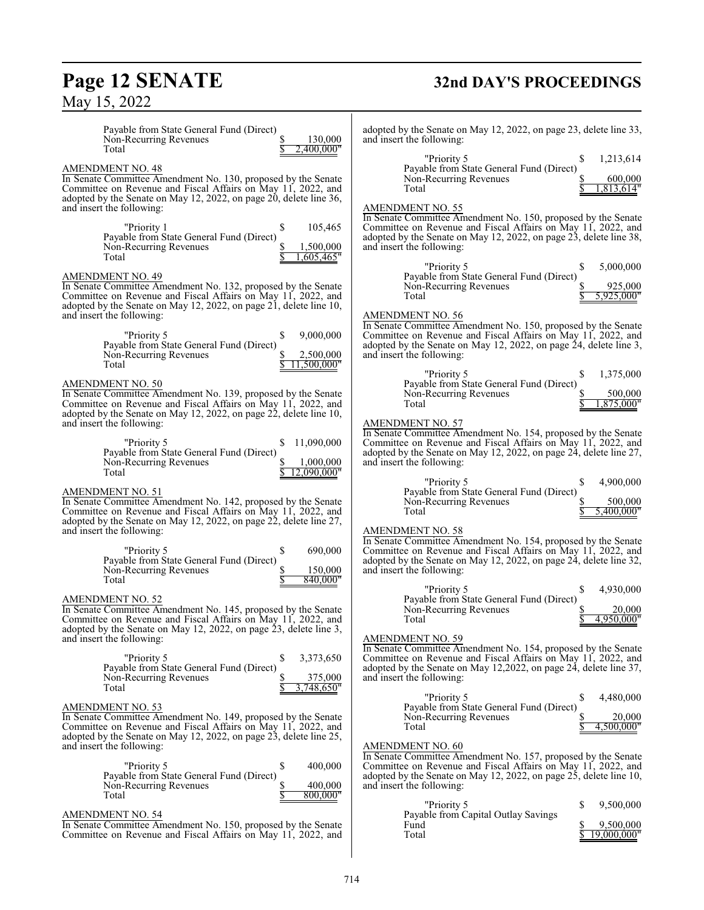| | |
|---|---|
| Payable from State General Fund (Direct) | |
| Non-Recurring Revenues | $ 130,000 |
| Total | $ 2,400,000" |

AMENDMENT NO. 48

In Senate Committee Amendment No. 130, proposed by the Senate Committee on Revenue and Fiscal Affairs on May 11, 2022, and adopted by the Senate on May 12, 2022, on page 20, delete line 36, and insert the following:

| | |
|---|---|
| "Priority 1 | $ 105,465 |
| Payable from State General Fund (Direct) | |
| Non-Recurring Revenues | $ 1,500,000 |
| Total | $ 1,605,465" |

AMENDMENT NO. 49

In Senate Committee Amendment No. 132, proposed by the Senate Committee on Revenue and Fiscal Affairs on May 11, 2022, and adopted by the Senate on May 12, 2022, on page 21, delete line 10, and insert the following:

| | |
|---|---|
| "Priority 5 | $ 9,000,000 |
| Payable from State General Fund (Direct) | |
| Non-Recurring Revenues | $ 2,500,000 |
| Total | $ 11,500,000" |

AMENDMENT NO. 50

In Senate Committee Amendment No. 139, proposed by the Senate Committee on Revenue and Fiscal Affairs on May 11, 2022, and adopted by the Senate on May 12, 2022, on page 22, delete line 10, and insert the following:

| | |
|---|---|
| "Priority 5 | $ 11,090,000 |
| Payable from State General Fund (Direct) | |
| Non-Recurring Revenues | $ 1,000,000 |
| Total | $ 12,090,000" |

AMENDMENT NO. 51

In Senate Committee Amendment No. 142, proposed by the Senate Committee on Revenue and Fiscal Affairs on May 11, 2022, and adopted by the Senate on May 12, 2022, on page 22, delete line 27, and insert the following:

| | |
|---|---|
| "Priority 5 | $ 690,000 |
| Payable from State General Fund (Direct) | |
| Non-Recurring Revenues | $ 150,000 |
| Total | $ 840,000" |

AMENDMENT NO. 52

In Senate Committee Amendment No. 145, proposed by the Senate Committee on Revenue and Fiscal Affairs on May 11, 2022, and adopted by the Senate on May 12, 2022, on page 23, delete line 3, and insert the following:

| | |
|---|---|
| "Priority 5 | $ 3,373,650 |
| Payable from State General Fund (Direct) | |
| Non-Recurring Revenues | $ 375,000 |
| Total | $ 3,748,650" |

AMENDMENT NO. 53

In Senate Committee Amendment No. 149, proposed by the Senate Committee on Revenue and Fiscal Affairs on May 11, 2022, and adopted by the Senate on May 12, 2022, on page 23, delete line 25, and insert the following:

| | |
|---|---|
| "Priority 5 | $ 400,000 |
| Payable from State General Fund (Direct) | |
| Non-Recurring Revenues | $ 400,000 |
| Total | $ 800,000" |

AMENDMENT NO. 54

In Senate Committee Amendment No. 150, proposed by the Senate Committee on Revenue and Fiscal Affairs on May 11, 2022, and adopted by the Senate on May 12, 2022, on page 23, delete line 33, and insert the following:

| | |
|---|---|
| "Priority 5 | $ 1,213,614 |
| Payable from State General Fund (Direct) | |
| Non-Recurring Revenues | $ 600,000 |
| Total | $ 1,813,614" |

AMENDMENT NO. 55

In Senate Committee Amendment No. 150, proposed by the Senate Committee on Revenue and Fiscal Affairs on May 11, 2022, and adopted by the Senate on May 12, 2022, on page 23, delete line 38, and insert the following:

| | |
|---|---|
| "Priority 5 | $ 5,000,000 |
| Payable from State General Fund (Direct) | |
| Non-Recurring Revenues | $ 925,000 |
| Total | $ 5,925,000" |

AMENDMENT NO. 56

In Senate Committee Amendment No. 150, proposed by the Senate Committee on Revenue and Fiscal Affairs on May 11, 2022, and adopted by the Senate on May 12, 2022, on page 24, delete line 3, and insert the following:

| | |
|---|---|
| "Priority 5 | $ 1,375,000 |
| Payable from State General Fund (Direct) | |
| Non-Recurring Revenues | $ 500,000 |
| Total | $ 1,875,000" |

AMENDMENT NO. 57

In Senate Committee Amendment No. 154, proposed by the Senate Committee on Revenue and Fiscal Affairs on May 11, 2022, and adopted by the Senate on May 12, 2022, on page 24, delete line 27, and insert the following:

| | |
|---|---|
| "Priority 5 | $ 4,900,000 |
| Payable from State General Fund (Direct) | |
| Non-Recurring Revenues | $ 500,000 |
| Total | $ 5,400,000" |

AMENDMENT NO. 58

In Senate Committee Amendment No. 154, proposed by the Senate Committee on Revenue and Fiscal Affairs on May 11, 2022, and adopted by the Senate on May 12, 2022, on page 24, delete line 32, and insert the following:

| | |
|---|---|
| "Priority 5 | $ 4,930,000 |
| Payable from State General Fund (Direct) | |
| Non-Recurring Revenues | $ 20,000 |
| Total | $ 4,950,000" |

AMENDMENT NO. 59

In Senate Committee Amendment No. 154, proposed by the Senate Committee on Revenue and Fiscal Affairs on May 11, 2022, and adopted by the Senate on May 12,2022, on page 24, delete line 37, and insert the following:

| | |
|---|---|
| "Priority 5 | $ 4,480,000 |
| Payable from State General Fund (Direct) | |
| Non-Recurring Revenues | $ 20,000 |
| Total | $ 4,500,000" |

AMENDMENT NO. 60

In Senate Committee Amendment No. 157, proposed by the Senate Committee on Revenue and Fiscal Affairs on May 11, 2022, and adopted by the Senate on May 12, 2022, on page 25, delete line 10, and insert the following:

| | |
|---|---|
| "Priority 5 | $ 9,500,000 |
| Payable from Capital Outlay Savings Fund | $ 9,500,000 |
| Total | $ 19,000,000" |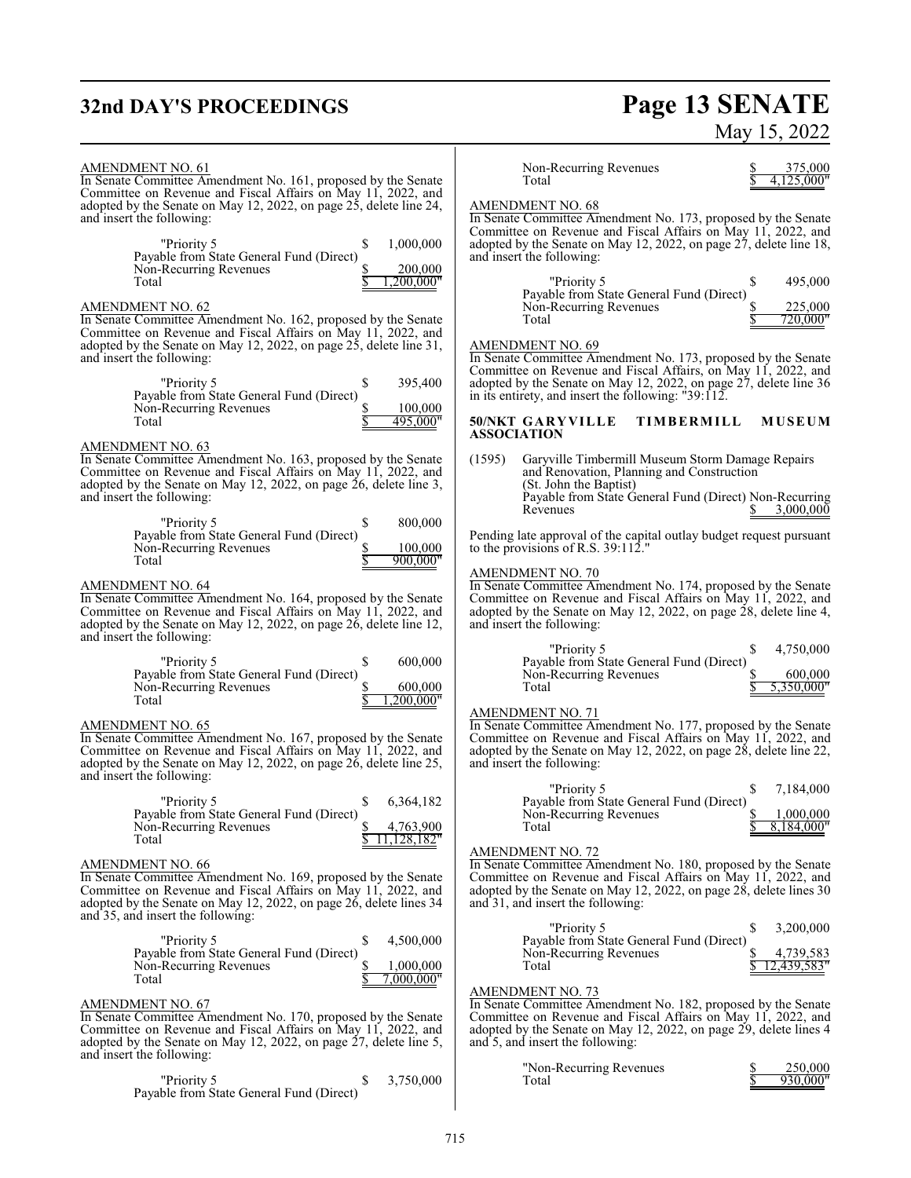AMENDMENT NO. 61

In Senate Committee Amendment No. 161, proposed by the Senate Committee on Revenue and Fiscal Affairs on May 11, 2022, and adopted by the Senate on May 12, 2022, on page 25, delete line 24, and insert the following:

| | | |
|---|---|---|
| "Priority 5 | $ | 1,000,000 |
| Payable from State General Fund (Direct) | | |
| Non-Recurring Revenues | $ | 200,000 |
| Total | $ | 1,200,000" |

AMENDMENT NO. 62

In Senate Committee Amendment No. 162, proposed by the Senate Committee on Revenue and Fiscal Affairs on May 11, 2022, and adopted by the Senate on May 12, 2022, on page 25, delete line 31, and insert the following:

| | | |
|---|---|---|
| "Priority 5 | $ | 395,400 |
| Payable from State General Fund (Direct) | | |
| Non-Recurring Revenues | $ | 100,000 |
| Total | $ | 495,000" |

AMENDMENT NO. 63

In Senate Committee Amendment No. 163, proposed by the Senate Committee on Revenue and Fiscal Affairs on May 11, 2022, and adopted by the Senate on May 12, 2022, on page 26, delete line 3, and insert the following:

| | | |
|---|---|---|
| "Priority 5 | $ | 800,000 |
| Payable from State General Fund (Direct) | | |
| Non-Recurring Revenues | $ | 100,000 |
| Total | $ | 900,000" |

AMENDMENT NO. 64

In Senate Committee Amendment No. 164, proposed by the Senate Committee on Revenue and Fiscal Affairs on May 11, 2022, and adopted by the Senate on May 12, 2022, on page 26, delete line 12, and insert the following:

| | | |
|---|---|---|
| "Priority 5 | $ | 600,000 |
| Payable from State General Fund (Direct) | | |
| Non-Recurring Revenues | $ | 600,000 |
| Total | $ | 1,200,000" |

AMENDMENT NO. 65

In Senate Committee Amendment No. 167, proposed by the Senate Committee on Revenue and Fiscal Affairs on May 11, 2022, and adopted by the Senate on May 12, 2022, on page 26, delete line 25, and insert the following:

| | | |
|---|---|---|
| "Priority 5 | $ | 6,364,182 |
| Payable from State General Fund (Direct) | | |
| Non-Recurring Revenues | $ | 4,763,900 |
| Total | $ | 11,128,182" |

AMENDMENT NO. 66

In Senate Committee Amendment No. 169, proposed by the Senate Committee on Revenue and Fiscal Affairs on May 11, 2022, and adopted by the Senate on May 12, 2022, on page 26, delete lines 34 and 35, and insert the following:

| | | |
|---|---|---|
| "Priority 5 | $ | 4,500,000 |
| Payable from State General Fund (Direct) | | |
| Non-Recurring Revenues | $ | 1,000,000 |
| Total | $ | 7,000,000" |

AMENDMENT NO. 67

In Senate Committee Amendment No. 170, proposed by the Senate Committee on Revenue and Fiscal Affairs on May 11, 2022, and adopted by the Senate on May 12, 2022, on page 27, delete line 5, and insert the following:

| | | |
|---|---|---|
| "Priority 5 | $ | 3,750,000 |
| Payable from State General Fund (Direct) | | |
| Non-Recurring Revenues | $ | 375,000 |
| Total | $ | 4,125,000" |

AMENDMENT NO. 68

In Senate Committee Amendment No. 173, proposed by the Senate Committee on Revenue and Fiscal Affairs on May 11, 2022, and adopted by the Senate on May 12, 2022, on page 27, delete line 18, and insert the following:

| | | |
|---|---|---|
| "Priority 5 | $ | 495,000 |
| Payable from State General Fund (Direct) | | |
| Non-Recurring Revenues | $ | 225,000 |
| Total | $ | 720,000" |

AMENDMENT NO. 69

In Senate Committee Amendment No. 173, proposed by the Senate Committee on Revenue and Fiscal Affairs, on May 11, 2022, and adopted by the Senate on May 12, 2022, on page 27, delete line 36 in its entirety, and insert the following: "39:112.

**50/NKT GARYVILLE TIMBERMILL MUSEUM ASSOCIATION**

(1595) Garyville Timbermill Museum Storm Damage Repairs and Renovation, Planning and Construction
(St. John the Baptist)
Payable from State General Fund (Direct) Non-Recurring Revenues $ 3,000,000

Pending late approval of the capital outlay budget request pursuant to the provisions of R.S. 39:112."

AMENDMENT NO. 70

In Senate Committee Amendment No. 174, proposed by the Senate Committee on Revenue and Fiscal Affairs on May 11, 2022, and adopted by the Senate on May 12, 2022, on page 28, delete line 4, and insert the following:

| | | |
|---|---|---|
| "Priority 5 | $ | 4,750,000 |
| Payable from State General Fund (Direct) | | |
| Non-Recurring Revenues | $ | 600,000 |
| Total | $ | 5,350,000" |

AMENDMENT NO. 71

In Senate Committee Amendment No. 177, proposed by the Senate Committee on Revenue and Fiscal Affairs on May 11, 2022, and adopted by the Senate on May 12, 2022, on page 28, delete line 22, and insert the following:

| | | |
|---|---|---|
| "Priority 5 | $ | 7,184,000 |
| Payable from State General Fund (Direct) | | |
| Non-Recurring Revenues | $ | 1,000,000 |
| Total | $ | 8,184,000" |

AMENDMENT NO. 72

In Senate Committee Amendment No. 180, proposed by the Senate Committee on Revenue and Fiscal Affairs on May 11, 2022, and adopted by the Senate on May 12, 2022, on page 28, delete lines 30 and 31, and insert the following:

| | | |
|---|---|---|
| "Priority 5 | $ | 3,200,000 |
| Payable from State General Fund (Direct) | | |
| Non-Recurring Revenues | $ | 4,739,583 |
| Total | $ | 12,439,583" |

AMENDMENT NO. 73

In Senate Committee Amendment No. 182, proposed by the Senate Committee on Revenue and Fiscal Affairs on May 11, 2022, and adopted by the Senate on May 12, 2022, on page 29, delete lines 4 and 5, and insert the following:

| | | |
|---|---|---|
| "Non-Recurring Revenues | $ | 250,000 |
| Total | $ | 930,000" |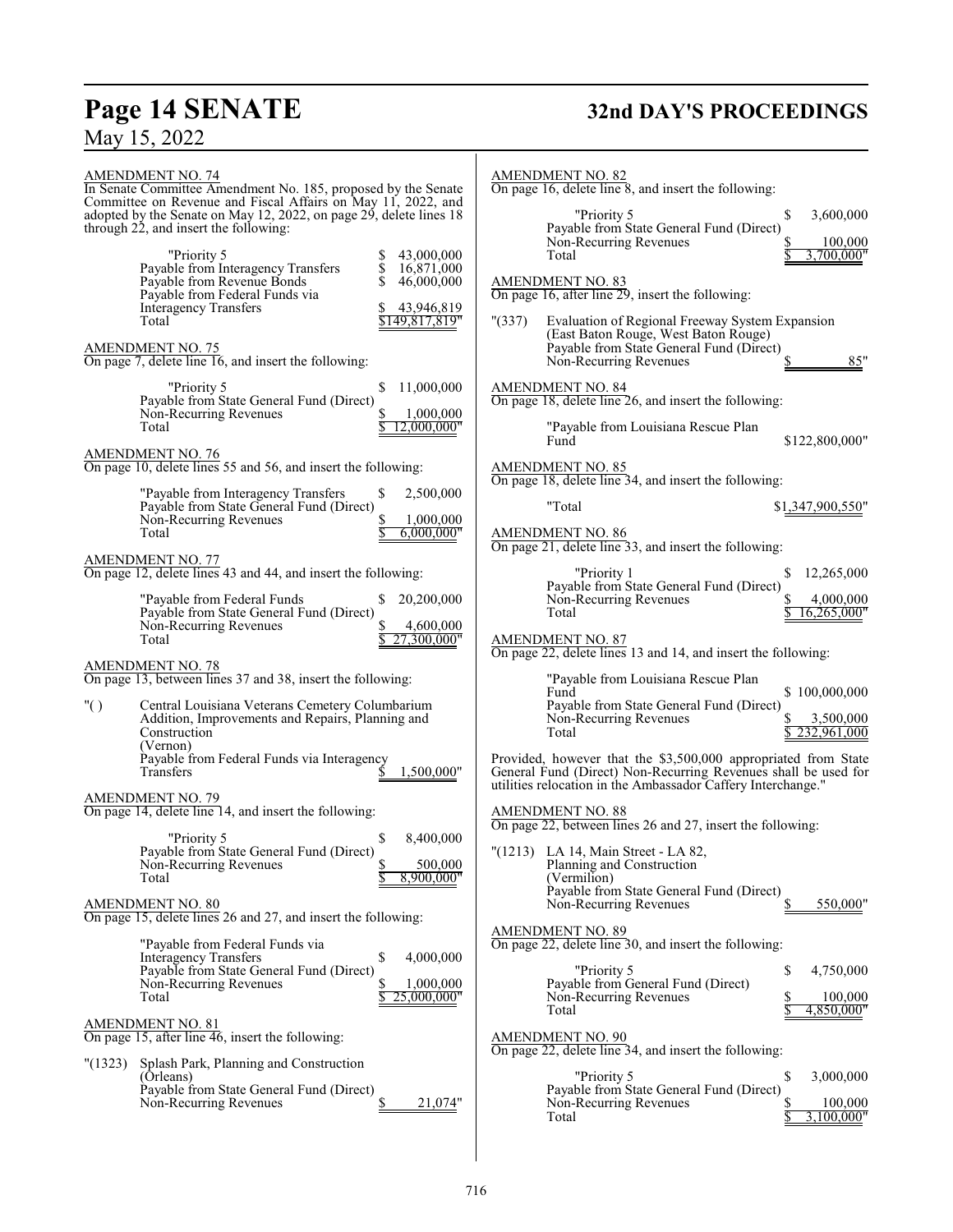AMENDMENT NO. 74

In Senate Committee Amendment No. 185, proposed by the Senate Committee on Revenue and Fiscal Affairs on May 11, 2022, and adopted by the Senate on May 12, 2022, on page 29, delete lines 18 through 22, and insert the following:

| | |
|---|---|
| "Priority 5 | $ 43,000,000 |
| Payable from Interagency Transfers | $ 16,871,000 |
| Payable from Revenue Bonds | $ 46,000,000 |
| Payable from Federal Funds via Interagency Transfers | $ 43,946,819 |
| Total | $149,817,819" |

AMENDMENT NO. 75

On page 7, delete line 16, and insert the following:

| | |
|---|---|
| "Priority 5 | $ 11,000,000 |
| Payable from State General Fund (Direct) Non-Recurring Revenues | $ 1,000,000 |
| Total | $ 12,000,000" |

AMENDMENT NO. 76

On page 10, delete lines 55 and 56, and insert the following:

| | |
|---|---|
| "Payable from Interagency Transfers | $ 2,500,000 |
| Payable from State General Fund (Direct) Non-Recurring Revenues | $ 1,000,000 |
| Total | $ 6,000,000" |

AMENDMENT NO. 77

On page 12, delete lines 43 and 44, and insert the following:

| | |
|---|---|
| "Payable from Federal Funds | $ 20,200,000 |
| Payable from State General Fund (Direct) Non-Recurring Revenues | $ 4,600,000 |
| Total | $ 27,300,000" |

AMENDMENT NO. 78

On page 13, between lines 37 and 38, insert the following:

"( ) Central Louisiana Veterans Cemetery Columbarium Addition, Improvements and Repairs, Planning and Construction
(Vernon)
Payable from Federal Funds via Interagency Transfers $ 1,500,000"

AMENDMENT NO. 79

On page 14, delete line 14, and insert the following:

| | |
|---|---|
| "Priority 5 | $ 8,400,000 |
| Payable from State General Fund (Direct) Non-Recurring Revenues | $ 500,000 |
| Total | $ 8,900,000" |

AMENDMENT NO. 80

On page 15, delete lines 26 and 27, and insert the following:

| | |
|---|---|
| "Payable from Federal Funds via Interagency Transfers | $ 4,000,000 |
| Payable from State General Fund (Direct) Non-Recurring Revenues | $ 1,000,000 |
| Total | $ 25,000,000" |

AMENDMENT NO. 81

On page 15, after line 46, insert the following:

"(1323) Splash Park, Planning and Construction
(Orleans)
Payable from State General Fund (Direct) Non-Recurring Revenues $ 21,074"

AMENDMENT NO. 82

On page 16, delete line 8, and insert the following:

| | |
|---|---|
| "Priority 5 | $ 3,600,000 |
| Payable from State General Fund (Direct) Non-Recurring Revenues | $ 100,000 |
| Total | $ 3,700,000" |

AMENDMENT NO. 83

On page 16, after line 29, insert the following:

"(337) Evaluation of Regional Freeway System Expansion
(East Baton Rouge, West Baton Rouge)
Payable from State General Fund (Direct) Non-Recurring Revenues $ 85"

AMENDMENT NO. 84

On page 18, delete line 26, and insert the following:

"Payable from Louisiana Rescue Plan Fund $122,800,000"

AMENDMENT NO. 85

On page 18, delete line 34, and insert the following:

"Total $1,347,900,550"

AMENDMENT NO. 86

On page 21, delete line 33, and insert the following:

| | |
|---|---|
| "Priority 1 | $ 12,265,000 |
| Payable from State General Fund (Direct) Non-Recurring Revenues | $ 4,000,000 |
| Total | $ 16,265,000" |

AMENDMENT NO. 87

On page 22, delete lines 13 and 14, and insert the following:

| | |
|---|---|
| "Payable from Louisiana Rescue Plan Fund | $ 100,000,000 |
| Payable from State General Fund (Direct) Non-Recurring Revenues | $ 3,500,000 |
| Total | $ 232,961,000 |

Provided, however that the $3,500,000 appropriated from State General Fund (Direct) Non-Recurring Revenues shall be used for utilities relocation in the Ambassador Caffery Interchange."

AMENDMENT NO. 88

On page 22, between lines 26 and 27, insert the following:

"(1213) LA 14, Main Street - LA 82, Planning and Construction
(Vermilion)
Payable from State General Fund (Direct) Non-Recurring Revenues $ 550,000"

AMENDMENT NO. 89

On page 22, delete line 30, and insert the following:

| | |
|---|---|
| "Priority 5 | $ 4,750,000 |
| Payable from General Fund (Direct) Non-Recurring Revenues | $ 100,000 |
| Total | $ 4,850,000" |

AMENDMENT NO. 90

On page 22, delete line 34, and insert the following:

| | |
|---|---|
| "Priority 5 | $ 3,000,000 |
| Payable from State General Fund (Direct) Non-Recurring Revenues | $ 100,000 |
| Total | $ 3,100,000" |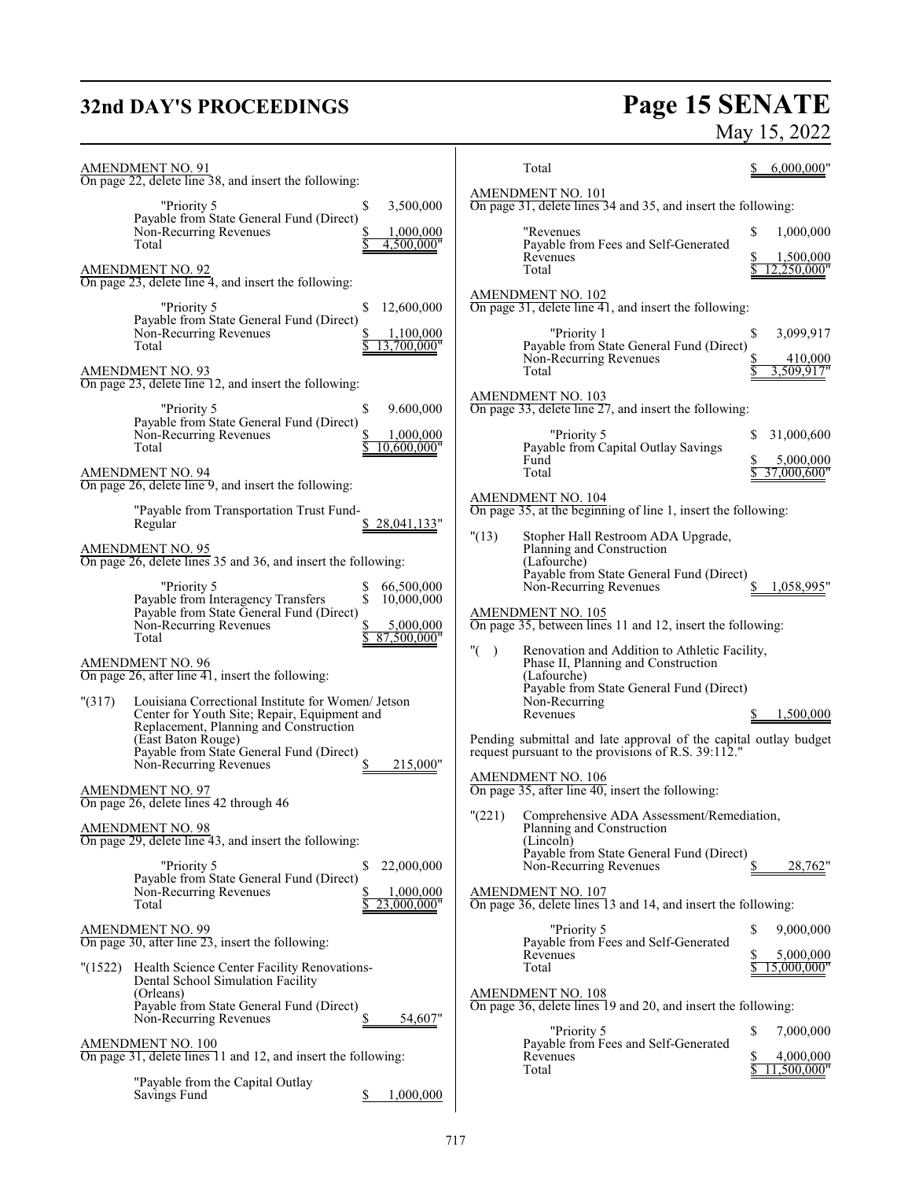AMENDMENT NO. 91
On page 22, delete line 38, and insert the following:

| | |
|---|---|
| "Priority 5 | $ 3,500,000 |
| Payable from State General Fund (Direct) Non-Recurring Revenues | $ 1,000,000 |
| Total | $ 4,500,000" |

AMENDMENT NO. 92
On page 23, delete line 4, and insert the following:

| | |
|---|---|
| "Priority 5 | $ 12,600,000 |
| Payable from State General Fund (Direct) Non-Recurring Revenues | $ 1,100,000 |
| Total | $ 13,700,000" |

AMENDMENT NO. 93
On page 23, delete line 12, and insert the following:

| | |
|---|---|
| "Priority 5 | $ 9.600,000 |
| Payable from State General Fund (Direct) Non-Recurring Revenues | $ 1,000,000 |
| Total | $ 10,600,000" |

AMENDMENT NO. 94
On page 26, delete line 9, and insert the following:

| | |
|---|---|
| "Payable from Transportation Trust Fund-Regular | $ 28,041,133" |

AMENDMENT NO. 95
On page 26, delete lines 35 and 36, and insert the following:

| | |
|---|---|
| "Priority 5 | $ 66,500,000 |
| Payable from Interagency Transfers | $ 10,000,000 |
| Payable from State General Fund (Direct) Non-Recurring Revenues | $ 5,000,000 |
| Total | $ 87,500,000" |

AMENDMENT NO. 96
On page 26, after line 41, insert the following:

"(317) Louisiana Correctional Institute for Women/ Jetson Center for Youth Site; Repair, Equipment and Replacement, Planning and Construction (East Baton Rouge)
Payable from State General Fund (Direct) Non-Recurring Revenues $ 215,000"

AMENDMENT NO. 97
On page 26, delete lines 42 through 46

AMENDMENT NO. 98
On page 29, delete line 43, and insert the following:

| | |
|---|---|
| "Priority 5 | $ 22,000,000 |
| Payable from State General Fund (Direct) Non-Recurring Revenues | $ 1,000,000 |
| Total | $ 23,000,000" |

AMENDMENT NO. 99
On page 30, after line 23, insert the following:

"(1522) Health Science Center Facility Renovations-Dental School Simulation Facility (Orleans)
Payable from State General Fund (Direct) Non-Recurring Revenues $ 54,607"

AMENDMENT NO. 100
On page 31, delete lines 11 and 12, and insert the following:

| | |
|---|---|
| "Payable from the Capital Outlay Savings Fund | $ 1,000,000 |
| Total | $ 6,000,000" |

AMENDMENT NO. 101
On page 31, delete lines 34 and 35, and insert the following:

| | |
|---|---|
| "Revenues | $ 1,000,000 |
| Payable from Fees and Self-Generated Revenues | $ 1,500,000 |
| Total | $ 12,250,000" |

AMENDMENT NO. 102
On page 31, delete line 41, and insert the following:

| | |
|---|---|
| "Priority 1 | $ 3,099,917 |
| Payable from State General Fund (Direct) Non-Recurring Revenues | $ 410,000 |
| Total | $ 3,509,917" |

AMENDMENT NO. 103
On page 33, delete line 27, and insert the following:

| | |
|---|---|
| "Priority 5 | $ 31,000,600 |
| Payable from Capital Outlay Savings Fund | $ 5,000,000 |
| Total | $ 37,000,600" |

AMENDMENT NO. 104
On page 35, at the beginning of line 1, insert the following:

"(13) Stopher Hall Restroom ADA Upgrade, Planning and Construction (Lafourche)
Payable from State General Fund (Direct) Non-Recurring Revenues $ 1,058,995"

AMENDMENT NO. 105
On page 35, between lines 11 and 12, insert the following:

"( ) Renovation and Addition to Athletic Facility, Phase II, Planning and Construction (Lafourche)
Payable from State General Fund (Direct) Non-Recurring Revenues $ 1,500,000

Pending submittal and late approval of the capital outlay budget request pursuant to the provisions of R.S. 39:112."

AMENDMENT NO. 106
On page 35, after line 40, insert the following:

"(221) Comprehensive ADA Assessment/Remediation, Planning and Construction (Lincoln)
Payable from State General Fund (Direct) Non-Recurring Revenues $ 28,762"

AMENDMENT NO. 107
On page 36, delete lines 13 and 14, and insert the following:

| | |
|---|---|
| "Priority 5 | $ 9,000,000 |
| Payable from Fees and Self-Generated Revenues | $ 5,000,000 |
| Total | $ 15,000,000" |

AMENDMENT NO. 108
On page 36, delete lines 19 and 20, and insert the following:

| | |
|---|---|
| "Priority 5 | $ 7,000,000 |
| Payable from Fees and Self-Generated Revenues | $ 4,000,000 |
| Total | $ 11,500,000" |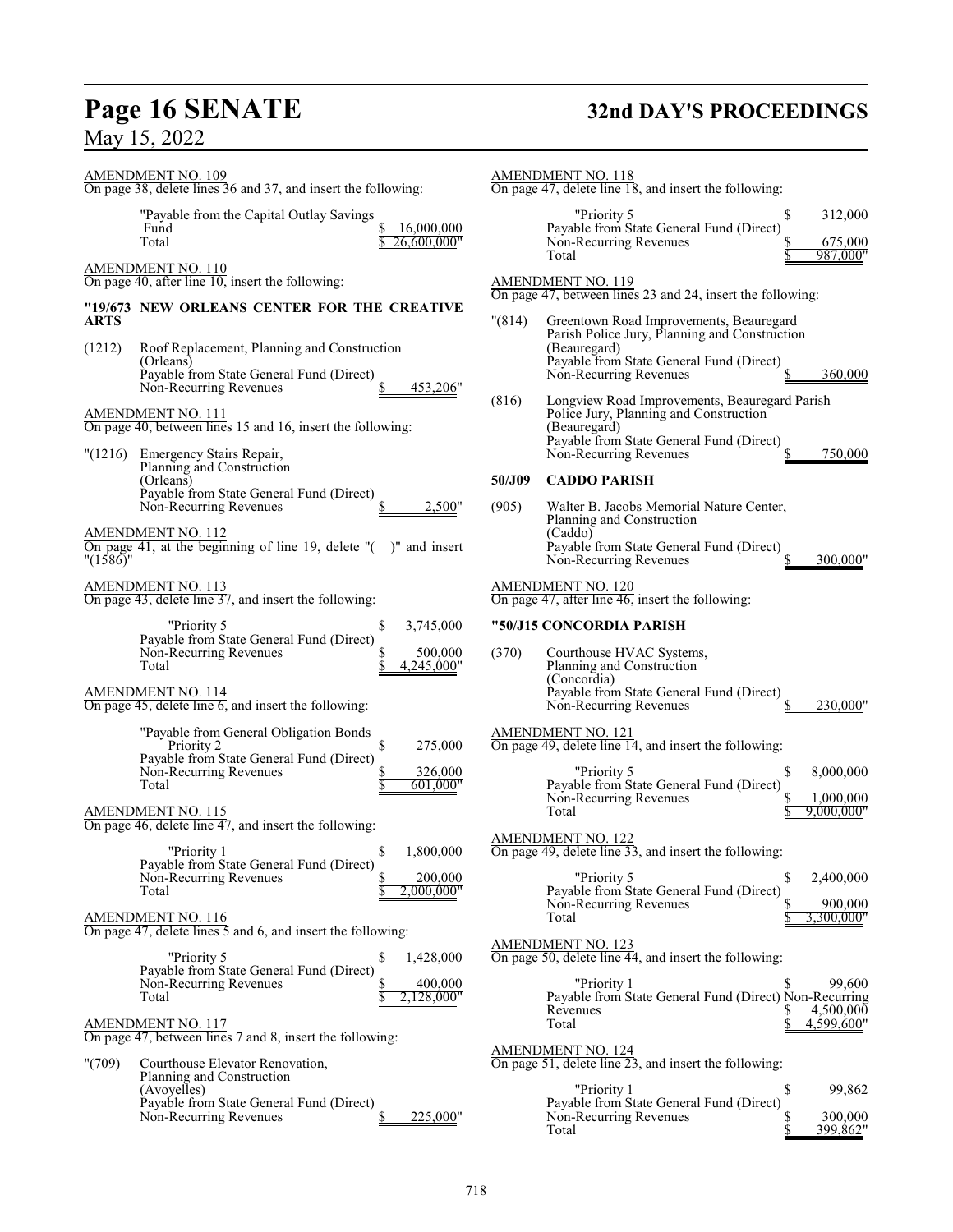AMENDMENT NO. 109
On page 38, delete lines 36 and 37, and insert the following:

"Payable from the Capital Outlay Savings Fund $ 16,000,000
Total $ 26,600,000"

AMENDMENT NO. 110
On page 40, after line 10, insert the following:

**"19/673 NEW ORLEANS CENTER FOR THE CREATIVE ARTS**

(1212) Roof Replacement, Planning and Construction
(Orleans)
Payable from State General Fund (Direct)
Non-Recurring Revenues $ 453,206"

AMENDMENT NO. 111
On page 40, between lines 15 and 16, insert the following:

"(1216) Emergency Stairs Repair,
Planning and Construction
(Orleans)
Payable from State General Fund (Direct)
Non-Recurring Revenues $ 2,500"

AMENDMENT NO. 112
On page 41, at the beginning of line 19, delete "( )" and insert "(1586)"

AMENDMENT NO. 113
On page 43, delete line 37, and insert the following:

"Priority 5 $ 3,745,000
Payable from State General Fund (Direct)
Non-Recurring Revenues $ 500,000
Total $ 4,245,000"

AMENDMENT NO. 114
On page 45, delete line 6, and insert the following:

"Payable from General Obligation Bonds
Priority 2 $ 275,000
Payable from State General Fund (Direct)
Non-Recurring Revenues $ 326,000
Total $ 601,000"

AMENDMENT NO. 115
On page 46, delete line 47, and insert the following:

"Priority 1 $ 1,800,000
Payable from State General Fund (Direct)
Non-Recurring Revenues $ 200,000
Total $ 2,000,000"

AMENDMENT NO. 116
On page 47, delete lines 5 and 6, and insert the following:

"Priority 5 $ 1,428,000
Payable from State General Fund (Direct)
Non-Recurring Revenues $ 400,000
Total $ 2,128,000"

AMENDMENT NO. 117
On page 47, between lines 7 and 8, insert the following:

"(709) Courthouse Elevator Renovation,
Planning and Construction
(Avoyelles)
Payable from State General Fund (Direct)
Non-Recurring Revenues $ 225,000"

AMENDMENT NO. 118
On page 47, delete line 18, and insert the following:

"Priority 5 $ 312,000
Payable from State General Fund (Direct)
Non-Recurring Revenues $ 675,000
Total $ 987,000"

AMENDMENT NO. 119
On page 47, between lines 23 and 24, insert the following:

"(814) Greentown Road Improvements, Beauregard Parish Police Jury, Planning and Construction
(Beauregard)
Payable from State General Fund (Direct)
Non-Recurring Revenues $ 360,000

(816) Longview Road Improvements, Beauregard Parish Police Jury, Planning and Construction
(Beauregard)
Payable from State General Fund (Direct)
Non-Recurring Revenues $ 750,000

**50/J09 CADDO PARISH**

(905) Walter B. Jacobs Memorial Nature Center,
Planning and Construction
(Caddo)
Payable from State General Fund (Direct)
Non-Recurring Revenues $ 300,000"

AMENDMENT NO. 120
On page 47, after line 46, insert the following:

**"50/J15 CONCORDIA PARISH**

(370) Courthouse HVAC Systems,
Planning and Construction
(Concordia)
Payable from State General Fund (Direct)
Non-Recurring Revenues $ 230,000"

AMENDMENT NO. 121
On page 49, delete line 14, and insert the following:

"Priority 5 $ 8,000,000
Payable from State General Fund (Direct)
Non-Recurring Revenues $ 1,000,000
Total $ 9,000,000"

AMENDMENT NO. 122
On page 49, delete line 33, and insert the following:

"Priority 5 $ 2,400,000
Payable from State General Fund (Direct)
Non-Recurring Revenues $ 900,000
Total $ 3,300,000"

AMENDMENT NO. 123
On page 50, delete line 44, and insert the following:

"Priority 1 $ 99,600
Payable from State General Fund (Direct) Non-Recurring Revenues $ 4,500,000
Total $ 4,599,600"

AMENDMENT NO. 124
On page 51, delete line 23, and insert the following:

"Priority 1 $ 99,862
Payable from State General Fund (Direct)
Non-Recurring Revenues $ 300,000
Total $ 399,862"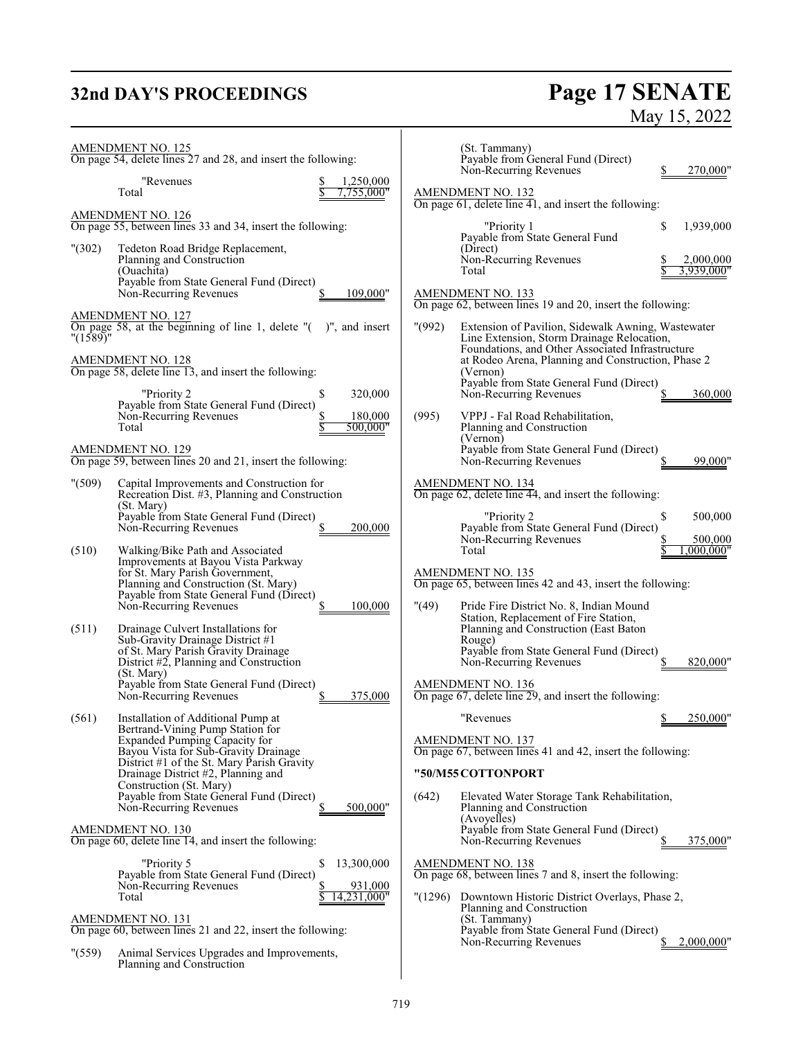AMENDMENT NO. 125
On page 54, delete lines 27 and 28, and insert the following:

| | | |
|---|---|---|
| "Revenues | $ | 1,250,000 |
| Total | $ | 7,755,000" |

AMENDMENT NO. 126
On page 55, between lines 33 and 34, insert the following:

"(302) Tedeton Road Bridge Replacement, Planning and Construction (Ouachita)
Payable from State General Fund (Direct) Non-Recurring Revenues $ 109,000"

AMENDMENT NO. 127
On page 58, at the beginning of line 1, delete "( )", and insert "(1589)"

AMENDMENT NO. 128
On page 58, delete line 13, and insert the following:

| | | |
|---|---|---|
| "Priority 2 | $ | 320,000 |
| Payable from State General Fund (Direct) Non-Recurring Revenues | $ | 180,000 |
| Total | $ | 500,000" |

AMENDMENT NO. 129
On page 59, between lines 20 and 21, insert the following:

"(509) Capital Improvements and Construction for Recreation Dist. #3, Planning and Construction (St. Mary)
Payable from State General Fund (Direct) Non-Recurring Revenues $ 200,000

(510) Walking/Bike Path and Associated Improvements at Bayou Vista Parkway for St. Mary Parish Government, Planning and Construction (St. Mary)
Payable from State General Fund (Direct) Non-Recurring Revenues $ 100,000

(511) Drainage Culvert Installations for Sub-Gravity Drainage District #1 of St. Mary Parish Gravity Drainage District #2, Planning and Construction (St. Mary)
Payable from State General Fund (Direct) Non-Recurring Revenues $ 375,000

(561) Installation of Additional Pump at Bertrand-Vining Pump Station for Expanded Pumping Capacity for Bayou Vista for Sub-Gravity Drainage District #1 of the St. Mary Parish Gravity Drainage District #2, Planning and Construction (St. Mary)
Payable from State General Fund (Direct) Non-Recurring Revenues $ 500,000"

AMENDMENT NO. 130
On page 60, delete line 14, and insert the following:

| | | |
|---|---|---|
| "Priority 5 | $ | 13,300,000 |
| Payable from State General Fund (Direct) Non-Recurring Revenues | $ | 931,000 |
| Total | $ | 14,231,000" |

AMENDMENT NO. 131
On page 60, between lines 21 and 22, insert the following:

"(559) Animal Services Upgrades and Improvements, Planning and Construction (St. Tammany)
Payable from General Fund (Direct) Non-Recurring Revenues $ 270,000"

AMENDMENT NO. 132
On page 61, delete line 41, and insert the following:

| | | |
|---|---|---|
| "Priority 1 | $ | 1,939,000 |
| Payable from State General Fund (Direct) Non-Recurring Revenues | $ | 2,000,000 |
| Total | $ | 3,939,000" |

AMENDMENT NO. 133
On page 62, between lines 19 and 20, insert the following:

"(992) Extension of Pavilion, Sidewalk Awning, Wastewater Line Extension, Storm Drainage Relocation, Foundations, and Other Associated Infrastructure at Rodeo Arena, Planning and Construction, Phase 2 (Vernon)
Payable from State General Fund (Direct) Non-Recurring Revenues $ 360,000

(995) VPPJ - Fal Road Rehabilitation, Planning and Construction (Vernon)
Payable from State General Fund (Direct) Non-Recurring Revenues $ 99,000"

AMENDMENT NO. 134
On page 62, delete line 44, and insert the following:

| | | |
|---|---|---|
| "Priority 2 | $ | 500,000 |
| Payable from State General Fund (Direct) Non-Recurring Revenues | $ | 500,000 |
| Total | $ | 1,000,000" |

AMENDMENT NO. 135
On page 65, between lines 42 and 43, insert the following:

"(49) Pride Fire District No. 8, Indian Mound Station, Replacement of Fire Station, Planning and Construction (East Baton Rouge)
Payable from State General Fund (Direct) Non-Recurring Revenues $ 820,000"

AMENDMENT NO. 136
On page 67, delete line 29, and insert the following:

"Revenues $ 250,000"

AMENDMENT NO. 137
On page 67, between lines 41 and 42, insert the following:

**"50/M55 COTTONPORT**

(642) Elevated Water Storage Tank Rehabilitation, Planning and Construction (Avoyelles)
Payable from State General Fund (Direct) Non-Recurring Revenues $ 375,000"

AMENDMENT NO. 138
On page 68, between lines 7 and 8, insert the following:

"(1296) Downtown Historic District Overlays, Phase 2, Planning and Construction (St. Tammany)
Payable from State General Fund (Direct) Non-Recurring Revenues $ 2,000,000"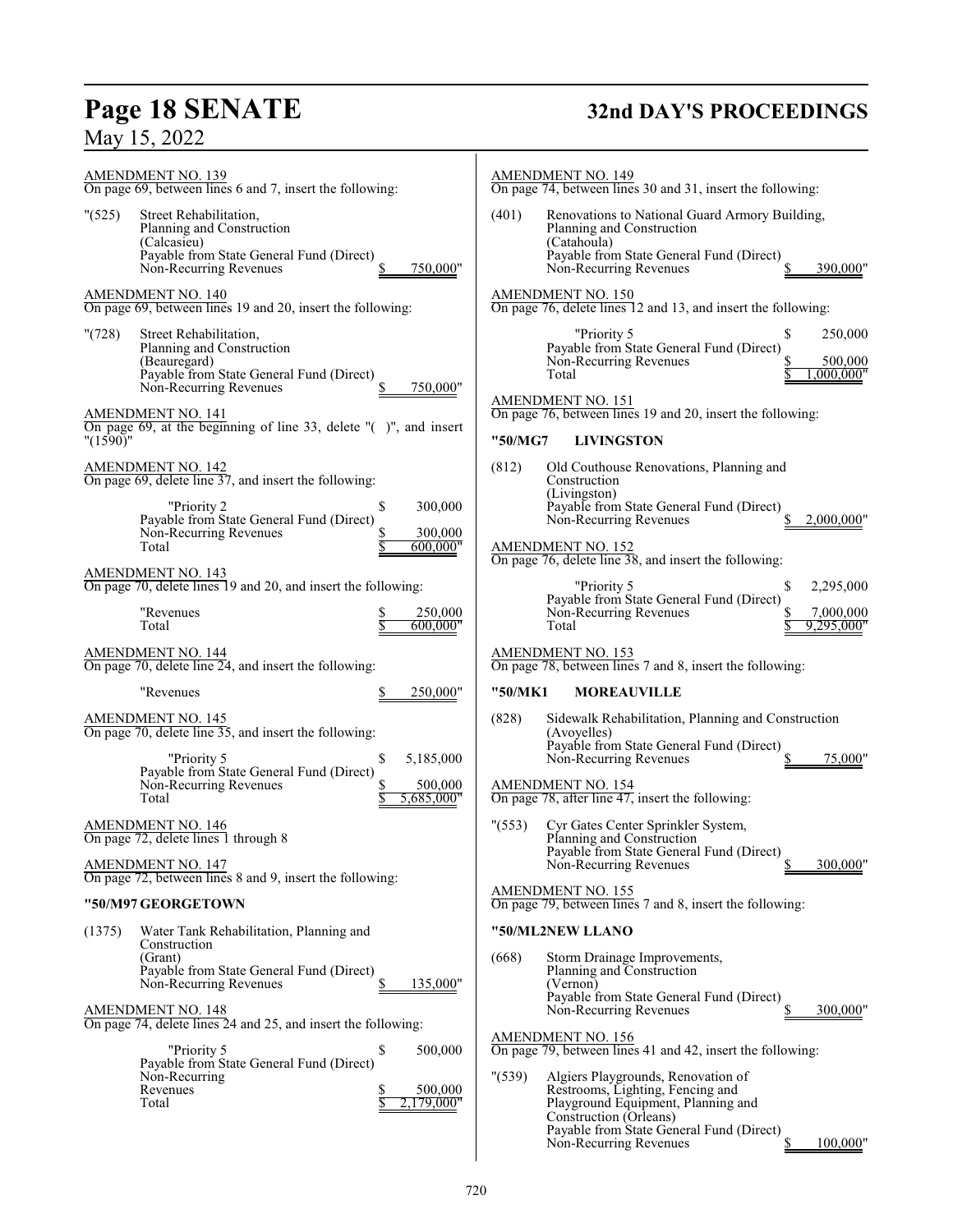AMENDMENT NO. 139
On page 69, between lines 6 and 7, insert the following:

"(525) Street Rehabilitation,
Planning and Construction
(Calcasieu)
Payable from State General Fund (Direct)
Non-Recurring Revenues $ 750,000"

AMENDMENT NO. 140
On page 69, between lines 19 and 20, insert the following:

"(728) Street Rehabilitation,
Planning and Construction
(Beauregard)
Payable from State General Fund (Direct)
Non-Recurring Revenues $ 750,000"

AMENDMENT NO. 141
On page 69, at the beginning of line 33, delete "( )", and insert "(1590)"

AMENDMENT NO. 142
On page 69, delete line 37, and insert the following:

| | | |
|---|---|---|
| "Priority 2 | $ | 300,000 |
| Payable from State General Fund (Direct) Non-Recurring Revenues | $ | 300,000 |
| Total | $ | 600,000" |

AMENDMENT NO. 143
On page 70, delete lines 19 and 20, and insert the following:

| | | |
|---|---|---|
| "Revenues | $ | 250,000 |
| Total | $ | 600,000" |

AMENDMENT NO. 144
On page 70, delete line 24, and insert the following:

| | | |
|---|---|---|
| "Revenues | $ | 250,000" |

AMENDMENT NO. 145
On page 70, delete line 35, and insert the following:

| | | |
|---|---|---|
| "Priority 5 | $ | 5,185,000 |
| Payable from State General Fund (Direct) Non-Recurring Revenues | $ | 500,000 |
| Total | $ | 5,685,000" |

AMENDMENT NO. 146
On page 72, delete lines 1 through 8

AMENDMENT NO. 147
On page 72, between lines 8 and 9, insert the following:

**"50/M97 GEORGETOWN**

(1375) Water Tank Rehabilitation, Planning and
Construction
(Grant)
Payable from State General Fund (Direct)
Non-Recurring Revenues $ 135,000"

AMENDMENT NO. 148
On page 74, delete lines 24 and 25, and insert the following:

| | | |
|---|---|---|
| "Priority 5 | $ | 500,000 |
| Payable from State General Fund (Direct) Non-Recurring Revenues | $ | 500,000 |
| Total | $ | 2,179,000" |

AMENDMENT NO. 149
On page 74, between lines 30 and 31, insert the following:

(401) Renovations to National Guard Armory Building,
Planning and Construction
(Catahoula)
Payable from State General Fund (Direct)
Non-Recurring Revenues $ 390,000"

AMENDMENT NO. 150
On page 76, delete lines 12 and 13, and insert the following:

| | | |
|---|---|---|
| "Priority 5 | $ | 250,000 |
| Payable from State General Fund (Direct) Non-Recurring Revenues | $ | 500,000 |
| Total | $ | 1,000,000" |

AMENDMENT NO. 151
On page 76, between lines 19 and 20, insert the following:

**"50/MG7 LIVINGSTON**

(812) Old Couthouse Renovations, Planning and
Construction
(Livingston)
Payable from State General Fund (Direct)
Non-Recurring Revenues $ 2,000,000"

AMENDMENT NO. 152
On page 76, delete line 38, and insert the following:

| | | |
|---|---|---|
| "Priority 5 | $ | 2,295,000 |
| Payable from State General Fund (Direct) Non-Recurring Revenues | $ | 7,000,000 |
| Total | $ | 9,295,000" |

AMENDMENT NO. 153
On page 78, between lines 7 and 8, insert the following:

**"50/MK1 MOREAUVILLE**

(828) Sidewalk Rehabilitation, Planning and Construction
(Avoyelles)
Payable from State General Fund (Direct)
Non-Recurring Revenues $ 75,000"

AMENDMENT NO. 154
On page 78, after line 47, insert the following:

"(553) Cyr Gates Center Sprinkler System,
Planning and Construction
Payable from State General Fund (Direct)
Non-Recurring Revenues $ 300,000"

AMENDMENT NO. 155
On page 79, between lines 7 and 8, insert the following:

**"50/ML2 NEW LLANO**

(668) Storm Drainage Improvements,
Planning and Construction
(Vernon)
Payable from State General Fund (Direct)
Non-Recurring Revenues $ 300,000"

AMENDMENT NO. 156
On page 79, between lines 41 and 42, insert the following:

"(539) Algiers Playgrounds, Renovation of
Restrooms, Lighting, Fencing and
Playground Equipment, Planning and
Construction (Orleans)
Payable from State General Fund (Direct)
Non-Recurring Revenues $ 100,000"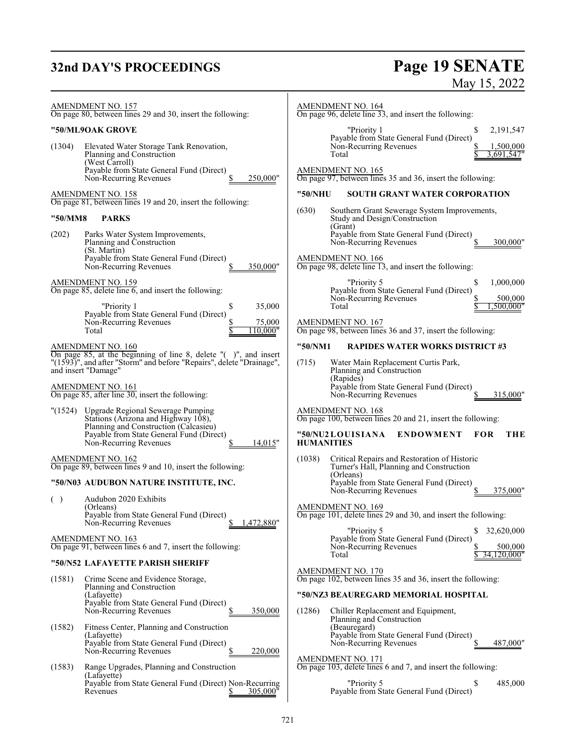AMENDMENT NO. 157
On page 80, between lines 29 and 30, insert the following:

**"50/ML9OAK GROVE**

(1304) Elevated Water Storage Tank Renovation, Planning and Construction (West Carroll)
Payable from State General Fund (Direct) Non-Recurring Revenues $ 250,000"

AMENDMENT NO. 158
On page 81, between lines 19 and 20, insert the following:

**"50/MM8 PARKS**

(202) Parks Water System Improvements, Planning and Construction (St. Martin)
Payable from State General Fund (Direct) Non-Recurring Revenues $ 350,000"

AMENDMENT NO. 159
On page 85, delete line 6, and insert the following:

"Priority 1 $ 35,000
Payable from State General Fund (Direct) Non-Recurring Revenues $ 75,000
Total $ 110,000"

AMENDMENT NO. 160
On page 85, at the beginning of line 8, delete "( )", and insert "(1593)", and after "Storm" and before "Repairs", delete "Drainage", and insert "Damage"

AMENDMENT NO. 161
On page 85, after line 30, insert the following:

"(1524) Upgrade Regional Sewerage Pumping Stations (Arizona and Highway 108), Planning and Construction (Calcasieu)
Payable from State General Fund (Direct) Non-Recurring Revenues $ 14,015"

AMENDMENT NO. 162
On page 89, between lines 9 and 10, insert the following:

**"50/N03 AUDUBON NATURE INSTITUTE, INC.**

( ) Audubon 2020 Exhibits (Orleans)
Payable from State General Fund (Direct) Non-Recurring Revenues $ 1,472,880"

AMENDMENT NO. 163
On page 91, between lines 6 and 7, insert the following:

**"50/N52 LAFAYETTE PARISH SHERIFF**

(1581) Crime Scene and Evidence Storage, Planning and Construction (Lafayette)
Payable from State General Fund (Direct) Non-Recurring Revenues $ 350,000

(1582) Fitness Center, Planning and Construction (Lafayette)
Payable from State General Fund (Direct) Non-Recurring Revenues $ 220,000

(1583) Range Upgrades, Planning and Construction (Lafayette)
Payable from State General Fund (Direct) Non-Recurring Revenues $ 305,000"

AMENDMENT NO. 164
On page 96, delete line 33, and insert the following:

"Priority 1 $ 2,191,547
Payable from State General Fund (Direct) Non-Recurring Revenues $ 1,500,000
Total $ 3,691,547"

AMENDMENT NO. 165
On page 97, between lines 35 and 36, insert the following:

**"50/NHU SOUTH GRANT WATER CORPORATION**

(630) Southern Grant Sewerage System Improvements, Study and Design/Construction (Grant)
Payable from State General Fund (Direct) Non-Recurring Revenues $ 300,000"

AMENDMENT NO. 166
On page 98, delete line 13, and insert the following:

"Priority 5 $ 1,000,000
Payable from State General Fund (Direct) Non-Recurring Revenues $ 500,000
Total $ 1,500,000"

AMENDMENT NO. 167
On page 98, between lines 36 and 37, insert the following:

**"50/NM1 RAPIDES WATER WORKS DISTRICT #3**

(715) Water Main Replacement Curtis Park, Planning and Construction (Rapides)
Payable from State General Fund (Direct) Non-Recurring Revenues $ 315,000"

AMENDMENT NO. 168
On page 100, between lines 20 and 21, insert the following:

**"50/NU2 LOUISIANA ENDOWMENT FOR THE HUMANITIES**

(1038) Critical Repairs and Restoration of Historic Turner's Hall, Planning and Construction (Orleans)
Payable from State General Fund (Direct) Non-Recurring Revenues $ 375,000"

AMENDMENT NO. 169
On page 101, delete lines 29 and 30, and insert the following:

"Priority 5 $ 32,620,000
Payable from State General Fund (Direct) Non-Recurring Revenues $ 500,000
Total $ 34,120,000"

AMENDMENT NO. 170
On page 102, between lines 35 and 36, insert the following:

**"50/NZ3 BEAUREGARD MEMORIAL HOSPITAL**

(1286) Chiller Replacement and Equipment, Planning and Construction (Beauregard)
Payable from State General Fund (Direct) Non-Recurring Revenues $ 487,000"

AMENDMENT NO. 171
On page 103, delete lines 6 and 7, and insert the following:

"Priority 5 $ 485,000
Payable from State General Fund (Direct)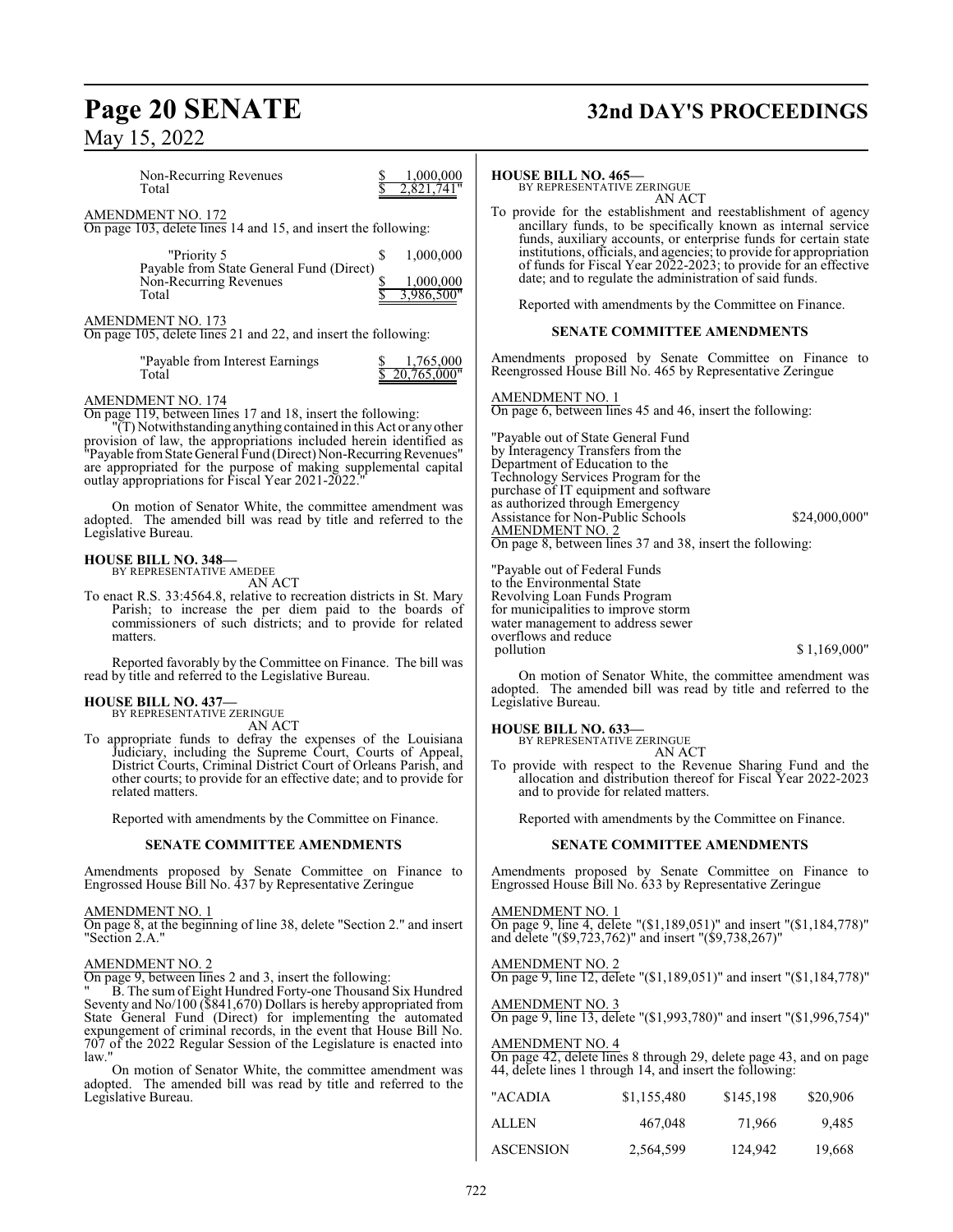| Non-Recurring Revenues | $ 1,000,000 |
|---|---|
| Total | $ 2,821,741" |

AMENDMENT NO. 172
On page 103, delete lines 14 and 15, and insert the following:

| "Priority 5 | $ 1,000,000 |
|---|---|
| Payable from State General Fund (Direct) | |
| Non-Recurring Revenues | $ 1,000,000 |
| Total | $ 3,986,500" |

AMENDMENT NO. 173
On page 105, delete lines 21 and 22, and insert the following:

| "Payable from Interest Earnings | $ 1,765,000 |
|---|---|
| Total | $ 20,765,000" |

AMENDMENT NO. 174
On page 119, between lines 17 and 18, insert the following:

"(T) Notwithstanding anything contained in this Act or any other provision of law, the appropriations included herein identified as "Payable from State General Fund (Direct) Non-Recurring Revenues" are appropriated for the purpose of making supplemental capital outlay appropriations for Fiscal Year 2021-2022."

On motion of Senator White, the committee amendment was adopted. The amended bill was read by title and referred to the Legislative Bureau.

**HOUSE BILL NO. 348—**
BY REPRESENTATIVE AMEDEE
AN ACT
To enact R.S. 33:4564.8, relative to recreation districts in St. Mary Parish; to increase the per diem paid to the boards of commissioners of such districts; and to provide for related matters.

Reported favorably by the Committee on Finance. The bill was read by title and referred to the Legislative Bureau.

**HOUSE BILL NO. 437—**
BY REPRESENTATIVE ZERINGUE
AN ACT
To appropriate funds to defray the expenses of the Louisiana Judiciary, including the Supreme Court, Courts of Appeal, District Courts, Criminal District Court of Orleans Parish, and other courts; to provide for an effective date; and to provide for related matters.

Reported with amendments by the Committee on Finance.

**SENATE COMMITTEE AMENDMENTS**

Amendments proposed by Senate Committee on Finance to Engrossed House Bill No. 437 by Representative Zeringue

AMENDMENT NO. 1
On page 8, at the beginning of line 38, delete "Section 2." and insert "Section 2.A."

AMENDMENT NO. 2
On page 9, between lines 2 and 3, insert the following:

" B. The sum of Eight Hundred Forty-one Thousand Six Hundred Seventy and No/100 ($841,670) Dollars is hereby appropriated from State General Fund (Direct) for implementing the automated expungement of criminal records, in the event that House Bill No. 707 of the 2022 Regular Session of the Legislature is enacted into law."

On motion of Senator White, the committee amendment was adopted. The amended bill was read by title and referred to the Legislative Bureau.

**HOUSE BILL NO. 465—**
BY REPRESENTATIVE ZERINGUE
AN ACT
To provide for the establishment and reestablishment of agency ancillary funds, to be specifically known as internal service funds, auxiliary accounts, or enterprise funds for certain state institutions, officials, and agencies; to provide for appropriation of funds for Fiscal Year 2022-2023; to provide for an effective date; and to regulate the administration of said funds.

Reported with amendments by the Committee on Finance.

**SENATE COMMITTEE AMENDMENTS**

Amendments proposed by Senate Committee on Finance to Reengrossed House Bill No. 465 by Representative Zeringue

AMENDMENT NO. 1
On page 6, between lines 45 and 46, insert the following:

"Payable out of State General Fund by Interagency Transfers from the Department of Education to the Technology Services Program for the purchase of IT equipment and software as authorized through Emergency Assistance for Non-Public Schools $24,000,000"

AMENDMENT NO. 2
On page 8, between lines 37 and 38, insert the following:

"Payable out of Federal Funds to the Environmental State Revolving Loan Funds Program for municipalities to improve storm water management to address sewer overflows and reduce pollution $ 1,169,000"

On motion of Senator White, the committee amendment was adopted. The amended bill was read by title and referred to the Legislative Bureau.

**HOUSE BILL NO. 633—**
BY REPRESENTATIVE ZERINGUE
AN ACT
To provide with respect to the Revenue Sharing Fund and the allocation and distribution thereof for Fiscal Year 2022-2023 and to provide for related matters.

Reported with amendments by the Committee on Finance.

**SENATE COMMITTEE AMENDMENTS**

Amendments proposed by Senate Committee on Finance to Engrossed House Bill No. 633 by Representative Zeringue

AMENDMENT NO. 1
On page 9, line 4, delete "($1,189,051)" and insert "($1,184,778)" and delete "($9,723,762)" and insert "($9,738,267)"

AMENDMENT NO. 2
On page 9, line 12, delete "($1,189,051)" and insert "($1,184,778)"

AMENDMENT NO. 3
On page 9, line 13, delete "($1,993,780)" and insert "($1,996,754)"

AMENDMENT NO. 4
On page 42, delete lines 8 through 29, delete page 43, and on page 44, delete lines 1 through 14, and insert the following:

| | | | |
|---|---|---|---|
| "ACADIA | $1,155,480 | $145,198 | $20,906 |
| ALLEN | 467,048 | 71,966 | 9,485 |
| ASCENSION | 2,564,599 | 124,942 | 19,668 |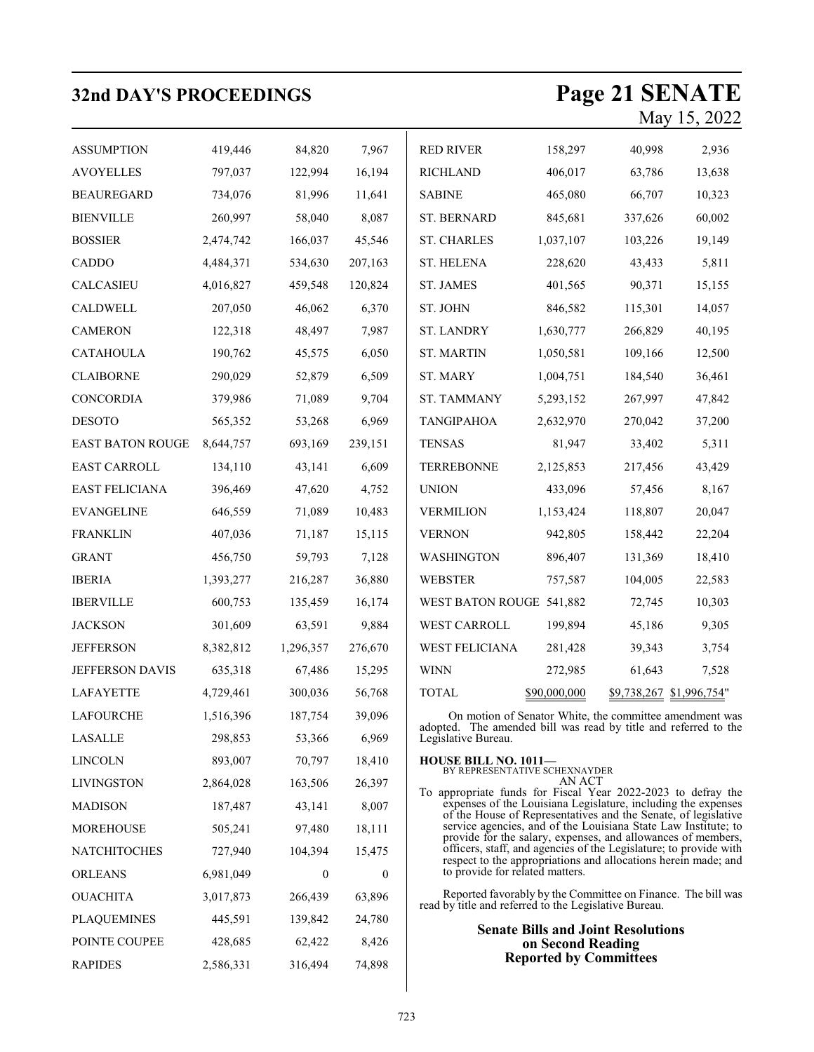| | | | |
|---|---|---|---|
| ASSUMPTION | 419,446 | 84,820 | 7,967 |
| AVOYELLES | 797,037 | 122,994 | 16,194 |
| BEAUREGARD | 734,076 | 81,996 | 11,641 |
| BIENVILLE | 260,997 | 58,040 | 8,087 |
| BOSSIER | 2,474,742 | 166,037 | 45,546 |
| CADDO | 4,484,371 | 534,630 | 207,163 |
| CALCASIEU | 4,016,827 | 459,548 | 120,824 |
| CALDWELL | 207,050 | 46,062 | 6,370 |
| CAMERON | 122,318 | 48,497 | 7,987 |
| CATAHOULA | 190,762 | 45,575 | 6,050 |
| CLAIBORNE | 290,029 | 52,879 | 6,509 |
| CONCORDIA | 379,986 | 71,089 | 9,704 |
| DESOTO | 565,352 | 53,268 | 6,969 |
| EAST BATON ROUGE | 8,644,757 | 693,169 | 239,151 |
| EAST CARROLL | 134,110 | 43,141 | 6,609 |
| EAST FELICIANA | 396,469 | 47,620 | 4,752 |
| EVANGELINE | 646,559 | 71,089 | 10,483 |
| FRANKLIN | 407,036 | 71,187 | 15,115 |
| GRANT | 456,750 | 59,793 | 7,128 |
| IBERIA | 1,393,277 | 216,287 | 36,880 |
| IBERVILLE | 600,753 | 135,459 | 16,174 |
| JACKSON | 301,609 | 63,591 | 9,884 |
| JEFFERSON | 8,382,812 | 1,296,357 | 276,670 |
| JEFFERSON DAVIS | 635,318 | 67,486 | 15,295 |
| LAFAYETTE | 4,729,461 | 300,036 | 56,768 |
| LAFOURCHE | 1,516,396 | 187,754 | 39,096 |
| LASALLE | 298,853 | 53,366 | 6,969 |
| LINCOLN | 893,007 | 70,797 | 18,410 |
| LIVINGSTON | 2,864,028 | 163,506 | 26,397 |
| MADISON | 187,487 | 43,141 | 8,007 |
| MOREHOUSE | 505,241 | 97,480 | 18,111 |
| NATCHITOCHES | 727,940 | 104,394 | 15,475 |
| ORLEANS | 6,981,049 | 0 | 0 |
| OUACHITA | 3,017,873 | 266,439 | 63,896 |
| PLAQUEMINES | 445,591 | 139,842 | 24,780 |
| POINTE COUPEE | 428,685 | 62,422 | 8,426 |
| RAPIDES | 2,586,331 | 316,494 | 74,898 |
| RED RIVER | 158,297 | 40,998 | 2,936 |
| RICHLAND | 406,017 | 63,786 | 13,638 |
| SABINE | 465,080 | 66,707 | 10,323 |
| ST. BERNARD | 845,681 | 337,626 | 60,002 |
| ST. CHARLES | 1,037,107 | 103,226 | 19,149 |
| ST. HELENA | 228,620 | 43,433 | 5,811 |
| ST. JAMES | 401,565 | 90,371 | 15,155 |
| ST. JOHN | 846,582 | 115,301 | 14,057 |
| ST. LANDRY | 1,630,777 | 266,829 | 40,195 |
| ST. MARTIN | 1,050,581 | 109,166 | 12,500 |
| ST. MARY | 1,004,751 | 184,540 | 36,461 |
| ST. TAMMANY | 5,293,152 | 267,997 | 47,842 |
| TANGIPAHOA | 2,632,970 | 270,042 | 37,200 |
| TENSAS | 81,947 | 33,402 | 5,311 |
| TERREBONNE | 2,125,853 | 217,456 | 43,429 |
| UNION | 433,096 | 57,456 | 8,167 |
| VERMILION | 1,153,424 | 118,807 | 20,047 |
| VERNON | 942,805 | 158,442 | 22,204 |
| WASHINGTON | 896,407 | 131,369 | 18,410 |
| WEBSTER | 757,587 | 104,005 | 22,583 |
| WEST BATON ROUGE | 541,882 | 72,745 | 10,303 |
| WEST CARROLL | 199,894 | 45,186 | 9,305 |
| WEST FELICIANA | 281,428 | 39,343 | 3,754 |
| WINN | 272,985 | 61,643 | 7,528 |
| TOTAL | $90,000,000 | $9,738,267 | $1,996,754" |

On motion of Senator White, the committee amendment was adopted. The amended bill was read by title and referred to the Legislative Bureau.

**HOUSE BILL NO. 1011—**
BY REPRESENTATIVE SCHEXNAYDER
AN ACT

To appropriate funds for Fiscal Year 2022-2023 to defray the expenses of the Louisiana Legislature, including the expenses of the House of Representatives and the Senate, of legislative service agencies, and of the Louisiana State Law Institute; to provide for the salary, expenses, and allowances of members, officers, staff, and agencies of the Legislature; to provide with respect to the appropriations and allocations herein made; and to provide for related matters.

Reported favorably by the Committee on Finance. The bill was read by title and referred to the Legislative Bureau.

## Senate Bills and Joint Resolutions on Second Reading Reported by Committees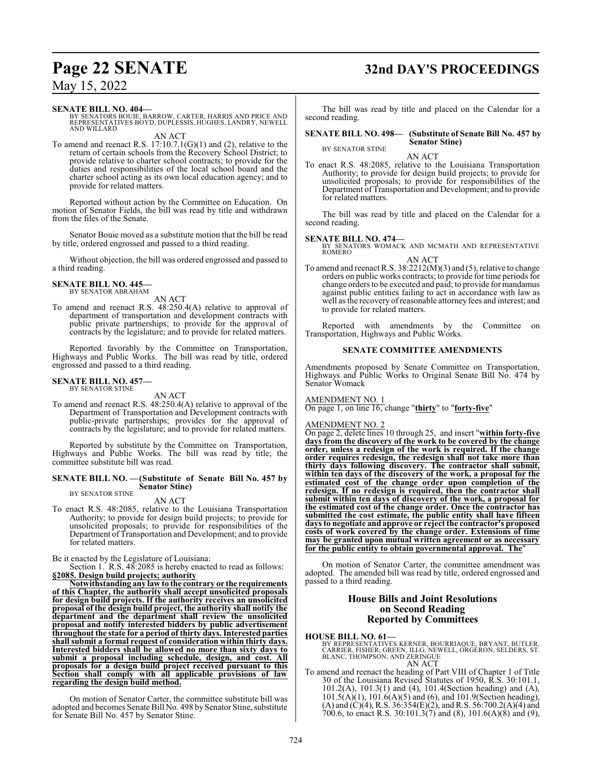**SENATE BILL NO. 404—**
BY SENATORS BOUIE, BARROW, CARTER, HARRIS AND PRICE AND REPRESENTATIVES BOYD, DUPLESSIS, HUGHES, LANDRY, NEWELL AND WILLARD

AN ACT

To amend and reenact R.S. 17:10.7.1(G)(1) and (2), relative to the return of certain schools from the Recovery School District; to provide relative to charter school contracts; to provide for the duties and responsibilities of the local school board and the charter school acting as its own local education agency; and to provide for related matters.

Reported without action by the Committee on Education. On motion of Senator Fields, the bill was read by title and withdrawn from the files of the Senate.

Senator Bouie moved as a substitute motion that the bill be read by title, ordered engrossed and passed to a third reading.

Without objection, the bill was ordered engrossed and passed to a third reading.

**SENATE BILL NO. 445—**
BY SENATOR ABRAHAM

AN ACT

To amend and reenact R.S. 48:250.4(A) relative to approval of department of transportation and development contracts with public private partnerships; to provide for the approval of contracts by the legislature; and to provide for related matters.

Reported favorably by the Committee on Transportation, Highways and Public Works. The bill was read by title, ordered engrossed and passed to a third reading.

**SENATE BILL NO. 457—**
BY SENATOR STINE

AN ACT

To amend and reenact R.S. 48:250.4(A) relative to approval of the Department of Transportation and Development contracts with public-private partnerships; provides for the approval of contracts by the legislature; and to provide for related matters.

Reported by substitute by the Committee on Transportation, Highways and Public Works. The bill was read by title; the committee substitute bill was read.

**SENATE BILL NO. —(Substitute of Senate Bill No. 457 by Senator Stine)**
BY SENATOR STINE

AN ACT

To enact R.S. 48:2085, relative to the Louisiana Transportation Authority; to provide for design build projects; to provide for unsolicited proposals; to provide for responsibilities of the Department of Transportation and Development; and to provide for related matters.

Be it enacted by the Legislature of Louisiana:

Section 1. R.S. 48:2085 is hereby enacted to read as follows:

**§2085. Design build projects; authority**

**Notwithstanding any law to the contrary or the requirements of this Chapter, the authority shall accept unsolicited proposals for design build projects. If the authority receives an unsolicited proposal of the design build project, the authority shall notify the department and the department shall review the unsolicited proposal and notify interested bidders by public advertisement throughout the state for a period of thirty days. Interested parties shall submit a formal request of consideration within thirty days. Interested bidders shall be allowed no more than sixty days to submit a proposal including schedule, design, and cost. All proposals for a design build project received pursuant to this Section shall comply with all applicable provisions of law regarding the design build method.**

On motion of Senator Carter, the committee substitute bill was adopted and becomes Senate Bill No. 498 by Senator Stine, substitute for Senate Bill No. 457 by Senator Stine.

The bill was read by title and placed on the Calendar for a second reading.

**SENATE BILL NO. 498— (Substitute of Senate Bill No. 457 by Senator Stine)**
BY SENATOR STINE

AN ACT

To enact R.S. 48:2085, relative to the Louisiana Transportation Authority; to provide for design build projects; to provide for unsolicited proposals; to provide for responsibilities of the Department of Transportation and Development; and to provide for related matters.

The bill was read by title and placed on the Calendar for a second reading.

**SENATE BILL NO. 474—**
BY SENATORS WOMACK AND MCMATH AND REPRESENTATIVE ROMERO

AN ACT

To amend and reenact R.S. 38:2212(M)(3) and (5), relative to change orders on public works contracts; to provide for time periods for change orders to be executed and paid; to provide for mandamus against public entities failing to act in accordance with law as well as the recovery of reasonable attorney fees and interest; and to provide for related matters.

Reported with amendments by the Committee on Transportation, Highways and Public Works.

**SENATE COMMITTEE AMENDMENTS**

Amendments proposed by Senate Committee on Transportation, Highways and Public Works to Original Senate Bill No. 474 by Senator Womack

AMENDMENT NO. 1

On page 1, on line 16, change "**thirty**" to "**forty-five**"

AMENDMENT NO. 2

On page 2, delete lines 10 through 25, and insert "**within forty-five days from the discovery of the work to be covered by the change order, unless a redesign of the work is required. If the change order requires redesign, the redesign shall not take more than thirty days following discovery. The contractor shall submit, within ten days of the discovery of the work, a proposal for the estimated cost of the change order upon completion of the redesign. If no redesign is required, then the contractor shall submit within ten days of discovery of the work, a proposal for the estimated cost of the change order. Once the contractor has submitted the cost estimate, the public entity shall have fifteen days to negotiate and approve or reject the contractor's proposed costs of work covered by the change order. Extensions of time may be granted upon mutual written agreement or as necessary for the public entity to obtain governmental approval. The**"

On motion of Senator Carter, the committee amendment was adopted. The amended bill was read by title, ordered engrossed and passed to a third reading.

## House Bills and Joint Resolutions on Second Reading Reported by Committees

**HOUSE BILL NO. 61—**
BY REPRESENTATIVES KERNER, BOURRIAQUE, BRYANT, BUTLER, CARRIER, FISHER, GREEN, ILLG, NEWELL, ORGERON, SELDERS, ST. BLANC, THOMPSON, AND ZERINGUE

AN ACT

To amend and reenact the heading of Part VIII of Chapter 1 of Title 30 of the Louisiana Revised Statutes of 1950, R.S. 30:101.1, 101.2(A), 101.3(1) and (4), 101.4(Section heading) and (A), 101.5(A)(1), 101.6(A)(5) and (6), and 101.9(Section heading), (A) and (C)(4), R.S. 36:354(E)(2), and R.S. 56:700.2(A)(4) and 700.6, to enact R.S. 30:101.3(7) and (8), 101.6(A)(8) and (9),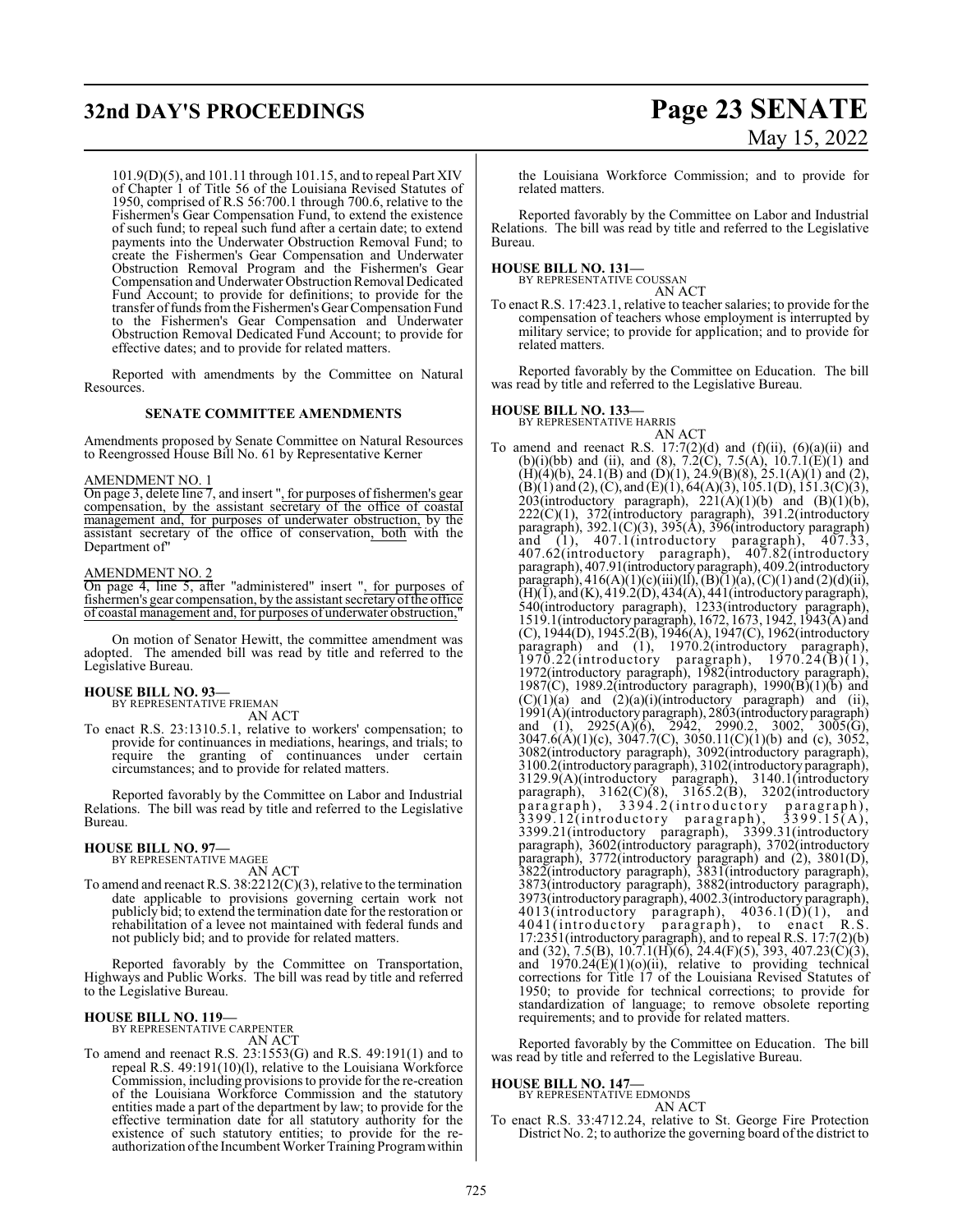101.9(D)(5), and 101.11 through 101.15, and to repeal Part XIV of Chapter 1 of Title 56 of the Louisiana Revised Statutes of 1950, comprised of R.S 56:700.1 through 700.6, relative to the Fishermen's Gear Compensation Fund, to extend the existence of such fund; to repeal such fund after a certain date; to extend payments into the Underwater Obstruction Removal Fund; to create the Fishermen's Gear Compensation and Underwater Obstruction Removal Program and the Fishermen's Gear Compensation and Underwater Obstruction Removal Dedicated Fund Account; to provide for definitions; to provide for the transfer of funds from the Fishermen's Gear Compensation Fund to the Fishermen's Gear Compensation and Underwater Obstruction Removal Dedicated Fund Account; to provide for effective dates; and to provide for related matters.

Reported with amendments by the Committee on Natural Resources.

**SENATE COMMITTEE AMENDMENTS**

Amendments proposed by Senate Committee on Natural Resources to Reengrossed House Bill No. 61 by Representative Kerner

AMENDMENT NO. 1

On page 3, delete line 7, and insert "<u>, for purposes of fishermen's gear compensation, by the assistant secretary of the office of coastal management and, for purposes of underwater obstruction,</u> by the assistant secretary of the office of conservation<u>, both</u> with the Department of"

AMENDMENT NO. 2

On page 4, line 5, after "administered" insert "<u>, for purposes of fishermen's gear compensation, by the assistant secretary of the office of coastal management and, for purposes of underwater obstruction,</u>"

On motion of Senator Hewitt, the committee amendment was adopted. The amended bill was read by title and referred to the Legislative Bureau.

**HOUSE BILL NO. 93—**
BY REPRESENTATIVE FRIEMAN
AN ACT

To enact R.S. 23:1310.5.1, relative to workers' compensation; to provide for continuances in mediations, hearings, and trials; to require the granting of continuances under certain circumstances; and to provide for related matters.

Reported favorably by the Committee on Labor and Industrial Relations. The bill was read by title and referred to the Legislative Bureau.

**HOUSE BILL NO. 97—**
BY REPRESENTATIVE MAGEE
AN ACT

To amend and reenact R.S. 38:2212(C)(3), relative to the termination date applicable to provisions governing certain work not publicly bid; to extend the termination date for the restoration or rehabilitation of a levee not maintained with federal funds and not publicly bid; and to provide for related matters.

Reported favorably by the Committee on Transportation, Highways and Public Works. The bill was read by title and referred to the Legislative Bureau.

**HOUSE BILL NO. 119—**
BY REPRESENTATIVE CARPENTER
AN ACT

To amend and reenact R.S. 23:1553(G) and R.S. 49:191(1) and to repeal R.S. 49:191(10)(l), relative to the Louisiana Workforce Commission, including provisions to provide for the re-creation of the Louisiana Workforce Commission and the statutory entities made a part of the department by law; to provide for the effective termination date for all statutory authority for the existence of such statutory entities; to provide for the re-authorization of the Incumbent Worker Training Program within the Louisiana Workforce Commission; and to provide for related matters.

Reported favorably by the Committee on Labor and Industrial Relations. The bill was read by title and referred to the Legislative Bureau.

**HOUSE BILL NO. 131—**
BY REPRESENTATIVE COUSSAN
AN ACT

To enact R.S. 17:423.1, relative to teacher salaries; to provide for the compensation of teachers whose employment is interrupted by military service; to provide for application; and to provide for related matters.

Reported favorably by the Committee on Education. The bill was read by title and referred to the Legislative Bureau.

**HOUSE BILL NO. 133—**
BY REPRESENTATIVE HARRIS
AN ACT

To amend and reenact R.S. 17:7(2)(d) and (f)(ii), (6)(a)(ii) and (b)(i)(bb) and (ii), and (8), 7.2(C), 7.5(A), 10.7.1(E)(1) and (H)(4)(b), 24.1(B) and (D)(1), 24.9(B)(8), 25.1(A)(1) and (2), (B)(1) and (2), (C), and (E)(1), 64(A)(3), 105.1(D), 151.3(C)(3), 203(introductory paragraph), 221(A)(1)(b) and (B)(1)(b), 222(C)(1), 372(introductory paragraph), 391.2(introductory paragraph), 392.1(C)(3), 395(A), 396(introductory paragraph) and (1), 407.1(introductory paragraph), 407.33, 407.62(introductory paragraph), 407.82(introductory paragraph), 407.91(introductory paragraph), 409.2(introductory paragraph), 416(A)(1)(c)(iii)(ll), (B)(1)(a), (C)(1) and (2)(d)(ii), (H)(1), and (K), 419.2(D), 434(A), 441(introductory paragraph), 540(introductory paragraph), 1233(introductory paragraph), 1519.1(introductory paragraph), 1672, 1673, 1942, 1943(A) and (C), 1944(D), 1945.2(B), 1946(A), 1947(C), 1962(introductory paragraph) and (1), 1970.2(introductory paragraph), 1970.22(introductory paragraph), 1970.24(B)(1), 1972(introductory paragraph), 1982(introductory paragraph), 1987(C), 1989.2(introductory paragraph), 1990(B)(1)(b) and (C)(1)(a) and (2)(a)(i)(introductory paragraph) and (ii), 1991(A)(introductory paragraph), 2803(introductory paragraph) and (1), 2925(A)(6), 2942, 2990.2, 3002, 3005(G), 3047.6(A)(1)(c), 3047.7(C), 3050.11(C)(1)(b) and (c), 3052, 3082(introductory paragraph), 3092(introductory paragraph), 3100.2(introductory paragraph), 3102(introductory paragraph), 3129.9(A)(introductory paragraph), 3140.1(introductory paragraph), 3162(C)(8), 3165.2(B), 3202(introductory paragraph), 3394.2(introductory paragraph), 3399.12(introductory paragraph), 3399.15(A), 3399.21(introductory paragraph), 3399.31(introductory paragraph), 3602(introductory paragraph), 3702(introductory paragraph), 3772(introductory paragraph) and (2), 3801(D), 3822(introductory paragraph), 3831(introductory paragraph), 3873(introductory paragraph), 3882(introductory paragraph), 3973(introductory paragraph), 4002.3(introductory paragraph), 4013(introductory paragraph), 4036.1(D)(1), and 4041(introductory paragraph), to enact R.S. 17:2351(introductory paragraph), and to repeal R.S. 17:7(2)(b) and (32), 7.5(B), 10.7.1(H)(6), 24.4(F)(5), 393, 407.23(C)(3), and 1970.24(E)(1)(o)(ii), relative to providing technical corrections for Title 17 of the Louisiana Revised Statutes of 1950; to provide for technical corrections; to provide for standardization of language; to remove obsolete reporting requirements; and to provide for related matters.

Reported favorably by the Committee on Education. The bill was read by title and referred to the Legislative Bureau.

**HOUSE BILL NO. 147—**
BY REPRESENTATIVE EDMONDS
AN ACT

To enact R.S. 33:4712.24, relative to St. George Fire Protection District No. 2; to authorize the governing board of the district to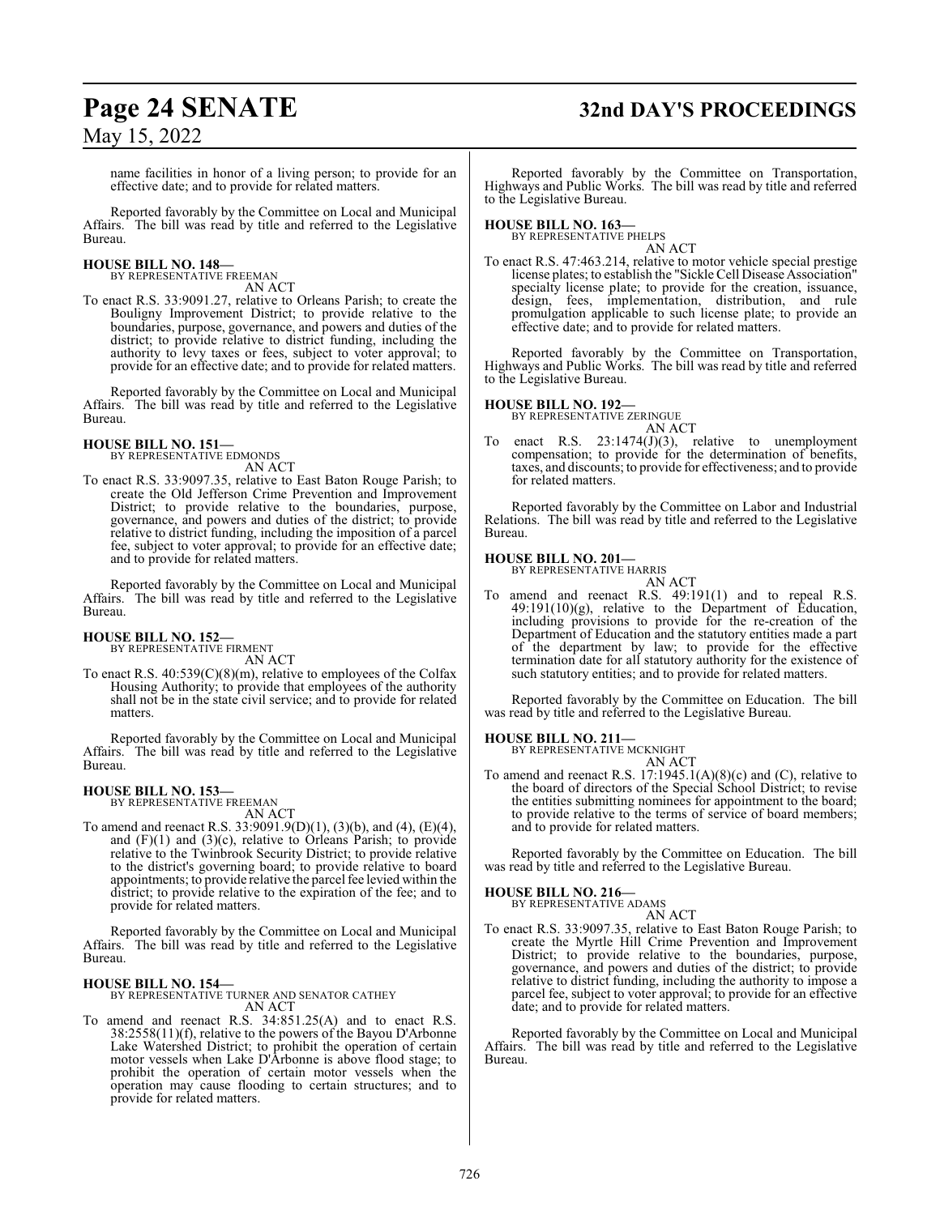name facilities in honor of a living person; to provide for an effective date; and to provide for related matters.

Reported favorably by the Committee on Local and Municipal Affairs. The bill was read by title and referred to the Legislative Bureau.

**HOUSE BILL NO. 148—**
BY REPRESENTATIVE FREEMAN
AN ACT

To enact R.S. 33:9091.27, relative to Orleans Parish; to create the Bouligny Improvement District; to provide relative to the boundaries, purpose, governance, and powers and duties of the district; to provide relative to district funding, including the authority to levy taxes or fees, subject to voter approval; to provide for an effective date; and to provide for related matters.

Reported favorably by the Committee on Local and Municipal Affairs. The bill was read by title and referred to the Legislative Bureau.

**HOUSE BILL NO. 151—**
BY REPRESENTATIVE EDMONDS
AN ACT

To enact R.S. 33:9097.35, relative to East Baton Rouge Parish; to create the Old Jefferson Crime Prevention and Improvement District; to provide relative to the boundaries, purpose, governance, and powers and duties of the district; to provide relative to district funding, including the imposition of a parcel fee, subject to voter approval; to provide for an effective date; and to provide for related matters.

Reported favorably by the Committee on Local and Municipal Affairs. The bill was read by title and referred to the Legislative Bureau.

**HOUSE BILL NO. 152—**
BY REPRESENTATIVE FIRMENT
AN ACT

To enact R.S. 40:539(C)(8)(m), relative to employees of the Colfax Housing Authority; to provide that employees of the authority shall not be in the state civil service; and to provide for related matters.

Reported favorably by the Committee on Local and Municipal Affairs. The bill was read by title and referred to the Legislative Bureau.

**HOUSE BILL NO. 153—**
BY REPRESENTATIVE FREEMAN
AN ACT

To amend and reenact R.S. 33:9091.9(D)(1), (3)(b), and (4), (E)(4), and (F)(1) and (3)(c), relative to Orleans Parish; to provide relative to the Twinbrook Security District; to provide relative to the district's governing board; to provide relative to board appointments; to provide relative the parcel fee levied within the district; to provide relative to the expiration of the fee; and to provide for related matters.

Reported favorably by the Committee on Local and Municipal Affairs. The bill was read by title and referred to the Legislative Bureau.

**HOUSE BILL NO. 154—**
BY REPRESENTATIVE TURNER AND SENATOR CATHEY
AN ACT

To amend and reenact R.S. 34:851.25(A) and to enact R.S. 38:2558(11)(f), relative to the powers of the Bayou D'Arbonne Lake Watershed District; to prohibit the operation of certain motor vessels when Lake D'Arbonne is above flood stage; to prohibit the operation of certain motor vessels when the operation may cause flooding to certain structures; and to provide for related matters.

Reported favorably by the Committee on Transportation, Highways and Public Works. The bill was read by title and referred to the Legislative Bureau.

**HOUSE BILL NO. 163—**
BY REPRESENTATIVE PHELPS
AN ACT

To enact R.S. 47:463.214, relative to motor vehicle special prestige license plates; to establish the "Sickle Cell Disease Association" specialty license plate; to provide for the creation, issuance, design, fees, implementation, distribution, and rule promulgation applicable to such license plate; to provide an effective date; and to provide for related matters.

Reported favorably by the Committee on Transportation, Highways and Public Works. The bill was read by title and referred to the Legislative Bureau.

**HOUSE BILL NO. 192—**
BY REPRESENTATIVE ZERINGUE
AN ACT

To enact R.S. 23:1474(J)(3), relative to unemployment compensation; to provide for the determination of benefits, taxes, and discounts; to provide for effectiveness; and to provide for related matters.

Reported favorably by the Committee on Labor and Industrial Relations. The bill was read by title and referred to the Legislative Bureau.

**HOUSE BILL NO. 201—**
BY REPRESENTATIVE HARRIS
AN ACT

To amend and reenact R.S. 49:191(1) and to repeal R.S. 49:191(10)(g), relative to the Department of Education, including provisions to provide for the re-creation of the Department of Education and the statutory entities made a part of the department by law; to provide for the effective termination date for all statutory authority for the existence of such statutory entities; and to provide for related matters.

Reported favorably by the Committee on Education. The bill was read by title and referred to the Legislative Bureau.

**HOUSE BILL NO. 211—**
BY REPRESENTATIVE MCKNIGHT
AN ACT

To amend and reenact R.S. 17:1945.1(A)(8)(c) and (C), relative to the board of directors of the Special School District; to revise the entities submitting nominees for appointment to the board; to provide relative to the terms of service of board members; and to provide for related matters.

Reported favorably by the Committee on Education. The bill was read by title and referred to the Legislative Bureau.

**HOUSE BILL NO. 216—**
BY REPRESENTATIVE ADAMS
AN ACT

To enact R.S. 33:9097.35, relative to East Baton Rouge Parish; to create the Myrtle Hill Crime Prevention and Improvement District; to provide relative to the boundaries, purpose, governance, and powers and duties of the district; to provide relative to district funding, including the authority to impose a parcel fee, subject to voter approval; to provide for an effective date; and to provide for related matters.

Reported favorably by the Committee on Local and Municipal Affairs. The bill was read by title and referred to the Legislative Bureau.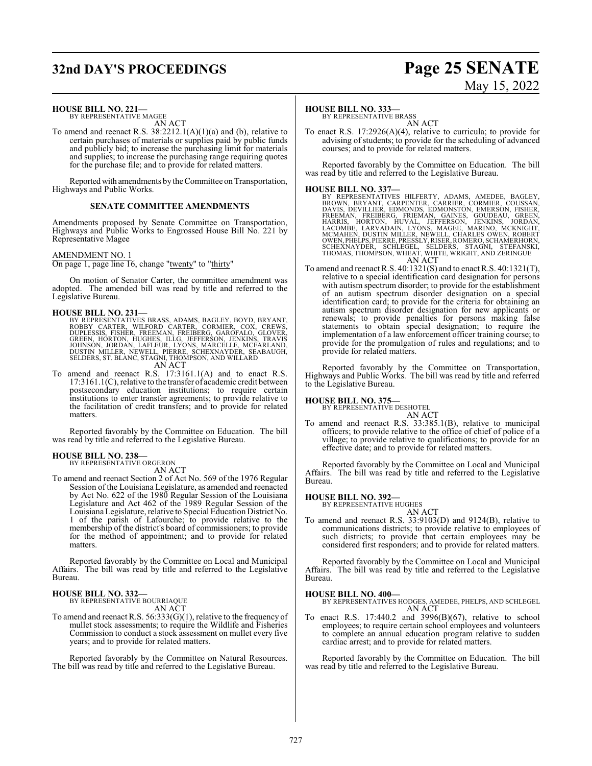**HOUSE BILL NO. 221—**
BY REPRESENTATIVE MAGEE
AN ACT

To amend and reenact R.S. 38:2212.1(A)(1)(a) and (b), relative to certain purchases of materials or supplies paid by public funds and publicly bid; to increase the purchasing limit for materials and supplies; to increase the purchasing range requiring quotes for the purchase file; and to provide for related matters.

Reported with amendments by the Committee on Transportation, Highways and Public Works.

**SENATE COMMITTEE AMENDMENTS**

Amendments proposed by Senate Committee on Transportation, Highways and Public Works to Engrossed House Bill No. 221 by Representative Magee

AMENDMENT NO. 1
On page 1, page line 16, change "twenty" to "thirty"

On motion of Senator Carter, the committee amendment was adopted. The amended bill was read by title and referred to the Legislative Bureau.

**HOUSE BILL NO. 231—**
BY REPRESENTATIVES BRASS, ADAMS, BAGLEY, BOYD, BRYANT, ROBBY CARTER, WILFORD CARTER, CORMIER, COX, CREWS, DUPLESSIS, FISHER, FREEMAN, FREIBERG, GAROFALO, GLOVER, GREEN, HORTON, HUGHES, ILLG, JEFFERSON, JENKINS, TRAVIS JOHNSON, JORDAN, LAFLEUR, LYONS, MARCELLE, MCFARLAND, DUSTIN MILLER, NEWELL, PIERRE, SCHEXNAYDER, SEABAUGH, SELDERS, ST. BLANC, STAGNI, THOMPSON, AND WILLARD
AN ACT

To amend and reenact R.S. 17:3161.1(A) and to enact R.S. 17:3161.1(C), relative to the transfer of academic credit between postsecondary education institutions; to require certain institutions to enter transfer agreements; to provide relative to the facilitation of credit transfers; and to provide for related matters.

Reported favorably by the Committee on Education. The bill was read by title and referred to the Legislative Bureau.

**HOUSE BILL NO. 238—**
BY REPRESENTATIVE ORGERON
AN ACT

To amend and reenact Section 2 of Act No. 569 of the 1976 Regular Session of the Louisiana Legislature, as amended and reenacted by Act No. 622 of the 1980 Regular Session of the Louisiana Legislature and Act 462 of the 1989 Regular Session of the Louisiana Legislature, relative to Special Education District No. 1 of the parish of Lafourche; to provide relative to the membership of the district's board of commissioners; to provide for the method of appointment; and to provide for related matters.

Reported favorably by the Committee on Local and Municipal Affairs. The bill was read by title and referred to the Legislative Bureau.

**HOUSE BILL NO. 332—**
BY REPRESENTATIVE BOURRIAQUE
AN ACT

To amend and reenact R.S. 56:333(G)(1), relative to the frequency of mullet stock assessments; to require the Wildlife and Fisheries Commission to conduct a stock assessment on mullet every five years; and to provide for related matters.

Reported favorably by the Committee on Natural Resources. The bill was read by title and referred to the Legislative Bureau.

**HOUSE BILL NO. 333—**
BY REPRESENTATIVE BRASS
AN ACT

To enact R.S. 17:2926(A)(4), relative to curricula; to provide for advising of students; to provide for the scheduling of advanced courses; and to provide for related matters.

Reported favorably by the Committee on Education. The bill was read by title and referred to the Legislative Bureau.

**HOUSE BILL NO. 337—**
BY REPRESENTATIVES HILFERTY, ADAMS, AMEDEE, BAGLEY, BROWN, BRYANT, CARPENTER, CARRIER, CORMIER, COUSSAN, DAVIS, DEVILLIER, EDMONDS, EDMONSTON, EMERSON, FISHER, FREEMAN, FREIBERG, FRIEMAN, GAINES, GOUDEAU, GREEN, HARRIS, HORTON, HUVAL, JEFFERSON, JENKINS, JORDAN, LACOMBE, LARVADAIN, LYONS, MAGEE, MARINO, MCKNIGHT, MCMAHEN, DUSTIN MILLER, NEWELL, CHARLES OWEN, ROBERT OWEN, PHELPS, PIERRE, PRESSLY, RISER, ROMERO, SCHAMERHORN, SCHEXNAYDER, SCHLEGEL, SELDERS, STAGNI, STEFANSKI, THOMAS, THOMPSON, WHEAT, WHITE, WRIGHT, AND ZERINGUE
AN ACT

To amend and reenact R.S. 40:1321(S) and to enact R.S. 40:1321(T), relative to a special identification card designation for persons with autism spectrum disorder; to provide for the establishment of an autism spectrum disorder designation on a special identification card; to provide for the criteria for obtaining an autism spectrum disorder designation for new applicants or renewals; to provide penalties for persons making false statements to obtain special designation; to require the implementation of a law enforcement officer training course; to provide for the promulgation of rules and regulations; and to provide for related matters.

Reported favorably by the Committee on Transportation, Highways and Public Works. The bill was read by title and referred to the Legislative Bureau.

**HOUSE BILL NO. 375—**
BY REPRESENTATIVE DESHOTEL
AN ACT

To amend and reenact R.S. 33:385.1(B), relative to municipal officers; to provide relative to the office of chief of police of a village; to provide relative to qualifications; to provide for an effective date; and to provide for related matters.

Reported favorably by the Committee on Local and Municipal Affairs. The bill was read by title and referred to the Legislative Bureau.

**HOUSE BILL NO. 392—**
BY REPRESENTATIVE HUGHES
AN ACT

To amend and reenact R.S. 33:9103(D) and 9124(B), relative to communications districts; to provide relative to employees of such districts; to provide that certain employees may be considered first responders; and to provide for related matters.

Reported favorably by the Committee on Local and Municipal Affairs. The bill was read by title and referred to the Legislative Bureau.

**HOUSE BILL NO. 400—**
BY REPRESENTATIVES HODGES, AMEDEE, PHELPS, AND SCHLEGEL
AN ACT

To enact R.S. 17:440.2 and 3996(B)(67), relative to school employees; to require certain school employees and volunteers to complete an annual education program relative to sudden cardiac arrest; and to provide for related matters.

Reported favorably by the Committee on Education. The bill was read by title and referred to the Legislative Bureau.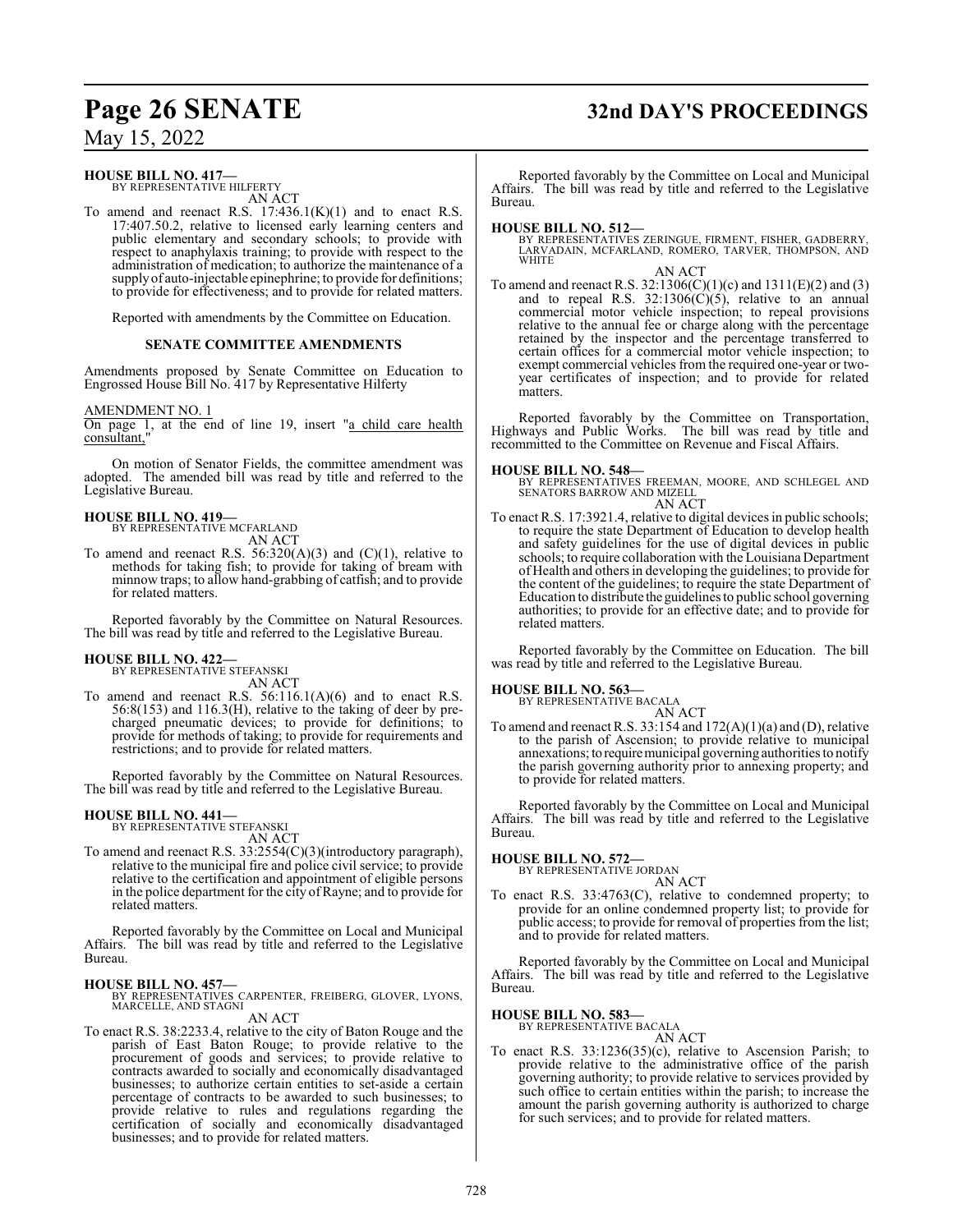**HOUSE BILL NO. 417—**
BY REPRESENTATIVE HILFERTY
AN ACT

To amend and reenact R.S. 17:436.1(K)(1) and to enact R.S. 17:407.50.2, relative to licensed early learning centers and public elementary and secondary schools; to provide with respect to anaphylaxis training; to provide with respect to the administration of medication; to authorize the maintenance of a supply of auto-injectable epinephrine; to provide for definitions; to provide for effectiveness; and to provide for related matters.

Reported with amendments by the Committee on Education.

**SENATE COMMITTEE AMENDMENTS**

Amendments proposed by Senate Committee on Education to Engrossed House Bill No. 417 by Representative Hilferty

AMENDMENT NO. 1
On page 1, at the end of line 19, insert "a child care health consultant,"

On motion of Senator Fields, the committee amendment was adopted. The amended bill was read by title and referred to the Legislative Bureau.

**HOUSE BILL NO. 419—**
BY REPRESENTATIVE MCFARLAND
AN ACT

To amend and reenact R.S. 56:320(A)(3) and (C)(1), relative to methods for taking fish; to provide for taking of bream with minnow traps; to allow hand-grabbing of catfish; and to provide for related matters.

Reported favorably by the Committee on Natural Resources. The bill was read by title and referred to the Legislative Bureau.

**HOUSE BILL NO. 422—**
BY REPRESENTATIVE STEFANSKI
AN ACT

To amend and reenact R.S. 56:116.1(A)(6) and to enact R.S. 56:8(153) and 116.3(H), relative to the taking of deer by pre-charged pneumatic devices; to provide for definitions; to provide for methods of taking; to provide for requirements and restrictions; and to provide for related matters.

Reported favorably by the Committee on Natural Resources. The bill was read by title and referred to the Legislative Bureau.

**HOUSE BILL NO. 441—**
BY REPRESENTATIVE STEFANSKI
AN ACT

To amend and reenact R.S. 33:2554(C)(3)(introductory paragraph), relative to the municipal fire and police civil service; to provide relative to the certification and appointment of eligible persons in the police department for the city of Rayne; and to provide for related matters.

Reported favorably by the Committee on Local and Municipal Affairs. The bill was read by title and referred to the Legislative Bureau.

**HOUSE BILL NO. 457—**
BY REPRESENTATIVES CARPENTER, FREIBERG, GLOVER, LYONS, MARCELLE, AND STAGNI
AN ACT

To enact R.S. 38:2233.4, relative to the city of Baton Rouge and the parish of East Baton Rouge; to provide relative to the procurement of goods and services; to provide relative to contracts awarded to socially and economically disadvantaged businesses; to authorize certain entities to set-aside a certain percentage of contracts to be awarded to such businesses; to provide relative to rules and regulations regarding the certification of socially and economically disadvantaged businesses; and to provide for related matters.

Reported favorably by the Committee on Local and Municipal Affairs. The bill was read by title and referred to the Legislative Bureau.

**HOUSE BILL NO. 512—**
BY REPRESENTATIVES ZERINGUE, FIRMENT, FISHER, GADBERRY, LARVADAIN, MCFARLAND, ROMERO, TARVER, THOMPSON, AND WHITE
AN ACT

To amend and reenact R.S. 32:1306(C)(1)(c) and 1311(E)(2) and (3) and to repeal R.S. 32:1306(C)(5), relative to an annual commercial motor vehicle inspection; to repeal provisions relative to the annual fee or charge along with the percentage retained by the inspector and the percentage transferred to certain offices for a commercial motor vehicle inspection; to exempt commercial vehicles from the required one-year or two-year certificates of inspection; and to provide for related matters.

Reported favorably by the Committee on Transportation, Highways and Public Works. The bill was read by title and recommitted to the Committee on Revenue and Fiscal Affairs.

**HOUSE BILL NO. 548—**
BY REPRESENTATIVES FREEMAN, MOORE, AND SCHLEGEL AND SENATORS BARROW AND MIZELL
AN ACT

To enact R.S. 17:3921.4, relative to digital devices in public schools; to require the state Department of Education to develop health and safety guidelines for the use of digital devices in public schools; to require collaboration with the Louisiana Department of Health and others in developing the guidelines; to provide for the content of the guidelines; to require the state Department of Education to distribute the guidelines to public school governing authorities; to provide for an effective date; and to provide for related matters.

Reported favorably by the Committee on Education. The bill was read by title and referred to the Legislative Bureau.

**HOUSE BILL NO. 563—**
BY REPRESENTATIVE BACALA
AN ACT

To amend and reenact R.S. 33:154 and 172(A)(1)(a) and (D), relative to the parish of Ascension; to provide relative to municipal annexations; to require municipal governing authorities to notify the parish governing authority prior to annexing property; and to provide for related matters.

Reported favorably by the Committee on Local and Municipal Affairs. The bill was read by title and referred to the Legislative Bureau.

**HOUSE BILL NO. 572—**
BY REPRESENTATIVE JORDAN
AN ACT

To enact R.S. 33:4763(C), relative to condemned property; to provide for an online condemned property list; to provide for public access; to provide for removal of properties from the list; and to provide for related matters.

Reported favorably by the Committee on Local and Municipal Affairs. The bill was read by title and referred to the Legislative Bureau.

**HOUSE BILL NO. 583—**
BY REPRESENTATIVE BACALA
AN ACT

To enact R.S. 33:1236(35)(c), relative to Ascension Parish; to provide relative to the administrative office of the parish governing authority; to provide relative to services provided by such office to certain entities within the parish; to increase the amount the parish governing authority is authorized to charge for such services; and to provide for related matters.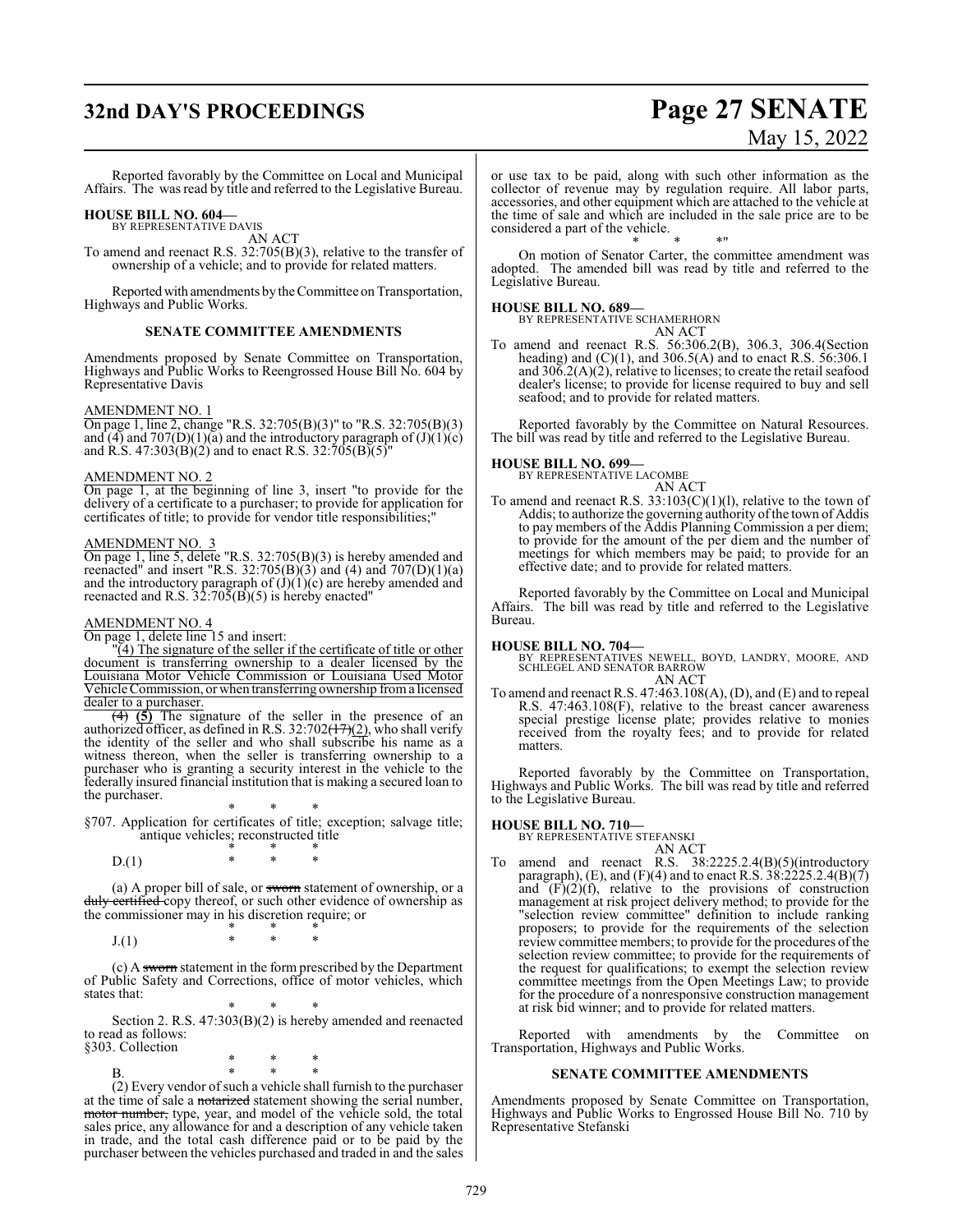Reported favorably by the Committee on Local and Municipal Affairs. The was read by title and referred to the Legislative Bureau.

**HOUSE BILL NO. 604—**
BY REPRESENTATIVE DAVIS

AN ACT

To amend and reenact R.S. 32:705(B)(3), relative to the transfer of ownership of a vehicle; and to provide for related matters.

Reported with amendments by the Committee on Transportation, Highways and Public Works.

**SENATE COMMITTEE AMENDMENTS**

Amendments proposed by Senate Committee on Transportation, Highways and Public Works to Reengrossed House Bill No. 604 by Representative Davis

AMENDMENT NO. 1

On page 1, line 2, change "R.S. 32:705(B)(3)" to "R.S. 32:705(B)(3) and (4) and 707(D)(1)(a) and the introductory paragraph of (J)(1)(c) and R.S. 47:303(B)(2) and to enact R.S. 32:705(B)(5)"

AMENDMENT NO. 2

On page 1, at the beginning of line 3, insert "to provide for the delivery of a certificate to a purchaser; to provide for application for certificates of title; to provide for vendor title responsibilities;"

AMENDMENT NO. 3

On page 1, line 5, delete "R.S. 32:705(B)(3) is hereby amended and reenacted" and insert "R.S. 32:705(B)(3) and (4) and 707(D)(1)(a) and the introductory paragraph of (J)(1)(c) are hereby amended and reenacted and R.S. 32:705(B)(5) is hereby enacted"

AMENDMENT NO. 4

On page 1, delete line 15 and insert:

"(4) The signature of the seller if the certificate of title or other document is transferring ownership to a dealer licensed by the Louisiana Motor Vehicle Commission or Louisiana Used Motor Vehicle Commission, or when transferring ownership from a licensed dealer to a purchaser.

~~(4)~~ **(5)** The signature of the seller in the presence of an authorized officer, as defined in R.S. 32:702~~(17)~~(2), who shall verify the identity of the seller and who shall subscribe his name as a witness thereon, when the seller is transferring ownership to a purchaser who is granting a security interest in the vehicle to the federally insured financial institution that is making a secured loan to the purchaser.

\* \* \*

§707. Application for certificates of title; exception; salvage title; antique vehicles; reconstructed title

\* \* \*

D.(1) \* \* \*

(a) A proper bill of sale, or ~~sworn~~ statement of ownership, or a ~~duly certified~~ copy thereof, or such other evidence of ownership as the commissioner may in his discretion require; or

\* \* \*

J.(1) \* \* \*

(c) A ~~sworn~~ statement in the form prescribed by the Department of Public Safety and Corrections, office of motor vehicles, which states that:

\* \* \*

Section 2. R.S. 47:303(B)(2) is hereby amended and reenacted to read as follows:

§303. Collection

\* \* \*

B. \* \* \*

(2) Every vendor of such a vehicle shall furnish to the purchaser at the time of sale a ~~notarized~~ statement showing the serial number, ~~motor number,~~ type, year, and model of the vehicle sold, the total sales price, any allowance for and a description of any vehicle taken in trade, and the total cash difference paid or to be paid by the purchaser between the vehicles purchased and traded in and the sales or use tax to be paid, along with such other information as the collector of revenue may by regulation require. All labor parts, accessories, and other equipment which are attached to the vehicle at the time of sale and which are included in the sale price are to be considered a part of the vehicle.

\* \* \*"

On motion of Senator Carter, the committee amendment was adopted. The amended bill was read by title and referred to the Legislative Bureau.

**HOUSE BILL NO. 689—**
BY REPRESENTATIVE SCHAMERHORN

AN ACT

To amend and reenact R.S. 56:306.2(B), 306.3, 306.4(Section heading) and (C)(1), and 306.5(A) and to enact R.S. 56:306.1 and 306.2(A)(2), relative to licenses; to create the retail seafood dealer's license; to provide for license required to buy and sell seafood; and to provide for related matters.

Reported favorably by the Committee on Natural Resources. The bill was read by title and referred to the Legislative Bureau.

**HOUSE BILL NO. 699—**
BY REPRESENTATIVE LACOMBE

AN ACT

To amend and reenact R.S. 33:103(C)(1)(l), relative to the town of Addis; to authorize the governing authority of the town of Addis to pay members of the Addis Planning Commission a per diem; to provide for the amount of the per diem and the number of meetings for which members may be paid; to provide for an effective date; and to provide for related matters.

Reported favorably by the Committee on Local and Municipal Affairs. The bill was read by title and referred to the Legislative Bureau.

**HOUSE BILL NO. 704—**
BY REPRESENTATIVES NEWELL, BOYD, LANDRY, MOORE, AND SCHLEGEL AND SENATOR BARROW

AN ACT

To amend and reenact R.S. 47:463.108(A), (D), and (E) and to repeal R.S. 47:463.108(F), relative to the breast cancer awareness special prestige license plate; provides relative to monies received from the royalty fees; and to provide for related matters.

Reported favorably by the Committee on Transportation, Highways and Public Works. The bill was read by title and referred to the Legislative Bureau.

**HOUSE BILL NO. 710—**
BY REPRESENTATIVE STEFANSKI

AN ACT

To amend and reenact R.S. 38:2225.2.4(B)(5)(introductory paragraph), (E), and (F)(4) and to enact R.S. 38:2225.2.4(B)(7) and (F)(2)(f), relative to the provisions of construction management at risk project delivery method; to provide for the "selection review committee" definition to include ranking proposers; to provide for the requirements of the selection review committee members; to provide for the procedures of the selection review committee; to provide for the requirements of the request for qualifications; to exempt the selection review committee meetings from the Open Meetings Law; to provide for the procedure of a nonresponsive construction management at risk bid winner; and to provide for related matters.

Reported with amendments by the Committee on Transportation, Highways and Public Works.

**SENATE COMMITTEE AMENDMENTS**

Amendments proposed by Senate Committee on Transportation, Highways and Public Works to Engrossed House Bill No. 710 by Representative Stefanski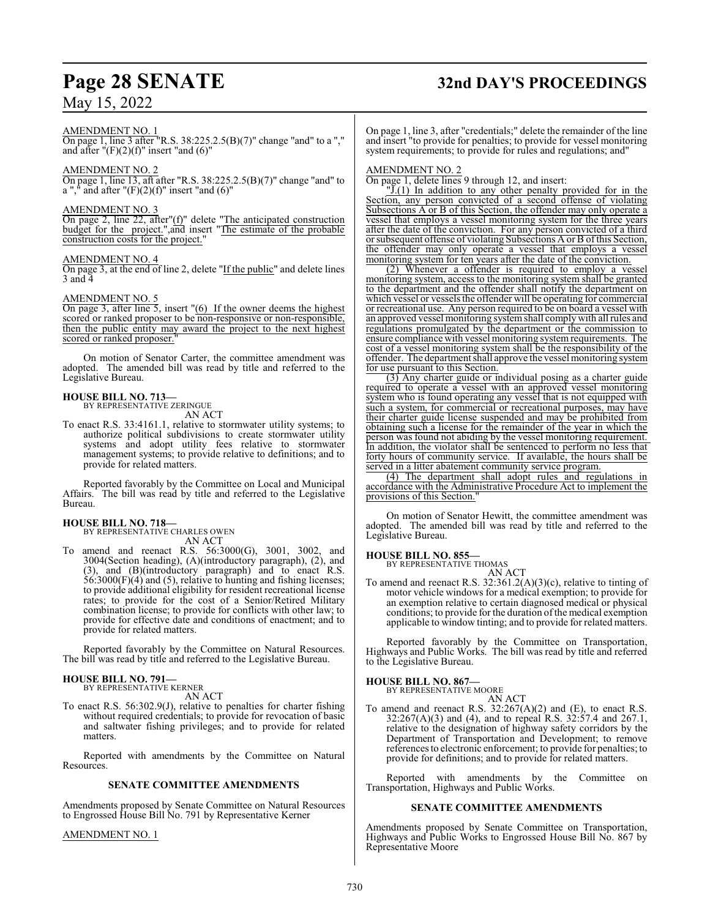AMENDMENT NO. 1

On page 1, line 3 after "R.S. 38:225.2.5(B)(7)" change "and" to a "," and after "(F)(2)(f)" insert "and (6)"

AMENDMENT NO. 2

On page 1, line 13, aft after "R.S. 38:225.2.5(B)(7)" change "and" to a "," and after "(F)(2)(f)" insert "and (6)"

AMENDMENT NO. 3

On page 2, line 22, after"(f)" delete "The anticipated construction budget for the project.",and insert "The estimate of the probable construction costs for the project."

AMENDMENT NO. 4

On page 3, at the end of line 2, delete "If the public" and delete lines 3 and 4

AMENDMENT NO. 5

On page 3, after line 5, insert "(6) If the owner deems the highest scored or ranked proposer to be non-responsive or non-responsible, then the public entity may award the project to the next highest scored or ranked proposer."

On motion of Senator Carter, the committee amendment was adopted. The amended bill was read by title and referred to the Legislative Bureau.

**HOUSE BILL NO. 713—**
BY REPRESENTATIVE ZERINGUE
AN ACT

To enact R.S. 33:4161.1, relative to stormwater utility systems; to authorize political subdivisions to create stormwater utility systems and adopt utility fees relative to stormwater management systems; to provide relative to definitions; and to provide for related matters.

Reported favorably by the Committee on Local and Municipal Affairs. The bill was read by title and referred to the Legislative Bureau.

**HOUSE BILL NO. 718—**
BY REPRESENTATIVE CHARLES OWEN
AN ACT

To amend and reenact R.S. 56:3000(G), 3001, 3002, and 3004(Section heading), (A)(introductory paragraph), (2), and (3), and (B)(introductory paragraph) and to enact R.S. 56:3000(F)(4) and (5), relative to hunting and fishing licenses; to provide additional eligibility for resident recreational license rates; to provide for the cost of a Senior/Retired Military combination license; to provide for conflicts with other law; to provide for effective date and conditions of enactment; and to provide for related matters.

Reported favorably by the Committee on Natural Resources. The bill was read by title and referred to the Legislative Bureau.

**HOUSE BILL NO. 791—**
BY REPRESENTATIVE KERNER
AN ACT

To enact R.S. 56:302.9(J), relative to penalties for charter fishing without required credentials; to provide for revocation of basic and saltwater fishing privileges; and to provide for related matters.

Reported with amendments by the Committee on Natural Resources.

**SENATE COMMITTEE AMENDMENTS**

Amendments proposed by Senate Committee on Natural Resources to Engrossed House Bill No. 791 by Representative Kerner

AMENDMENT NO. 1

On page 1, line 3, after "credentials;" delete the remainder of the line and insert "to provide for penalties; to provide for vessel monitoring system requirements; to provide for rules and regulations; and"

AMENDMENT NO. 2

On page 1, delete lines 9 through 12, and insert:

"J.(1) In addition to any other penalty provided for in the Section, any person convicted of a second offense of violating Subsections A or B of this Section, the offender may only operate a vessel that employs a vessel monitoring system for the three years after the date of the conviction. For any person convicted of a third or subsequent offense of violating Subsections A or B of this Section, the offender may only operate a vessel that employs a vessel monitoring system for ten years after the date of the conviction.

(2) Whenever a offender is required to employ a vessel monitoring system, access to the monitoring system shall be granted to the department and the offender shall notify the department on which vessel or vessels the offender will be operating for commercial or recreational use. Any person required to be on board a vessel with an approved vessel monitoring system shall comply with all rules and regulations promulgated by the department or the commission to ensure compliance with vessel monitoring system requirements. The cost of a vessel monitoring system shall be the responsibility of the offender. The department shall approve the vessel monitoring system for use pursuant to this Section.

(3) Any charter guide or individual posing as a charter guide required to operate a vessel with an approved vessel monitoring system who is found operating any vessel that is not equipped with such a system, for commercial or recreational purposes, may have their charter guide license suspended and may be prohibited from obtaining such a license for the remainder of the year in which the person was found not abiding by the vessel monitoring requirement. In addition, the violator shall be sentenced to perform no less that forty hours of community service. If available, the hours shall be served in a litter abatement community service program.

(4) The department shall adopt rules and regulations in accordance with the Administrative Procedure Act to implement the provisions of this Section."

On motion of Senator Hewitt, the committee amendment was adopted. The amended bill was read by title and referred to the Legislative Bureau.

**HOUSE BILL NO. 855—**
BY REPRESENTATIVE THOMAS
AN ACT

To amend and reenact R.S. 32:361.2(A)(3)(c), relative to tinting of motor vehicle windows for a medical exemption; to provide for an exemption relative to certain diagnosed medical or physical conditions; to provide for the duration of the medical exemption applicable to window tinting; and to provide for related matters.

Reported favorably by the Committee on Transportation, Highways and Public Works. The bill was read by title and referred to the Legislative Bureau.

**HOUSE BILL NO. 867—**
BY REPRESENTATIVE MOORE
AN ACT

To amend and reenact R.S. 32:267(A)(2) and (E), to enact R.S. 32:267(A)(3) and (4), and to repeal R.S. 32:57.4 and 267.1, relative to the designation of highway safety corridors by the Department of Transportation and Development; to remove references to electronic enforcement; to provide for penalties; to provide for definitions; and to provide for related matters.

Reported with amendments by the Committee on Transportation, Highways and Public Works.

**SENATE COMMITTEE AMENDMENTS**

Amendments proposed by Senate Committee on Transportation, Highways and Public Works to Engrossed House Bill No. 867 by Representative Moore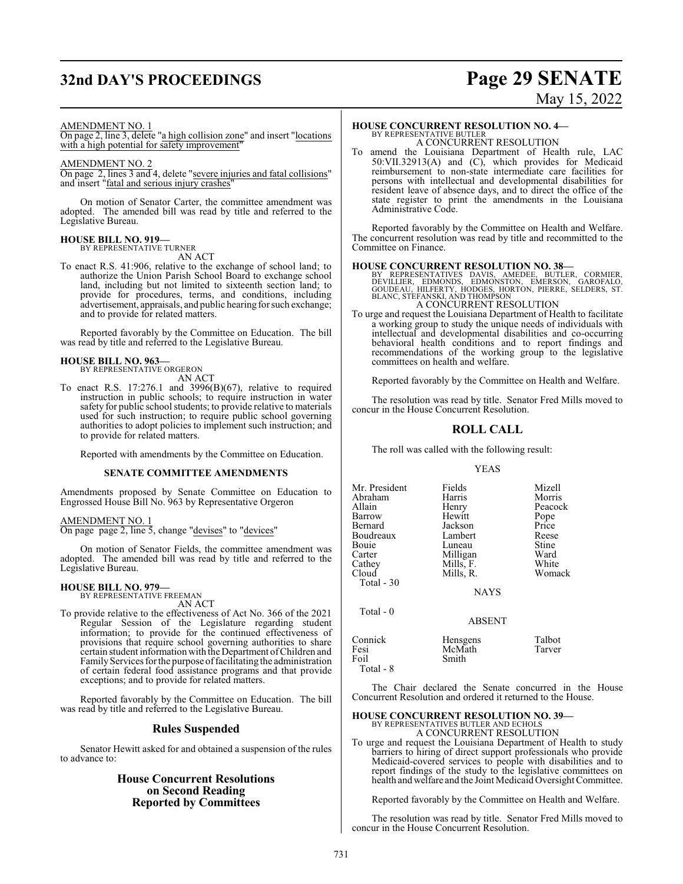AMENDMENT NO. 1
On page 2, line 3, delete "a high collision zone" and insert "locations with a high potential for safety improvement"

AMENDMENT NO. 2
On page 2, lines 3 and 4, delete "severe injuries and fatal collisions" and insert "fatal and serious injury crashes"

On motion of Senator Carter, the committee amendment was adopted. The amended bill was read by title and referred to the Legislative Bureau.

**HOUSE BILL NO. 919—**
BY REPRESENTATIVE TURNER
AN ACT

To enact R.S. 41:906, relative to the exchange of school land; to authorize the Union Parish School Board to exchange school land, including but not limited to sixteenth section land; to provide for procedures, terms, and conditions, including advertisement, appraisals, and public hearing for such exchange; and to provide for related matters.

Reported favorably by the Committee on Education. The bill was read by title and referred to the Legislative Bureau.

**HOUSE BILL NO. 963—**
BY REPRESENTATIVE ORGERON
AN ACT

To enact R.S. 17:276.1 and 3996(B)(67), relative to required instruction in public schools; to require instruction in water safety for public school students; to provide relative to materials used for such instruction; to require public school governing authorities to adopt policies to implement such instruction; and to provide for related matters.

Reported with amendments by the Committee on Education.

**SENATE COMMITTEE AMENDMENTS**

Amendments proposed by Senate Committee on Education to Engrossed House Bill No. 963 by Representative Orgeron

AMENDMENT NO. 1
On page page 2, line 5, change "devises" to "devices"

On motion of Senator Fields, the committee amendment was adopted. The amended bill was read by title and referred to the Legislative Bureau.

**HOUSE BILL NO. 979—**
BY REPRESENTATIVE FREEMAN
AN ACT

To provide relative to the effectiveness of Act No. 366 of the 2021 Regular Session of the Legislature regarding student information; to provide for the continued effectiveness of provisions that require school governing authorities to share certain student information with the Department of Children and Family Services for the purpose of facilitating the administration of certain federal food assistance programs and that provide exceptions; and to provide for related matters.

Reported favorably by the Committee on Education. The bill was read by title and referred to the Legislative Bureau.

## Rules Suspended

Senator Hewitt asked for and obtained a suspension of the rules to advance to:

## House Concurrent Resolutions on Second Reading Reported by Committees

**HOUSE CONCURRENT RESOLUTION NO. 4—**
BY REPRESENTATIVE BUTLER
A CONCURRENT RESOLUTION

To amend the Louisiana Department of Health rule, LAC 50:VII.32913(A) and (C), which provides for Medicaid reimbursement to non-state intermediate care facilities for persons with intellectual and developmental disabilities for resident leave of absence days, and to direct the office of the state register to print the amendments in the Louisiana Administrative Code.

Reported favorably by the Committee on Health and Welfare. The concurrent resolution was read by title and recommitted to the Committee on Finance.

**HOUSE CONCURRENT RESOLUTION NO. 38—**
BY REPRESENTATIVES DAVIS, AMEDEE, BUTLER, CORMIER, DEVILLIER, EDMONDS, EDMONSTON, EMERSON, GAROFALO, GOUDEAU, HILFERTY, HODGES, HORTON, PIERRE, SELDERS, ST. BLANC, STEFANSKI, AND THOMPSON
A CONCURRENT RESOLUTION

To urge and request the Louisiana Department of Health to facilitate a working group to study the unique needs of individuals with intellectual and developmental disabilities and co-occurring behavioral health conditions and to report findings and recommendations of the working group to the legislative committees on health and welfare.

Reported favorably by the Committee on Health and Welfare.

The resolution was read by title. Senator Fred Mills moved to concur in the House Concurrent Resolution.

## ROLL CALL

The roll was called with the following result:

YEAS

| | | |
|---|---|---|
| Mr. President | Fields | Mizell |
| Abraham | Harris | Morris |
| Allain | Henry | Peacock |
| Barrow | Hewitt | Pope |
| Bernard | Jackson | Price |
| Boudreaux | Lambert | Reese |
| Bouie | Luneau | Stine |
| Carter | Milligan | Ward |
| Cathey | Mills, F. | White |
| Cloud | Mills, R. | Womack |

Total - 30

NAYS

Total - 0

ABSENT

| | | |
|---|---|---|
| Connick | Hensgens | Talbot |
| Fesi | McMath | Tarver |
| Foil | Smith | |

Total - 8

The Chair declared the Senate concurred in the House Concurrent Resolution and ordered it returned to the House.

**HOUSE CONCURRENT RESOLUTION NO. 39—**
BY REPRESENTATIVES BUTLER AND ECHOLS
A CONCURRENT RESOLUTION

To urge and request the Louisiana Department of Health to study barriers to hiring of direct support professionals who provide Medicaid-covered services to people with disabilities and to report findings of the study to the legislative committees on health and welfare and the Joint Medicaid Oversight Committee.

Reported favorably by the Committee on Health and Welfare.

The resolution was read by title. Senator Fred Mills moved to concur in the House Concurrent Resolution.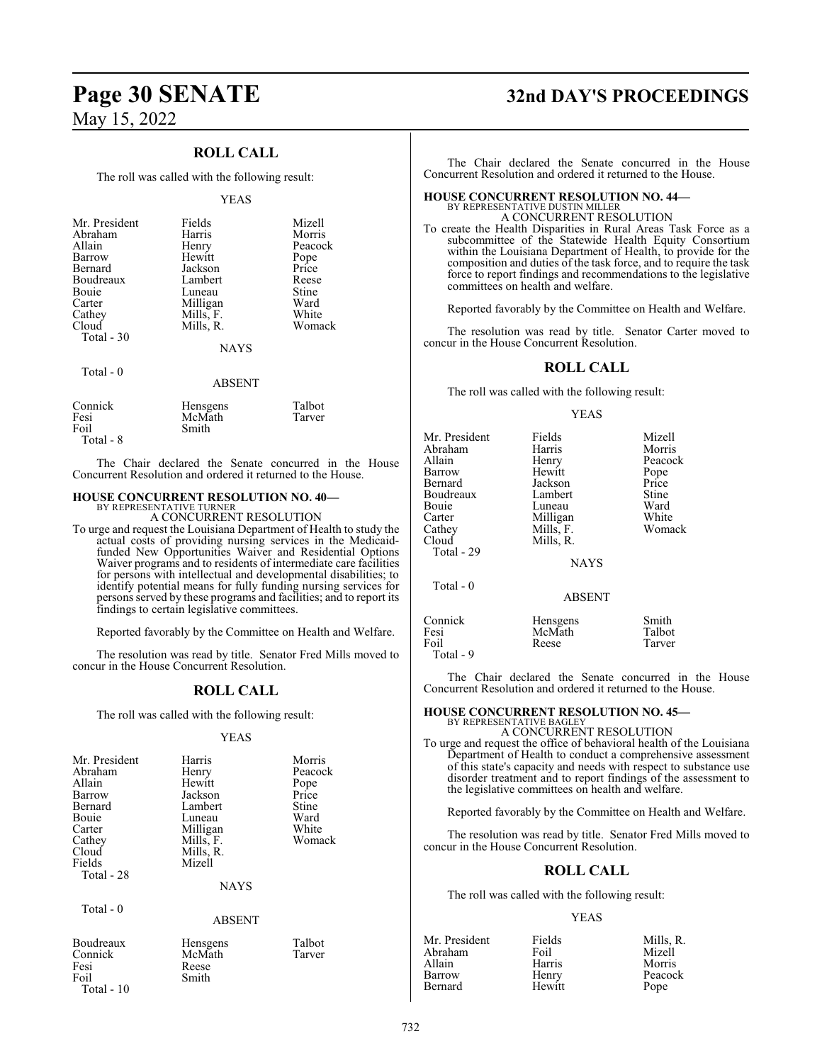## ROLL CALL

The roll was called with the following result:

YEAS

| | | |
|---|---|---|
| Mr. President | Fields | Mizell |
| Abraham | Harris | Morris |
| Allain | Henry | Peacock |
| Barrow | Hewitt | Pope |
| Bernard | Jackson | Price |
| Boudreaux | Lambert | Reese |
| Bouie | Luneau | Stine |
| Carter | Milligan | Ward |
| Cathey | Mills, F. | White |
| Cloud | Mills, R. | Womack |

Total - 30

NAYS

Total - 0

ABSENT

| | | |
|---|---|---|
| Connick | Hensgens | Talbot |
| Fesi | McMath | Tarver |
| Foil | Smith | |

Total - 8

The Chair declared the Senate concurred in the House Concurrent Resolution and ordered it returned to the House.

**HOUSE CONCURRENT RESOLUTION NO. 40—**
BY REPRESENTATIVE TURNER
A CONCURRENT RESOLUTION

To urge and request the Louisiana Department of Health to study the actual costs of providing nursing services in the Medicaid-funded New Opportunities Waiver and Residential Options Waiver programs and to residents of intermediate care facilities for persons with intellectual and developmental disabilities; to identify potential means for fully funding nursing services for persons served by these programs and facilities; and to report its findings to certain legislative committees.

Reported favorably by the Committee on Health and Welfare.

The resolution was read by title. Senator Fred Mills moved to concur in the House Concurrent Resolution.

## ROLL CALL

The roll was called with the following result:

YEAS

| | | |
|---|---|---|
| Mr. President | Harris | Morris |
| Abraham | Henry | Peacock |
| Allain | Hewitt | Pope |
| Barrow | Jackson | Price |
| Bernard | Lambert | Stine |
| Bouie | Luneau | Ward |
| Carter | Milligan | White |
| Cathey | Mills, F. | Womack |
| Cloud | Mills, R. | |
| Fields | Mizell | |

Total - 28

NAYS

Total - 0

ABSENT

| | | |
|---|---|---|
| Boudreaux | Hensgens | Talbot |
| Connick | McMath | Tarver |
| Fesi | Reese | |
| Foil | Smith | |

Total - 10

The Chair declared the Senate concurred in the House Concurrent Resolution and ordered it returned to the House.

**HOUSE CONCURRENT RESOLUTION NO. 44—**
BY REPRESENTATIVE DUSTIN MILLER
A CONCURRENT RESOLUTION

To create the Health Disparities in Rural Areas Task Force as a subcommittee of the Statewide Health Equity Consortium within the Louisiana Department of Health, to provide for the composition and duties of the task force, and to require the task force to report findings and recommendations to the legislative committees on health and welfare.

Reported favorably by the Committee on Health and Welfare.

The resolution was read by title. Senator Carter moved to concur in the House Concurrent Resolution.

## ROLL CALL

The roll was called with the following result:

YEAS

| | | |
|---|---|---|
| Mr. President | Fields | Mizell |
| Abraham | Harris | Morris |
| Allain | Henry | Peacock |
| Barrow | Hewitt | Pope |
| Bernard | Jackson | Price |
| Boudreaux | Lambert | Stine |
| Bouie | Luneau | Ward |
| Carter | Milligan | White |
| Cathey | Mills, F. | Womack |
| Cloud | Mills, R. | |

Total - 29

NAYS

Total - 0

ABSENT

| | | |
|---|---|---|
| Connick | Hensgens | Smith |
| Fesi | McMath | Talbot |
| Foil | Reese | Tarver |

Total - 9

The Chair declared the Senate concurred in the House Concurrent Resolution and ordered it returned to the House.

**HOUSE CONCURRENT RESOLUTION NO. 45—**
BY REPRESENTATIVE BAGLEY
A CONCURRENT RESOLUTION

To urge and request the office of behavioral health of the Louisiana Department of Health to conduct a comprehensive assessment of this state's capacity and needs with respect to substance use disorder treatment and to report findings of the assessment to the legislative committees on health and welfare.

Reported favorably by the Committee on Health and Welfare.

The resolution was read by title. Senator Fred Mills moved to concur in the House Concurrent Resolution.

## ROLL CALL

The roll was called with the following result:

YEAS

| | | |
|---|---|---|
| Mr. President | Fields | Mills, R. |
| Abraham | Foil | Mizell |
| Allain | Harris | Morris |
| Barrow | Henry | Peacock |
| Bernard | Hewitt | Pope |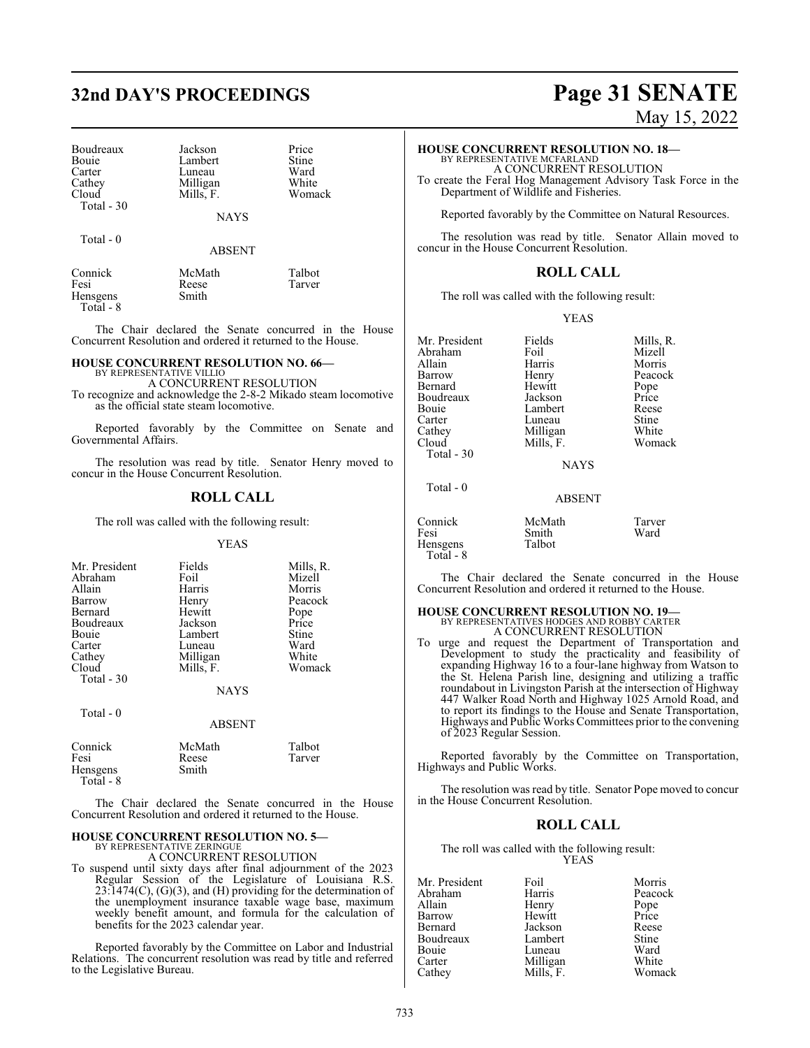| Boudreaux | Jackson | Price |
|---|---|---|
| Bouie | Lambert | Stine |
| Carter | Luneau | Ward |
| Cathey | Milligan | White |
| Cloud | Mills, F. | Womack |

Total - 30

NAYS

Total - 0

ABSENT

| Connick | McMath | Talbot |
|---|---|---|
| Fesi | Reese | Tarver |
| Hensgens | Smith | |

Total - 8

The Chair declared the Senate concurred in the House Concurrent Resolution and ordered it returned to the House.

**HOUSE CONCURRENT RESOLUTION NO. 66—**
BY REPRESENTATIVE VILLIO
A CONCURRENT RESOLUTION
To recognize and acknowledge the 2-8-2 Mikado steam locomotive as the official state steam locomotive.

Reported favorably by the Committee on Senate and Governmental Affairs.

The resolution was read by title. Senator Henry moved to concur in the House Concurrent Resolution.

## ROLL CALL

The roll was called with the following result:

YEAS

| Mr. President | Fields | Mills, R. |
|---|---|---|
| Abraham | Foil | Mizell |
| Allain | Harris | Morris |
| Barrow | Henry | Peacock |
| Bernard | Hewitt | Pope |
| Boudreaux | Jackson | Price |
| Bouie | Lambert | Stine |
| Carter | Luneau | Ward |
| Cathey | Milligan | White |
| Cloud | Mills, F. | Womack |

Total - 30

NAYS

Total - 0

ABSENT

| Connick | McMath | Talbot |
|---|---|---|
| Fesi | Reese | Tarver |
| Hensgens | Smith | |

Total - 8

The Chair declared the Senate concurred in the House Concurrent Resolution and ordered it returned to the House.

**HOUSE CONCURRENT RESOLUTION NO. 5—**
BY REPRESENTATIVE ZERINGUE
A CONCURRENT RESOLUTION
To suspend until sixty days after final adjournment of the 2023 Regular Session of the Legislature of Louisiana R.S. 23:1474(C), (G)(3), and (H) providing for the determination of the unemployment insurance taxable wage base, maximum weekly benefit amount, and formula for the calculation of benefits for the 2023 calendar year.

Reported favorably by the Committee on Labor and Industrial Relations. The concurrent resolution was read by title and referred to the Legislative Bureau.

**HOUSE CONCURRENT RESOLUTION NO. 18—**
BY REPRESENTATIVE MCFARLAND
A CONCURRENT RESOLUTION
To create the Feral Hog Management Advisory Task Force in the Department of Wildlife and Fisheries.

Reported favorably by the Committee on Natural Resources.

The resolution was read by title. Senator Allain moved to concur in the House Concurrent Resolution.

## ROLL CALL

The roll was called with the following result:

YEAS

| Mr. President | Fields | Mills, R. |
|---|---|---|
| Abraham | Foil | Mizell |
| Allain | Harris | Morris |
| Barrow | Henry | Peacock |
| Bernard | Hewitt | Pope |
| Boudreaux | Jackson | Price |
| Bouie | Lambert | Reese |
| Carter | Luneau | Stine |
| Cathey | Milligan | White |
| Cloud | Mills, F. | Womack |

Total - 30

NAYS

Total - 0

ABSENT

| Connick | McMath | Tarver |
|---|---|---|
| Fesi | Smith | Ward |
| Hensgens | Talbot | |

Total - 8

The Chair declared the Senate concurred in the House Concurrent Resolution and ordered it returned to the House.

**HOUSE CONCURRENT RESOLUTION NO. 19—**
BY REPRESENTATIVES HODGES AND ROBBY CARTER
A CONCURRENT RESOLUTION
To urge and request the Department of Transportation and Development to study the practicality and feasibility of expanding Highway 16 to a four-lane highway from Watson to the St. Helena Parish line, designing and utilizing a traffic roundabout in Livingston Parish at the intersection of Highway 447 Walker Road North and Highway 1025 Arnold Road, and to report its findings to the House and Senate Transportation, Highways and Public Works Committees prior to the convening of 2023 Regular Session.

Reported favorably by the Committee on Transportation, Highways and Public Works.

The resolution was read by title. Senator Pope moved to concur in the House Concurrent Resolution.

## ROLL CALL

The roll was called with the following result:

YEAS

| Mr. President | Foil | Morris |
|---|---|---|
| Abraham | Harris | Peacock |
| Allain | Henry | Pope |
| Barrow | Hewitt | Price |
| Bernard | Jackson | Reese |
| Boudreaux | Lambert | Stine |
| Bouie | Luneau | Ward |
| Carter | Milligan | White |
| Cathey | Mills, F. | Womack |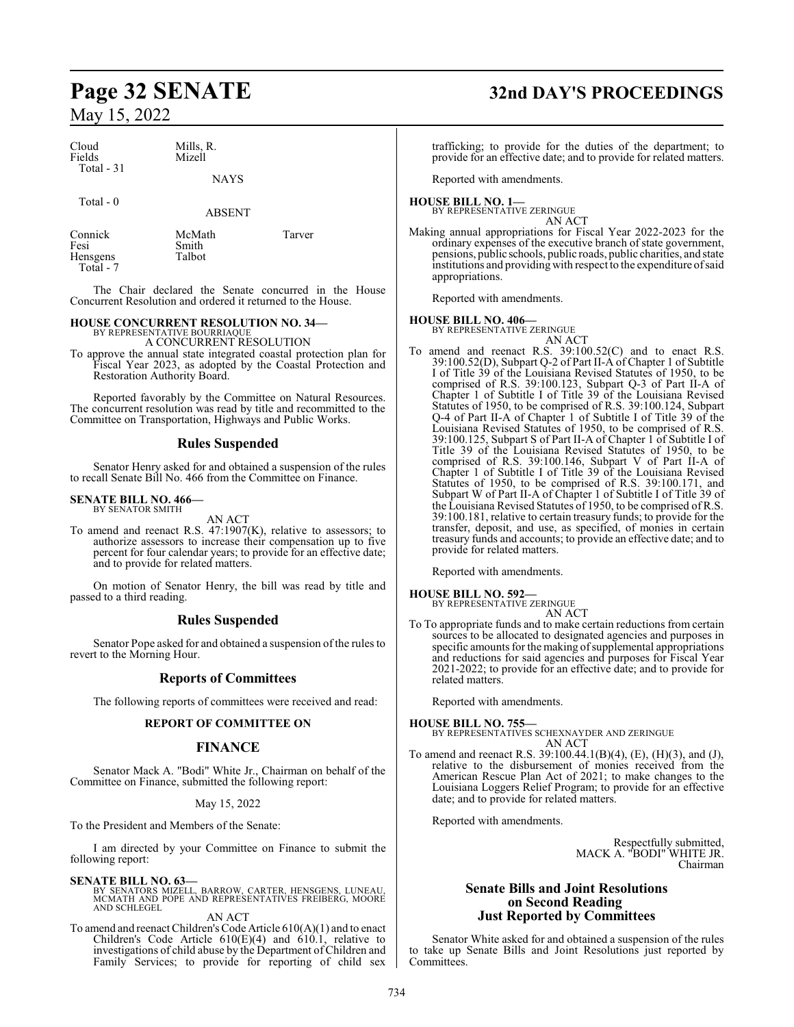| | | |
|---|---|---|
| Cloud | Mills, R. | |
| Fields | Mizell | |
| Total - 31 | | |

NAYS

Total - 0

ABSENT

| | | |
|---|---|---|
| Connick | McMath | Tarver |
| Fesi | Smith | |
| Hensgens | Talbot | |
| Total - 7 | | |

The Chair declared the Senate concurred in the House Concurrent Resolution and ordered it returned to the House.

**HOUSE CONCURRENT RESOLUTION NO. 34—**
BY REPRESENTATIVE BOURRIAQUE
A CONCURRENT RESOLUTION

To approve the annual state integrated coastal protection plan for Fiscal Year 2023, as adopted by the Coastal Protection and Restoration Authority Board.

Reported favorably by the Committee on Natural Resources. The concurrent resolution was read by title and recommitted to the Committee on Transportation, Highways and Public Works.

## Rules Suspended

Senator Henry asked for and obtained a suspension of the rules to recall Senate Bill No. 466 from the Committee on Finance.

**SENATE BILL NO. 466—**
BY SENATOR SMITH
AN ACT

To amend and reenact R.S. 47:1907(K), relative to assessors; to authorize assessors to increase their compensation up to five percent for four calendar years; to provide for an effective date; and to provide for related matters.

On motion of Senator Henry, the bill was read by title and passed to a third reading.

## Rules Suspended

Senator Pope asked for and obtained a suspension of the rules to revert to the Morning Hour.

## Reports of Committees

The following reports of committees were received and read:

### REPORT OF COMMITTEE ON

## FINANCE

Senator Mack A. "Bodi" White Jr., Chairman on behalf of the Committee on Finance, submitted the following report:

May 15, 2022

To the President and Members of the Senate:

I am directed by your Committee on Finance to submit the following report:

**SENATE BILL NO. 63—**
BY SENATORS MIZELL, BARROW, CARTER, HENSGENS, LUNEAU, MCMATH AND POPE AND REPRESENTATIVES FREIBERG, MOORE AND SCHLEGEL
AN ACT

To amend and reenact Children's Code Article 610(A)(1) and to enact Children's Code Article 610(E)(4) and 610.1, relative to investigations of child abuse by the Department of Children and Family Services; to provide for reporting of child sex trafficking; to provide for the duties of the department; to provide for an effective date; and to provide for related matters.

Reported with amendments.

**HOUSE BILL NO. 1—**
BY REPRESENTATIVE ZERINGUE
AN ACT

Making annual appropriations for Fiscal Year 2022-2023 for the ordinary expenses of the executive branch of state government, pensions, public schools, public roads, public charities, and state institutions and providing with respect to the expenditure of said appropriations.

Reported with amendments.

**HOUSE BILL NO. 406—**
BY REPRESENTATIVE ZERINGUE
AN ACT

To amend and reenact R.S. 39:100.52(C) and to enact R.S. 39:100.52(D), Subpart Q-2 of Part II-A of Chapter 1 of Subtitle I of Title 39 of the Louisiana Revised Statutes of 1950, to be comprised of R.S. 39:100.123, Subpart Q-3 of Part II-A of Chapter 1 of Subtitle I of Title 39 of the Louisiana Revised Statutes of 1950, to be comprised of R.S. 39:100.124, Subpart Q-4 of Part II-A of Chapter 1 of Subtitle I of Title 39 of the Louisiana Revised Statutes of 1950, to be comprised of R.S. 39:100.125, Subpart S of Part II-A of Chapter 1 of Subtitle I of Title 39 of the Louisiana Revised Statutes of 1950, to be comprised of R.S. 39:100.146, Subpart V of Part II-A of Chapter 1 of Subtitle I of Title 39 of the Louisiana Revised Statutes of 1950, to be comprised of R.S. 39:100.171, and Subpart W of Part II-A of Chapter 1 of Subtitle I of Title 39 of the Louisiana Revised Statutes of 1950, to be comprised of R.S. 39:100.181, relative to certain treasury funds; to provide for the transfer, deposit, and use, as specified, of monies in certain treasury funds and accounts; to provide an effective date; and to provide for related matters.

Reported with amendments.

**HOUSE BILL NO. 592—**
BY REPRESENTATIVE ZERINGUE
AN ACT

To To appropriate funds and to make certain reductions from certain sources to be allocated to designated agencies and purposes in specific amounts for the making of supplemental appropriations and reductions for said agencies and purposes for Fiscal Year 2021-2022; to provide for an effective date; and to provide for related matters.

Reported with amendments.

**HOUSE BILL NO. 755—**
BY REPRESENTATIVES SCHEXNAYDER AND ZERINGUE
AN ACT

To amend and reenact R.S. 39:100.44.1(B)(4), (E), (H)(3), and (J), relative to the disbursement of monies received from the American Rescue Plan Act of 2021; to make changes to the Louisiana Loggers Relief Program; to provide for an effective date; and to provide for related matters.

Reported with amendments.

Respectfully submitted,
MACK A. "BODI" WHITE JR.
Chairman

## Senate Bills and Joint Resolutions on Second Reading Just Reported by Committees

Senator White asked for and obtained a suspension of the rules to take up Senate Bills and Joint Resolutions just reported by Committees.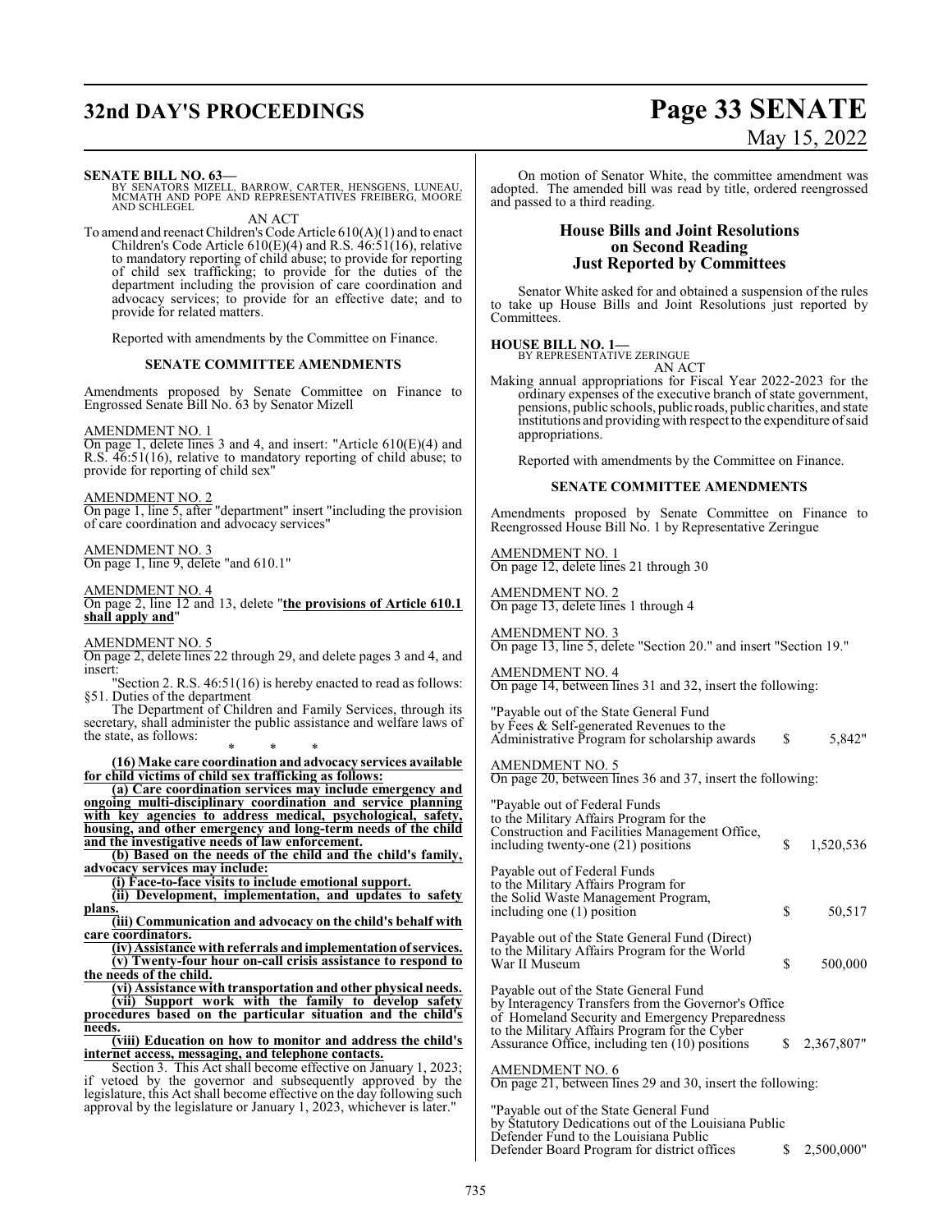**SENATE BILL NO. 63—**
BY SENATORS MIZELL, BARROW, CARTER, HENSGENS, LUNEAU, MCMATH AND POPE AND REPRESENTATIVES FREIBERG, MOORE AND SCHLEGEL

AN ACT

To amend and reenact Children's Code Article 610(A)(1) and to enact Children's Code Article 610(E)(4) and R.S. 46:51(16), relative to mandatory reporting of child abuse; to provide for reporting of child sex trafficking; to provide for the duties of the department including the provision of care coordination and advocacy services; to provide for an effective date; and to provide for related matters.

Reported with amendments by the Committee on Finance.

**SENATE COMMITTEE AMENDMENTS**

Amendments proposed by Senate Committee on Finance to Engrossed Senate Bill No. 63 by Senator Mizell

AMENDMENT NO. 1
On page 1, delete lines 3 and 4, and insert: "Article 610(E)(4) and R.S. 46:51(16), relative to mandatory reporting of child abuse; to provide for reporting of child sex"

AMENDMENT NO. 2
On page 1, line 5, after "department" insert "including the provision of care coordination and advocacy services"

AMENDMENT NO. 3
On page 1, line 9, delete "and 610.1"

AMENDMENT NO. 4
On page 2, line 12 and 13, delete "**the provisions of Article 610.1 shall apply and**"

AMENDMENT NO. 5
On page 2, delete lines 22 through 29, and delete pages 3 and 4, and insert:

"Section 2. R.S. 46:51(16) is hereby enacted to read as follows:
§51. Duties of the department

The Department of Children and Family Services, through its secretary, shall administer the public assistance and welfare laws of the state, as follows:

\* \* \*

**(16) Make care coordination and advocacy services available for child victims of child sex trafficking as follows:**

**(a) Care coordination services may include emergency and ongoing multi-disciplinary coordination and service planning with key agencies to address medical, psychological, safety, housing, and other emergency and long-term needs of the child and the investigative needs of law enforcement.**

**(b) Based on the needs of the child and the child's family, advocacy services may include:**

**(i) Face-to-face visits to include emotional support.**

**(ii) Development, implementation, and updates to safety plans.**

**(iii) Communication and advocacy on the child's behalf with care coordinators.**

**(iv) Assistance with referrals and implementation of services.**

**(v) Twenty-four hour on-call crisis assistance to respond to the needs of the child.**

**(vi) Assistance with transportation and other physical needs.**

**(vii) Support work with the family to develop safety procedures based on the particular situation and the child's needs.**

**(viii) Education on how to monitor and address the child's internet access, messaging, and telephone contacts.**

Section 3. This Act shall become effective on January 1, 2023; if vetoed by the governor and subsequently approved by the legislature, this Act shall become effective on the day following such approval by the legislature or January 1, 2023, whichever is later."

On motion of Senator White, the committee amendment was adopted. The amended bill was read by title, ordered reengrossed and passed to a third reading.

## House Bills and Joint Resolutions on Second Reading Just Reported by Committees

Senator White asked for and obtained a suspension of the rules to take up House Bills and Joint Resolutions just reported by Committees.

**HOUSE BILL NO. 1—**
BY REPRESENTATIVE ZERINGUE

AN ACT

Making annual appropriations for Fiscal Year 2022-2023 for the ordinary expenses of the executive branch of state government, pensions, public schools, public roads, public charities, and state institutions and providing with respect to the expenditure of said appropriations.

Reported with amendments by the Committee on Finance.

**SENATE COMMITTEE AMENDMENTS**

Amendments proposed by Senate Committee on Finance to Reengrossed House Bill No. 1 by Representative Zeringue

AMENDMENT NO. 1
On page 12, delete lines 21 through 30

AMENDMENT NO. 2
On page 13, delete lines 1 through 4

AMENDMENT NO. 3
On page 13, line 5, delete "Section 20." and insert "Section 19."

AMENDMENT NO. 4
On page 14, between lines 31 and 32, insert the following:

"Payable out of the State General Fund by Fees & Self-generated Revenues to the Administrative Program for scholarship awards $ 5,842"

AMENDMENT NO. 5
On page 20, between lines 36 and 37, insert the following:

"Payable out of Federal Funds to the Military Affairs Program for the Construction and Facilities Management Office, including twenty-one (21) positions $ 1,520,536

Payable out of Federal Funds to the Military Affairs Program for the Solid Waste Management Program, including one (1) position $ 50,517

Payable out of the State General Fund (Direct) to the Military Affairs Program for the World War II Museum $ 500,000

Payable out of the State General Fund by Interagency Transfers from the Governor's Office of Homeland Security and Emergency Preparedness to the Military Affairs Program for the Cyber Assurance Office, including ten (10) positions $ 2,367,807"

AMENDMENT NO. 6
On page 21, between lines 29 and 30, insert the following:

"Payable out of the State General Fund by Statutory Dedications out of the Louisiana Public Defender Fund to the Louisiana Public Defender Board Program for district offices $ 2,500,000"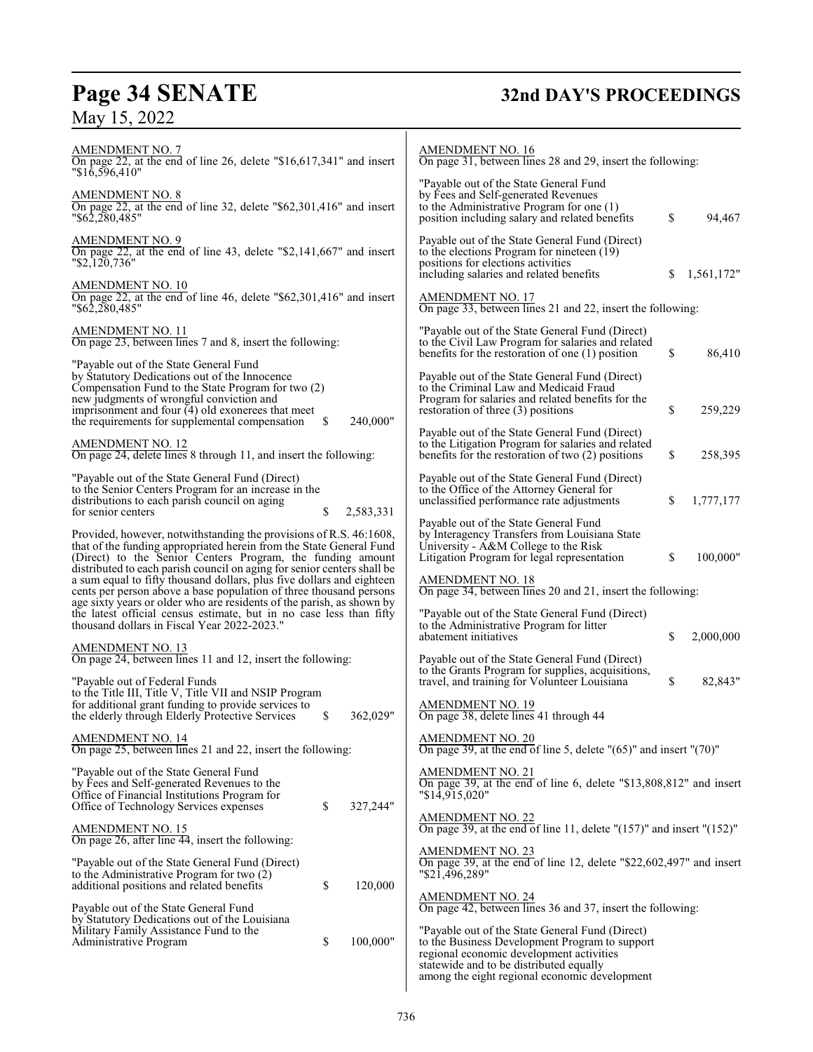AMENDMENT NO. 7
On page 22, at the end of line 26, delete "$16,617,341" and insert "$16,596,410"

AMENDMENT NO. 8
On page 22, at the end of line 32, delete "$62,301,416" and insert "$62,280,485"

AMENDMENT NO. 9
On page 22, at the end of line 43, delete "$2,141,667" and insert "$2,120,736"

AMENDMENT NO. 10
On page 22, at the end of line 46, delete "$62,301,416" and insert "$62,280,485"

AMENDMENT NO. 11
On page 23, between lines 7 and 8, insert the following:

"Payable out of the State General Fund by Statutory Dedications out of the Innocence Compensation Fund to the State Program for two (2) new judgments of wrongful conviction and imprisonment and four (4) old exonerees that meet the requirements for supplemental compensation $ 240,000"

AMENDMENT NO. 12
On page 24, delete lines 8 through 11, and insert the following:

"Payable out of the State General Fund (Direct) to the Senior Centers Program for an increase in the distributions to each parish council on aging for senior centers $ 2,583,331

Provided, however, notwithstanding the provisions of R.S. 46:1608, that of the funding appropriated herein from the State General Fund (Direct) to the Senior Centers Program, the funding amount distributed to each parish council on aging for senior centers shall be a sum equal to fifty thousand dollars, plus five dollars and eighteen cents per person above a base population of three thousand persons age sixty years or older who are residents of the parish, as shown by the latest official census estimate, but in no case less than fifty thousand dollars in Fiscal Year 2022-2023."

AMENDMENT NO. 13
On page 24, between lines 11 and 12, insert the following:

"Payable out of Federal Funds to the Title III, Title V, Title VII and NSIP Program for additional grant funding to provide services to the elderly through Elderly Protective Services $ 362,029"

AMENDMENT NO. 14
On page 25, between lines 21 and 22, insert the following:

"Payable out of the State General Fund by Fees and Self-generated Revenues to the Office of Financial Institutions Program for Office of Technology Services expenses $ 327,244"

AMENDMENT NO. 15
On page 26, after line 44, insert the following:

"Payable out of the State General Fund (Direct) to the Administrative Program for two (2) additional positions and related benefits $ 120,000

Payable out of the State General Fund by Statutory Dedications out of the Louisiana Military Family Assistance Fund to the Administrative Program $ 100,000"

AMENDMENT NO. 16
On page 31, between lines 28 and 29, insert the following:

"Payable out of the State General Fund by Fees and Self-generated Revenues to the Administrative Program for one (1) position including salary and related benefits $ 94,467

Payable out of the State General Fund (Direct) to the elections Program for nineteen (19) positions for elections activities including salaries and related benefits $ 1,561,172"

AMENDMENT NO. 17
On page 33, between lines 21 and 22, insert the following:

"Payable out of the State General Fund (Direct) to the Civil Law Program for salaries and related benefits for the restoration of one (1) position $ 86,410

Payable out of the State General Fund (Direct) to the Criminal Law and Medicaid Fraud Program for salaries and related benefits for the restoration of three (3) positions $ 259,229

Payable out of the State General Fund (Direct) to the Litigation Program for salaries and related benefits for the restoration of two (2) positions $ 258,395

Payable out of the State General Fund (Direct) to the Office of the Attorney General for unclassified performance rate adjustments $ 1,777,177

Payable out of the State General Fund by Interagency Transfers from Louisiana State University - A&M College to the Risk Litigation Program for legal representation $ 100,000"

AMENDMENT NO. 18
On page 34, between lines 20 and 21, insert the following:

"Payable out of the State General Fund (Direct) to the Administrative Program for litter abatement initiatives $ 2,000,000

Payable out of the State General Fund (Direct) to the Grants Program for supplies, acquisitions, travel, and training for Volunteer Louisiana $ 82,843"

AMENDMENT NO. 19
On page 38, delete lines 41 through 44

AMENDMENT NO. 20
On page 39, at the end of line 5, delete "(65)" and insert "(70)"

AMENDMENT NO. 21
On page 39, at the end of line 6, delete "$13,808,812" and insert "$14,915,020"

AMENDMENT NO. 22
On page 39, at the end of line 11, delete "(157)" and insert "(152)"

AMENDMENT NO. 23
On page 39, at the end of line 12, delete "$22,602,497" and insert "$21,496,289"

AMENDMENT NO. 24
On page 42, between lines 36 and 37, insert the following:

"Payable out of the State General Fund (Direct) to the Business Development Program to support regional economic development activities statewide and to be distributed equally among the eight regional economic development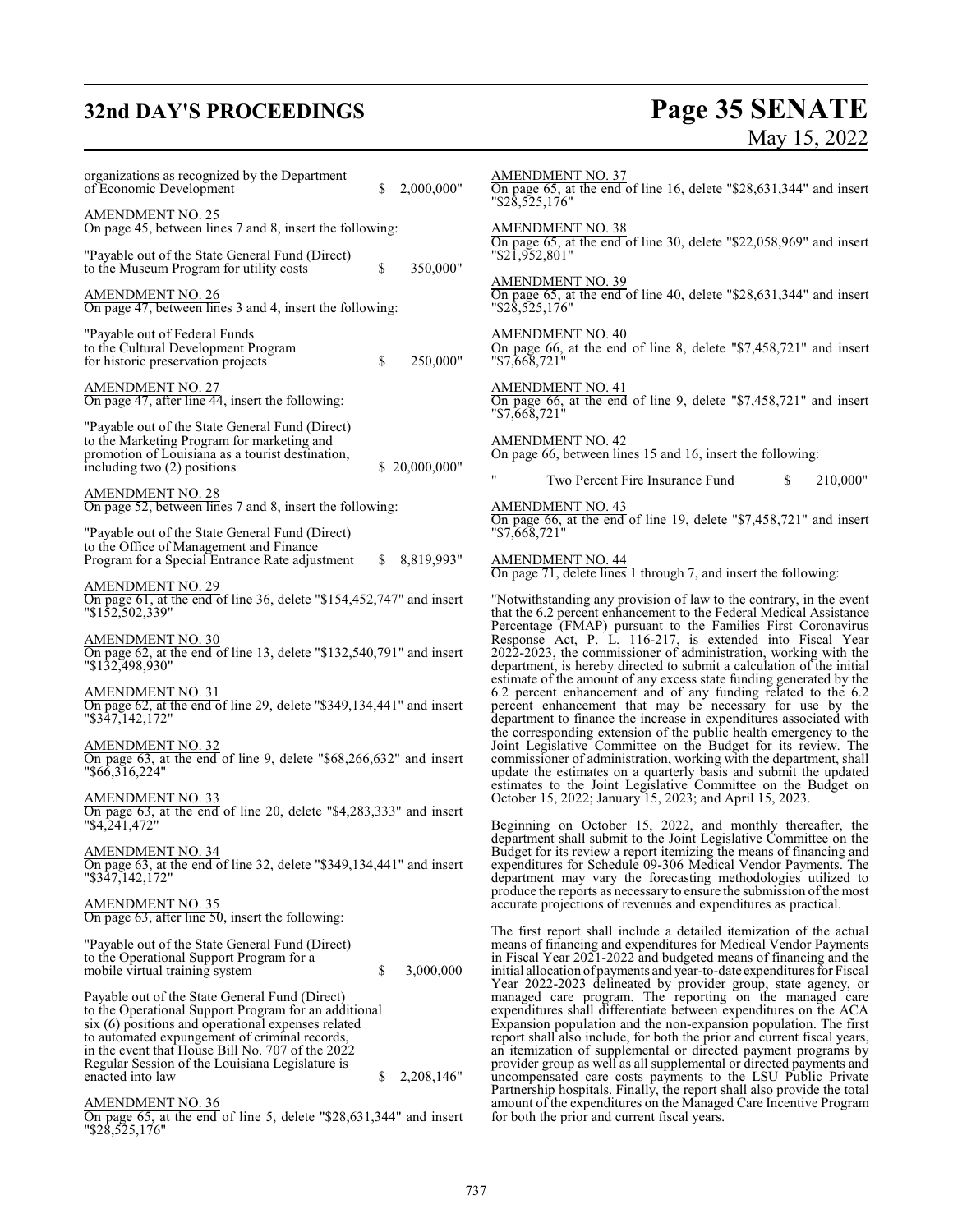organizations as recognized by the Department of Economic Development $ 2,000,000"

AMENDMENT NO. 25
On page 45, between lines 7 and 8, insert the following:

"Payable out of the State General Fund (Direct) to the Museum Program for utility costs $ 350,000"

AMENDMENT NO. 26
On page 47, between lines 3 and 4, insert the following:

"Payable out of Federal Funds to the Cultural Development Program for historic preservation projects $ 250,000"

AMENDMENT NO. 27
On page 47, after line 44, insert the following:

"Payable out of the State General Fund (Direct) to the Marketing Program for marketing and promotion of Louisiana as a tourist destination, including two (2) positions $ 20,000,000"

AMENDMENT NO. 28
On page 52, between lines 7 and 8, insert the following:

"Payable out of the State General Fund (Direct) to the Office of Management and Finance Program for a Special Entrance Rate adjustment $ 8,819,993"

AMENDMENT NO. 29
On page 61, at the end of line 36, delete "$154,452,747" and insert "$152,502,339"

AMENDMENT NO. 30
On page 62, at the end of line 13, delete "$132,540,791" and insert "$132,498,930"

AMENDMENT NO. 31
On page 62, at the end of line 29, delete "$349,134,441" and insert "$347,142,172"

AMENDMENT NO. 32
On page 63, at the end of line 9, delete "$68,266,632" and insert "$66,316,224"

AMENDMENT NO. 33
On page 63, at the end of line 20, delete "$4,283,333" and insert "$4,241,472"

AMENDMENT NO. 34
On page 63, at the end of line 32, delete "$349,134,441" and insert "$347,142,172"

AMENDMENT NO. 35
On page 63, after line 50, insert the following:

"Payable out of the State General Fund (Direct) to the Operational Support Program for a mobile virtual training system $ 3,000,000

Payable out of the State General Fund (Direct) to the Operational Support Program for an additional six (6) positions and operational expenses related to automated expungement of criminal records, in the event that House Bill No. 707 of the 2022 Regular Session of the Louisiana Legislature is enacted into law $ 2,208,146"

AMENDMENT NO. 36
On page 65, at the end of line 5, delete "$28,631,344" and insert "$28,525,176"

AMENDMENT NO. 37
On page 65, at the end of line 16, delete "$28,631,344" and insert "$28,525,176"

AMENDMENT NO. 38
On page 65, at the end of line 30, delete "$22,058,969" and insert "$21,952,801"

AMENDMENT NO. 39
On page 65, at the end of line 40, delete "$28,631,344" and insert "$28,525,176"

AMENDMENT NO. 40
On page 66, at the end of line 8, delete "$7,458,721" and insert "$7,668,721"

AMENDMENT NO. 41
On page 66, at the end of line 9, delete "$7,458,721" and insert "$7,668,721"

AMENDMENT NO. 42
On page 66, between lines 15 and 16, insert the following:

" Two Percent Fire Insurance Fund $ 210,000"

AMENDMENT NO. 43
On page 66, at the end of line 19, delete "$7,458,721" and insert "$7,668,721"

AMENDMENT NO. 44
On page 71, delete lines 1 through 7, and insert the following:

"Notwithstanding any provision of law to the contrary, in the event that the 6.2 percent enhancement to the Federal Medical Assistance Percentage (FMAP) pursuant to the Families First Coronavirus Response Act, P. L. 116-217, is extended into Fiscal Year 2022-2023, the commissioner of administration, working with the department, is hereby directed to submit a calculation of the initial estimate of the amount of any excess state funding generated by the 6.2 percent enhancement and of any funding related to the 6.2 percent enhancement that may be necessary for use by the department to finance the increase in expenditures associated with the corresponding extension of the public health emergency to the Joint Legislative Committee on the Budget for its review. The commissioner of administration, working with the department, shall update the estimates on a quarterly basis and submit the updated estimates to the Joint Legislative Committee on the Budget on October 15, 2022; January 15, 2023; and April 15, 2023.

Beginning on October 15, 2022, and monthly thereafter, the department shall submit to the Joint Legislative Committee on the Budget for its review a report itemizing the means of financing and expenditures for Schedule 09-306 Medical Vendor Payments. The department may vary the forecasting methodologies utilized to produce the reports as necessary to ensure the submission of the most accurate projections of revenues and expenditures as practical.

The first report shall include a detailed itemization of the actual means of financing and expenditures for Medical Vendor Payments in Fiscal Year 2021-2022 and budgeted means of financing and the initial allocation of payments and year-to-date expenditures for Fiscal Year 2022-2023 delineated by provider group, state agency, or managed care program. The reporting on the managed care expenditures shall differentiate between expenditures on the ACA Expansion population and the non-expansion population. The first report shall also include, for both the prior and current fiscal years, an itemization of supplemental or directed payment programs by provider group as well as all supplemental or directed payments and uncompensated care costs payments to the LSU Public Private Partnership hospitals. Finally, the report shall also provide the total amount of the expenditures on the Managed Care Incentive Program for both the prior and current fiscal years.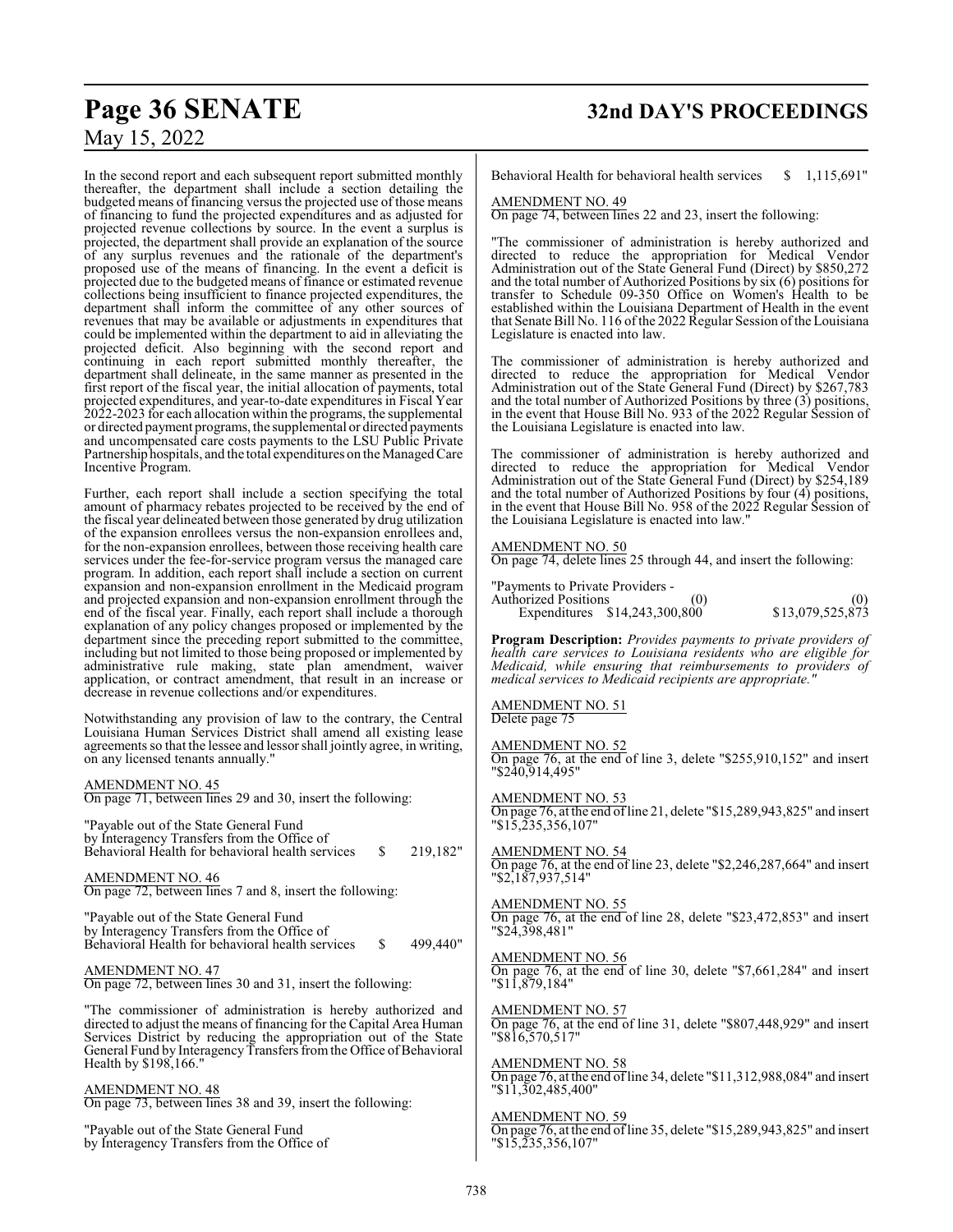In the second report and each subsequent report submitted monthly thereafter, the department shall include a section detailing the budgeted means of financing versus the projected use of those means of financing to fund the projected expenditures and as adjusted for projected revenue collections by source. In the event a surplus is projected, the department shall provide an explanation of the source of any surplus revenues and the rationale of the department's proposed use of the means of financing. In the event a deficit is projected due to the budgeted means of finance or estimated revenue collections being insufficient to finance projected expenditures, the department shall inform the committee of any other sources of revenues that may be available or adjustments in expenditures that could be implemented within the department to aid in alleviating the projected deficit. Also beginning with the second report and continuing in each report submitted monthly thereafter, the department shall delineate, in the same manner as presented in the first report of the fiscal year, the initial allocation of payments, total projected expenditures, and year-to-date expenditures in Fiscal Year 2022-2023 for each allocation within the programs, the supplemental or directed payment programs, the supplemental or directed payments and uncompensated care costs payments to the LSU Public Private Partnership hospitals, and the total expenditures on the Managed Care Incentive Program.

Further, each report shall include a section specifying the total amount of pharmacy rebates projected to be received by the end of the fiscal year delineated between those generated by drug utilization of the expansion enrollees versus the non-expansion enrollees and, for the non-expansion enrollees, between those receiving health care services under the fee-for-service program versus the managed care program. In addition, each report shall include a section on current expansion and non-expansion enrollment in the Medicaid program and projected expansion and non-expansion enrollment through the end of the fiscal year. Finally, each report shall include a thorough explanation of any policy changes proposed or implemented by the department since the preceding report submitted to the committee, including but not limited to those being proposed or implemented by administrative rule making, state plan amendment, waiver application, or contract amendment, that result in an increase or decrease in revenue collections and/or expenditures.

Notwithstanding any provision of law to the contrary, the Central Louisiana Human Services District shall amend all existing lease agreements so that the lessee and lessor shall jointly agree, in writing, on any licensed tenants annually."

AMENDMENT NO. 45
On page 71, between lines 29 and 30, insert the following:

"Payable out of the State General Fund
by Interagency Transfers from the Office of
Behavioral Health for behavioral health services $ 219,182"

AMENDMENT NO. 46
On page 72, between lines 7 and 8, insert the following:

"Payable out of the State General Fund
by Interagency Transfers from the Office of
Behavioral Health for behavioral health services $ 499,440"

AMENDMENT NO. 47
On page 72, between lines 30 and 31, insert the following:

"The commissioner of administration is hereby authorized and directed to adjust the means of financing for the Capital Area Human Services District by reducing the appropriation out of the State General Fund by Interagency Transfers from the Office of Behavioral Health by $198,166."

AMENDMENT NO. 48
On page 73, between lines 38 and 39, insert the following:

"Payable out of the State General Fund
by Interagency Transfers from the Office of
Behavioral Health for behavioral health services $ 1,115,691"

AMENDMENT NO. 49
On page 74, between lines 22 and 23, insert the following:

"The commissioner of administration is hereby authorized and directed to reduce the appropriation for Medical Vendor Administration out of the State General Fund (Direct) by $850,272 and the total number of Authorized Positions by six (6) positions for transfer to Schedule 09-350 Office on Women's Health to be established within the Louisiana Department of Health in the event that Senate Bill No. 116 of the 2022 Regular Session of the Louisiana Legislature is enacted into law.

The commissioner of administration is hereby authorized and directed to reduce the appropriation for Medical Vendor Administration out of the State General Fund (Direct) by $267,783 and the total number of Authorized Positions by three (3) positions, in the event that House Bill No. 933 of the 2022 Regular Session of the Louisiana Legislature is enacted into law.

The commissioner of administration is hereby authorized and directed to reduce the appropriation for Medical Vendor Administration out of the State General Fund (Direct) by $254,189 and the total number of Authorized Positions by four (4) positions, in the event that House Bill No. 958 of the 2022 Regular Session of the Louisiana Legislature is enacted into law."

AMENDMENT NO. 50
On page 74, delete lines 25 through 44, and insert the following:

"Payments to Private Providers -
Authorized Positions (0) (0)
Expenditures $14,243,300,800 $13,079,525,873

**Program Description:** *Provides payments to private providers of health care services to Louisiana residents who are eligible for Medicaid, while ensuring that reimbursements to providers of medical services to Medicaid recipients are appropriate."*

AMENDMENT NO. 51
Delete page 75

AMENDMENT NO. 52
On page 76, at the end of line 3, delete "$255,910,152" and insert "$240,914,495"

AMENDMENT NO. 53
On page 76, at the end of line 21, delete "$15,289,943,825" and insert "$15,235,356,107"

AMENDMENT NO. 54
On page 76, at the end of line 23, delete "$2,246,287,664" and insert "$2,187,937,514"

AMENDMENT NO. 55
On page 76, at the end of line 28, delete "$23,472,853" and insert "$24,398,481"

AMENDMENT NO. 56
On page 76, at the end of line 30, delete "$7,661,284" and insert "$11,879,184"

AMENDMENT NO. 57
On page 76, at the end of line 31, delete "$807,448,929" and insert "$816,570,517"

AMENDMENT NO. 58
On page 76, at the end of line 34, delete "$11,312,988,084" and insert "$11,302,485,400"

AMENDMENT NO. 59
On page 76, at the end of line 35, delete "$15,289,943,825" and insert "$15,235,356,107"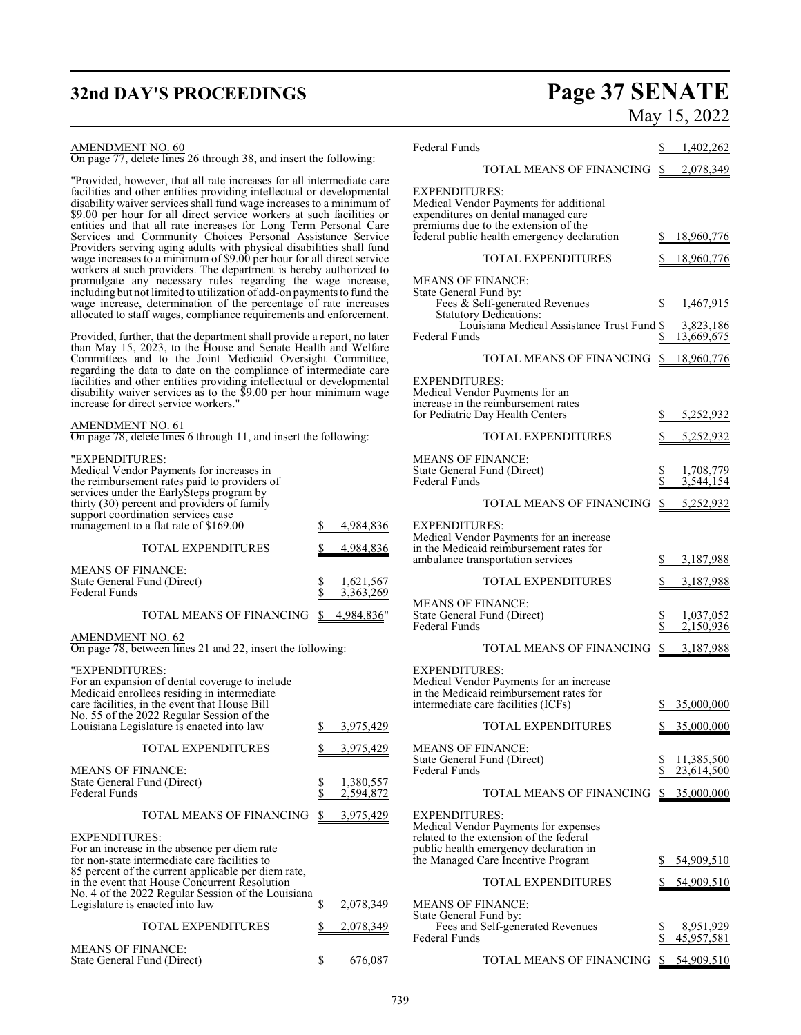AMENDMENT NO. 60

On page 77, delete lines 26 through 38, and insert the following:

"Provided, however, that all rate increases for all intermediate care facilities and other entities providing intellectual or developmental disability waiver services shall fund wage increases to a minimum of $9.00 per hour for all direct service workers at such facilities or entities and that all rate increases for Long Term Personal Care Services and Community Choices Personal Assistance Service Providers serving aging adults with physical disabilities shall fund wage increases to a minimum of $9.00 per hour for all direct service workers at such providers. The department is hereby authorized to promulgate any necessary rules regarding the wage increase, including but not limited to utilization of add-on payments to fund the wage increase, determination of the percentage of rate increases allocated to staff wages, compliance requirements and enforcement.

Provided, further, that the department shall provide a report, no later than May 15, 2023, to the House and Senate Health and Welfare Committees and to the Joint Medicaid Oversight Committee, regarding the data to date on the compliance of intermediate care facilities and other entities providing intellectual or developmental disability waiver services as to the $9.00 per hour minimum wage increase for direct service workers."

AMENDMENT NO. 61

On page 78, delete lines 6 through 11, and insert the following:

"EXPENDITURES:

| | |
|---|---|
| Medical Vendor Payments for increases in the reimbursement rates paid to providers of services under the EarlySteps program by thirty (30) percent and providers of family support coordination services case management to a flat rate of $169.00 | $ 4,984,836 |
| TOTAL EXPENDITURES | $ 4,984,836 |
| MEANS OF FINANCE: | |
| State General Fund (Direct) | $ 1,621,567 |
| Federal Funds | $ 3,363,269 |
| TOTAL MEANS OF FINANCING | $ 4,984,836" |

AMENDMENT NO. 62

On page 78, between lines 21 and 22, insert the following:

"EXPENDITURES:

| | |
|---|---|
| For an expansion of dental coverage to include Medicaid enrollees residing in intermediate care facilities, in the event that House Bill No. 55 of the 2022 Regular Session of the Louisiana Legislature is enacted into law | $ 3,975,429 |
| TOTAL EXPENDITURES | $ 3,975,429 |
| MEANS OF FINANCE: | |
| State General Fund (Direct) | $ 1,380,557 |
| Federal Funds | $ 2,594,872 |
| TOTAL MEANS OF FINANCING | $ 3,975,429 |

EXPENDITURES:

| | |
|---|---|
| For an increase in the absence per diem rate for non-state intermediate care facilities to 85 percent of the current applicable per diem rate, in the event that House Concurrent Resolution No. 4 of the 2022 Regular Session of the Louisiana Legislature is enacted into law | $ 2,078,349 |
| TOTAL EXPENDITURES | $ 2,078,349 |
| MEANS OF FINANCE: | |
| State General Fund (Direct) | $ 676,087 |
| Federal Funds | $ 1,402,262 |
| TOTAL MEANS OF FINANCING | $ 2,078,349 |

EXPENDITURES:

| | |
|---|---|
| Medical Vendor Payments for additional expenditures on dental managed care premiums due to the extension of the federal public health emergency declaration | $ 18,960,776 |
| TOTAL EXPENDITURES | $ 18,960,776 |
| MEANS OF FINANCE: | |
| State General Fund by: | |
| Fees & Self-generated Revenues | $ 1,467,915 |
| Statutory Dedications: | |
| Louisiana Medical Assistance Trust Fund | $ 3,823,186 |
| Federal Funds | $ 13,669,675 |
| TOTAL MEANS OF FINANCING | $ 18,960,776 |

EXPENDITURES:

| | |
|---|---|
| Medical Vendor Payments for an increase in the reimbursement rates for Pediatric Day Health Centers | $ 5,252,932 |
| TOTAL EXPENDITURES | $ 5,252,932 |
| MEANS OF FINANCE: | |
| State General Fund (Direct) | $ 1,708,779 |
| Federal Funds | $ 3,544,154 |
| TOTAL MEANS OF FINANCING | $ 5,252,932 |

EXPENDITURES:

| | |
|---|---|
| Medical Vendor Payments for an increase in the Medicaid reimbursement rates for ambulance transportation services | $ 3,187,988 |
| TOTAL EXPENDITURES | $ 3,187,988 |
| MEANS OF FINANCE: | |
| State General Fund (Direct) | $ 1,037,052 |
| Federal Funds | $ 2,150,936 |
| TOTAL MEANS OF FINANCING | $ 3,187,988 |

EXPENDITURES:

| | |
|---|---|
| Medical Vendor Payments for an increase in the Medicaid reimbursement rates for intermediate care facilities (ICFs) | $ 35,000,000 |
| TOTAL EXPENDITURES | $ 35,000,000 |
| MEANS OF FINANCE: | |
| State General Fund (Direct) | $ 11,385,500 |
| Federal Funds | $ 23,614,500 |
| TOTAL MEANS OF FINANCING | $ 35,000,000 |

EXPENDITURES:

| | |
|---|---|
| Medical Vendor Payments for expenses related to the extension of the federal public health emergency declaration in the Managed Care Incentive Program | $ 54,909,510 |
| TOTAL EXPENDITURES | $ 54,909,510 |
| MEANS OF FINANCE: | |
| State General Fund by: | |
| Fees and Self-generated Revenues | $ 8,951,929 |
| Federal Funds | $ 45,957,581 |
| TOTAL MEANS OF FINANCING | $ 54,909,510 |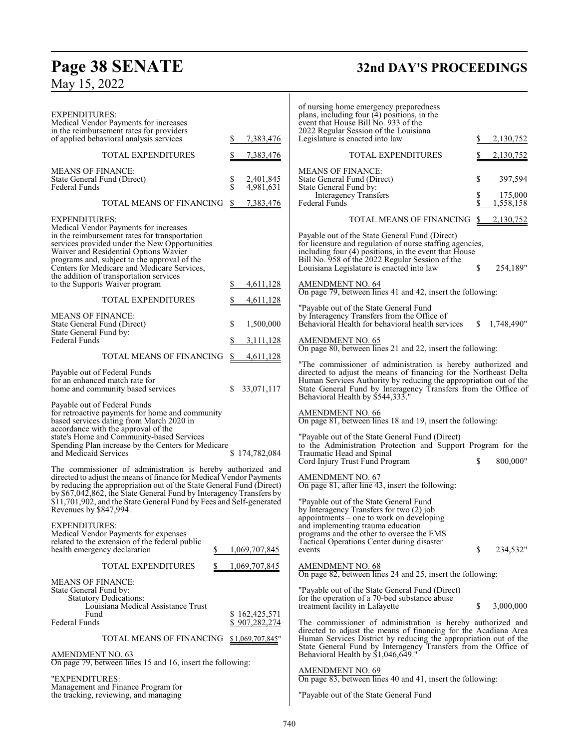EXPENDITURES:
Medical Vendor Payments for increases in the reimbursement rates for providers of applied behavioral analysis services $ 7,383,476

TOTAL EXPENDITURES $ 7,383,476

MEANS OF FINANCE:
State General Fund (Direct) $ 2,401,845
Federal Funds $ 4,981,631

TOTAL MEANS OF FINANCING $ 7,383,476

EXPENDITURES:
Medical Vendor Payments for increases in the reimbursement rates for transportation services provided under the New Opportunities Waiver and Residential Options Waiver programs and, subject to the approval of the Centers for Medicare and Medicare Services, the addition of transportation services to the Supports Waiver program $ 4,611,128

TOTAL EXPENDITURES $ 4,611,128

MEANS OF FINANCE:
State General Fund (Direct) $ 1,500,000
State General Fund by:
Federal Funds $ 3,111,128

TOTAL MEANS OF FINANCING $ 4,611,128

Payable out of Federal Funds for an enhanced match rate for home and community based services $ 33,071,117

Payable out of Federal Funds for retroactive payments for home and community based services dating from March 2020 in accordance with the approval of the state's Home and Community-based Services Spending Plan increase by the Centers for Medicare and Medicaid Services $ 174,782,084

The commissioner of administration is hereby authorized and directed to adjust the means of finance for Medical Vendor Payments by reducing the appropriation out of the State General Fund (Direct) by $67,042,862, the State General Fund by Interagency Transfers by $11,701,902, and the State General Fund by Fees and Self-generated Revenues by $847,994.

EXPENDITURES:
Medical Vendor Payments for expenses related to the extension of the federal public health emergency declaration $ 1,069,707,845

TOTAL EXPENDITURES $ 1,069,707,845

MEANS OF FINANCE:
State General Fund by:
Statutory Dedications:
Louisiana Medical Assistance Trust Fund $ 162,425,571
Federal Funds $ 907,282,274

TOTAL MEANS OF FINANCING $ 1,069,707,845"

AMENDMENT NO. 63
On page 79, between lines 15 and 16, insert the following:

"EXPENDITURES:
Management and Finance Program for the tracking, reviewing, and managing of nursing home emergency preparedness plans, including four (4) positions, in the event that House Bill No. 933 of the 2022 Regular Session of the Louisiana Legislature is enacted into law $ 2,130,752

TOTAL EXPENDITURES $ 2,130,752

MEANS OF FINANCE:
State General Fund (Direct) $ 397,594
State General Fund by:
Interagency Transfers $ 175,000
Federal Funds $ 1,558,158

TOTAL MEANS OF FINANCING $ 2,130,752

Payable out of the State General Fund (Direct) for licensure and regulation of nurse staffing agencies, including four (4) positions, in the event that House Bill No. 958 of the 2022 Regular Session of the Louisiana Legislature is enacted into law $ 254,189"

AMENDMENT NO. 64
On page 79, between lines 41 and 42, insert the following:

"Payable out of the State General Fund by Interagency Transfers from the Office of Behavioral Health for behavioral health services $ 1,748,490"

AMENDMENT NO. 65
On page 80, between lines 21 and 22, insert the following:

"The commissioner of administration is hereby authorized and directed to adjust the means of financing for the Northeast Delta Human Services Authority by reducing the appropriation out of the State General Fund by Interagency Transfers from the Office of Behavioral Health by $544,333."

AMENDMENT NO. 66
On page 81, between lines 18 and 19, insert the following:

"Payable out of the State General Fund (Direct) to the Administration Protection and Support Program for the Traumatic Head and Spinal Cord Injury Trust Fund Program $ 800,000"

AMENDMENT NO. 67
On page 81, after line 43, insert the following:

"Payable out of the State General Fund by Interagency Transfers for two (2) job appointments – one to work on developing and implementing trauma education programs and the other to oversee the EMS Tactical Operations Center during disaster events $ 234,532"

AMENDMENT NO. 68
On page 82, between lines 24 and 25, insert the following:

"Payable out of the State General Fund (Direct) for the operation of a 70-bed substance abuse treatment facility in Lafayette $ 3,000,000

The commissioner of administration is hereby authorized and directed to adjust the means of financing for the Acadiana Area Human Services District by reducing the appropriation out of the State General Fund by Interagency Transfers from the Office of Behavioral Health by $1,046,649."

AMENDMENT NO. 69
On page 83, between lines 40 and 41, insert the following:

"Payable out of the State General Fund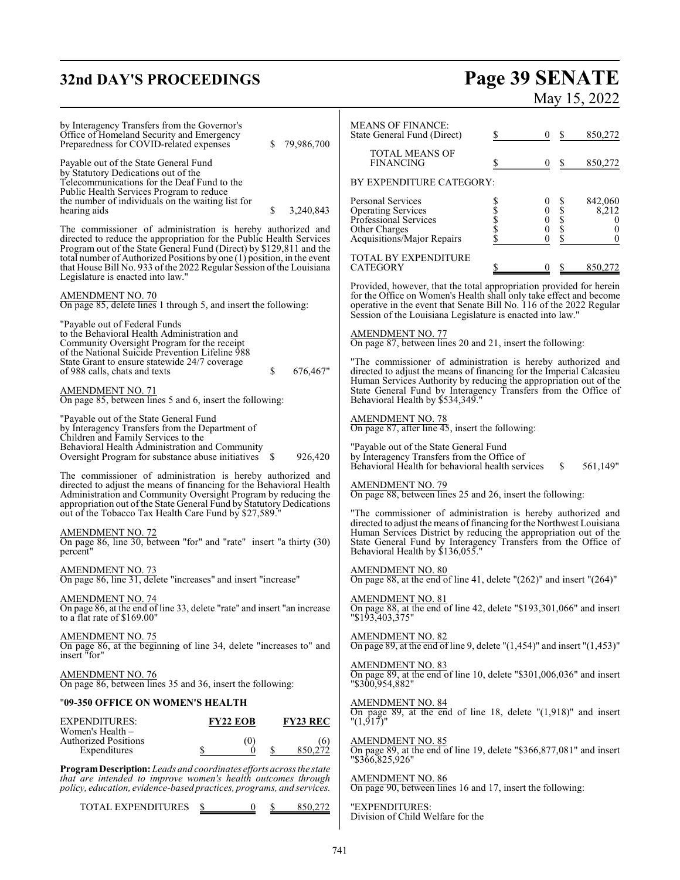by Interagency Transfers from the Governor's Office of Homeland Security and Emergency Preparedness for COVID-related expenses $ 79,986,700

Payable out of the State General Fund by Statutory Dedications out of the Telecommunications for the Deaf Fund to the Public Health Services Program to reduce the number of individuals on the waiting list for hearing aids $ 3,240,843

The commissioner of administration is hereby authorized and directed to reduce the appropriation for the Public Health Services Program out of the State General Fund (Direct) by $129,811 and the total number of Authorized Positions by one (1) position, in the event that House Bill No. 933 of the 2022 Regular Session of the Louisiana Legislature is enacted into law."

AMENDMENT NO. 70
On page 85, delete lines 1 through 5, and insert the following:

"Payable out of Federal Funds to the Behavioral Health Administration and Community Oversight Program for the receipt of the National Suicide Prevention Lifeline 988 State Grant to ensure statewide 24/7 coverage of 988 calls, chats and texts $ 676,467"

AMENDMENT NO. 71
On page 85, between lines 5 and 6, insert the following:

"Payable out of the State General Fund by Interagency Transfers from the Department of Children and Family Services to the Behavioral Health Administration and Community Oversight Program for substance abuse initiatives $ 926,420

The commissioner of administration is hereby authorized and directed to adjust the means of financing for the Behavioral Health Administration and Community Oversight Program by reducing the appropriation out of the State General Fund by Statutory Dedications out of the Tobacco Tax Health Care Fund by $27,589."

AMENDMENT NO. 72
On page 86, line 30, between "for" and "rate" insert "a thirty (30) percent"

AMENDMENT NO. 73
On page 86, line 31, delete "increases" and insert "increase"

AMENDMENT NO. 74
On page 86, at the end of line 33, delete "rate" and insert "an increase to a flat rate of $169.00"

AMENDMENT NO. 75
On page 86, at the beginning of line 34, delete "increases to" and insert "for"

AMENDMENT NO. 76
On page 86, between lines 35 and 36, insert the following:

"**09-350 OFFICE ON WOMEN'S HEALTH**

| EXPENDITURES: | FY22 EOB | FY23 REC |
|---|---|---|
| Women's Health – | | |
| Authorized Positions | (0) | (6) |
| Expenditures | $ 0 | $ 850,272 |

**Program Description:** *Leads and coordinates efforts across the state that are intended to improve women's health outcomes through policy, education, evidence-based practices, programs, and services.*

| | | |
|---|---|---|
| TOTAL EXPENDITURES | $ 0 | $ 850,272 |
| MEANS OF FINANCE: | | |
| State General Fund (Direct) | $ 0 | $ 850,272 |
| TOTAL MEANS OF FINANCING | $ 0 | $ 850,272 |
| BY EXPENDITURE CATEGORY: | | |
| Personal Services | $ 0 | $ 842,060 |
| Operating Services | $ 0 | $ 8,212 |
| Professional Services | $ 0 | $ 0 |
| Other Charges | $ 0 | $ 0 |
| Acquisitions/Major Repairs | $ 0 | $ 0 |
| TOTAL BY EXPENDITURE CATEGORY | $ 0 | $ 850,272 |

Provided, however, that the total appropriation provided for herein for the Office on Women's Health shall only take effect and become operative in the event that Senate Bill No. 116 of the 2022 Regular Session of the Louisiana Legislature is enacted into law."

AMENDMENT NO. 77
On page 87, between lines 20 and 21, insert the following:

"The commissioner of administration is hereby authorized and directed to adjust the means of financing for the Imperial Calcasieu Human Services Authority by reducing the appropriation out of the State General Fund by Interagency Transfers from the Office of Behavioral Health by $534,349."

AMENDMENT NO. 78
On page 87, after line 45, insert the following:

"Payable out of the State General Fund by Interagency Transfers from the Office of Behavioral Health for behavioral health services $ 561,149"

AMENDMENT NO. 79
On page 88, between lines 25 and 26, insert the following:

"The commissioner of administration is hereby authorized and directed to adjust the means of financing for the Northwest Louisiana Human Services District by reducing the appropriation out of the State General Fund by Interagency Transfers from the Office of Behavioral Health by $136,055."

AMENDMENT NO. 80
On page 88, at the end of line 41, delete "(262)" and insert "(264)"

AMENDMENT NO. 81
On page 88, at the end of line 42, delete "$193,301,066" and insert "$193,403,375"

AMENDMENT NO. 82
On page 89, at the end of line 9, delete "(1,454)" and insert "(1,453)"

AMENDMENT NO. 83
On page 89, at the end of line 10, delete "$301,006,036" and insert "$300,954,882"

AMENDMENT NO. 84
On page 89, at the end of line 18, delete "(1,918)" and insert "(1,917)"

AMENDMENT NO. 85
On page 89, at the end of line 19, delete "$366,877,081" and insert "$366,825,926"

AMENDMENT NO. 86
On page 90, between lines 16 and 17, insert the following:

"EXPENDITURES:
Division of Child Welfare for the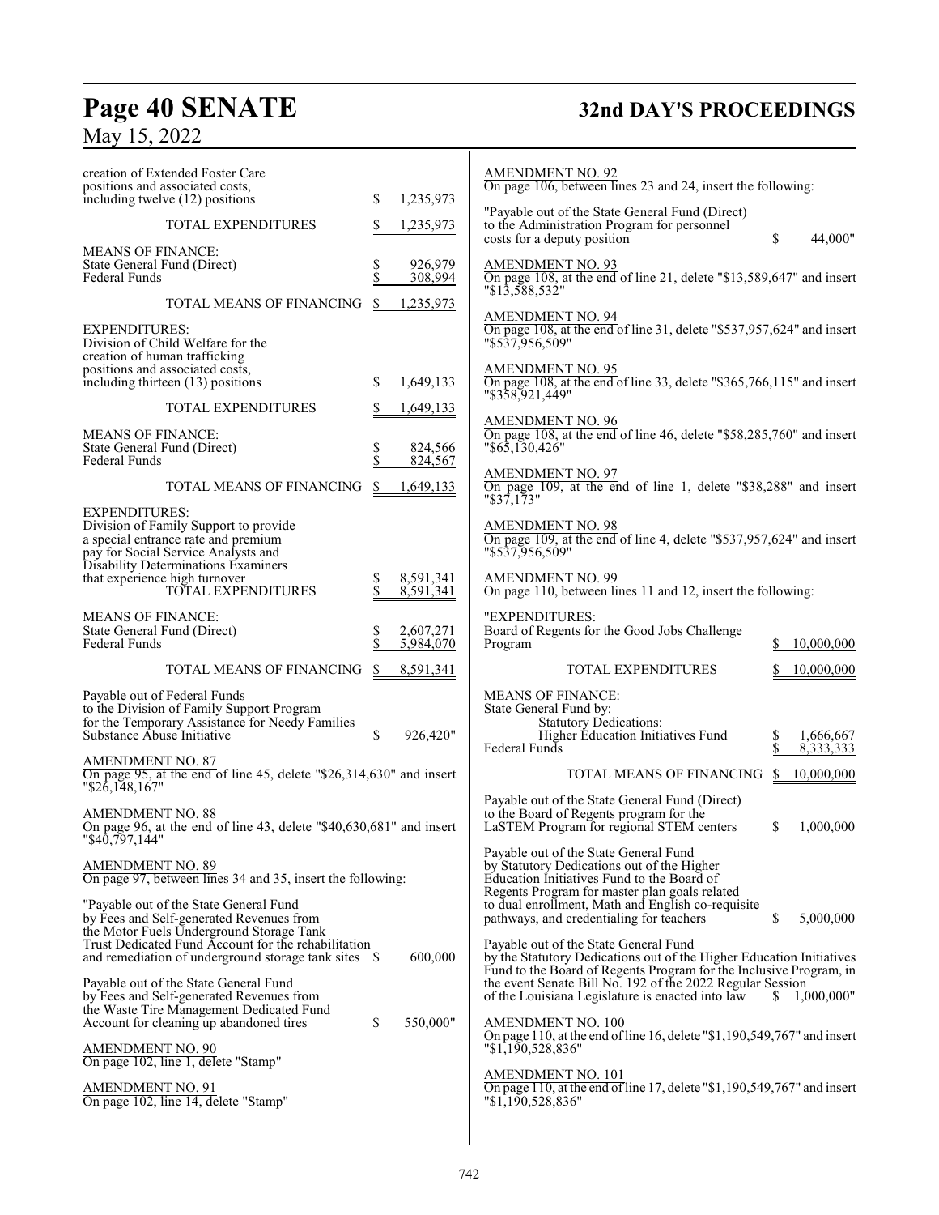creation of Extended Foster Care positions and associated costs, including twelve (12) positions $ 1,235,973

TOTAL EXPENDITURES $ 1,235,973

MEANS OF FINANCE:
State General Fund (Direct) $ 926,979
Federal Funds $ 308,994

TOTAL MEANS OF FINANCING $ 1,235,973

EXPENDITURES:
Division of Child Welfare for the creation of human trafficking positions and associated costs, including thirteen (13) positions $ 1,649,133

TOTAL EXPENDITURES $ 1,649,133

MEANS OF FINANCE:
State General Fund (Direct) $ 824,566
Federal Funds $ 824,567

TOTAL MEANS OF FINANCING $ 1,649,133

EXPENDITURES:
Division of Family Support to provide a special entrance rate and premium pay for Social Service Analysts and Disability Determinations Examiners that experience high turnover $ 8,591,341
TOTAL EXPENDITURES $ 8,591,341

MEANS OF FINANCE:
State General Fund (Direct) $ 2,607,271
Federal Funds $ 5,984,070

TOTAL MEANS OF FINANCING $ 8,591,341

Payable out of Federal Funds to the Division of Family Support Program for the Temporary Assistance for Needy Families Substance Abuse Initiative $ 926,420"

AMENDMENT NO. 87
On page 95, at the end of line 45, delete "$26,314,630" and insert "$26,148,167"

AMENDMENT NO. 88
On page 96, at the end of line 43, delete "$40,630,681" and insert "$40,797,144"

AMENDMENT NO. 89
On page 97, between lines 34 and 35, insert the following:

"Payable out of the State General Fund by Fees and Self-generated Revenues from the Motor Fuels Underground Storage Tank Trust Dedicated Fund Account for the rehabilitation and remediation of underground storage tank sites $ 600,000

Payable out of the State General Fund by Fees and Self-generated Revenues from the Waste Tire Management Dedicated Fund Account for cleaning up abandoned tires $ 550,000"

AMENDMENT NO. 90
On page 102, line 1, delete "Stamp"

AMENDMENT NO. 91
On page 102, line 14, delete "Stamp"

AMENDMENT NO. 92
On page 106, between lines 23 and 24, insert the following:

"Payable out of the State General Fund (Direct) to the Administration Program for personnel costs for a deputy position $ 44,000"

AMENDMENT NO. 93
On page 108, at the end of line 21, delete "$13,589,647" and insert "$13,588,532"

AMENDMENT NO. 94
On page 108, at the end of line 31, delete "$537,957,624" and insert "$537,956,509"

AMENDMENT NO. 95
On page 108, at the end of line 33, delete "$365,766,115" and insert "$358,921,449"

AMENDMENT NO. 96
On page 108, at the end of line 46, delete "$58,285,760" and insert "$65,130,426"

AMENDMENT NO. 97
On page 109, at the end of line 1, delete "$38,288" and insert "$37,173"

AMENDMENT NO. 98
On page 109, at the end of line 4, delete "$537,957,624" and insert "$537,956,509"

AMENDMENT NO. 99
On page 110, between lines 11 and 12, insert the following:

"EXPENDITURES:
Board of Regents for the Good Jobs Challenge Program $ 10,000,000

TOTAL EXPENDITURES $ 10,000,000

MEANS OF FINANCE:
State General Fund by:
Statutory Dedications:
Higher Education Initiatives Fund $ 1,666,667
Federal Funds $ 8,333,333

TOTAL MEANS OF FINANCING $ 10,000,000

Payable out of the State General Fund (Direct) to the Board of Regents program for the LaSTEM Program for regional STEM centers $ 1,000,000

Payable out of the State General Fund by Statutory Dedications out of the Higher Education Initiatives Fund to the Board of Regents Program for master plan goals related to dual enrollment, Math and English co-requisite pathways, and credentialing for teachers $ 5,000,000

Payable out of the State General Fund by the Statutory Dedications out of the Higher Education Initiatives Fund to the Board of Regents Program for the Inclusive Program, in the event Senate Bill No. 192 of the 2022 Regular Session of the Louisiana Legislature is enacted into law $ 1,000,000"

AMENDMENT NO. 100
On page 110, at the end of line 16, delete "$1,190,549,767" and insert "$1,190,528,836"

AMENDMENT NO. 101
On page 110, at the end of line 17, delete "$1,190,549,767" and insert "$1,190,528,836"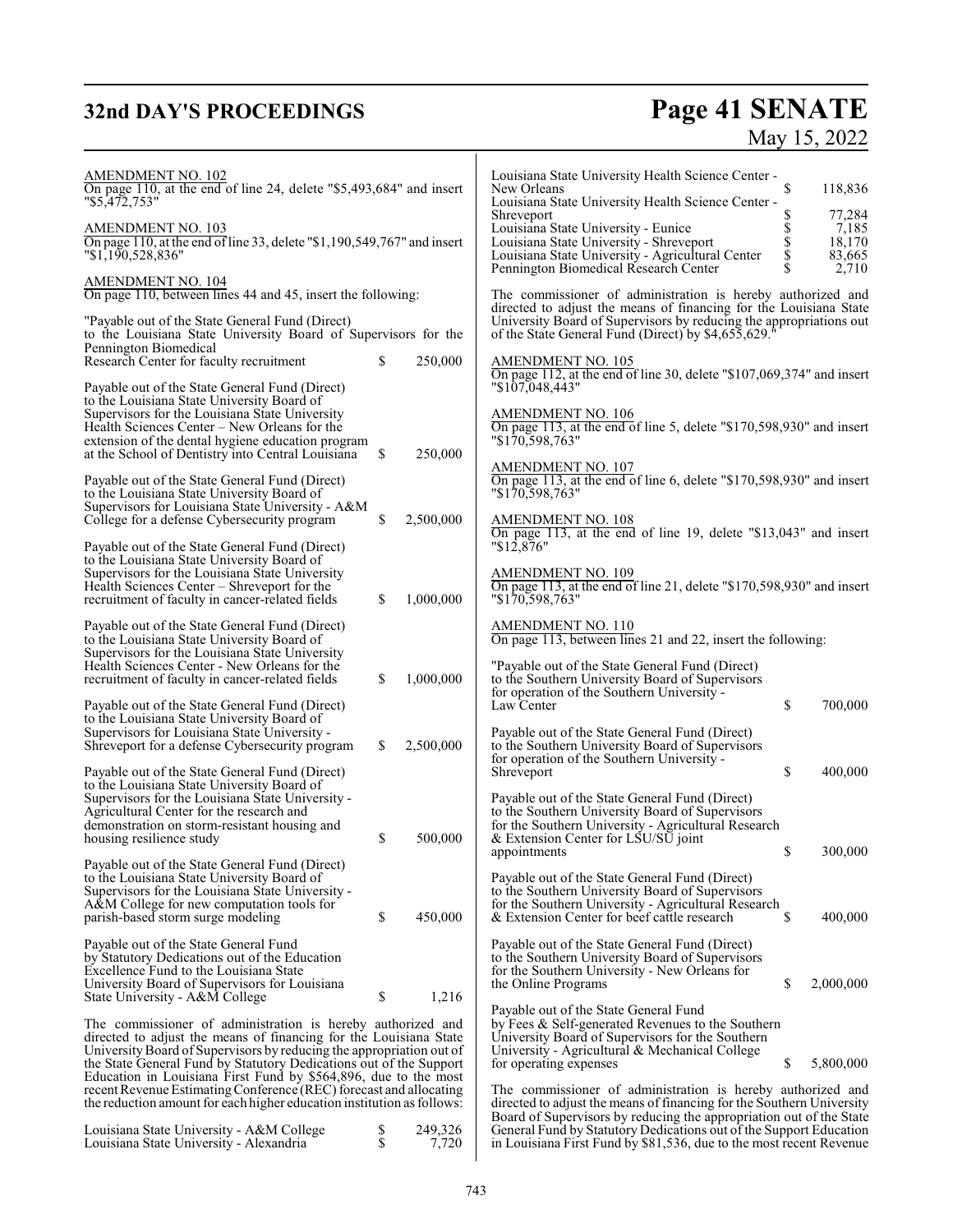AMENDMENT NO. 102
On page 110, at the end of line 24, delete "$5,493,684" and insert "$5,472,753"

AMENDMENT NO. 103
On page 110, at the end of line 33, delete "$1,190,549,767" and insert "$1,190,528,836"

AMENDMENT NO. 104
On page 110, between lines 44 and 45, insert the following:

"Payable out of the State General Fund (Direct) to the Louisiana State University Board of Supervisors for the Pennington Biomedical Research Center for faculty recruitment $ 250,000

Payable out of the State General Fund (Direct) to the Louisiana State University Board of Supervisors for the Louisiana State University Health Sciences Center – New Orleans for the extension of the dental hygiene education program at the School of Dentistry into Central Louisiana $ 250,000

Payable out of the State General Fund (Direct) to the Louisiana State University Board of Supervisors for Louisiana State University - A&M College for a defense Cybersecurity program $ 2,500,000

Payable out of the State General Fund (Direct) to the Louisiana State University Board of Supervisors for the Louisiana State University Health Sciences Center – Shreveport for the recruitment of faculty in cancer-related fields $ 1,000,000

Payable out of the State General Fund (Direct) to the Louisiana State University Board of Supervisors for the Louisiana State University Health Sciences Center - New Orleans for the recruitment of faculty in cancer-related fields $ 1,000,000

Payable out of the State General Fund (Direct) to the Louisiana State University Board of Supervisors for Louisiana State University - Shreveport for a defense Cybersecurity program $ 2,500,000

Payable out of the State General Fund (Direct) to the Louisiana State University Board of Supervisors for the Louisiana State University - Agricultural Center for the research and demonstration on storm-resistant housing and housing resilience study $ 500,000

Payable out of the State General Fund (Direct) to the Louisiana State University Board of Supervisors for the Louisiana State University - A&M College for new computation tools for parish-based storm surge modeling $ 450,000

Payable out of the State General Fund by Statutory Dedications out of the Education Excellence Fund to the Louisiana State University Board of Supervisors for Louisiana State University - A&M College $ 1,216

The commissioner of administration is hereby authorized and directed to adjust the means of financing for the Louisiana State University Board of Supervisors by reducing the appropriation out of the State General Fund by Statutory Dedications out of the Support Education in Louisiana First Fund by $564,896, due to the most recent Revenue Estimating Conference (REC) forecast and allocating the reduction amount for each higher education institution as follows:

| | | |
|---|---|---|
| Louisiana State University - A&M College | $ | 249,326 |
| Louisiana State University - Alexandria | $ | 7,720 |
| Louisiana State University Health Science Center - New Orleans | $ | 118,836 |
| Louisiana State University Health Science Center - Shreveport | $ | 77,284 |
| Louisiana State University - Eunice | $ | 7,185 |
| Louisiana State University - Shreveport | $ | 18,170 |
| Louisiana State University - Agricultural Center | $ | 83,665 |
| Pennington Biomedical Research Center | $ | 2,710 |

The commissioner of administration is hereby authorized and directed to adjust the means of financing for the Louisiana State University Board of Supervisors by reducing the appropriations out of the State General Fund (Direct) by $4,655,629."

AMENDMENT NO. 105
On page 112, at the end of line 30, delete "$107,069,374" and insert "$107,048,443"

AMENDMENT NO. 106
On page 113, at the end of line 5, delete "$170,598,930" and insert "$170,598,763"

AMENDMENT NO. 107
On page 113, at the end of line 6, delete "$170,598,930" and insert "$170,598,763"

AMENDMENT NO. 108
On page 113, at the end of line 19, delete "$13,043" and insert "$12,876"

AMENDMENT NO. 109
On page 113, at the end of line 21, delete "$170,598,930" and insert "$170,598,763"

AMENDMENT NO. 110
On page 113, between lines 21 and 22, insert the following:

"Payable out of the State General Fund (Direct) to the Southern University Board of Supervisors for operation of the Southern University - Law Center $ 700,000

Payable out of the State General Fund (Direct) to the Southern University Board of Supervisors for operation of the Southern University - Shreveport $ 400,000

Payable out of the State General Fund (Direct) to the Southern University Board of Supervisors for the Southern University - Agricultural Research & Extension Center for LSU/SU joint appointments $ 300,000

Payable out of the State General Fund (Direct) to the Southern University Board of Supervisors for the Southern University - Agricultural Research & Extension Center for beef cattle research $ 400,000

Payable out of the State General Fund (Direct) to the Southern University Board of Supervisors for the Southern University - New Orleans for the Online Programs $ 2,000,000

Payable out of the State General Fund by Fees & Self-generated Revenues to the Southern University Board of Supervisors for the Southern University - Agricultural & Mechanical College for operating expenses $ 5,800,000

The commissioner of administration is hereby authorized and directed to adjust the means of financing for the Southern University Board of Supervisors by reducing the appropriation out of the State General Fund by Statutory Dedications out of the Support Education in Louisiana First Fund by $81,536, due to the most recent Revenue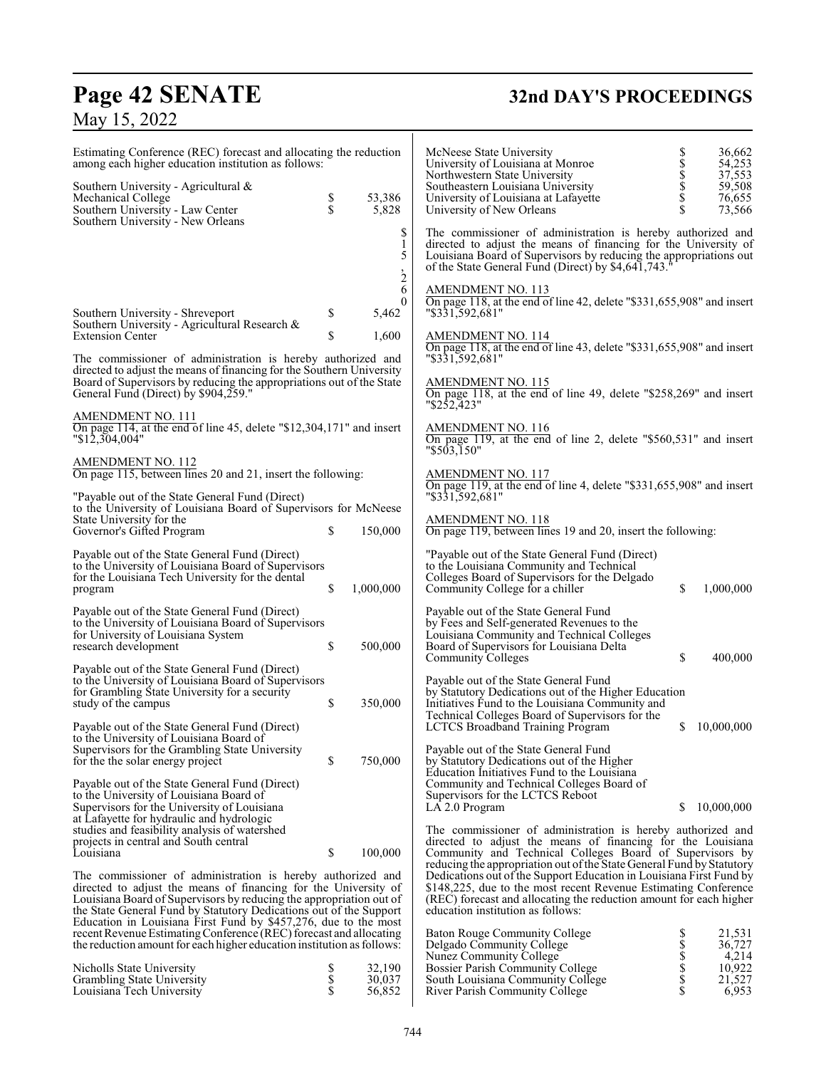Estimating Conference (REC) forecast and allocating the reduction among each higher education institution as follows:

| | |
|---|---|
| Southern University - Agricultural & Mechanical College | $ 53,386 |
| Southern University - Law Center | $ 5,828 |
| Southern University - New Orleans | $ 15,260 |
| Southern University - Shreveport | $ 5,462 |
| Southern University - Agricultural Research & Extension Center | $ 1,600 |

The commissioner of administration is hereby authorized and directed to adjust the means of financing for the Southern University Board of Supervisors by reducing the appropriations out of the State General Fund (Direct) by $904,259."

AMENDMENT NO. 111

On page 114, at the end of line 45, delete "$12,304,171" and insert "$12,304,004"

AMENDMENT NO. 112

On page 115, between lines 20 and 21, insert the following:

"Payable out of the State General Fund (Direct) to the University of Louisiana Board of Supervisors for McNeese State University for the Governor's Gifted Program $ 150,000

Payable out of the State General Fund (Direct) to the University of Louisiana Board of Supervisors for the Louisiana Tech University for the dental program $ 1,000,000

Payable out of the State General Fund (Direct) to the University of Louisiana Board of Supervisors for University of Louisiana System research development $ 500,000

Payable out of the State General Fund (Direct) to the University of Louisiana Board of Supervisors for Grambling State University for a security study of the campus $ 350,000

Payable out of the State General Fund (Direct) to the University of Louisiana Board of Supervisors for the Grambling State University for the solar energy project $ 750,000

Payable out of the State General Fund (Direct) to the University of Louisiana Board of Supervisors for the University of Louisiana at Lafayette for hydraulic and hydrologic studies and feasibility analysis of watershed projects in central and South central Louisiana $ 100,000

The commissioner of administration is hereby authorized and directed to adjust the means of financing for the University of Louisiana Board of Supervisors by reducing the appropriation out of the State General Fund by Statutory Dedications out of the Support Education in Louisiana First Fund by $457,276, due to the most recent Revenue Estimating Conference (REC) forecast and allocating the reduction amount for each higher education institution as follows:

| | |
|---|---|
| Nicholls State University | $ 32,190 |
| Grambling State University | $ 30,037 |
| Louisiana Tech University | $ 56,852 |
| McNeese State University | $ 36,662 |
| University of Louisiana at Monroe | $ 54,253 |
| Northwestern State University | $ 37,553 |
| Southeastern Louisiana University | $ 59,508 |
| University of Louisiana at Lafayette | $ 76,655 |
| University of New Orleans | $ 73,566 |

The commissioner of administration is hereby authorized and directed to adjust the means of financing for the University of Louisiana Board of Supervisors by reducing the appropriations out of the State General Fund (Direct) by $4,641,743."

AMENDMENT NO. 113

On page 118, at the end of line 42, delete "$331,655,908" and insert "$331,592,681"

AMENDMENT NO. 114

On page 118, at the end of line 43, delete "$331,655,908" and insert "$331,592,681"

AMENDMENT NO. 115

On page 118, at the end of line 49, delete "$258,269" and insert "$252,423"

AMENDMENT NO. 116

On page 119, at the end of line 2, delete "$560,531" and insert "$503,150"

AMENDMENT NO. 117

On page 119, at the end of line 4, delete "$331,655,908" and insert "$331,592,681"

AMENDMENT NO. 118

On page 119, between lines 19 and 20, insert the following:

"Payable out of the State General Fund (Direct) to the Louisiana Community and Technical Colleges Board of Supervisors for the Delgado Community College for a chiller $ 1,000,000

Payable out of the State General Fund by Fees and Self-generated Revenues to the Louisiana Community and Technical Colleges Board of Supervisors for Louisiana Delta Community Colleges $ 400,000

Payable out of the State General Fund by Statutory Dedications out of the Higher Education Initiatives Fund to the Louisiana Community and Technical Colleges Board of Supervisors for the LCTCS Broadband Training Program $ 10,000,000

Payable out of the State General Fund by Statutory Dedications out of the Higher Education Initiatives Fund to the Louisiana Community and Technical Colleges Board of Supervisors for the LCTCS Reboot LA 2.0 Program $ 10,000,000

The commissioner of administration is hereby authorized and directed to adjust the means of financing for the Louisiana Community and Technical Colleges Board of Supervisors by reducing the appropriation out of the State General Fund by Statutory Dedications out of the Support Education in Louisiana First Fund by $148,225, due to the most recent Revenue Estimating Conference (REC) forecast and allocating the reduction amount for each higher education institution as follows:

| | |
|---|---|
| Baton Rouge Community College | $ 21,531 |
| Delgado Community College | $ 36,727 |
| Nunez Community College | $ 4,214 |
| Bossier Parish Community College | $ 10,922 |
| South Louisiana Community College | $ 21,527 |
| River Parish Community College | $ 6,953 |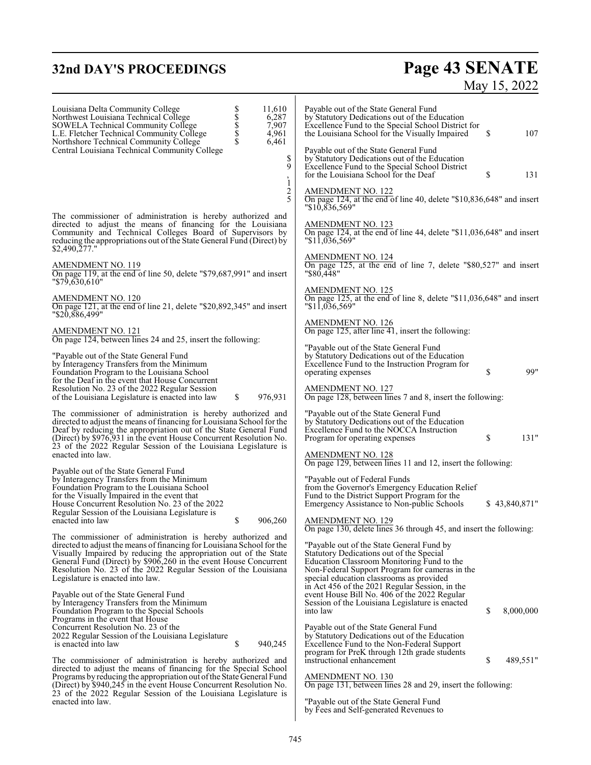| | |
|---|---|
| Louisiana Delta Community College | $ 11,610 |
| Northwest Louisiana Technical College | $ 6,287 |
| SOWELA Technical Community College | $ 7,907 |
| L.E. Fletcher Technical Community College | $ 4,961 |
| Northshore Technical Community College | $ 6,461 |
| Central Louisiana Technical Community College | $ 9,125 |

The commissioner of administration is hereby authorized and directed to adjust the means of financing for the Louisiana Community and Technical Colleges Board of Supervisors by reducing the appropriations out of the State General Fund (Direct) by $2,490,277."

AMENDMENT NO. 119
On page 119, at the end of line 50, delete "$79,687,991" and insert "$79,630,610"

AMENDMENT NO. 120
On page 121, at the end of line 21, delete "$20,892,345" and insert "$20,886,499"

AMENDMENT NO. 121
On page 124, between lines 24 and 25, insert the following:

"Payable out of the State General Fund by Interagency Transfers from the Minimum Foundation Program to the Louisiana School for the Deaf in the event that House Concurrent Resolution No. 23 of the 2022 Regular Session of the Louisiana Legislature is enacted into law $ 976,931

The commissioner of administration is hereby authorized and directed to adjust the means of financing for Louisiana School for the Deaf by reducing the appropriation out of the State General Fund (Direct) by $976,931 in the event House Concurrent Resolution No. 23 of the 2022 Regular Session of the Louisiana Legislature is enacted into law.

Payable out of the State General Fund by Interagency Transfers from the Minimum Foundation Program to the Louisiana School for the Visually Impaired in the event that House Concurrent Resolution No. 23 of the 2022 Regular Session of the Louisiana Legislature is enacted into law $ 906,260

The commissioner of administration is hereby authorized and directed to adjust the means of financing for Louisiana School for the Visually Impaired by reducing the appropriation out of the State General Fund (Direct) by $906,260 in the event House Concurrent Resolution No. 23 of the 2022 Regular Session of the Louisiana Legislature is enacted into law.

Payable out of the State General Fund by Interagency Transfers from the Minimum Foundation Program to the Special Schools Programs in the event that House Concurrent Resolution No. 23 of the 2022 Regular Session of the Louisiana Legislature is enacted into law $ 940,245

The commissioner of administration is hereby authorized and directed to adjust the means of financing for the Special School Programs by reducing the appropriation out of the State General Fund (Direct) by $940,245 in the event House Concurrent Resolution No. 23 of the 2022 Regular Session of the Louisiana Legislature is enacted into law.

Payable out of the State General Fund by Statutory Dedications out of the Education Excellence Fund to the Special School District for the Louisiana School for the Visually Impaired $ 107

Payable out of the State General Fund by Statutory Dedications out of the Education Excellence Fund to the Special School District for the Louisiana School for the Deaf $ 131

AMENDMENT NO. 122
On page 124, at the end of line 40, delete "$10,836,648" and insert "$10,836,569"

AMENDMENT NO. 123
On page 124, at the end of line 44, delete "$11,036,648" and insert "$11,036,569"

AMENDMENT NO. 124
On page 125, at the end of line 7, delete "$80,527" and insert "$80,448"

AMENDMENT NO. 125
On page 125, at the end of line 8, delete "$11,036,648" and insert "$11,036,569"

AMENDMENT NO. 126
On page 125, after line 41, insert the following:

"Payable out of the State General Fund by Statutory Dedications out of the Education Excellence Fund to the Instruction Program for operating expenses $ 99"

AMENDMENT NO. 127
On page 128, between lines 7 and 8, insert the following:

"Payable out of the State General Fund by Statutory Dedications out of the Education Excellence Fund to the NOCCA Instruction Program for operating expenses $ 131"

AMENDMENT NO. 128
On page 129, between lines 11 and 12, insert the following:

"Payable out of Federal Funds from the Governor's Emergency Education Relief Fund to the District Support Program for the Emergency Assistance to Non-public Schools $ 43,840,871"

AMENDMENT NO. 129
On page 130, delete lines 36 through 45, and insert the following:

"Payable out of the State General Fund by Statutory Dedications out of the Special Education Classroom Monitoring Fund to the Non-Federal Support Program for cameras in the special education classrooms as provided in Act 456 of the 2021 Regular Session, in the event House Bill No. 406 of the 2022 Regular Session of the Louisiana Legislature is enacted into law $ 8,000,000

Payable out of the State General Fund by Statutory Dedications out of the Education Excellence Fund to the Non-Federal Support program for PreK through 12th grade students instructional enhancement $ 489,551"

AMENDMENT NO. 130
On page 131, between lines 28 and 29, insert the following:

"Payable out of the State General Fund by Fees and Self-generated Revenues to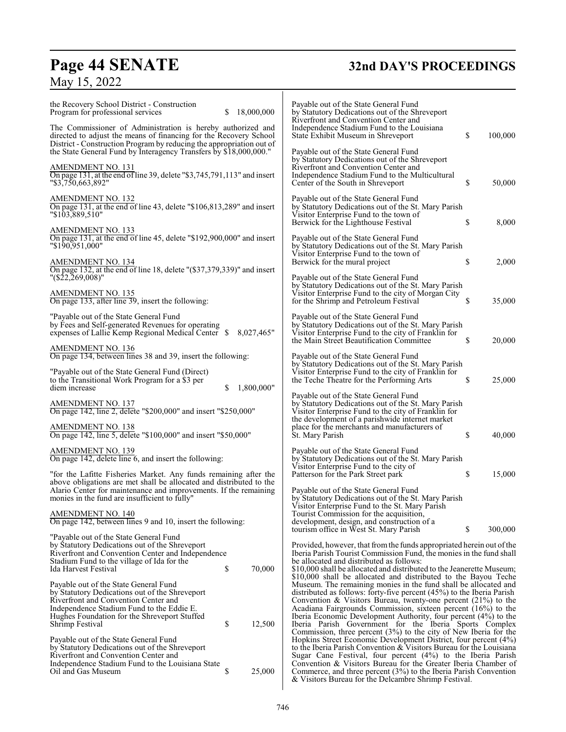the Recovery School District - Construction Program for professional services $ 18,000,000

The Commissioner of Administration is hereby authorized and directed to adjust the means of financing for the Recovery School District - Construction Program by reducing the appropriation out of the State General Fund by Interagency Transfers by $18,000,000."

AMENDMENT NO. 131

On page 131, at the end of line 39, delete "$3,745,791,113" and insert "$3,750,663,892"

AMENDMENT NO. 132

On page 131, at the end of line 43, delete "$106,813,289" and insert "$103,889,510"

AMENDMENT NO. 133

On page 131, at the end of line 45, delete "$192,900,000" and insert "$190,951,000"

AMENDMENT NO. 134

On page 132, at the end of line 18, delete "($37,379,339)" and insert "($22,269,008)"

AMENDMENT NO. 135

On page 133, after line 39, insert the following:

"Payable out of the State General Fund by Fees and Self-generated Revenues for operating expenses of Lallie Kemp Regional Medical Center $ 8,027,465"

AMENDMENT NO. 136

On page 134, between lines 38 and 39, insert the following:

"Payable out of the State General Fund (Direct) to the Transitional Work Program for a $3 per diem increase $ 1,800,000"

AMENDMENT NO. 137

On page 142, line 2, delete "$200,000" and insert "$250,000"

AMENDMENT NO. 138

On page 142, line 5, delete "$100,000" and insert "$50,000"

AMENDMENT NO. 139

On page 142, delete line 6, and insert the following:

"for the Lafitte Fisheries Market. Any funds remaining after the above obligations are met shall be allocated and distributed to the Alario Center for maintenance and improvements. If the remaining monies in the fund are insufficient to fully"

AMENDMENT NO. 140

On page 142, between lines 9 and 10, insert the following:

"Payable out of the State General Fund by Statutory Dedications out of the Shreveport Riverfront and Convention Center and Independence Stadium Fund to the village of Ida for the Ida Harvest Festival $ 70,000

Payable out of the State General Fund by Statutory Dedications out of the Shreveport Riverfront and Convention Center and Independence Stadium Fund to the Eddie E. Hughes Foundation for the Shreveport Stuffed Shrimp Festival $ 12,500

Payable out of the State General Fund by Statutory Dedications out of the Shreveport Riverfront and Convention Center and Independence Stadium Fund to the Louisiana State Oil and Gas Museum $ 25,000

Payable out of the State General Fund by Statutory Dedications out of the Shreveport Riverfront and Convention Center and Independence Stadium Fund to the Louisiana State Exhibit Museum in Shreveport $ 100,000

Payable out of the State General Fund by Statutory Dedications out of the Shreveport Riverfront and Convention Center and Independence Stadium Fund to the Multicultural Center of the South in Shreveport $ 50,000

Payable out of the State General Fund by Statutory Dedications out of the St. Mary Parish Visitor Enterprise Fund to the town of Berwick for the Lighthouse Festival $ 8,000

Payable out of the State General Fund by Statutory Dedications out of the St. Mary Parish Visitor Enterprise Fund to the town of Berwick for the mural project $ 2,000

Payable out of the State General Fund by Statutory Dedications out of the St. Mary Parish Visitor Enterprise Fund to the city of Morgan City for the Shrimp and Petroleum Festival $ 35,000

Payable out of the State General Fund by Statutory Dedications out of the St. Mary Parish Visitor Enterprise Fund to the city of Franklin for the Main Street Beautification Committee $ 20,000

Payable out of the State General Fund by Statutory Dedications out of the St. Mary Parish Visitor Enterprise Fund to the city of Franklin for the Teche Theatre for the Performing Arts $ 25,000

Payable out of the State General Fund by Statutory Dedications out of the St. Mary Parish Visitor Enterprise Fund to the city of Franklin for the development of a parishwide internet market place for the merchants and manufacturers of St. Mary Parish $ 40,000

Payable out of the State General Fund by Statutory Dedications out of the St. Mary Parish Visitor Enterprise Fund to the city of Patterson for the Park Street park $ 15,000

Payable out of the State General Fund by Statutory Dedications out of the St. Mary Parish Visitor Enterprise Fund to the St. Mary Parish Tourist Commission for the acquisition, development, design, and construction of a tourism office in West St. Mary Parish $ 300,000

Provided, however, that from the funds appropriated herein out of the Iberia Parish Tourist Commission Fund, the monies in the fund shall be allocated and distributed as follows: $10,000 shall be allocated and distributed to the Jeanerette Museum; $10,000 shall be allocated and distributed to the Bayou Teche Museum. The remaining monies in the fund shall be allocated and distributed as follows: forty-five percent (45%) to the Iberia Parish Convention & Visitors Bureau, twenty-one percent (21%) to the Acadiana Fairgrounds Commission, sixteen percent (16%) to the Iberia Economic Development Authority, four percent (4%) to the Iberia Parish Government for the Iberia Sports Complex Commission, three percent (3%) to the city of New Iberia for the Hopkins Street Economic Development District, four percent (4%) to the Iberia Parish Convention & Visitors Bureau for the Louisiana Sugar Cane Festival, four percent (4%) to the Iberia Parish Convention & Visitors Bureau for the Greater Iberia Chamber of Commerce, and three percent (3%) to the Iberia Parish Convention & Visitors Bureau for the Delcambre Shrimp Festival.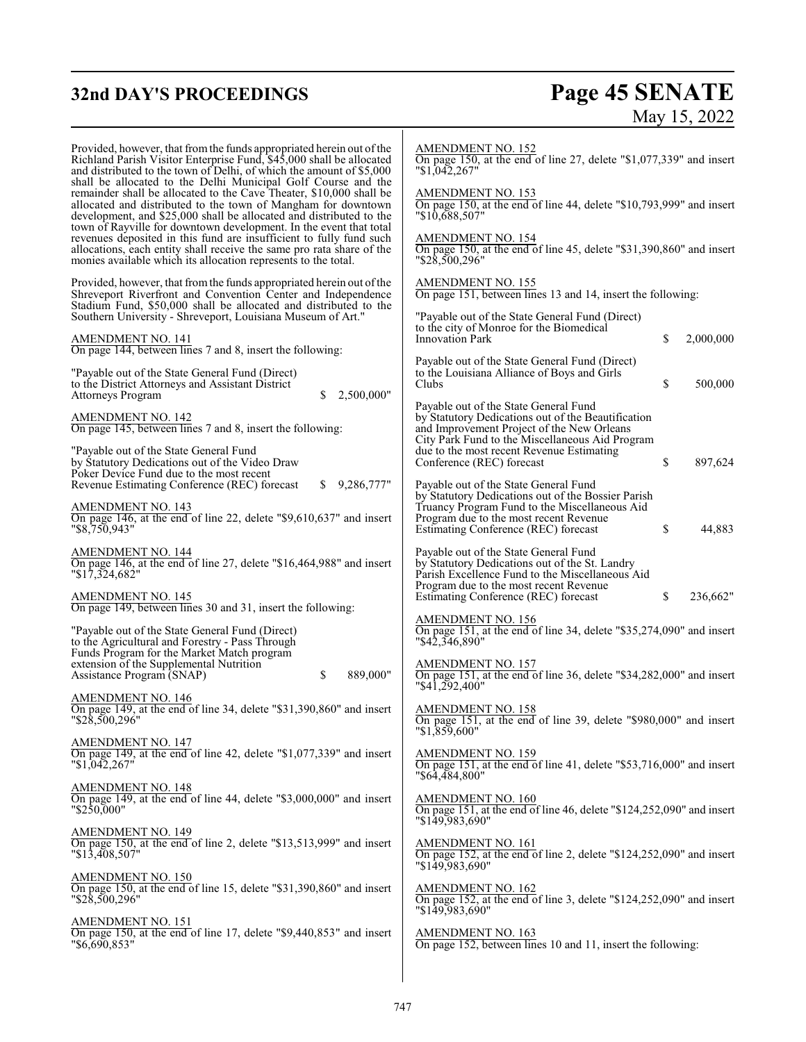Provided, however, that from the funds appropriated herein out of the Richland Parish Visitor Enterprise Fund, $45,000 shall be allocated and distributed to the town of Delhi, of which the amount of $5,000 shall be allocated to the Delhi Municipal Golf Course and the remainder shall be allocated to the Cave Theater, $10,000 shall be allocated and distributed to the town of Mangham for downtown development, and $25,000 shall be allocated and distributed to the town of Rayville for downtown development. In the event that total revenues deposited in this fund are insufficient to fully fund such allocations, each entity shall receive the same pro rata share of the monies available which its allocation represents to the total.

Provided, however, that from the funds appropriated herein out of the Shreveport Riverfront and Convention Center and Independence Stadium Fund, $50,000 shall be allocated and distributed to the Southern University - Shreveport, Louisiana Museum of Art."

AMENDMENT NO. 141
On page 144, between lines 7 and 8, insert the following:

"Payable out of the State General Fund (Direct) to the District Attorneys and Assistant District Attorneys Program $ 2,500,000"

AMENDMENT NO. 142
On page 145, between lines 7 and 8, insert the following:

"Payable out of the State General Fund by Statutory Dedications out of the Video Draw Poker Device Fund due to the most recent Revenue Estimating Conference (REC) forecast $ 9,286,777"

AMENDMENT NO. 143
On page 146, at the end of line 22, delete "$9,610,637" and insert "$8,750,943"

AMENDMENT NO. 144
On page 146, at the end of line 27, delete "$16,464,988" and insert "$17,324,682"

AMENDMENT NO. 145
On page 149, between lines 30 and 31, insert the following:

"Payable out of the State General Fund (Direct) to the Agricultural and Forestry - Pass Through Funds Program for the Market Match program extension of the Supplemental Nutrition Assistance Program (SNAP) $ 889,000"

AMENDMENT NO. 146
On page 149, at the end of line 34, delete "$31,390,860" and insert "$28,500,296"

AMENDMENT NO. 147
On page 149, at the end of line 42, delete "$1,077,339" and insert "$1,042,267"

AMENDMENT NO. 148
On page 149, at the end of line 44, delete "$3,000,000" and insert "$250,000"

AMENDMENT NO. 149
On page 150, at the end of line 2, delete "$13,513,999" and insert "$13,408,507"

AMENDMENT NO. 150
On page 150, at the end of line 15, delete "$31,390,860" and insert "$28,500,296"

AMENDMENT NO. 151
On page 150, at the end of line 17, delete "$9,440,853" and insert "$6,690,853"

AMENDMENT NO. 152
On page 150, at the end of line 27, delete "$1,077,339" and insert "$1,042,267"

AMENDMENT NO. 153
On page 150, at the end of line 44, delete "$10,793,999" and insert "$10,688,507"

AMENDMENT NO. 154
On page 150, at the end of line 45, delete "$31,390,860" and insert "$28,500,296"

AMENDMENT NO. 155
On page 151, between lines 13 and 14, insert the following:

"Payable out of the State General Fund (Direct) to the city of Monroe for the Biomedical Innovation Park $ 2,000,000

Payable out of the State General Fund (Direct) to the Louisiana Alliance of Boys and Girls Clubs $ 500,000

Payable out of the State General Fund by Statutory Dedications out of the Beautification and Improvement Project of the New Orleans City Park Fund to the Miscellaneous Aid Program due to the most recent Revenue Estimating Conference (REC) forecast $ 897,624

Payable out of the State General Fund by Statutory Dedications out of the Bossier Parish Truancy Program Fund to the Miscellaneous Aid Program due to the most recent Revenue Estimating Conference (REC) forecast $ 44,883

Payable out of the State General Fund by Statutory Dedications out of the St. Landry Parish Excellence Fund to the Miscellaneous Aid Program due to the most recent Revenue Estimating Conference (REC) forecast $ 236,662"

AMENDMENT NO. 156
On page 151, at the end of line 34, delete "$35,274,090" and insert "$42,346,890"

AMENDMENT NO. 157
On page 151, at the end of line 36, delete "$34,282,000" and insert "$41,292,400"

AMENDMENT NO. 158
On page 151, at the end of line 39, delete "$980,000" and insert "$1,859,600"

AMENDMENT NO. 159
On page 151, at the end of line 41, delete "$53,716,000" and insert "$64,484,800"

AMENDMENT NO. 160
On page 151, at the end of line 46, delete "$124,252,090" and insert "$149,983,690"

AMENDMENT NO. 161
On page 152, at the end of line 2, delete "$124,252,090" and insert "$149,983,690"

AMENDMENT NO. 162
On page 152, at the end of line 3, delete "$124,252,090" and insert "$149,983,690"

AMENDMENT NO. 163
On page 152, between lines 10 and 11, insert the following: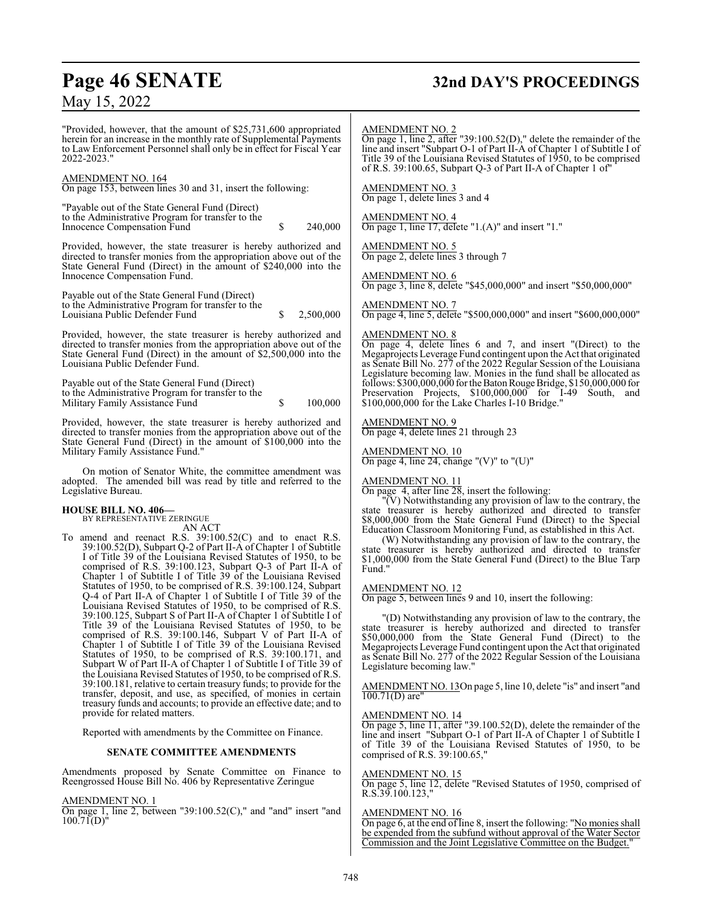"Provided, however, that the amount of $25,731,600 appropriated herein for an increase in the monthly rate of Supplemental Payments to Law Enforcement Personnel shall only be in effect for Fiscal Year 2022-2023."

AMENDMENT NO. 164
On page 153, between lines 30 and 31, insert the following:

"Payable out of the State General Fund (Direct)
to the Administrative Program for transfer to the
Innocence Compensation Fund $ 240,000

Provided, however, the state treasurer is hereby authorized and directed to transfer monies from the appropriation above out of the State General Fund (Direct) in the amount of $240,000 into the Innocence Compensation Fund.

Payable out of the State General Fund (Direct)
to the Administrative Program for transfer to the
Louisiana Public Defender Fund $ 2,500,000

Provided, however, the state treasurer is hereby authorized and directed to transfer monies from the appropriation above out of the State General Fund (Direct) in the amount of $2,500,000 into the Louisiana Public Defender Fund.

Payable out of the State General Fund (Direct)
to the Administrative Program for transfer to the
Military Family Assistance Fund $ 100,000

Provided, however, the state treasurer is hereby authorized and directed to transfer monies from the appropriation above out of the State General Fund (Direct) in the amount of $100,000 into the Military Family Assistance Fund."

On motion of Senator White, the committee amendment was adopted. The amended bill was read by title and referred to the Legislative Bureau.

**HOUSE BILL NO. 406—**
BY REPRESENTATIVE ZERINGUE
AN ACT

To amend and reenact R.S. 39:100.52(C) and to enact R.S. 39:100.52(D), Subpart Q-2 of Part II-A of Chapter 1 of Subtitle I of Title 39 of the Louisiana Revised Statutes of 1950, to be comprised of R.S. 39:100.123, Subpart Q-3 of Part II-A of Chapter 1 of Subtitle I of Title 39 of the Louisiana Revised Statutes of 1950, to be comprised of R.S. 39:100.124, Subpart Q-4 of Part II-A of Chapter 1 of Subtitle I of Title 39 of the Louisiana Revised Statutes of 1950, to be comprised of R.S. 39:100.125, Subpart S of Part II-A of Chapter 1 of Subtitle I of Title 39 of the Louisiana Revised Statutes of 1950, to be comprised of R.S. 39:100.146, Subpart V of Part II-A of Chapter 1 of Subtitle I of Title 39 of the Louisiana Revised Statutes of 1950, to be comprised of R.S. 39:100.171, and Subpart W of Part II-A of Chapter 1 of Subtitle I of Title 39 of the Louisiana Revised Statutes of 1950, to be comprised of R.S. 39:100.181, relative to certain treasury funds; to provide for the transfer, deposit, and use, as specified, of monies in certain treasury funds and accounts; to provide an effective date; and to provide for related matters.

Reported with amendments by the Committee on Finance.

**SENATE COMMITTEE AMENDMENTS**

Amendments proposed by Senate Committee on Finance to Reengrossed House Bill No. 406 by Representative Zeringue

AMENDMENT NO. 1
On page 1, line 2, between "39:100.52(C)," and "and" insert "and 100.71(D)"

AMENDMENT NO. 2
On page 1, line 2, after "39:100.52(D)," delete the remainder of the line and insert "Subpart O-1 of Part II-A of Chapter 1 of Subtitle I of Title 39 of the Louisiana Revised Statutes of 1950, to be comprised of R.S. 39:100.65, Subpart Q-3 of Part II-A of Chapter 1 of"

AMENDMENT NO. 3
On page 1, delete lines 3 and 4

AMENDMENT NO. 4
On page 1, line 17, delete "1.(A)" and insert "1."

AMENDMENT NO. 5
On page 2, delete lines 3 through 7

AMENDMENT NO. 6
On page 3, line 8, delete "$45,000,000" and insert "$50,000,000"

AMENDMENT NO. 7
On page 4, line 5, delete "$500,000,000" and insert "$600,000,000"

AMENDMENT NO. 8
On page 4, delete lines 6 and 7, and insert "(Direct) to the Megaprojects Leverage Fund contingent upon the Act that originated as Senate Bill No. 277 of the 2022 Regular Session of the Louisiana Legislature becoming law. Monies in the fund shall be allocated as follows: $300,000,000 for the Baton Rouge Bridge, $150,000,000 for Preservation Projects, $100,000,000 for I-49 South, and $100,000,000 for the Lake Charles I-10 Bridge."

AMENDMENT NO. 9
On page 4, delete lines 21 through 23

AMENDMENT NO. 10
On page 4, line 24, change "(V)" to "(U)"

AMENDMENT NO. 11
On page 4, after line 28, insert the following:

"(V) Notwithstanding any provision of law to the contrary, the state treasurer is hereby authorized and directed to transfer $8,000,000 from the State General Fund (Direct) to the Special Education Classroom Monitoring Fund, as established in this Act.

(W) Notwithstanding any provision of law to the contrary, the state treasurer is hereby authorized and directed to transfer $1,000,000 from the State General Fund (Direct) to the Blue Tarp Fund."

AMENDMENT NO. 12
On page 5, between lines 9 and 10, insert the following:

"(D) Notwithstanding any provision of law to the contrary, the state treasurer is hereby authorized and directed to transfer $50,000,000 from the State General Fund (Direct) to the Megaprojects Leverage Fund contingent upon the Act that originated as Senate Bill No. 277 of the 2022 Regular Session of the Louisiana Legislature becoming law."

AMENDMENT NO. 13 On page 5, line 10, delete "is" and insert "and 100.71(D) are"

AMENDMENT NO. 14
On page 5, line 11, after "39.100.52(D), delete the remainder of the line and insert "Subpart O-1 of Part II-A of Chapter 1 of Subtitle I of Title 39 of the Louisiana Revised Statutes of 1950, to be comprised of R.S. 39:100.65,"

AMENDMENT NO. 15
On page 5, line 12, delete "Revised Statutes of 1950, comprised of R.S.39.100.123,"

AMENDMENT NO. 16
On page 6, at the end of line 8, insert the following: "No monies shall be expended from the subfund without approval of the Water Sector Commission and the Joint Legislative Committee on the Budget."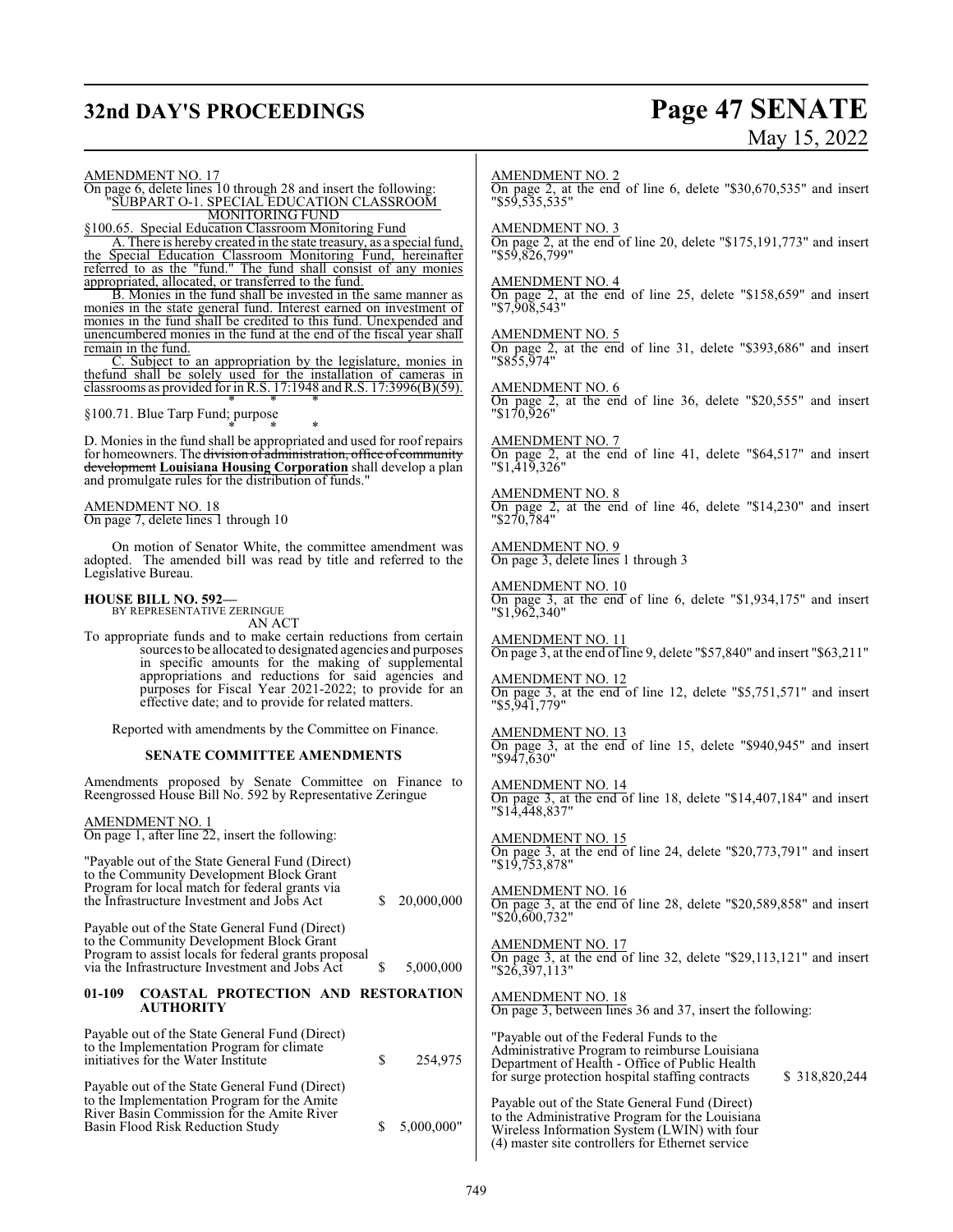AMENDMENT NO. 17
On page 6, delete lines 10 through 28 and insert the following:
"SUBPART O-1. SPECIAL EDUCATION CLASSROOM MONITORING FUND

§100.65. Special Education Classroom Monitoring Fund

A. There is hereby created in the state treasury, as a special fund, the Special Education Classroom Monitoring Fund, hereinafter referred to as the "fund." The fund shall consist of any monies appropriated, allocated, or transferred to the fund.

B. Monies in the fund shall be invested in the same manner as monies in the state general fund. Interest earned on investment of monies in the fund shall be credited to this fund. Unexpended and unencumbered monies in the fund at the end of the fiscal year shall remain in the fund.

C. Subject to an appropriation by the legislature, monies in thefund shall be solely used for the installation of cameras in classrooms as provided for in R.S. 17:1948 and R.S. 17:3996(B)(59).

\* \* \*

§100.71. Blue Tarp Fund; purpose

\* \* \*

D. Monies in the fund shall be appropriated and used for roof repairs for homeowners. The ~~division of administration, office of community development~~ **Louisiana Housing Corporation** shall develop a plan and promulgate rules for the distribution of funds."

AMENDMENT NO. 18
On page 7, delete lines 1 through 10

On motion of Senator White, the committee amendment was adopted. The amended bill was read by title and referred to the Legislative Bureau.

**HOUSE BILL NO. 592—**
BY REPRESENTATIVE ZERINGUE
AN ACT
To appropriate funds and to make certain reductions from certain sources to be allocated to designated agencies and purposes in specific amounts for the making of supplemental appropriations and reductions for said agencies and purposes for Fiscal Year 2021-2022; to provide for an effective date; and to provide for related matters.

Reported with amendments by the Committee on Finance.

**SENATE COMMITTEE AMENDMENTS**

Amendments proposed by Senate Committee on Finance to Reengrossed House Bill No. 592 by Representative Zeringue

AMENDMENT NO. 1
On page 1, after line 22, insert the following:

"Payable out of the State General Fund (Direct) to the Community Development Block Grant Program for local match for federal grants via the Infrastructure Investment and Jobs Act $ 20,000,000

Payable out of the State General Fund (Direct) to the Community Development Block Grant Program to assist locals for federal grants proposal via the Infrastructure Investment and Jobs Act $ 5,000,000

**01-109 COASTAL PROTECTION AND RESTORATION AUTHORITY**

Payable out of the State General Fund (Direct) to the Implementation Program for climate initiatives for the Water Institute $ 254,975

Payable out of the State General Fund (Direct) to the Implementation Program for the Amite River Basin Commission for the Amite River Basin Flood Risk Reduction Study $ 5,000,000"

AMENDMENT NO. 2
On page 2, at the end of line 6, delete "$30,670,535" and insert "$59,535,535"

AMENDMENT NO. 3
On page 2, at the end of line 20, delete "$175,191,773" and insert "$59,826,799"

AMENDMENT NO. 4
On page 2, at the end of line 25, delete "$158,659" and insert "$7,908,543"

AMENDMENT NO. 5
On page 2, at the end of line 31, delete "$393,686" and insert "$855,974"

AMENDMENT NO. 6
On page 2, at the end of line 36, delete "$20,555" and insert "$170,926"

AMENDMENT NO. 7
On page 2, at the end of line 41, delete "$64,517" and insert "$1,419,326"

AMENDMENT NO. 8
On page 2, at the end of line 46, delete "$14,230" and insert "$270,784"

AMENDMENT NO. 9
On page 3, delete lines 1 through 3

AMENDMENT NO. 10
On page 3, at the end of line 6, delete "$1,934,175" and insert "$1,962,340"

AMENDMENT NO. 11
On page 3, at the end of line 9, delete "$57,840" and insert "$63,211"

AMENDMENT NO. 12
On page 3, at the end of line 12, delete "$5,751,571" and insert "$5,941,779"

AMENDMENT NO. 13
On page 3, at the end of line 15, delete "$940,945" and insert "$947,630"

AMENDMENT NO. 14
On page 3, at the end of line 18, delete "$14,407,184" and insert "$14,448,837"

AMENDMENT NO. 15
On page 3, at the end of line 24, delete "$20,773,791" and insert "$19,753,878"

AMENDMENT NO. 16
On page 3, at the end of line 28, delete "$20,589,858" and insert "$20,600,732"

AMENDMENT NO. 17
On page 3, at the end of line 32, delete "$29,113,121" and insert "$26,397,113"

AMENDMENT NO. 18
On page 3, between lines 36 and 37, insert the following:

"Payable out of the Federal Funds to the Administrative Program to reimburse Louisiana Department of Health - Office of Public Health for surge protection hospital staffing contracts $ 318,820,244

Payable out of the State General Fund (Direct) to the Administrative Program for the Louisiana Wireless Information System (LWIN) with four (4) master site controllers for Ethernet service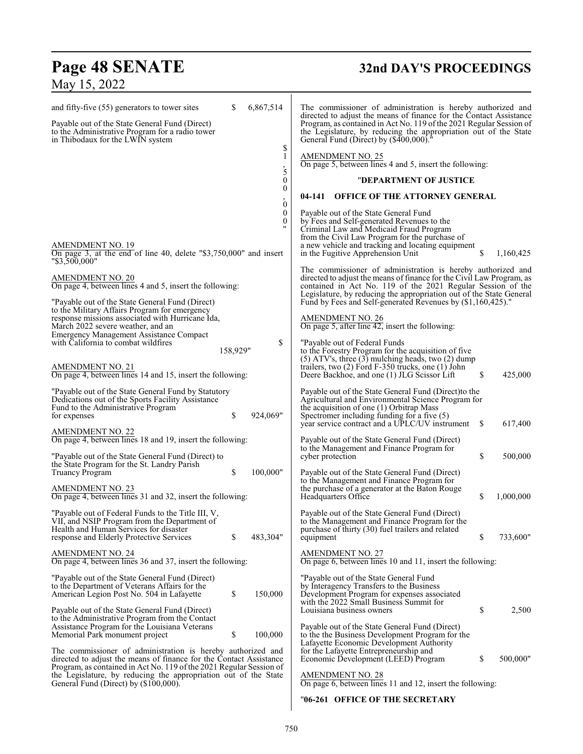and fifty-five (55) generators to tower sites $ 6,867,514

Payable out of the State General Fund (Direct) to the Administrative Program for a radio tower in Thibodaux for the LWIN system $ 1,500,000"

AMENDMENT NO. 19
On page 3, at the end of line 40, delete "$3,750,000" and insert "$3,500,000"

AMENDMENT NO. 20
On page 4, between lines 4 and 5, insert the following:

"Payable out of the State General Fund (Direct) to the Military Affairs Program for emergency response missions associated with Hurricane Ida, March 2022 severe weather, and an Emergency Management Assistance Compact with California to combat wildfires $ 158,929"

AMENDMENT NO. 21
On page 4, between lines 14 and 15, insert the following:

"Payable out of the State General Fund by Statutory Dedications out of the Sports Facility Assistance Fund to the Administrative Program for expenses $ 924,069"

AMENDMENT NO. 22
On page 4, between lines 18 and 19, insert the following:

"Payable out of the State General Fund (Direct) to the State Program for the St. Landry Parish Truancy Program $ 100,000"

AMENDMENT NO. 23
On page 4, between lines 31 and 32, insert the following:

"Payable out of Federal Funds to the Title III, V, VII, and NSIP Program from the Department of Health and Human Services for disaster response and Elderly Protective Services $ 483,304"

AMENDMENT NO. 24
On page 4, between lines 36 and 37, insert the following:

"Payable out of the State General Fund (Direct) to the Department of Veterans Affairs for the American Legion Post No. 504 in Lafayette $ 150,000

Payable out of the State General Fund (Direct) to the Administrative Program from the Contact Assistance Program for the Louisiana Veterans Memorial Park monument project $ 100,000

The commissioner of administration is hereby authorized and directed to adjust the means of finance for the Contact Assistance Program, as contained in Act No. 119 of the 2021 Regular Session of the Legislature, by reducing the appropriation out of the State General Fund (Direct) by ($100,000).

The commissioner of administration is hereby authorized and directed to adjust the means of finance for the Contact Assistance Program, as contained in Act No. 119 of the 2021 Regular Session of the Legislature, by reducing the appropriation out of the State General Fund (Direct) by ($400,000)."

AMENDMENT NO. 25
On page 5, between lines 4 and 5, insert the following:

"**DEPARTMENT OF JUSTICE**

**04-141 OFFICE OF THE ATTORNEY GENERAL**

Payable out of the State General Fund by Fees and Self-generated Revenues to the Criminal Law and Medicaid Fraud Program from the Civil Law Program for the purchase of a new vehicle and tracking and locating equipment in the Fugitive Apprehension Unit $ 1,160,425

The commissioner of administration is hereby authorized and directed to adjust the means of finance for the Civil Law Program, as contained in Act No. 119 of the 2021 Regular Session of the Legislature, by reducing the appropriation out of the State General Fund by Fees and Self-generated Revenues by ($1,160,425)."

AMENDMENT NO. 26
On page 5, after line 42, insert the following:

"Payable out of Federal Funds to the Forestry Program for the acquisition of five (5) ATV's, three (3) mulching heads, two (2) dump trailers, two (2) Ford F-350 trucks, one (1) John Deere Backhoe, and one (1) JLG Scissor Lift $ 425,000

Payable out of the State General Fund (Direct)to the Agricultural and Environmental Science Program for the acquisition of one (1) Orbitrap Mass Spectromer including funding for a five (5) year service contract and a UPLC/UV instrument $ 617,400

Payable out of the State General Fund (Direct) to the Management and Finance Program for cyber protection $ 500,000

Payable out of the State General Fund (Direct) to the Management and Finance Program for the purchase of a generator at the Baton Rouge Headquarters Office $ 1,000,000

Payable out of the State General Fund (Direct) to the Management and Finance Program for the purchase of thirty (30) fuel trailers and related equipment $ 733,600"

AMENDMENT NO. 27
On page 6, between lines 10 and 11, insert the following:

"Payable out of the State General Fund by Interagency Transfers to the Business Development Program for expenses associated with the 2022 Small Business Summit for Louisiana business owners $ 2,500

Payable out of the State General Fund (Direct) to the the Business Development Program for the Lafayette Economic Development Authority for the Lafayette Entrepreneurship and Economic Development (LEED) Program $ 500,000"

AMENDMENT NO. 28
On page 6, between lines 11 and 12, insert the following:

"**06-261 OFFICE OF THE SECRETARY**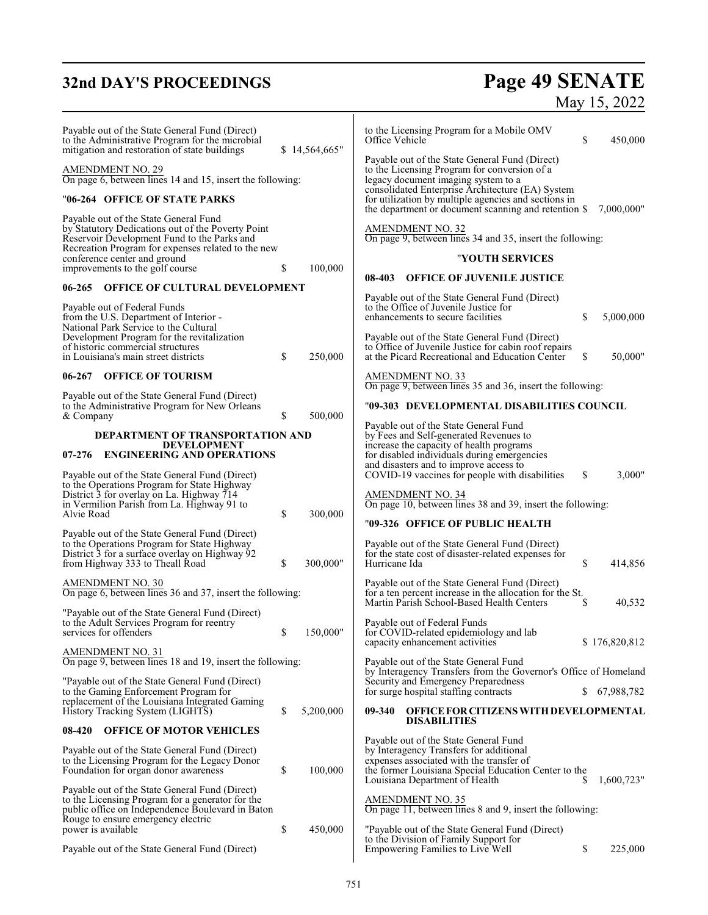Payable out of the State General Fund (Direct) to the Administrative Program for the microbial mitigation and restoration of state buildings $ 14,564,665"

AMENDMENT NO. 29

On page 6, between lines 14 and 15, insert the following:

"**06-264 OFFICE OF STATE PARKS**

Payable out of the State General Fund by Statutory Dedications out of the Poverty Point Reservoir Development Fund to the Parks and Recreation Program for expenses related to the new conference center and ground improvements to the golf course $ 100,000

**06-265 OFFICE OF CULTURAL DEVELOPMENT**

Payable out of Federal Funds from the U.S. Department of Interior - National Park Service to the Cultural Development Program for the revitalization of historic commercial structures in Louisiana's main street districts $ 250,000

**06-267 OFFICE OF TOURISM**

Payable out of the State General Fund (Direct) to the Administrative Program for New Orleans & Company $ 500,000

**DEPARTMENT OF TRANSPORTATION AND DEVELOPMENT**

**07-276 ENGINEERING AND OPERATIONS**

Payable out of the State General Fund (Direct) to the Operations Program for State Highway District 3 for overlay on La. Highway 714 in Vermilion Parish from La. Highway 91 to Alvie Road $ 300,000

Payable out of the State General Fund (Direct) to the Operations Program for State Highway District 3 for a surface overlay on Highway 92 from Highway 333 to Theall Road $ 300,000"

AMENDMENT NO. 30

On page 6, between lines 36 and 37, insert the following:

"Payable out of the State General Fund (Direct) to the Adult Services Program for reentry services for offenders $ 150,000"

AMENDMENT NO. 31

On page 9, between lines 18 and 19, insert the following:

"Payable out of the State General Fund (Direct) to the Gaming Enforcement Program for replacement of the Louisiana Integrated Gaming History Tracking System (LIGHTS) $ 5,200,000

**08-420 OFFICE OF MOTOR VEHICLES**

Payable out of the State General Fund (Direct) to the Licensing Program for the Legacy Donor Foundation for organ donor awareness $ 100,000

Payable out of the State General Fund (Direct) to the Licensing Program for a generator for the public office on Independence Boulevard in Baton Rouge to ensure emergency electric power is available $ 450,000

Payable out of the State General Fund (Direct) to the Licensing Program for a Mobile OMV Office Vehicle $ 450,000

Payable out of the State General Fund (Direct) to the Licensing Program for conversion of a legacy document imaging system to a consolidated Enterprise Architecture (EA) System for utilization by multiple agencies and sections in the department or document scanning and retention $ 7,000,000"

AMENDMENT NO. 32

On page 9, between lines 34 and 35, insert the following:

"**YOUTH SERVICES**

**08-403 OFFICE OF JUVENILE JUSTICE**

Payable out of the State General Fund (Direct) to the Office of Juvenile Justice for enhancements to secure facilities $ 5,000,000

Payable out of the State General Fund (Direct) to Office of Juvenile Justice for cabin roof repairs at the Picard Recreational and Education Center $ 50,000"

AMENDMENT NO. 33

On page 9, between lines 35 and 36, insert the following:

"**09-303 DEVELOPMENTAL DISABILITIES COUNCIL**

Payable out of the State General Fund by Fees and Self-generated Revenues to increase the capacity of health programs for disabled individuals during emergencies and disasters and to improve access to COVID-19 vaccines for people with disabilities $ 3,000"

AMENDMENT NO. 34

On page 10, between lines 38 and 39, insert the following:

"**09-326 OFFICE OF PUBLIC HEALTH**

Payable out of the State General Fund (Direct) for the state cost of disaster-related expenses for Hurricane Ida $ 414,856

Payable out of the State General Fund (Direct) for a ten percent increase in the allocation for the St. Martin Parish School-Based Health Centers $ 40,532

Payable out of Federal Funds for COVID-related epidemiology and lab capacity enhancement activities $ 176,820,812

Payable out of the State General Fund by Interagency Transfers from the Governor's Office of Homeland Security and Emergency Preparedness for surge hospital staffing contracts $ 67,988,782

**09-340 OFFICE FOR CITIZENS WITH DEVELOPMENTAL DISABILITIES**

Payable out of the State General Fund by Interagency Transfers for additional expenses associated with the transfer of the former Louisiana Special Education Center to the Louisiana Department of Health $ 1,600,723"

AMENDMENT NO. 35

On page 11, between lines 8 and 9, insert the following:

"Payable out of the State General Fund (Direct) to the Division of Family Support for Empowering Families to Live Well $ 225,000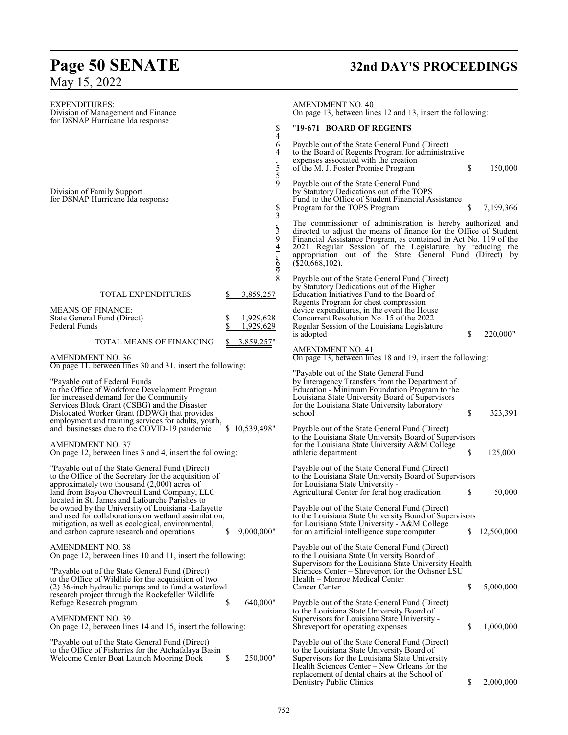EXPENDITURES:
Division of Management and Finance
for DSNAP Hurricane Ida response $ 464,559

Division of Family Support
for DSNAP Hurricane Ida response $ 3,394,698

| | |
|---|---|
| TOTAL EXPENDITURES | $ 3,859,257 |
| MEANS OF FINANCE: | |
| State General Fund (Direct) | $ 1,929,628 |
| Federal Funds | $ 1,929,629 |
| TOTAL MEANS OF FINANCING | $ 3,859,257" |

AMENDMENT NO. 36
On page 11, between lines 30 and 31, insert the following:

"Payable out of Federal Funds
to the Office of Workforce Development Program
for increased demand for the Community
Services Block Grant (CSBG) and the Disaster
Dislocated Worker Grant (DDWG) that provides
employment and training services for adults, youth,
and businesses due to the COVID-19 pandemic $ 10,539,498"

AMENDMENT NO. 37
On page 12, between lines 3 and 4, insert the following:

"Payable out of the State General Fund (Direct)
to the Office of the Secretary for the acquisition of
approximately two thousand (2,000) acres of
land from Bayou Chevreuil Land Company, LLC
located in St. James and Lafourche Parishes to
be owned by the University of Louisiana -Lafayette
and used for collaborations on wetland assimilation,
mitigation, as well as ecological, environmental,
and carbon capture research and operations $ 9,000,000"

AMENDMENT NO. 38
On page 12, between lines 10 and 11, insert the following:

"Payable out of the State General Fund (Direct)
to the Office of Wildlife for the acquisition of two
(2) 36-inch hydraulic pumps and to fund a waterfowl
research project through the Rockefeller Wildlife
Refuge Research program $ 640,000"

AMENDMENT NO. 39
On page 12, between lines 14 and 15, insert the following:

"Payable out of the State General Fund (Direct)
to the Office of Fisheries for the Atchafalaya Basin
Welcome Center Boat Launch Mooring Dock $ 250,000"

AMENDMENT NO. 40
On page 13, between lines 12 and 13, insert the following:

"**19-671 BOARD OF REGENTS**

Payable out of the State General Fund (Direct)
to the Board of Regents Program for administrative
expenses associated with the creation
of the M. J. Foster Promise Program $ 150,000

Payable out of the State General Fund
by Statutory Dedications out of the TOPS
Fund to the Office of Student Financial Assistance
Program for the TOPS Program $ 7,199,366

The commissioner of administration is hereby authorized and directed to adjust the means of finance for the Office of Student Financial Assistance Program, as contained in Act No. 119 of the 2021 Regular Session of the Legislature, by reducing the appropriation out of the State General Fund (Direct) by ($20,668,102).

Payable out of the State General Fund (Direct)
by Statutory Dedications out of the Higher
Education Initiatives Fund to the Board of
Regents Program for chest compression
device expenditures, in the event the House
Concurrent Resolution No. 15 of the 2022
Regular Session of the Louisiana Legislature
is adopted $ 220,000"

AMENDMENT NO. 41
On page 13, between lines 18 and 19, insert the following:

"Payable out of the State General Fund
by Interagency Transfers from the Department of
Education - Minimum Foundation Program to the
Louisiana State University Board of Supervisors
for the Louisiana State University laboratory
school $ 323,391

Payable out of the State General Fund (Direct)
to the Louisiana State University Board of Supervisors
for the Louisiana State University A&M College
athletic department $ 125,000

Payable out of the State General Fund (Direct)
to the Louisiana State University Board of Supervisors
for Louisiana State University -
Agricultural Center for feral hog eradication $ 50,000

Payable out of the State General Fund (Direct)
to the Louisiana State University Board of Supervisors
for Louisiana State University - A&M College
for an artificial intelligence supercomputer $ 12,500,000

Payable out of the State General Fund (Direct)
to the Louisiana State University Board of
Supervisors for the Louisiana State University Health
Sciences Center – Shreveport for the Ochsner LSU
Health – Monroe Medical Center
Cancer Center $ 5,000,000

Payable out of the State General Fund (Direct)
to the Louisiana State University Board of
Supervisors for Louisiana State University -
Shreveport for operating expenses $ 1,000,000

Payable out of the State General Fund (Direct)
to the Louisiana State University Board of
Supervisors for the Louisiana State University
Health Sciences Center – New Orleans for the
replacement of dental chairs at the School of
Dentistry Public Clinics $ 2,000,000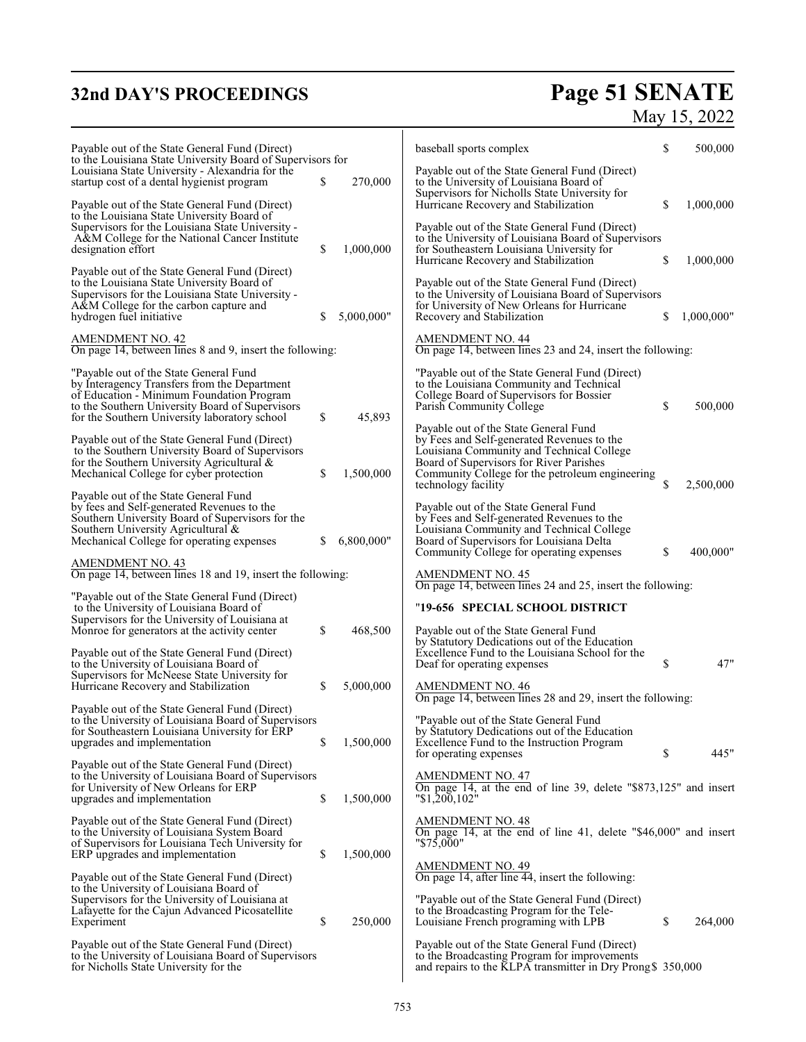Payable out of the State General Fund (Direct) to the Louisiana State University Board of Supervisors for Louisiana State University - Alexandria for the startup cost of a dental hygienist program $ 270,000

Payable out of the State General Fund (Direct) to the Louisiana State University Board of Supervisors for the Louisiana State University - A&M College for the National Cancer Institute designation effort $ 1,000,000

Payable out of the State General Fund (Direct) to the Louisiana State University Board of Supervisors for the Louisiana State University - A&M College for the carbon capture and hydrogen fuel initiative $ 5,000,000"

AMENDMENT NO. 42
On page 14, between lines 8 and 9, insert the following:

"Payable out of the State General Fund by Interagency Transfers from the Department of Education - Minimum Foundation Program to the Southern University Board of Supervisors for the Southern University laboratory school $ 45,893

Payable out of the State General Fund (Direct) to the Southern University Board of Supervisors for the Southern University Agricultural & Mechanical College for cyber protection $ 1,500,000

Payable out of the State General Fund by fees and Self-generated Revenues to the Southern University Board of Supervisors for the Southern University Agricultural & Mechanical College for operating expenses $ 6,800,000"

AMENDMENT NO. 43
On page 14, between lines 18 and 19, insert the following:

"Payable out of the State General Fund (Direct) to the University of Louisiana Board of Supervisors for the University of Louisiana at Monroe for generators at the activity center $ 468,500

Payable out of the State General Fund (Direct) to the University of Louisiana Board of Supervisors for McNeese State University for Hurricane Recovery and Stabilization $ 5,000,000

Payable out of the State General Fund (Direct) to the University of Louisiana Board of Supervisors for Southeastern Louisiana University for ERP upgrades and implementation $ 1,500,000

Payable out of the State General Fund (Direct) to the University of Louisiana Board of Supervisors for University of New Orleans for ERP upgrades and implementation $ 1,500,000

Payable out of the State General Fund (Direct) to the University of Louisiana System Board of Supervisors for Louisiana Tech University for ERP upgrades and implementation $ 1,500,000

Payable out of the State General Fund (Direct) to the University of Louisiana Board of Supervisors for the University of Louisiana at Lafayette for the Cajun Advanced Picosatellite Experiment $ 250,000

Payable out of the State General Fund (Direct) to the University of Louisiana Board of Supervisors for Nicholls State University for the baseball sports complex $ 500,000

Payable out of the State General Fund (Direct) to the University of Louisiana Board of Supervisors for Nicholls State University for Hurricane Recovery and Stabilization $ 1,000,000

Payable out of the State General Fund (Direct) to the University of Louisiana Board of Supervisors for Southeastern Louisiana University for Hurricane Recovery and Stabilization $ 1,000,000

Payable out of the State General Fund (Direct) to the University of Louisiana Board of Supervisors for University of New Orleans for Hurricane Recovery and Stabilization $ 1,000,000"

AMENDMENT NO. 44
On page 14, between lines 23 and 24, insert the following:

"Payable out of the State General Fund (Direct) to the Louisiana Community and Technical College Board of Supervisors for Bossier Parish Community College $ 500,000

Payable out of the State General Fund by Fees and Self-generated Revenues to the Louisiana Community and Technical College Board of Supervisors for River Parishes Community College for the petroleum engineering technology facility $ 2,500,000

Payable out of the State General Fund by Fees and Self-generated Revenues to the Louisiana Community and Technical College Board of Supervisors for Louisiana Delta Community College for operating expenses $ 400,000"

AMENDMENT NO. 45
On page 14, between lines 24 and 25, insert the following:

"**19-656 SPECIAL SCHOOL DISTRICT**

Payable out of the State General Fund by Statutory Dedications out of the Education Excellence Fund to the Louisiana School for the Deaf for operating expenses $ 47"

AMENDMENT NO. 46
On page 14, between lines 28 and 29, insert the following:

"Payable out of the State General Fund by Statutory Dedications out of the Education Excellence Fund to the Instruction Program for operating expenses $ 445"

AMENDMENT NO. 47
On page 14, at the end of line 39, delete "$873,125" and insert "$1,200,102"

AMENDMENT NO. 48
On page 14, at the end of line 41, delete "$46,000" and insert "$75,000"

AMENDMENT NO. 49
On page 14, after line 44, insert the following:

"Payable out of the State General Fund (Direct) to the Broadcasting Program for the Tele-Louisiane French programing with LPB $ 264,000

Payable out of the State General Fund (Direct) to the Broadcasting Program for improvements and repairs to the KLPA transmitter in Dry Prong $ 350,000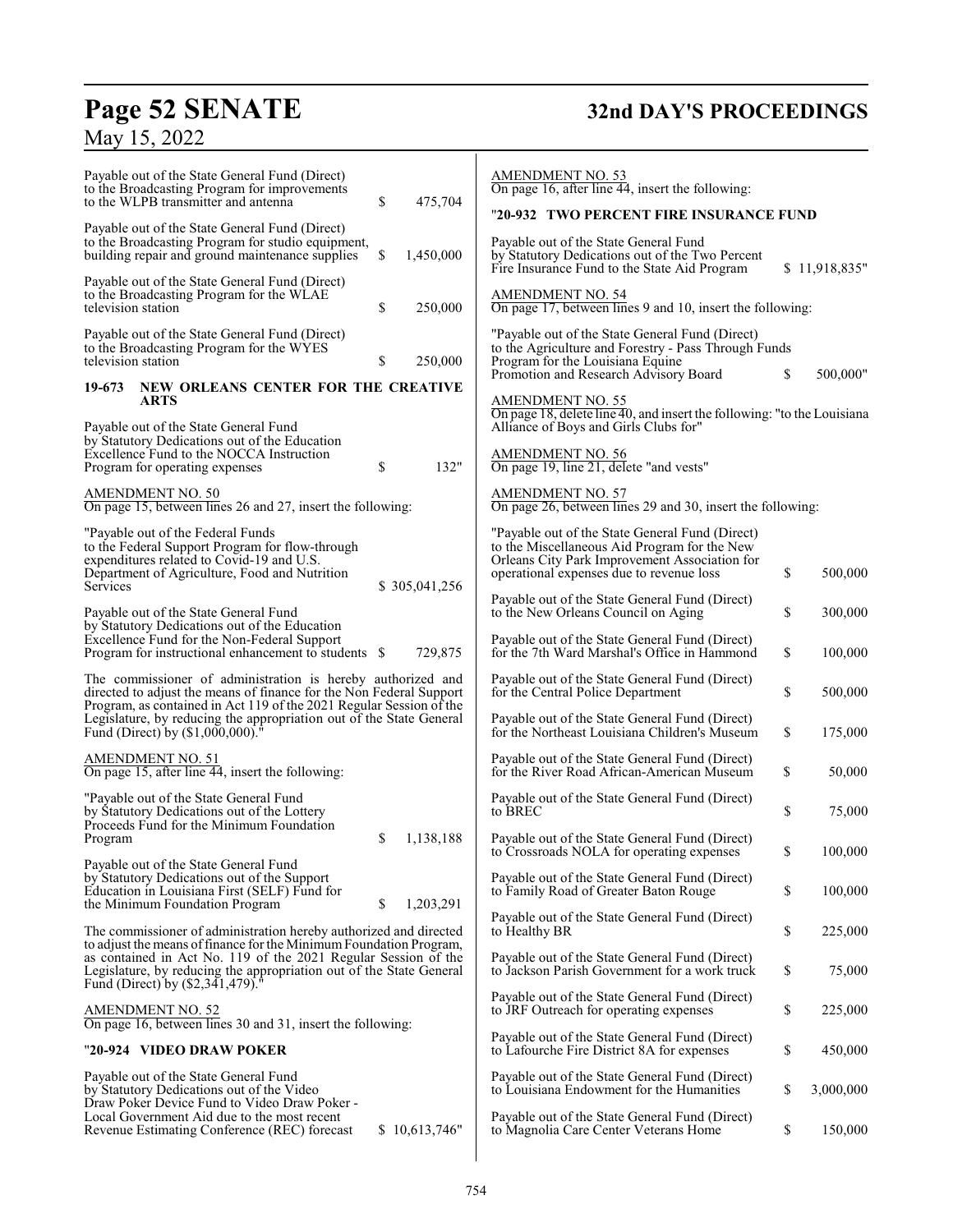Payable out of the State General Fund (Direct) to the Broadcasting Program for improvements to the WLPB transmitter and antenna $ 475,704

Payable out of the State General Fund (Direct) to the Broadcasting Program for studio equipment, building repair and ground maintenance supplies $ 1,450,000

Payable out of the State General Fund (Direct) to the Broadcasting Program for the WLAE television station $ 250,000

Payable out of the State General Fund (Direct) to the Broadcasting Program for the WYES television station $ 250,000

**19-673 NEW ORLEANS CENTER FOR THE CREATIVE ARTS**

Payable out of the State General Fund by Statutory Dedications out of the Education Excellence Fund to the NOCCA Instruction Program for operating expenses $ 132"

AMENDMENT NO. 50
On page 15, between lines 26 and 27, insert the following:

"Payable out of the Federal Funds to the Federal Support Program for flow-through expenditures related to Covid-19 and U.S. Department of Agriculture, Food and Nutrition Services $ 305,041,256

Payable out of the State General Fund by Statutory Dedications out of the Education Excellence Fund for the Non-Federal Support Program for instructional enhancement to students $ 729,875

The commissioner of administration is hereby authorized and directed to adjust the means of finance for the Non Federal Support Program, as contained in Act 119 of the 2021 Regular Session of the Legislature, by reducing the appropriation out of the State General Fund (Direct) by ($1,000,000)."

AMENDMENT NO. 51
On page 15, after line 44, insert the following:

"Payable out of the State General Fund by Statutory Dedications out of the Lottery Proceeds Fund for the Minimum Foundation Program $ 1,138,188

Payable out of the State General Fund by Statutory Dedications out of the Support Education in Louisiana First (SELF) Fund for the Minimum Foundation Program $ 1,203,291

The commissioner of administration hereby authorized and directed to adjust the means of finance for the Minimum Foundation Program, as contained in Act No. 119 of the 2021 Regular Session of the Legislature, by reducing the appropriation out of the State General Fund (Direct) by ($2,341,479)."

AMENDMENT NO. 52
On page 16, between lines 30 and 31, insert the following:

"**20-924 VIDEO DRAW POKER**

Payable out of the State General Fund by Statutory Dedications out of the Video Draw Poker Device Fund to Video Draw Poker - Local Government Aid due to the most recent Revenue Estimating Conference (REC) forecast $ 10,613,746"

AMENDMENT NO. 53
On page 16, after line 44, insert the following:

"**20-932 TWO PERCENT FIRE INSURANCE FUND**

Payable out of the State General Fund by Statutory Dedications out of the Two Percent Fire Insurance Fund to the State Aid Program $ 11,918,835"

AMENDMENT NO. 54
On page 17, between lines 9 and 10, insert the following:

"Payable out of the State General Fund (Direct) to the Agriculture and Forestry - Pass Through Funds Program for the Louisiana Equine Promotion and Research Advisory Board $ 500,000"

AMENDMENT NO. 55
On page 18, delete line 40, and insert the following: "to the Louisiana Alliance of Boys and Girls Clubs for"

AMENDMENT NO. 56
On page 19, line 21, delete "and vests"

AMENDMENT NO. 57
On page 26, between lines 29 and 30, insert the following:

"Payable out of the State General Fund (Direct) to the Miscellaneous Aid Program for the New Orleans City Park Improvement Association for operational expenses due to revenue loss $ 500,000

Payable out of the State General Fund (Direct) to the New Orleans Council on Aging $ 300,000

Payable out of the State General Fund (Direct) for the 7th Ward Marshal's Office in Hammond $ 100,000

Payable out of the State General Fund (Direct) for the Central Police Department $ 500,000

Payable out of the State General Fund (Direct) for the Northeast Louisiana Children's Museum $ 175,000

Payable out of the State General Fund (Direct) for the River Road African-American Museum $ 50,000

Payable out of the State General Fund (Direct) to BREC $ 75,000

Payable out of the State General Fund (Direct) to Crossroads NOLA for operating expenses $ 100,000

Payable out of the State General Fund (Direct) to Family Road of Greater Baton Rouge $ 100,000

Payable out of the State General Fund (Direct) to Healthy BR $ 225,000

Payable out of the State General Fund (Direct) to Jackson Parish Government for a work truck $ 75,000

Payable out of the State General Fund (Direct) to JRF Outreach for operating expenses $ 225,000

Payable out of the State General Fund (Direct) to Lafourche Fire District 8A for expenses $ 450,000

Payable out of the State General Fund (Direct) to Louisiana Endowment for the Humanities $ 3,000,000

Payable out of the State General Fund (Direct) to Magnolia Care Center Veterans Home $ 150,000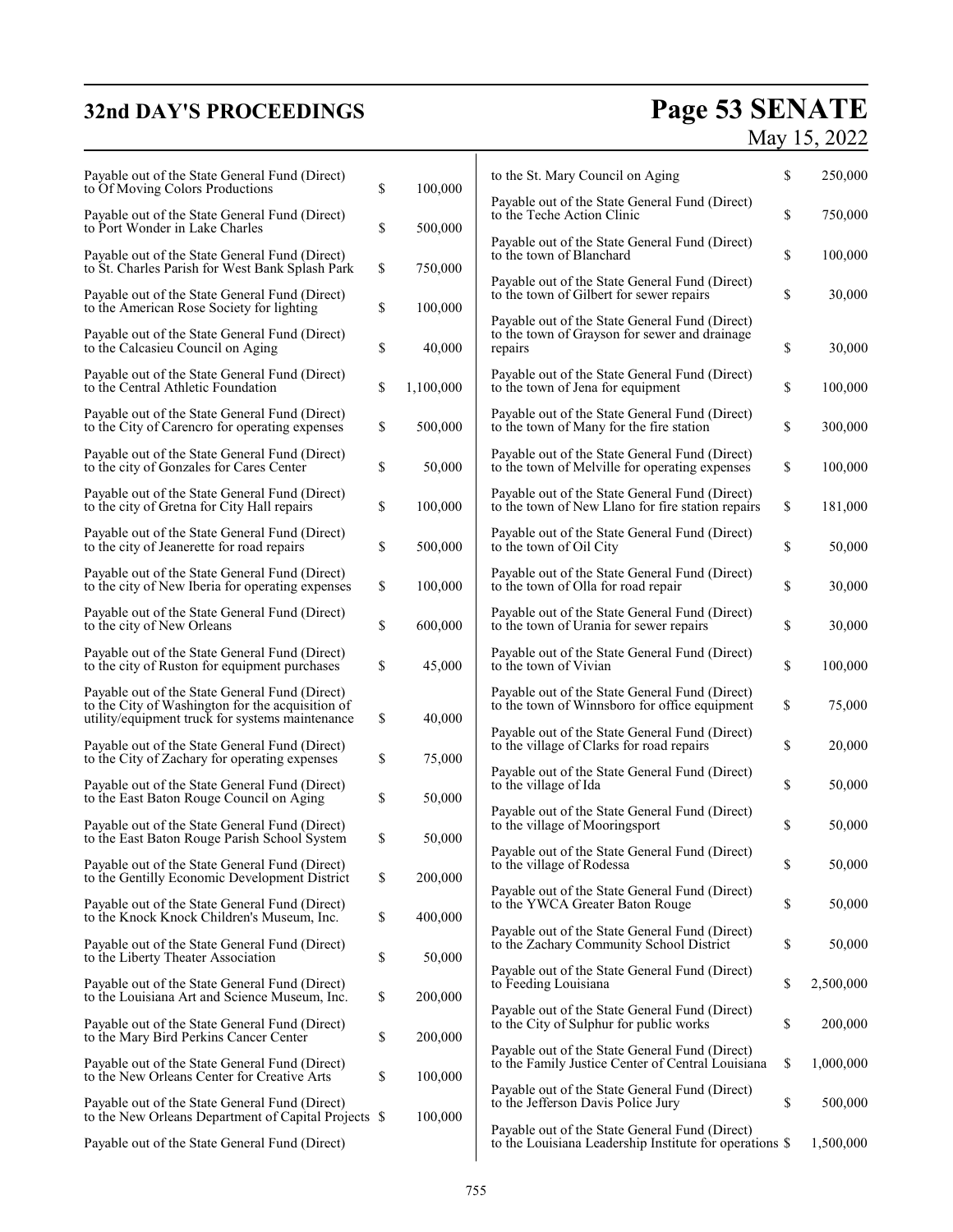Payable out of the State General Fund (Direct) to Of Moving Colors Productions $ 100,000

Payable out of the State General Fund (Direct) to Port Wonder in Lake Charles $ 500,000

Payable out of the State General Fund (Direct) to St. Charles Parish for West Bank Splash Park $ 750,000

Payable out of the State General Fund (Direct) to the American Rose Society for lighting $ 100,000

Payable out of the State General Fund (Direct) to the Calcasieu Council on Aging $ 40,000

Payable out of the State General Fund (Direct) to the Central Athletic Foundation $ 1,100,000

Payable out of the State General Fund (Direct) to the City of Carencro for operating expenses $ 500,000

Payable out of the State General Fund (Direct) to the city of Gonzales for Cares Center $ 50,000

Payable out of the State General Fund (Direct) to the city of Gretna for City Hall repairs $ 100,000

Payable out of the State General Fund (Direct) to the city of Jeanerette for road repairs $ 500,000

Payable out of the State General Fund (Direct) to the city of New Iberia for operating expenses $ 100,000

Payable out of the State General Fund (Direct) to the city of New Orleans $ 600,000

Payable out of the State General Fund (Direct) to the city of Ruston for equipment purchases $ 45,000

Payable out of the State General Fund (Direct) to the City of Washington for the acquisition of utility/equipment truck for systems maintenance $ 40,000

Payable out of the State General Fund (Direct) to the City of Zachary for operating expenses $ 75,000

Payable out of the State General Fund (Direct) to the East Baton Rouge Council on Aging $ 50,000

Payable out of the State General Fund (Direct) to the East Baton Rouge Parish School System $ 50,000

Payable out of the State General Fund (Direct) to the Gentilly Economic Development District $ 200,000

Payable out of the State General Fund (Direct) to the Knock Knock Children's Museum, Inc. $ 400,000

Payable out of the State General Fund (Direct) to the Liberty Theater Association $ 50,000

Payable out of the State General Fund (Direct) to the Louisiana Art and Science Museum, Inc. $ 200,000

Payable out of the State General Fund (Direct) to the Mary Bird Perkins Cancer Center $ 200,000

Payable out of the State General Fund (Direct) to the New Orleans Center for Creative Arts $ 100,000

Payable out of the State General Fund (Direct) to the New Orleans Department of Capital Projects $ 100,000

Payable out of the State General Fund (Direct) to the St. Mary Council on Aging $ 250,000

Payable out of the State General Fund (Direct) to the Teche Action Clinic $ 750,000

Payable out of the State General Fund (Direct) to the town of Blanchard $ 100,000

Payable out of the State General Fund (Direct) to the town of Gilbert for sewer repairs $ 30,000

Payable out of the State General Fund (Direct) to the town of Grayson for sewer and drainage repairs $ 30,000

Payable out of the State General Fund (Direct) to the town of Jena for equipment $ 100,000

Payable out of the State General Fund (Direct) to the town of Many for the fire station $ 300,000

Payable out of the State General Fund (Direct) to the town of Melville for operating expenses $ 100,000

Payable out of the State General Fund (Direct) to the town of New Llano for fire station repairs $ 181,000

Payable out of the State General Fund (Direct) to the town of Oil City $ 50,000

Payable out of the State General Fund (Direct) to the town of Olla for road repair $ 30,000

Payable out of the State General Fund (Direct) to the town of Urania for sewer repairs $ 30,000

Payable out of the State General Fund (Direct) to the town of Vivian $ 100,000

Payable out of the State General Fund (Direct) to the town of Winnsboro for office equipment $ 75,000

Payable out of the State General Fund (Direct) to the village of Clarks for road repairs $ 20,000

Payable out of the State General Fund (Direct) to the village of Ida $ 50,000

Payable out of the State General Fund (Direct) to the village of Mooringsport $ 50,000

Payable out of the State General Fund (Direct) to the village of Rodessa $ 50,000

Payable out of the State General Fund (Direct) to the YWCA Greater Baton Rouge $ 50,000

Payable out of the State General Fund (Direct) to the Zachary Community School District $ 50,000

Payable out of the State General Fund (Direct) to Feeding Louisiana $ 2,500,000

Payable out of the State General Fund (Direct) to the City of Sulphur for public works $ 200,000

Payable out of the State General Fund (Direct) to the Family Justice Center of Central Louisiana $ 1,000,000

Payable out of the State General Fund (Direct) to the Jefferson Davis Police Jury $ 500,000

Payable out of the State General Fund (Direct) to the Louisiana Leadership Institute for operations $ 1,500,000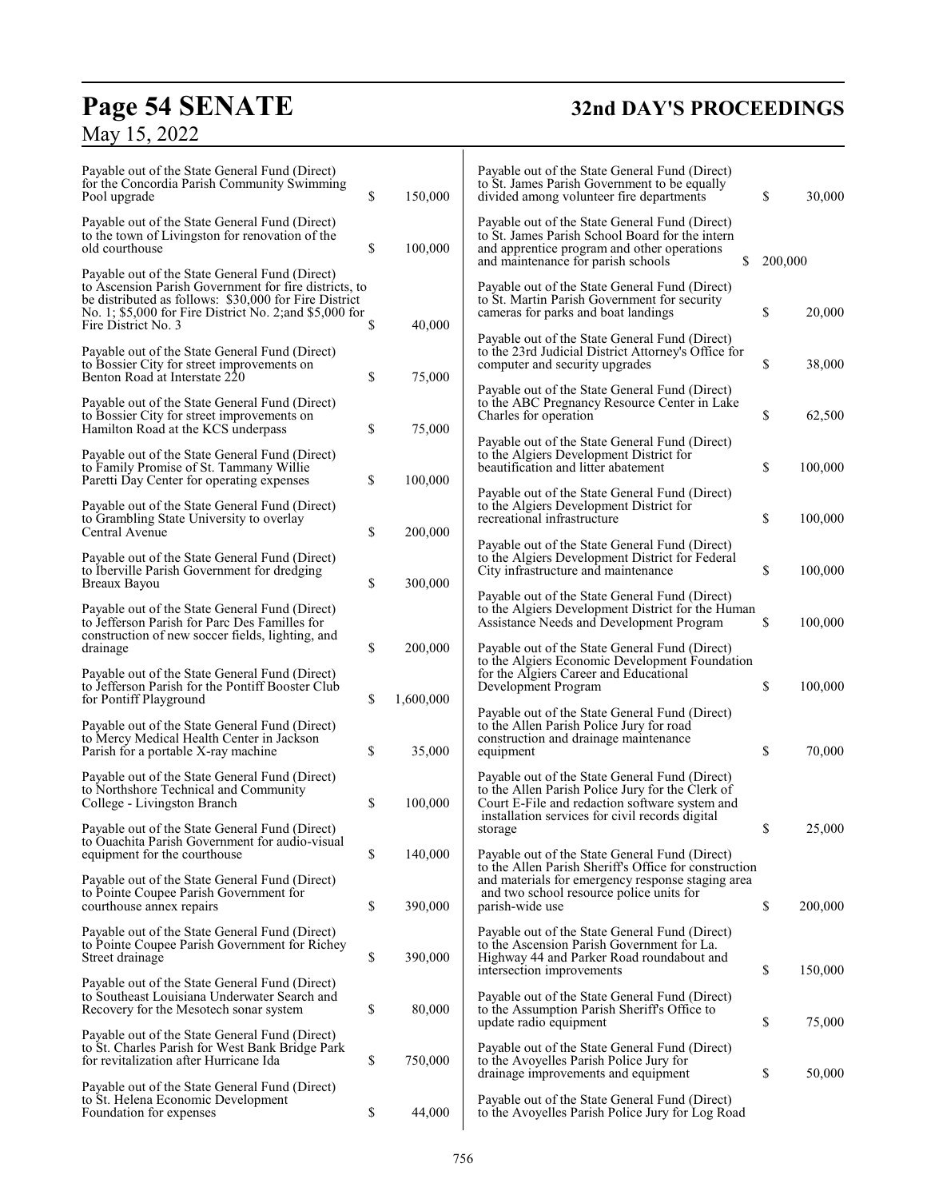Payable out of the State General Fund (Direct) for the Concordia Parish Community Swimming Pool upgrade $ 150,000

Payable out of the State General Fund (Direct) to the town of Livingston for renovation of the old courthouse $ 100,000

Payable out of the State General Fund (Direct) to Ascension Parish Government for fire districts, to be distributed as follows: $30,000 for Fire District No. 1; $5,000 for Fire District No. 2;and $5,000 for Fire District No. 3 $ 40,000

Payable out of the State General Fund (Direct) to Bossier City for street improvements on Benton Road at Interstate 220 $ 75,000

Payable out of the State General Fund (Direct) to Bossier City for street improvements on Hamilton Road at the KCS underpass $ 75,000

Payable out of the State General Fund (Direct) to Family Promise of St. Tammany Willie Paretti Day Center for operating expenses $ 100,000

Payable out of the State General Fund (Direct) to Grambling State University to overlay Central Avenue $ 200,000

Payable out of the State General Fund (Direct) to Iberville Parish Government for dredging Breaux Bayou $ 300,000

Payable out of the State General Fund (Direct) to Jefferson Parish for Parc Des Familles for construction of new soccer fields, lighting, and drainage $ 200,000

Payable out of the State General Fund (Direct) to Jefferson Parish for the Pontiff Booster Club for Pontiff Playground $ 1,600,000

Payable out of the State General Fund (Direct) to Mercy Medical Health Center in Jackson Parish for a portable X-ray machine $ 35,000

Payable out of the State General Fund (Direct) to Northshore Technical and Community College - Livingston Branch $ 100,000

Payable out of the State General Fund (Direct) to Ouachita Parish Government for audio-visual equipment for the courthouse $ 140,000

Payable out of the State General Fund (Direct) to Pointe Coupee Parish Government for courthouse annex repairs $ 390,000

Payable out of the State General Fund (Direct) to Pointe Coupee Parish Government for Richey Street drainage $ 390,000

Payable out of the State General Fund (Direct) to Southeast Louisiana Underwater Search and Recovery for the Mesotech sonar system $ 80,000

Payable out of the State General Fund (Direct) to St. Charles Parish for West Bank Bridge Park for revitalization after Hurricane Ida $ 750,000

Payable out of the State General Fund (Direct) to St. Helena Economic Development Foundation for expenses $ 44,000

Payable out of the State General Fund (Direct) to St. James Parish Government to be equally divided among volunteer fire departments $ 30,000

Payable out of the State General Fund (Direct) to St. James Parish School Board for the intern and apprentice program and other operations and maintenance for parish schools $ 200,000

Payable out of the State General Fund (Direct) to St. Martin Parish Government for security cameras for parks and boat landings $ 20,000

Payable out of the State General Fund (Direct) to the 23rd Judicial District Attorney's Office for computer and security upgrades $ 38,000

Payable out of the State General Fund (Direct) to the ABC Pregnancy Resource Center in Lake Charles for operation $ 62,500

Payable out of the State General Fund (Direct) to the Algiers Development District for beautification and litter abatement $ 100,000

Payable out of the State General Fund (Direct) to the Algiers Development District for recreational infrastructure $ 100,000

Payable out of the State General Fund (Direct) to the Algiers Development District for Federal City infrastructure and maintenance $ 100,000

Payable out of the State General Fund (Direct) to the Algiers Development District for the Human Assistance Needs and Development Program $ 100,000

Payable out of the State General Fund (Direct) to the Algiers Economic Development Foundation for the Algiers Career and Educational Development Program $ 100,000

Payable out of the State General Fund (Direct) to the Allen Parish Police Jury for road construction and drainage maintenance equipment $ 70,000

Payable out of the State General Fund (Direct) to the Allen Parish Police Jury for the Clerk of Court E-File and redaction software system and installation services for civil records digital storage $ 25,000

Payable out of the State General Fund (Direct) to the Allen Parish Sheriff's Office for construction and materials for emergency response staging area and two school resource police units for parish-wide use $ 200,000

Payable out of the State General Fund (Direct) to the Ascension Parish Government for La. Highway 44 and Parker Road roundabout and intersection improvements $ 150,000

Payable out of the State General Fund (Direct) to the Assumption Parish Sheriff's Office to update radio equipment $ 75,000

Payable out of the State General Fund (Direct) to the Avoyelles Parish Police Jury for drainage improvements and equipment $ 50,000

Payable out of the State General Fund (Direct) to the Avoyelles Parish Police Jury for Log Road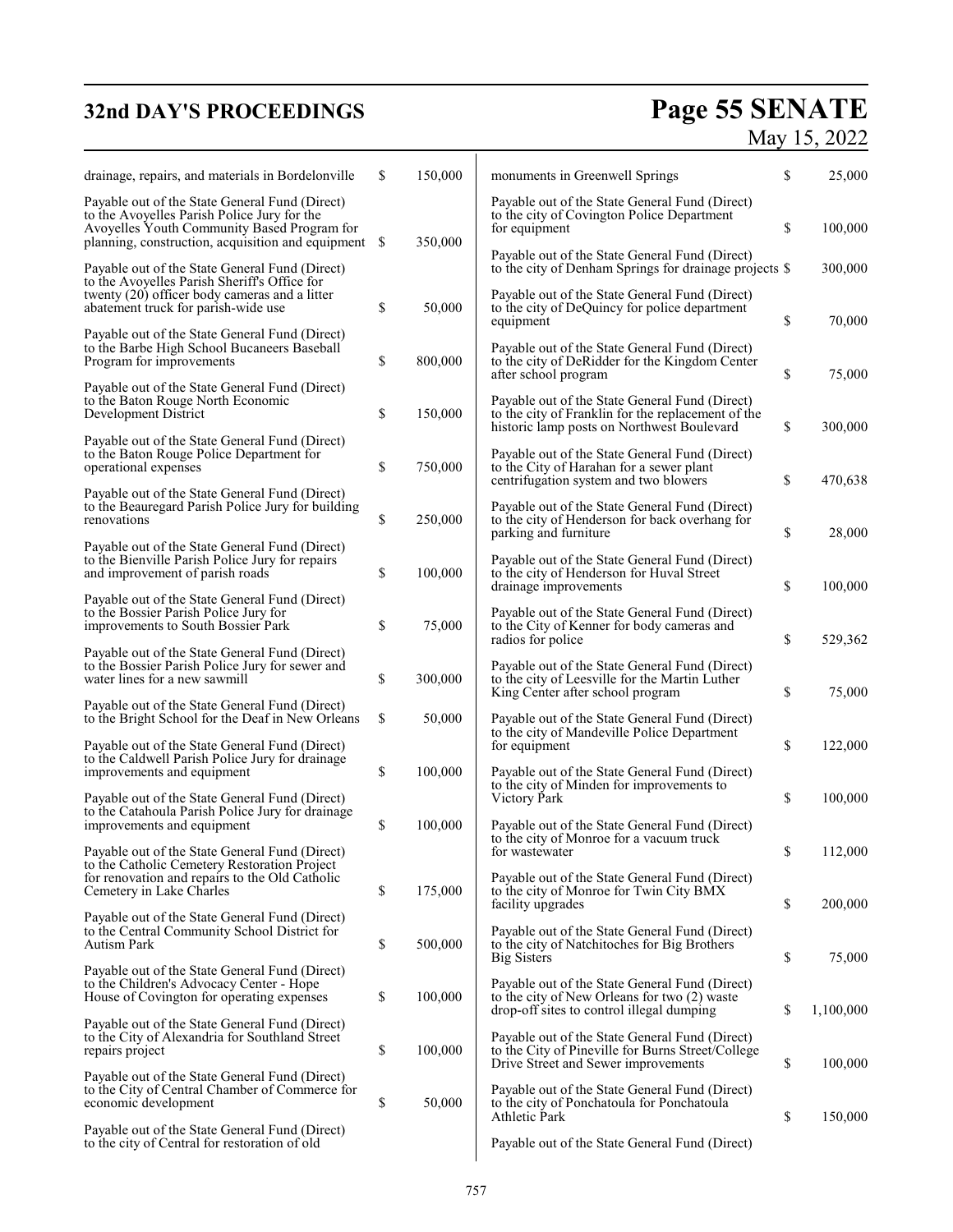drainage, repairs, and materials in Bordelonville $ 150,000

Payable out of the State General Fund (Direct) to the Avoyelles Parish Police Jury for the Avoyelles Youth Community Based Program for planning, construction, acquisition and equipment $ 350,000

Payable out of the State General Fund (Direct) to the Avoyelles Parish Sheriff's Office for twenty (20) officer body cameras and a litter abatement truck for parish-wide use $ 50,000

Payable out of the State General Fund (Direct) to the Barbe High School Bucaneers Baseball Program for improvements $ 800,000

Payable out of the State General Fund (Direct) to the Baton Rouge North Economic Development District $ 150,000

Payable out of the State General Fund (Direct) to the Baton Rouge Police Department for operational expenses $ 750,000

Payable out of the State General Fund (Direct) to the Beauregard Parish Police Jury for building renovations $ 250,000

Payable out of the State General Fund (Direct) to the Bienville Parish Police Jury for repairs and improvement of parish roads $ 100,000

Payable out of the State General Fund (Direct) to the Bossier Parish Police Jury for improvements to South Bossier Park $ 75,000

Payable out of the State General Fund (Direct) to the Bossier Parish Police Jury for sewer and water lines for a new sawmill $ 300,000

Payable out of the State General Fund (Direct) to the Bright School for the Deaf in New Orleans $ 50,000

Payable out of the State General Fund (Direct) to the Caldwell Parish Police Jury for drainage improvements and equipment $ 100,000

Payable out of the State General Fund (Direct) to the Catahoula Parish Police Jury for drainage improvements and equipment $ 100,000

Payable out of the State General Fund (Direct) to the Catholic Cemetery Restoration Project for renovation and repairs to the Old Catholic Cemetery in Lake Charles $ 175,000

Payable out of the State General Fund (Direct) to the Central Community School District for Autism Park $ 500,000

Payable out of the State General Fund (Direct) to the Children's Advocacy Center - Hope House of Covington for operating expenses $ 100,000

Payable out of the State General Fund (Direct) to the City of Alexandria for Southland Street repairs project $ 100,000

Payable out of the State General Fund (Direct) to the City of Central Chamber of Commerce for economic development $ 50,000

Payable out of the State General Fund (Direct) to the city of Central for restoration of old monuments in Greenwell Springs $ 25,000

Payable out of the State General Fund (Direct) to the city of Covington Police Department for equipment $ 100,000

Payable out of the State General Fund (Direct) to the city of Denham Springs for drainage projects $ 300,000

Payable out of the State General Fund (Direct) to the city of DeQuincy for police department equipment $ 70,000

Payable out of the State General Fund (Direct) to the city of DeRidder for the Kingdom Center after school program $ 75,000

Payable out of the State General Fund (Direct) to the city of Franklin for the replacement of the historic lamp posts on Northwest Boulevard $ 300,000

Payable out of the State General Fund (Direct) to the City of Harahan for a sewer plant centrifugation system and two blowers $ 470,638

Payable out of the State General Fund (Direct) to the city of Henderson for back overhang for parking and furniture $ 28,000

Payable out of the State General Fund (Direct) to the city of Henderson for Huval Street drainage improvements $ 100,000

Payable out of the State General Fund (Direct) to the City of Kenner for body cameras and radios for police $ 529,362

Payable out of the State General Fund (Direct) to the city of Leesville for the Martin Luther King Center after school program $ 75,000

Payable out of the State General Fund (Direct) to the city of Mandeville Police Department for equipment $ 122,000

Payable out of the State General Fund (Direct) to the city of Minden for improvements to Victory Park $ 100,000

Payable out of the State General Fund (Direct) to the city of Monroe for a vacuum truck for wastewater $ 112,000

Payable out of the State General Fund (Direct) to the city of Monroe for Twin City BMX facility upgrades $ 200,000

Payable out of the State General Fund (Direct) to the city of Natchitoches for Big Brothers Big Sisters $ 75,000

Payable out of the State General Fund (Direct) to the city of New Orleans for two (2) waste drop-off sites to control illegal dumping $ 1,100,000

Payable out of the State General Fund (Direct) to the City of Pineville for Burns Street/College Drive Street and Sewer improvements $ 100,000

Payable out of the State General Fund (Direct) to the city of Ponchatoula for Ponchatoula Athletic Park $ 150,000

Payable out of the State General Fund (Direct)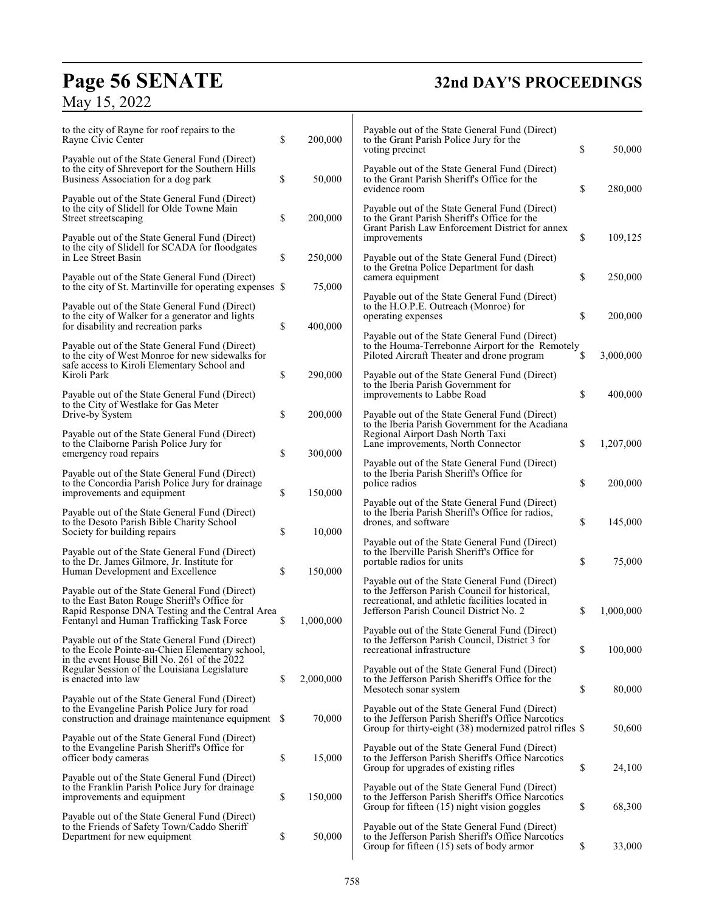to the city of Rayne for roof repairs to the Rayne Civic Center $ 200,000

Payable out of the State General Fund (Direct) to the city of Shreveport for the Southern Hills Business Association for a dog park $ 50,000

Payable out of the State General Fund (Direct) to the city of Slidell for Olde Towne Main Street streetscaping $ 200,000

Payable out of the State General Fund (Direct) to the city of Slidell for SCADA for floodgates in Lee Street Basin $ 250,000

Payable out of the State General Fund (Direct) to the city of St. Martinville for operating expenses $ 75,000

Payable out of the State General Fund (Direct) to the city of Walker for a generator and lights for disability and recreation parks $ 400,000

Payable out of the State General Fund (Direct) to the city of West Monroe for new sidewalks for safe access to Kiroli Elementary School and Kiroli Park $ 290,000

Payable out of the State General Fund (Direct) to the City of Westlake for Gas Meter Drive-by System $ 200,000

Payable out of the State General Fund (Direct) to the Claiborne Parish Police Jury for emergency road repairs $ 300,000

Payable out of the State General Fund (Direct) to the Concordia Parish Police Jury for drainage improvements and equipment $ 150,000

Payable out of the State General Fund (Direct) to the Desoto Parish Bible Charity School Society for building repairs $ 10,000

Payable out of the State General Fund (Direct) to the Dr. James Gilmore, Jr. Institute for Human Development and Excellence $ 150,000

Payable out of the State General Fund (Direct) to the East Baton Rouge Sheriff's Office for Rapid Response DNA Testing and the Central Area Fentanyl and Human Trafficking Task Force $ 1,000,000

Payable out of the State General Fund (Direct) to the Ecole Pointe-au-Chien Elementary school, in the event House Bill No. 261 of the 2022 Regular Session of the Louisiana Legislature is enacted into law $ 2,000,000

Payable out of the State General Fund (Direct) to the Evangeline Parish Police Jury for road construction and drainage maintenance equipment $ 70,000

Payable out of the State General Fund (Direct) to the Evangeline Parish Sheriff's Office for officer body cameras $ 15,000

Payable out of the State General Fund (Direct) to the Franklin Parish Police Jury for drainage improvements and equipment $ 150,000

Payable out of the State General Fund (Direct) to the Friends of Safety Town/Caddo Sheriff Department for new equipment $ 50,000

Payable out of the State General Fund (Direct) to the Grant Parish Police Jury for the voting precinct $ 50,000

Payable out of the State General Fund (Direct) to the Grant Parish Sheriff's Office for the evidence room $ 280,000

Payable out of the State General Fund (Direct) to the Grant Parish Sheriff's Office for the Grant Parish Law Enforcement District for annex improvements $ 109,125

Payable out of the State General Fund (Direct) to the Gretna Police Department for dash camera equipment $ 250,000

Payable out of the State General Fund (Direct) to the H.O.P.E. Outreach (Monroe) for operating expenses $ 200,000

Payable out of the State General Fund (Direct) to the Houma-Terrebonne Airport for the Remotely Piloted Aircraft Theater and drone program $ 3,000,000

Payable out of the State General Fund (Direct) to the Iberia Parish Government for improvements to Labbe Road $ 400,000

Payable out of the State General Fund (Direct) to the Iberia Parish Government for the Acadiana Regional Airport Dash North Taxi Lane improvements, North Connector $ 1,207,000

Payable out of the State General Fund (Direct) to the Iberia Parish Sheriff's Office for police radios $ 200,000

Payable out of the State General Fund (Direct) to the Iberia Parish Sheriff's Office for radios, drones, and software $ 145,000

Payable out of the State General Fund (Direct) to the Iberville Parish Sheriff's Office for portable radios for units $ 75,000

Payable out of the State General Fund (Direct) to the Jefferson Parish Council for historical, recreational, and athletic facilities located in Jefferson Parish Council District No. 2 $ 1,000,000

Payable out of the State General Fund (Direct) to the Jefferson Parish Council, District 3 for recreational infrastructure $ 100,000

Payable out of the State General Fund (Direct) to the Jefferson Parish Sheriff's Office for the Mesotech sonar system $ 80,000

Payable out of the State General Fund (Direct) to the Jefferson Parish Sheriff's Office Narcotics Group for thirty-eight (38) modernized patrol rifles $ 50,600

Payable out of the State General Fund (Direct) to the Jefferson Parish Sheriff's Office Narcotics Group for upgrades of existing rifles $ 24,100

Payable out of the State General Fund (Direct) to the Jefferson Parish Sheriff's Office Narcotics Group for fifteen (15) night vision goggles $ 68,300

Payable out of the State General Fund (Direct) to the Jefferson Parish Sheriff's Office Narcotics Group for fifteen (15) sets of body armor $ 33,000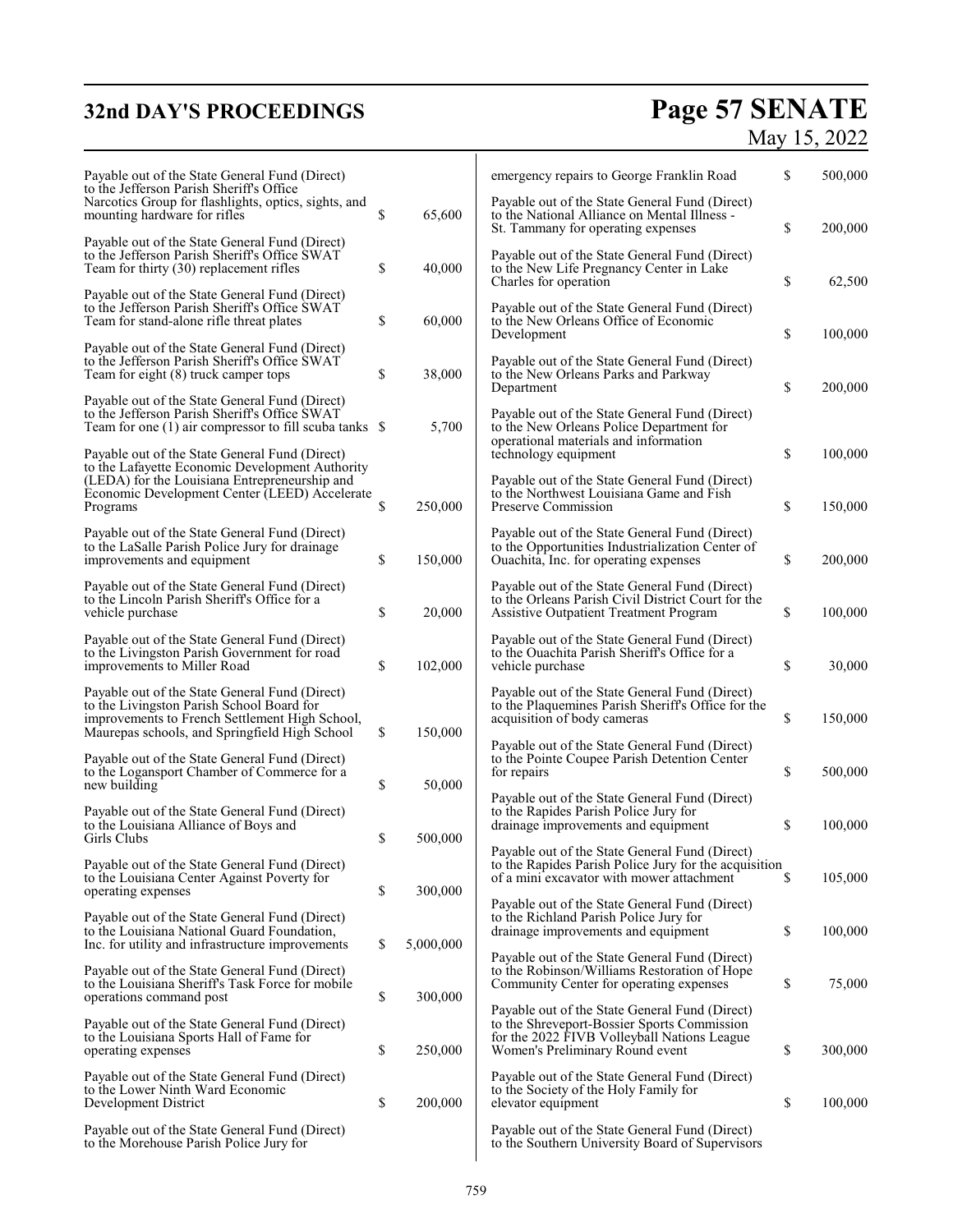Payable out of the State General Fund (Direct) to the Jefferson Parish Sheriff's Office Narcotics Group for flashlights, optics, sights, and mounting hardware for rifles $ 65,600

Payable out of the State General Fund (Direct) to the Jefferson Parish Sheriff's Office SWAT Team for thirty (30) replacement rifles $ 40,000

Payable out of the State General Fund (Direct) to the Jefferson Parish Sheriff's Office SWAT Team for stand-alone rifle threat plates $ 60,000

Payable out of the State General Fund (Direct) to the Jefferson Parish Sheriff's Office SWAT Team for eight (8) truck camper tops $ 38,000

Payable out of the State General Fund (Direct) to the Jefferson Parish Sheriff's Office SWAT Team for one (1) air compressor to fill scuba tanks $ 5,700

Payable out of the State General Fund (Direct) to the Lafayette Economic Development Authority (LEDA) for the Louisiana Entrepreneurship and Economic Development Center (LEED) Accelerate Programs $ 250,000

Payable out of the State General Fund (Direct) to the LaSalle Parish Police Jury for drainage improvements and equipment $ 150,000

Payable out of the State General Fund (Direct) to the Lincoln Parish Sheriff's Office for a vehicle purchase $ 20,000

Payable out of the State General Fund (Direct) to the Livingston Parish Government for road improvements to Miller Road $ 102,000

Payable out of the State General Fund (Direct) to the Livingston Parish School Board for improvements to French Settlement High School, Maurepas schools, and Springfield High School $ 150,000

Payable out of the State General Fund (Direct) to the Logansport Chamber of Commerce for a new building $ 50,000

Payable out of the State General Fund (Direct) to the Louisiana Alliance of Boys and Girls Clubs $ 500,000

Payable out of the State General Fund (Direct) to the Louisiana Center Against Poverty for operating expenses $ 300,000

Payable out of the State General Fund (Direct) to the Louisiana National Guard Foundation, Inc. for utility and infrastructure improvements $ 5,000,000

Payable out of the State General Fund (Direct) to the Louisiana Sheriff's Task Force for mobile operations command post $ 300,000

Payable out of the State General Fund (Direct) to the Louisiana Sports Hall of Fame for operating expenses $ 250,000

Payable out of the State General Fund (Direct) to the Lower Ninth Ward Economic Development District $ 200,000

Payable out of the State General Fund (Direct) to the Morehouse Parish Police Jury for emergency repairs to George Franklin Road $ 500,000

Payable out of the State General Fund (Direct) to the National Alliance on Mental Illness - St. Tammany for operating expenses $ 200,000

Payable out of the State General Fund (Direct) to the New Life Pregnancy Center in Lake Charles for operation $ 62,500

Payable out of the State General Fund (Direct) to the New Orleans Office of Economic Development $ 100,000

Payable out of the State General Fund (Direct) to the New Orleans Parks and Parkway Department $ 200,000

Payable out of the State General Fund (Direct) to the New Orleans Police Department for operational materials and information technology equipment $ 100,000

Payable out of the State General Fund (Direct) to the Northwest Louisiana Game and Fish Preserve Commission $ 150,000

Payable out of the State General Fund (Direct) to the Opportunities Industrialization Center of Ouachita, Inc. for operating expenses $ 200,000

Payable out of the State General Fund (Direct) to the Orleans Parish Civil District Court for the Assistive Outpatient Treatment Program $ 100,000

Payable out of the State General Fund (Direct) to the Ouachita Parish Sheriff's Office for a vehicle purchase $ 30,000

Payable out of the State General Fund (Direct) to the Plaquemines Parish Sheriff's Office for the acquisition of body cameras $ 150,000

Payable out of the State General Fund (Direct) to the Pointe Coupee Parish Detention Center for repairs $ 500,000

Payable out of the State General Fund (Direct) to the Rapides Parish Police Jury for drainage improvements and equipment $ 100,000

Payable out of the State General Fund (Direct) to the Rapides Parish Police Jury for the acquisition of a mini excavator with mower attachment $ 105,000

Payable out of the State General Fund (Direct) to the Richland Parish Police Jury for drainage improvements and equipment $ 100,000

Payable out of the State General Fund (Direct) to the Robinson/Williams Restoration of Hope Community Center for operating expenses $ 75,000

Payable out of the State General Fund (Direct) to the Shreveport-Bossier Sports Commission for the 2022 FIVB Volleyball Nations League Women's Preliminary Round event $ 300,000

Payable out of the State General Fund (Direct) to the Society of the Holy Family for elevator equipment $ 100,000

Payable out of the State General Fund (Direct) to the Southern University Board of Supervisors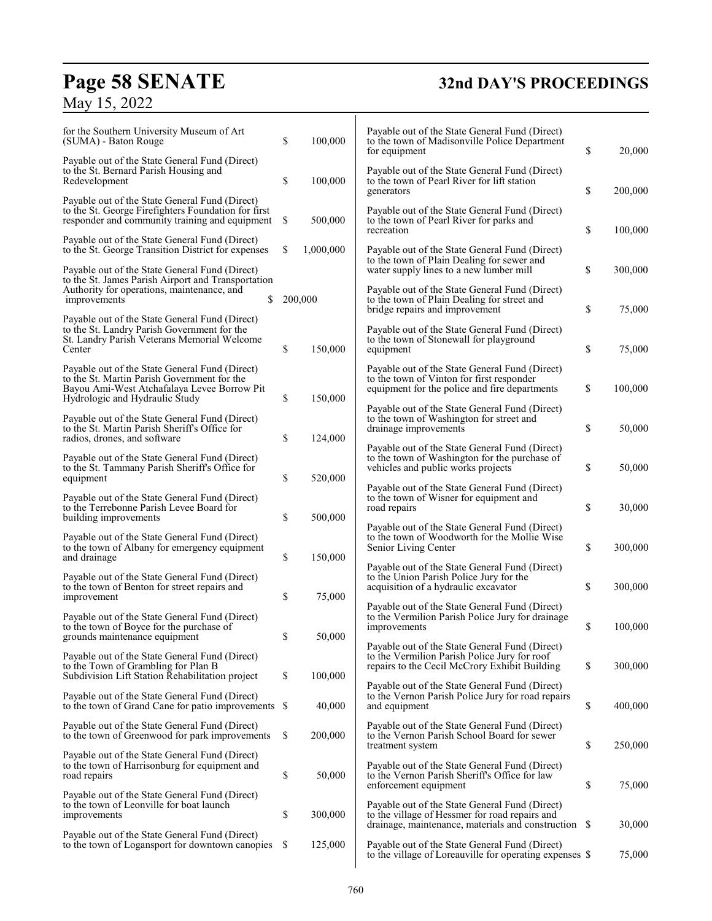for the Southern University Museum of Art (SUMA) - Baton Rouge $ 100,000

Payable out of the State General Fund (Direct) to the St. Bernard Parish Housing and Redevelopment $ 100,000

Payable out of the State General Fund (Direct) to the St. George Firefighters Foundation for first responder and community training and equipment $ 500,000

Payable out of the State General Fund (Direct) to the St. George Transition District for expenses $ 1,000,000

Payable out of the State General Fund (Direct) to the St. James Parish Airport and Transportation Authority for operations, maintenance, and improvements $ 200,000

Payable out of the State General Fund (Direct) to the St. Landry Parish Government for the St. Landry Parish Veterans Memorial Welcome Center $ 150,000

Payable out of the State General Fund (Direct) to the St. Martin Parish Government for the Bayou Ami-West Atchafalaya Levee Borrow Pit Hydrologic and Hydraulic Study $ 150,000

Payable out of the State General Fund (Direct) to the St. Martin Parish Sheriff's Office for radios, drones, and software $ 124,000

Payable out of the State General Fund (Direct) to the St. Tammany Parish Sheriff's Office for equipment $ 520,000

Payable out of the State General Fund (Direct) to the Terrebonne Parish Levee Board for building improvements $ 500,000

Payable out of the State General Fund (Direct) to the town of Albany for emergency equipment and drainage $ 150,000

Payable out of the State General Fund (Direct) to the town of Benton for street repairs and improvement $ 75,000

Payable out of the State General Fund (Direct) to the town of Boyce for the purchase of grounds maintenance equipment $ 50,000

Payable out of the State General Fund (Direct) to the Town of Grambling for Plan B Subdivision Lift Station Rehabilitation project $ 100,000

Payable out of the State General Fund (Direct) to the town of Grand Cane for patio improvements $ 40,000

Payable out of the State General Fund (Direct) to the town of Greenwood for park improvements $ 200,000

Payable out of the State General Fund (Direct) to the town of Harrisonburg for equipment and road repairs $ 50,000

Payable out of the State General Fund (Direct) to the town of Leonville for boat launch improvements $ 300,000

Payable out of the State General Fund (Direct) to the town of Logansport for downtown canopies $ 125,000

Payable out of the State General Fund (Direct) to the town of Madisonville Police Department for equipment $ 20,000

Payable out of the State General Fund (Direct) to the town of Pearl River for lift station generators $ 200,000

Payable out of the State General Fund (Direct) to the town of Pearl River for parks and recreation $ 100,000

Payable out of the State General Fund (Direct) to the town of Plain Dealing for sewer and water supply lines to a new lumber mill $ 300,000

Payable out of the State General Fund (Direct) to the town of Plain Dealing for street and bridge repairs and improvement $ 75,000

Payable out of the State General Fund (Direct) to the town of Stonewall for playground equipment $ 75,000

Payable out of the State General Fund (Direct) to the town of Vinton for first responder equipment for the police and fire departments $ 100,000

Payable out of the State General Fund (Direct) to the town of Washington for street and drainage improvements $ 50,000

Payable out of the State General Fund (Direct) to the town of Washington for the purchase of vehicles and public works projects $ 50,000

Payable out of the State General Fund (Direct) to the town of Wisner for equipment and road repairs $ 30,000

Payable out of the State General Fund (Direct) to the town of Woodworth for the Mollie Wise Senior Living Center $ 300,000

Payable out of the State General Fund (Direct) to the Union Parish Police Jury for the acquisition of a hydraulic excavator $ 300,000

Payable out of the State General Fund (Direct) to the Vermilion Parish Police Jury for drainage improvements $ 100,000

Payable out of the State General Fund (Direct) to the Vermilion Parish Police Jury for roof repairs to the Cecil McCrory Exhibit Building $ 300,000

Payable out of the State General Fund (Direct) to the Vernon Parish Police Jury for road repairs and equipment $ 400,000

Payable out of the State General Fund (Direct) to the Vernon Parish School Board for sewer treatment system $ 250,000

Payable out of the State General Fund (Direct) to the Vernon Parish Sheriff's Office for law enforcement equipment $ 75,000

Payable out of the State General Fund (Direct) to the village of Hessmer for road repairs and drainage, maintenance, materials and construction $ 30,000

Payable out of the State General Fund (Direct) to the village of Loreauville for operating expenses $ 75,000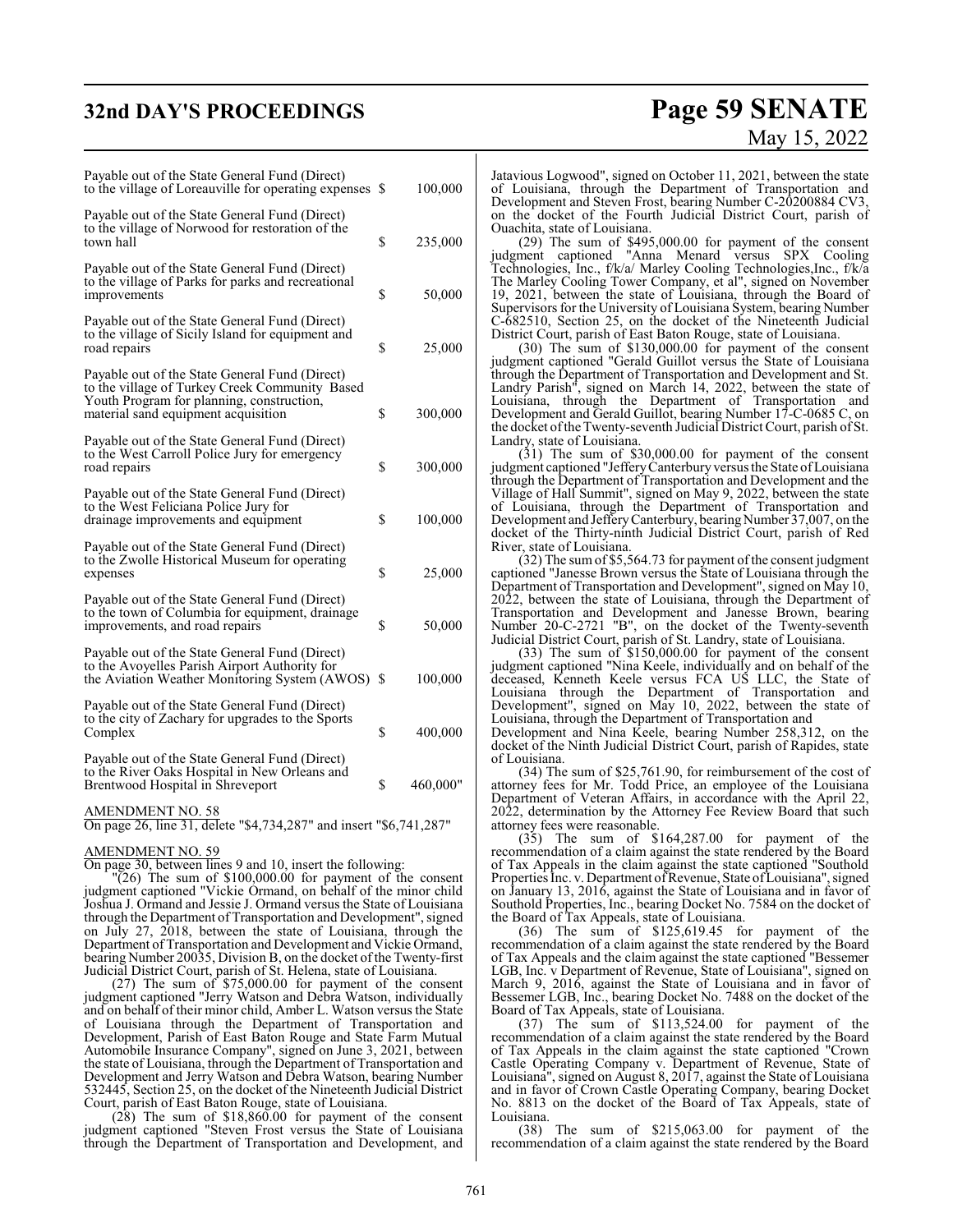| | | |
|---|---|---|
| Payable out of the State General Fund (Direct) to the village of Loreauville for operating expenses | $ | 100,000 |
| Payable out of the State General Fund (Direct) to the village of Norwood for restoration of the town hall | $ | 235,000 |
| Payable out of the State General Fund (Direct) to the village of Parks for parks and recreational improvements | $ | 50,000 |
| Payable out of the State General Fund (Direct) to the village of Sicily Island for equipment and road repairs | $ | 25,000 |
| Payable out of the State General Fund (Direct) to the village of Turkey Creek Community Based Youth Program for planning, construction, material sand equipment acquisition | $ | 300,000 |
| Payable out of the State General Fund (Direct) to the West Carroll Police Jury for emergency road repairs | $ | 300,000 |
| Payable out of the State General Fund (Direct) to the West Feliciana Police Jury for drainage improvements and equipment | $ | 100,000 |
| Payable out of the State General Fund (Direct) to the Zwolle Historical Museum for operating expenses | $ | 25,000 |
| Payable out of the State General Fund (Direct) to the town of Columbia for equipment, drainage improvements, and road repairs | $ | 50,000 |
| Payable out of the State General Fund (Direct) to the Avoyelles Parish Airport Authority for the Aviation Weather Monitoring System (AWOS) | $ | 100,000 |
| Payable out of the State General Fund (Direct) to the city of Zachary for upgrades to the Sports Complex | $ | 400,000 |
| Payable out of the State General Fund (Direct) to the River Oaks Hospital in New Orleans and Brentwood Hospital in Shreveport | $ | 460,000" |

AMENDMENT NO. 58

On page 26, line 31, delete "$4,734,287" and insert "$6,741,287"

AMENDMENT NO. 59

On page 30, between lines 9 and 10, insert the following:

"(26) The sum of $100,000.00 for payment of the consent judgment captioned "Vickie Ormand, on behalf of the minor child Joshua J. Ormand and Jessie J. Ormand versus the State of Louisiana through the Department of Transportation and Development", signed on July 27, 2018, between the state of Louisiana, through the Department of Transportation and Development and Vickie Ormand, bearing Number 20035, Division B, on the docket of the Twenty-first Judicial District Court, parish of St. Helena, state of Louisiana.

(27) The sum of $75,000.00 for payment of the consent judgment captioned "Jerry Watson and Debra Watson, individually and on behalf of their minor child, Amber L. Watson versus the State of Louisiana through the Department of Transportation and Development, Parish of East Baton Rouge and State Farm Mutual Automobile Insurance Company", signed on June 3, 2021, between the state of Louisiana, through the Department of Transportation and Development and Jerry Watson and Debra Watson, bearing Number 532445, Section 25, on the docket of the Nineteenth Judicial District Court, parish of East Baton Rouge, state of Louisiana.

(28) The sum of $18,860.00 for payment of the consent judgment captioned "Steven Frost versus the State of Louisiana through the Department of Transportation and Development, and Jatavious Logwood", signed on October 11, 2021, between the state of Louisiana, through the Department of Transportation and Development and Steven Frost, bearing Number C-20200884 CV3, on the docket of the Fourth Judicial District Court, parish of Ouachita, state of Louisiana.

(29) The sum of $495,000.00 for payment of the consent judgment captioned "Anna Menard versus SPX Cooling Technologies, Inc., f/k/a/ Marley Cooling Technologies,Inc., f/k/a The Marley Cooling Tower Company, et al", signed on November 19, 2021, between the state of Louisiana, through the Board of Supervisors for the University of Louisiana System, bearing Number C-682510, Section 25, on the docket of the Nineteenth Judicial District Court, parish of East Baton Rouge, state of Louisiana.

(30) The sum of $130,000.00 for payment of the consent judgment captioned "Gerald Guillot versus the State of Louisiana through the Department of Transportation and Development and St. Landry Parish", signed on March 14, 2022, between the state of Louisiana, through the Department of Transportation and Development and Gerald Guillot, bearing Number 17-C-0685 C, on the docket of the Twenty-seventh Judicial District Court, parish of St. Landry, state of Louisiana.

(31) The sum of $30,000.00 for payment of the consent judgment captioned "Jeffery Canterbury versus the State of Louisiana through the Department of Transportation and Development and the Village of Hall Summit", signed on May 9, 2022, between the state of Louisiana, through the Department of Transportation and Development and Jeffery Canterbury, bearing Number 37,007, on the docket of the Thirty-ninth Judicial District Court, parish of Red River, state of Louisiana.

(32) The sum of $5,564.73 for payment of the consent judgment captioned "Janesse Brown versus the State of Louisiana through the Department of Transportation and Development", signed on May 10, 2022, between the state of Louisiana, through the Department of Transportation and Development and Janesse Brown, bearing Number 20-C-2721 "B", on the docket of the Twenty-seventh Judicial District Court, parish of St. Landry, state of Louisiana.

(33) The sum of $150,000.00 for payment of the consent judgment captioned "Nina Keele, individually and on behalf of the deceased, Kenneth Keele versus FCA US LLC, the State of Louisiana through the Department of Transportation and Development", signed on May 10, 2022, between the state of Louisiana, through the Department of Transportation and Development and Nina Keele, bearing Number 258,312, on the docket of the Ninth Judicial District Court, parish of Rapides, state of Louisiana.

(34) The sum of $25,761.90, for reimbursement of the cost of attorney fees for Mr. Todd Price, an employee of the Louisiana Department of Veteran Affairs, in accordance with the April 22, 2022, determination by the Attorney Fee Review Board that such attorney fees were reasonable.

(35) The sum of $164,287.00 for payment of the recommendation of a claim against the state rendered by the Board of Tax Appeals in the claim against the state captioned "Southold Properties Inc. v. Department of Revenue, State of Louisiana", signed on January 13, 2016, against the State of Louisiana and in favor of Southold Properties, Inc., bearing Docket No. 7584 on the docket of the Board of Tax Appeals, state of Louisiana.

(36) The sum of $125,619.45 for payment of the recommendation of a claim against the state rendered by the Board of Tax Appeals and the claim against the state captioned "Bessemer LGB, Inc. v Department of Revenue, State of Louisiana", signed on March 9, 2016, against the State of Louisiana and in favor of Bessemer LGB, Inc., bearing Docket No. 7488 on the docket of the Board of Tax Appeals, state of Louisiana.

(37) The sum of $113,524.00 for payment of the recommendation of a claim against the state rendered by the Board of Tax Appeals in the claim against the state captioned "Crown Castle Operating Company v. Department of Revenue, State of Louisiana", signed on August 8, 2017, against the State of Louisiana and in favor of Crown Castle Operating Company, bearing Docket No. 8813 on the docket of the Board of Tax Appeals, state of Louisiana.

(38) The sum of $215,063.00 for payment of the recommendation of a claim against the state rendered by the Board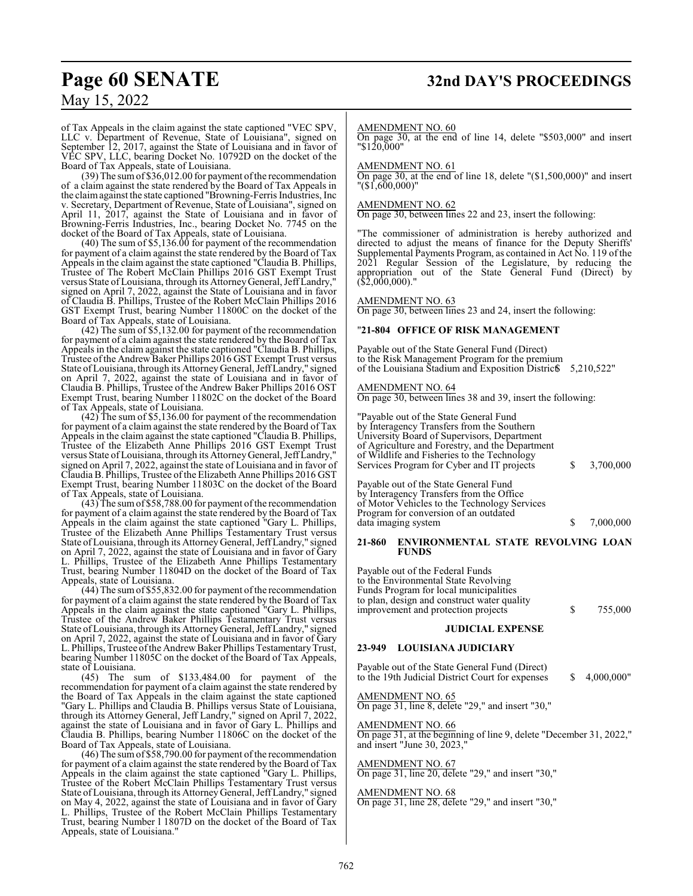of Tax Appeals in the claim against the state captioned "VEC SPV, LLC v. Department of Revenue, State of Louisiana", signed on September 12, 2017, against the State of Louisiana and in favor of VEC SPV, LLC, bearing Docket No. 10792D on the docket of the Board of Tax Appeals, state of Louisiana.

(39) The sum of $36,012.00 for payment of the recommendation of a claim against the state rendered by the Board of Tax Appeals in the claim against the state captioned "Browning-Ferris Industries, Inc v. Secretary, Department of Revenue, State of Louisiana", signed on April 11, 2017, against the State of Louisiana and in favor of Browning-Ferris Industries, Inc., bearing Docket No. 7745 on the docket of the Board of Tax Appeals, state of Louisiana.

(40) The sum of $5,136.00 for payment of the recommendation for payment of a claim against the state rendered by the Board of Tax Appeals in the claim against the state captioned "Claudia B. Phillips, Trustee of The Robert McClain Phillips 2016 GST Exempt Trust versus State of Louisiana, through its Attorney General, Jeff Landry," signed on April 7, 2022, against the State of Louisiana and in favor of Claudia B. Phillips, Trustee of the Robert McClain Phillips 2016 GST Exempt Trust, bearing Number 11800C on the docket of the Board of Tax Appeals, state of Louisiana.

(42) The sum of $5,132.00 for payment of the recommendation for payment of a claim against the state rendered by the Board of Tax Appeals in the claim against the state captioned "Claudia B. Phillips, Trustee of the Andrew Baker Phillips 2016 GST Exempt Trust versus State of Louisiana, through its Attorney General, Jeff Landry," signed on April 7, 2022, against the state of Louisiana and in favor of Claudia B. Phillips, Trustee of the Andrew Baker Phillips 2016 OST Exempt Trust, bearing Number 11802C on the docket of the Board of Tax Appeals, state of Louisiana.

(42) The sum of $5,136.00 for payment of the recommendation for payment of a claim against the state rendered by the Board of Tax Appeals in the claim against the state captioned "Claudia B. Phillips, Trustee of the Elizabeth Anne Phillips 2016 GST Exempt Trust versus State of Louisiana, through its Attorney General, Jeff Landry," signed on April 7, 2022, against the state of Louisiana and in favor of Claudia B. Phillips, Trustee of the Elizabeth Anne Phillips 2016 GST Exempt Trust, bearing Number 11803C on the docket of the Board of Tax Appeals, state of Louisiana.

(43) The sum of $58,788.00 for payment of the recommendation for payment of a claim against the state rendered by the Board of Tax Appeals in the claim against the state captioned "Gary L. Phillips, Trustee of the Elizabeth Anne Phillips Testamentary Trust versus State of Louisiana, through its Attorney General, Jeff Landry," signed on April 7, 2022, against the state of Louisiana and in favor of Gary L. Phillips, Trustee of the Elizabeth Anne Phillips Testamentary Trust, bearing Number 11804D on the docket of the Board of Tax Appeals, state of Louisiana.

(44) The sum of $55,832.00 for payment of the recommendation for payment of a claim against the state rendered by the Board of Tax Appeals in the claim against the state captioned "Gary L. Phillips, Trustee of the Andrew Baker Phillips Testamentary Trust versus State of Louisiana, through its Attorney General, Jeff Landry," signed on April 7, 2022, against the state of Louisiana and in favor of Gary L. Phillips, Trustee of the Andrew Baker Phillips Testamentary Trust, bearing Number 11805C on the docket of the Board of Tax Appeals, state of Louisiana.

(45) The sum of $133,484.00 for payment of the recommendation for payment of a claim against the state rendered by the Board of Tax Appeals in the claim against the state captioned "Gary L. Phillips and Claudia B. Phillips versus State of Louisiana, through its Attorney General, Jeff Landry," signed on April 7, 2022, against the state of Louisiana and in favor of Gary L. Phillips and Claudia B. Phillips, bearing Number 11806C on the docket of the Board of Tax Appeals, state of Louisiana.

(46) The sum of $58,790.00 for payment of the recommendation for payment of a claim against the state rendered by the Board of Tax Appeals in the claim against the state captioned "Gary L. Phillips, Trustee of the Robert McClain Phillips Testamentary Trust versus State of Louisiana, through its Attorney General, Jeff Landry," signed on May 4, 2022, against the state of Louisiana and in favor of Gary L. Phillips, Trustee of the Robert McClain Phillips Testamentary Trust, bearing Number l 1807D on the docket of the Board of Tax Appeals, state of Louisiana."

AMENDMENT NO. 60
On page 30, at the end of line 14, delete "$503,000" and insert "$120,000"

AMENDMENT NO. 61
On page 30, at the end of line 18, delete "($1,500,000)" and insert "($1,600,000)"

AMENDMENT NO. 62
On page 30, between lines 22 and 23, insert the following:

"The commissioner of administration is hereby authorized and directed to adjust the means of finance for the Deputy Sheriffs' Supplemental Payments Program, as contained in Act No. 119 of the 2021 Regular Session of the Legislature, by reducing the appropriation out of the State General Fund (Direct) by ($2,000,000)."

AMENDMENT NO. 63
On page 30, between lines 23 and 24, insert the following:

"**21-804 OFFICE OF RISK MANAGEMENT**

Payable out of the State General Fund (Direct) to the Risk Management Program for the premium of the Louisiana Stadium and Exposition District $ 5,210,522"

AMENDMENT NO. 64
On page 30, between lines 38 and 39, insert the following:

"Payable out of the State General Fund by Interagency Transfers from the Southern University Board of Supervisors, Department of Agriculture and Forestry, and the Department of Wildlife and Fisheries to the Technology Services Program for Cyber and IT projects $ 3,700,000

Payable out of the State General Fund by Interagency Transfers from the Office of Motor Vehicles to the Technology Services Program for conversion of an outdated data imaging system $ 7,000,000

**21-860 ENVIRONMENTAL STATE REVOLVING LOAN FUNDS**

Payable out of the Federal Funds to the Environmental State Revolving Funds Program for local municipalities to plan, design and construct water quality improvement and protection projects $ 755,000

**JUDICIAL EXPENSE**

**23-949 LOUISIANA JUDICIARY**

Payable out of the State General Fund (Direct) to the 19th Judicial District Court for expenses $ 4,000,000"

AMENDMENT NO. 65
On page 31, line 8, delete "29," and insert "30,"

AMENDMENT NO. 66
On page 31, at the beginning of line 9, delete "December 31, 2022," and insert "June 30, 2023,"

AMENDMENT NO. 67
On page 31, line 20, delete "29," and insert "30,"

AMENDMENT NO. 68
On page 31, line 28, delete "29," and insert "30,"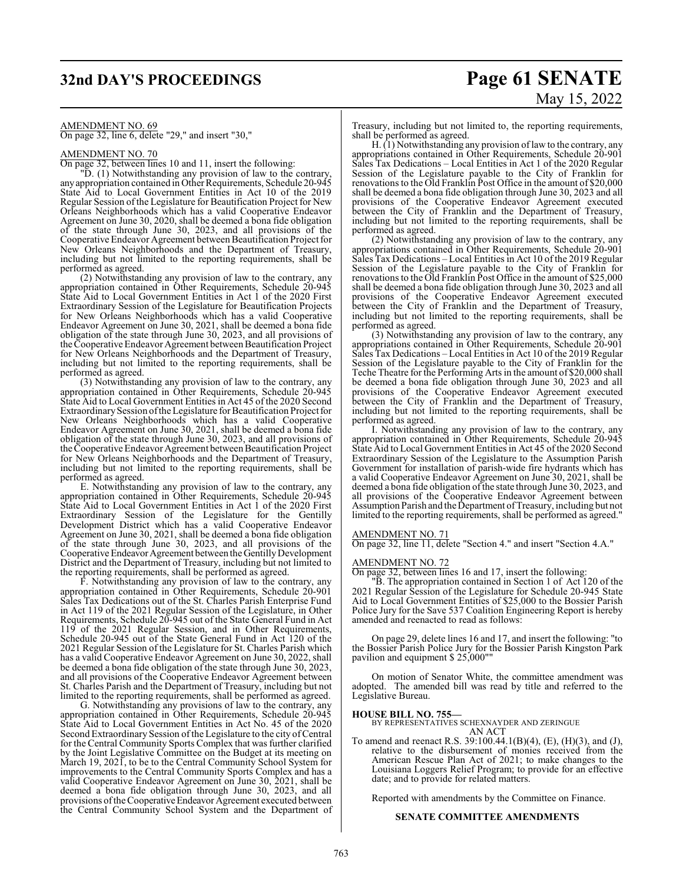AMENDMENT NO. 69

On page 32, line 6, delete "29," and insert "30,"

AMENDMENT NO. 70

On page 32, between lines 10 and 11, insert the following:

"D. (1) Notwithstanding any provision of law to the contrary, any appropriation contained in Other Requirements, Schedule 20-945 State Aid to Local Government Entities in Act 10 of the 2019 Regular Session of the Legislature for Beautification Project for New Orleans Neighborhoods which has a valid Cooperative Endeavor Agreement on June 30, 2020, shall be deemed a bona fide obligation of the state through June 30, 2023, and all provisions of the Cooperative Endeavor Agreement between Beautification Project for New Orleans Neighborhoods and the Department of Treasury, including but not limited to the reporting requirements, shall be performed as agreed.

(2) Notwithstanding any provision of law to the contrary, any appropriation contained in Other Requirements, Schedule 20-945 State Aid to Local Government Entities in Act 1 of the 2020 First Extraordinary Session of the Legislature for Beautification Projects for New Orleans Neighborhoods which has a valid Cooperative Endeavor Agreement on June 30, 2021, shall be deemed a bona fide obligation of the state through June 30, 2023, and all provisions of the Cooperative Endeavor Agreement between Beautification Project for New Orleans Neighborhoods and the Department of Treasury, including but not limited to the reporting requirements, shall be performed as agreed.

(3) Notwithstanding any provision of law to the contrary, any appropriation contained in Other Requirements, Schedule 20-945 State Aid to Local Government Entities in Act 45 of the 2020 Second Extraordinary Session of the Legislature for Beautification Project for New Orleans Neighborhoods which has a valid Cooperative Endeavor Agreement on June 30, 2021, shall be deemed a bona fide obligation of the state through June 30, 2023, and all provisions of the Cooperative Endeavor Agreement between Beautification Project for New Orleans Neighborhoods and the Department of Treasury, including but not limited to the reporting requirements, shall be performed as agreed.

E. Notwithstanding any provision of law to the contrary, any appropriation contained in Other Requirements, Schedule 20-945 State Aid to Local Government Entities in Act 1 of the 2020 First Extraordinary Session of the Legislature for the Gentilly Development District which has a valid Cooperative Endeavor Agreement on June 30, 2021, shall be deemed a bona fide obligation of the state through June 30, 2023, and all provisions of the Cooperative Endeavor Agreement between the Gentilly Development District and the Department of Treasury, including but not limited to the reporting requirements, shall be performed as agreed.

F. Notwithstanding any provision of law to the contrary, any appropriation contained in Other Requirements, Schedule 20-901 Sales Tax Dedications out of the St. Charles Parish Enterprise Fund in Act 119 of the 2021 Regular Session of the Legislature, in Other Requirements, Schedule 20-945 out of the State General Fund in Act 119 of the 2021 Regular Session, and in Other Requirements, Schedule 20-945 out of the State General Fund in Act 120 of the 2021 Regular Session of the Legislature for St. Charles Parish which has a valid Cooperative Endeavor Agreement on June 30, 2022, shall be deemed a bona fide obligation of the state through June 30, 2023, and all provisions of the Cooperative Endeavor Agreement between St. Charles Parish and the Department of Treasury, including but not limited to the reporting requirements, shall be performed as agreed.

G. Notwithstanding any provisions of law to the contrary, any appropriation contained in Other Requirements, Schedule 20-945 State Aid to Local Government Entities in Act No. 45 of the 2020 Second Extraordinary Session of the Legislature to the city of Central for the Central Community Sports Complex that was further clarified by the Joint Legislative Committee on the Budget at its meeting on March 19, 2021, to be to the Central Community School System for improvements to the Central Community Sports Complex and has a valid Cooperative Endeavor Agreement on June 30, 2021, shall be deemed a bona fide obligation through June 30, 2023, and all provisions of the Cooperative Endeavor Agreement executed between the Central Community School System and the Department of Treasury, including but not limited to, the reporting requirements, shall be performed as agreed.

H. (1) Notwithstanding any provision of law to the contrary, any appropriations contained in Other Requirements, Schedule 20-901 Sales Tax Dedications – Local Entities in Act 1 of the 2020 Regular Session of the Legislature payable to the City of Franklin for renovations to the Old Franklin Post Office in the amount of $20,000 shall be deemed a bona fide obligation through June 30, 2023 and all provisions of the Cooperative Endeavor Agreement executed between the City of Franklin and the Department of Treasury, including but not limited to the reporting requirements, shall be performed as agreed.

(2) Notwithstanding any provision of law to the contrary, any appropriations contained in Other Requirements, Schedule 20-901 Sales Tax Dedications – Local Entities in Act 10 of the 2019 Regular Session of the Legislature payable to the City of Franklin for renovations to the Old Franklin Post Office in the amount of $25,000 shall be deemed a bona fide obligation through June 30, 2023 and all provisions of the Cooperative Endeavor Agreement executed between the City of Franklin and the Department of Treasury, including but not limited to the reporting requirements, shall be performed as agreed.

(3) Notwithstanding any provision of law to the contrary, any appropriations contained in Other Requirements, Schedule 20-901 Sales Tax Dedications – Local Entities in Act 10 of the 2019 Regular Session of the Legislature payable to the City of Franklin for the Teche Theatre for the Performing Arts in the amount of $20,000 shall be deemed a bona fide obligation through June 30, 2023 and all provisions of the Cooperative Endeavor Agreement executed between the City of Franklin and the Department of Treasury, including but not limited to the reporting requirements, shall be performed as agreed.

I. Notwithstanding any provision of law to the contrary, any appropriation contained in Other Requirements, Schedule 20-945 State Aid to Local Government Entities in Act 45 of the 2020 Second Extraordinary Session of the Legislature to the Assumption Parish Government for installation of parish-wide fire hydrants which has a valid Cooperative Endeavor Agreement on June 30, 2021, shall be deemed a bona fide obligation of the state through June 30, 2023, and all provisions of the Cooperative Endeavor Agreement between Assumption Parish and the Department of Treasury, including but not limited to the reporting requirements, shall be performed as agreed."

AMENDMENT NO. 71

On page 32, line 11, delete "Section 4." and insert "Section 4.A."

AMENDMENT NO. 72

On page 32, between lines 16 and 17, insert the following:

"B. The appropriation contained in Section 1 of Act 120 of the 2021 Regular Session of the Legislature for Schedule 20-945 State Aid to Local Government Entities of $25,000 to the Bossier Parish Police Jury for the Save 537 Coalition Engineering Report is hereby amended and reenacted to read as follows:

On page 29, delete lines 16 and 17, and insert the following: "to the Bossier Parish Police Jury for the Bossier Parish Kingston Park pavilion and equipment $ 25,000""

On motion of Senator White, the committee amendment was adopted. The amended bill was read by title and referred to the Legislative Bureau.

**HOUSE BILL NO. 755—**

BY REPRESENTATIVES SCHEXNAYDER AND ZERINGUE

AN ACT

To amend and reenact R.S. 39:100.44.1(B)(4), (E), (H)(3), and (J), relative to the disbursement of monies received from the American Rescue Plan Act of 2021; to make changes to the Louisiana Loggers Relief Program; to provide for an effective date; and to provide for related matters.

Reported with amendments by the Committee on Finance.

**SENATE COMMITTEE AMENDMENTS**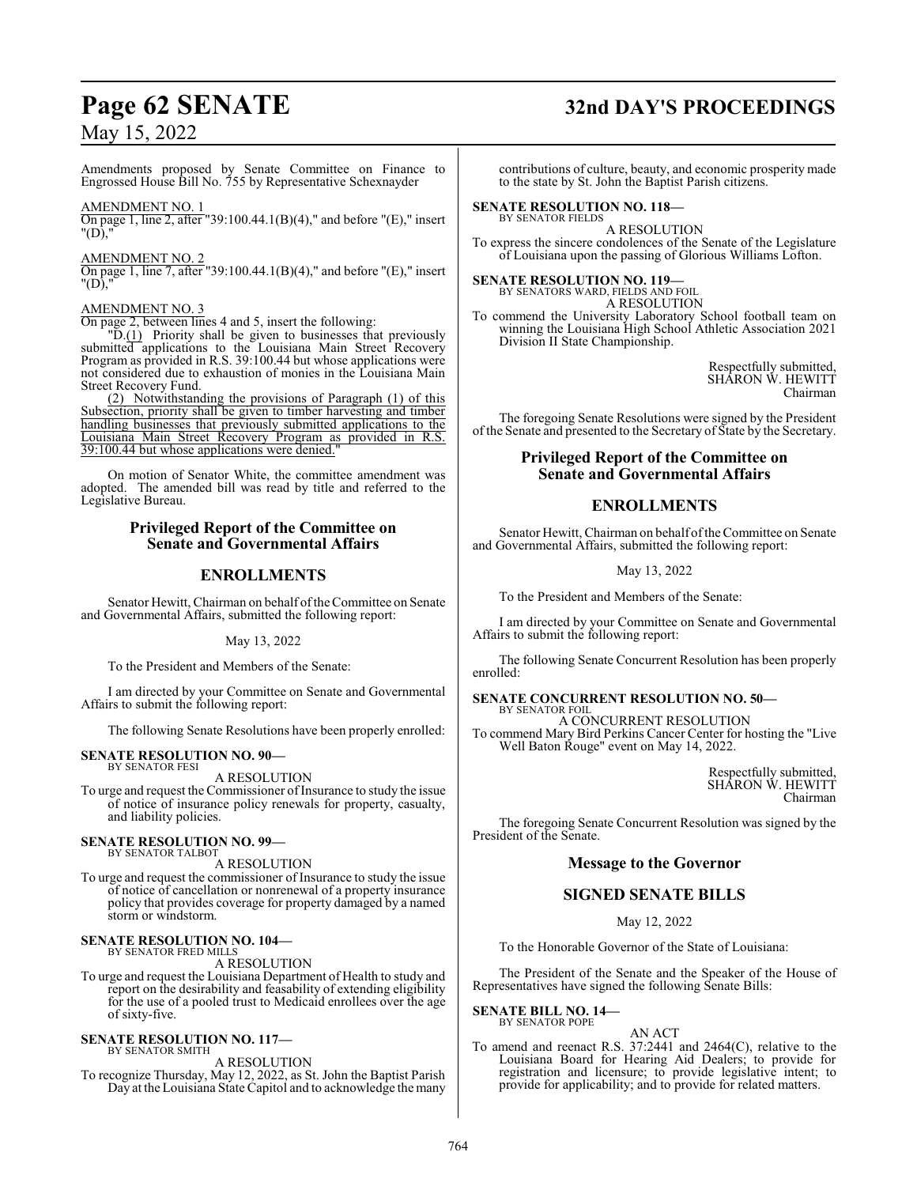Amendments proposed by Senate Committee on Finance to Engrossed House Bill No. 755 by Representative Schexnayder

AMENDMENT NO. 1

On page 1, line 2, after "39:100.44.1(B)(4)," and before "(E)," insert "(D),"

AMENDMENT NO. 2

On page 1, line 7, after "39:100.44.1(B)(4)," and before "(E)," insert "(D),"

AMENDMENT NO. 3

On page 2, between lines 4 and 5, insert the following:

"D.(1) Priority shall be given to businesses that previously submitted applications to the Louisiana Main Street Recovery Program as provided in R.S. 39:100.44 but whose applications were not considered due to exhaustion of monies in the Louisiana Main Street Recovery Fund.

(2) Notwithstanding the provisions of Paragraph (1) of this Subsection, priority shall be given to timber harvesting and timber handling businesses that previously submitted applications to the Louisiana Main Street Recovery Program as provided in R.S. 39:100.44 but whose applications were denied."

On motion of Senator White, the committee amendment was adopted. The amended bill was read by title and referred to the Legislative Bureau.

## Privileged Report of the Committee on Senate and Governmental Affairs

## ENROLLMENTS

Senator Hewitt, Chairman on behalf of the Committee on Senate and Governmental Affairs, submitted the following report:

May 13, 2022

To the President and Members of the Senate:

I am directed by your Committee on Senate and Governmental Affairs to submit the following report:

The following Senate Resolutions have been properly enrolled:

**SENATE RESOLUTION NO. 90—**
BY SENATOR FESI

A RESOLUTION

To urge and request the Commissioner of Insurance to study the issue of notice of insurance policy renewals for property, casualty, and liability policies.

**SENATE RESOLUTION NO. 99—**
BY SENATOR TALBOT

A RESOLUTION

To urge and request the commissioner of Insurance to study the issue of notice of cancellation or nonrenewal of a property insurance policy that provides coverage for property damaged by a named storm or windstorm.

**SENATE RESOLUTION NO. 104—**
BY SENATOR FRED MILLS

A RESOLUTION

To urge and request the Louisiana Department of Health to study and report on the desirability and feasability of extending eligibility for the use of a pooled trust to Medicaid enrollees over the age of sixty-five.

**SENATE RESOLUTION NO. 117—**
BY SENATOR SMITH

A RESOLUTION

To recognize Thursday, May 12, 2022, as St. John the Baptist Parish Day at the Louisiana State Capitol and to acknowledge the many contributions of culture, beauty, and economic prosperity made to the state by St. John the Baptist Parish citizens.

**SENATE RESOLUTION NO. 118—**
BY SENATOR FIELDS

A RESOLUTION

To express the sincere condolences of the Senate of the Legislature of Louisiana upon the passing of Glorious Williams Lofton.

**SENATE RESOLUTION NO. 119—**
BY SENATORS WARD, FIELDS AND FOIL

A RESOLUTION

To commend the University Laboratory School football team on winning the Louisiana High School Athletic Association 2021 Division II State Championship.

Respectfully submitted,
SHARON W. HEWITT
Chairman

The foregoing Senate Resolutions were signed by the President of the Senate and presented to the Secretary of State by the Secretary.

## Privileged Report of the Committee on Senate and Governmental Affairs

## ENROLLMENTS

Senator Hewitt, Chairman on behalf of the Committee on Senate and Governmental Affairs, submitted the following report:

May 13, 2022

To the President and Members of the Senate:

I am directed by your Committee on Senate and Governmental Affairs to submit the following report:

The following Senate Concurrent Resolution has been properly enrolled:

**SENATE CONCURRENT RESOLUTION NO. 50—**
BY SENATOR FOIL

A CONCURRENT RESOLUTION

To commend Mary Bird Perkins Cancer Center for hosting the "Live Well Baton Rouge" event on May 14, 2022.

Respectfully submitted,
SHARON W. HEWITT
Chairman

The foregoing Senate Concurrent Resolution was signed by the President of the Senate.

## Message to the Governor

## SIGNED SENATE BILLS

May 12, 2022

To the Honorable Governor of the State of Louisiana:

The President of the Senate and the Speaker of the House of Representatives have signed the following Senate Bills:

**SENATE BILL NO. 14—**
BY SENATOR POPE

AN ACT

To amend and reenact R.S. 37:2441 and 2464(C), relative to the Louisiana Board for Hearing Aid Dealers; to provide for registration and licensure; to provide legislative intent; to provide for applicability; and to provide for related matters.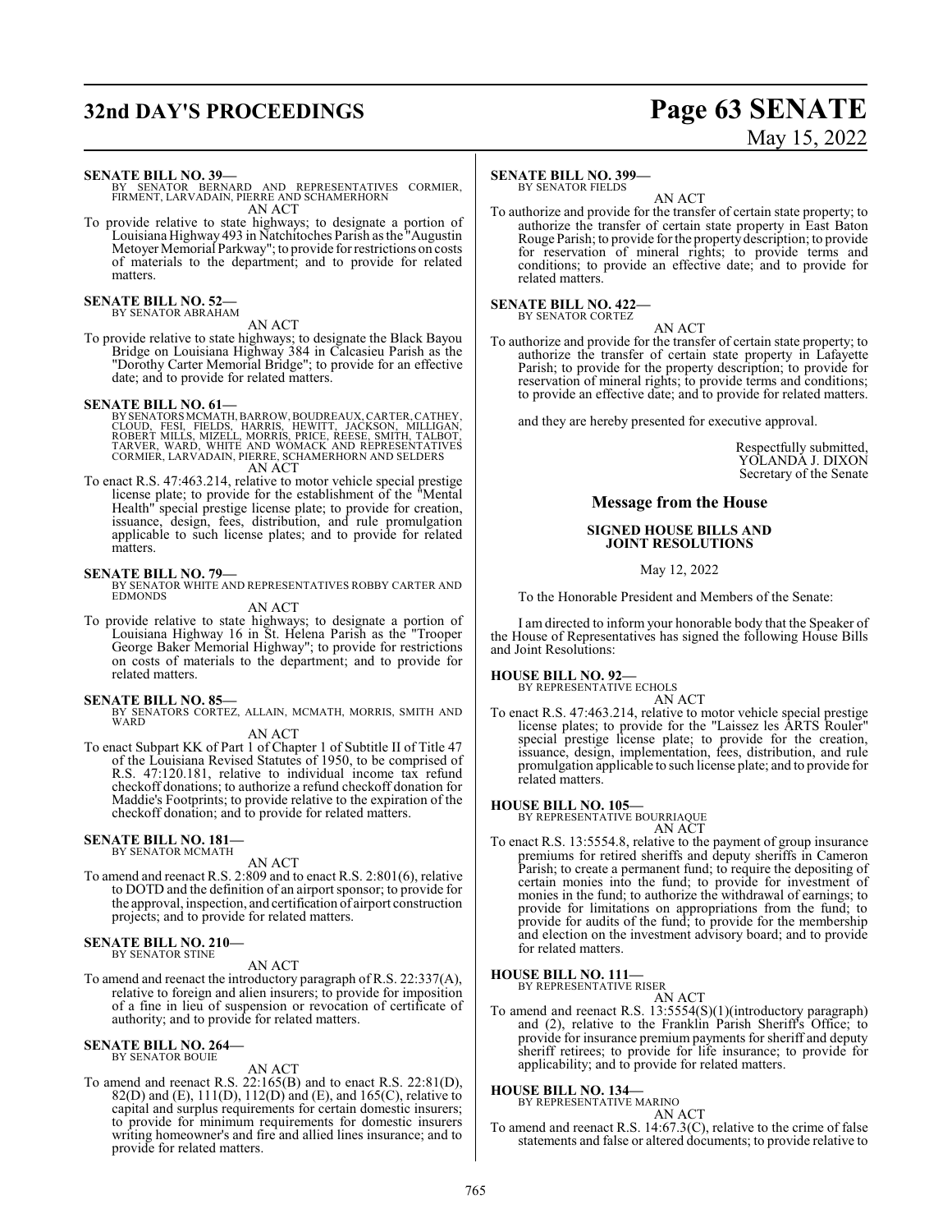**SENATE BILL NO. 39—**
BY SENATOR BERNARD AND REPRESENTATIVES CORMIER, FIRMENT, LARVADAIN, PIERRE AND SCHAMERHORN
AN ACT

To provide relative to state highways; to designate a portion of Louisiana Highway 493 in Natchitoches Parish as the "Augustin Metoyer Memorial Parkway"; to provide for restrictions on costs of materials to the department; and to provide for related matters.

**SENATE BILL NO. 52—**
BY SENATOR ABRAHAM
AN ACT

To provide relative to state highways; to designate the Black Bayou Bridge on Louisiana Highway 384 in Calcasieu Parish as the "Dorothy Carter Memorial Bridge"; to provide for an effective date; and to provide for related matters.

**SENATE BILL NO. 61—**
BY SENATORS MCMATH, BARROW, BOUDREAUX, CARTER, CATHEY, CLOUD, FESI, FIELDS, HARRIS, HEWITT, JACKSON, MILLIGAN, ROBERT MILLS, MIZELL, MORRIS, PRICE, REESE, SMITH, TALBOT, TARVER, WARD, WHITE AND WOMACK AND REPRESENTATIVES CORMIER, LARVADAIN, PIERRE, SCHAMERHORN AND SELDERS
AN ACT

To enact R.S. 47:463.214, relative to motor vehicle special prestige license plate; to provide for the establishment of the "Mental Health" special prestige license plate; to provide for creation, issuance, design, fees, distribution, and rule promulgation applicable to such license plates; and to provide for related matters.

**SENATE BILL NO. 79—**
BY SENATOR WHITE AND REPRESENTATIVES ROBBY CARTER AND EDMONDS
AN ACT

To provide relative to state highways; to designate a portion of Louisiana Highway 16 in St. Helena Parish as the "Trooper George Baker Memorial Highway"; to provide for restrictions on costs of materials to the department; and to provide for related matters.

**SENATE BILL NO. 85—**
BY SENATORS CORTEZ, ALLAIN, MCMATH, MORRIS, SMITH AND WARD
AN ACT

To enact Subpart KK of Part 1 of Chapter 1 of Subtitle II of Title 47 of the Louisiana Revised Statutes of 1950, to be comprised of R.S. 47:120.181, relative to individual income tax refund checkoff donations; to authorize a refund checkoff donation for Maddie's Footprints; to provide relative to the expiration of the checkoff donation; and to provide for related matters.

**SENATE BILL NO. 181—**
BY SENATOR MCMATH
AN ACT

To amend and reenact R.S. 2:809 and to enact R.S. 2:801(6), relative to DOTD and the definition of an airport sponsor; to provide for the approval, inspection, and certification of airport construction projects; and to provide for related matters.

**SENATE BILL NO. 210—**
BY SENATOR STINE
AN ACT

To amend and reenact the introductory paragraph of R.S. 22:337(A), relative to foreign and alien insurers; to provide for imposition of a fine in lieu of suspension or revocation of certificate of authority; and to provide for related matters.

**SENATE BILL NO. 264—**
BY SENATOR BOUIE
AN ACT

To amend and reenact R.S. 22:165(B) and to enact R.S. 22:81(D), 82(D) and (E), 111(D), 112(D) and (E), and 165(C), relative to capital and surplus requirements for certain domestic insurers; to provide for minimum requirements for domestic insurers writing homeowner's and fire and allied lines insurance; and to provide for related matters.

**SENATE BILL NO. 399—**
BY SENATOR FIELDS
AN ACT

To authorize and provide for the transfer of certain state property; to authorize the transfer of certain state property in East Baton Rouge Parish; to provide for the property description; to provide for reservation of mineral rights; to provide terms and conditions; to provide an effective date; and to provide for related matters.

**SENATE BILL NO. 422—**
BY SENATOR CORTEZ
AN ACT

To authorize and provide for the transfer of certain state property; to authorize the transfer of certain state property in Lafayette Parish; to provide for the property description; to provide for reservation of mineral rights; to provide terms and conditions; to provide an effective date; and to provide for related matters.

and they are hereby presented for executive approval.

Respectfully submitted,
YOLANDA J. DIXON
Secretary of the Senate

## Message from the House

### SIGNED HOUSE BILLS AND JOINT RESOLUTIONS

May 12, 2022

To the Honorable President and Members of the Senate:

I am directed to inform your honorable body that the Speaker of the House of Representatives has signed the following House Bills and Joint Resolutions:

**HOUSE BILL NO. 92—**
BY REPRESENTATIVE ECHOLS
AN ACT

To enact R.S. 47:463.214, relative to motor vehicle special prestige license plates; to provide for the "Laissez les ARTS Rouler" special prestige license plate; to provide for the creation, issuance, design, implementation, fees, distribution, and rule promulgation applicable to such license plate; and to provide for related matters.

**HOUSE BILL NO. 105—**
BY REPRESENTATIVE BOURRIAQUE
AN ACT

To enact R.S. 13:5554.8, relative to the payment of group insurance premiums for retired sheriffs and deputy sheriffs in Cameron Parish; to create a permanent fund; to require the depositing of certain monies into the fund; to provide for investment of monies in the fund; to authorize the withdrawal of earnings; to provide for limitations on appropriations from the fund; to provide for audits of the fund; to provide for the membership and election on the investment advisory board; and to provide for related matters.

**HOUSE BILL NO. 111—**
BY REPRESENTATIVE RISER
AN ACT

To amend and reenact R.S. 13:5554(S)(1)(introductory paragraph) and (2), relative to the Franklin Parish Sheriff's Office; to provide for insurance premium payments for sheriff and deputy sheriff retirees; to provide for life insurance; to provide for applicability; and to provide for related matters.

**HOUSE BILL NO. 134—**
BY REPRESENTATIVE MARINO
AN ACT

To amend and reenact R.S. 14:67.3(C), relative to the crime of false statements and false or altered documents; to provide relative to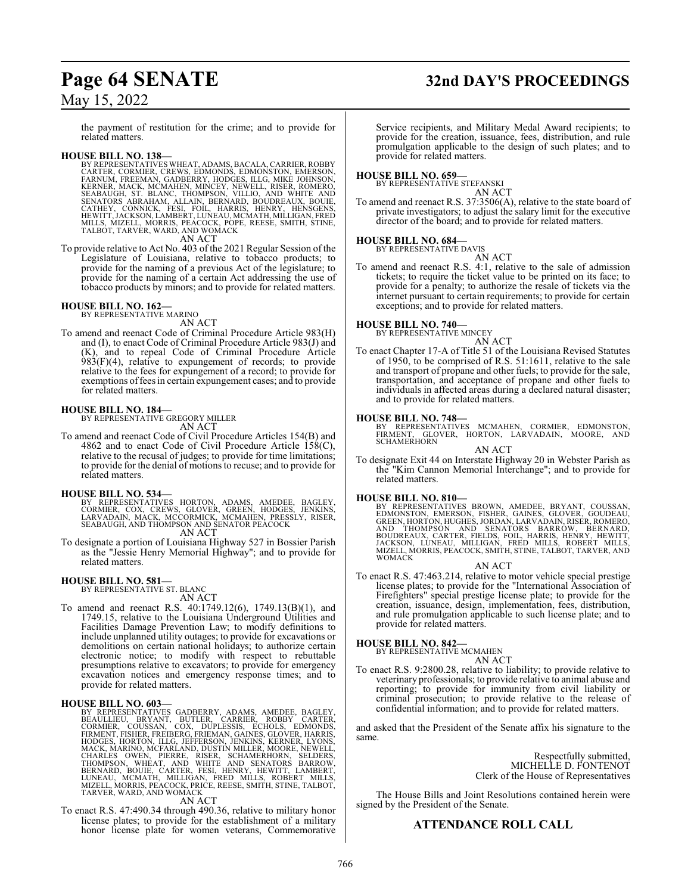the payment of restitution for the crime; and to provide for related matters.

**HOUSE BILL NO. 138—**
BY REPRESENTATIVES WHEAT, ADAMS, BACALA, CARRIER, ROBBY CARTER, CORMIER, CREWS, EDMONDS, EDMONSTON, EMERSON, FARNUM, FREEMAN, GADBERRY, HODGES, ILLG, MIKE JOHNSON, KERNER, MACK, MCMAHEN, MINCEY, NEWELL, RISER, ROMERO, SEABAUGH, ST. BLANC, THOMPSON, VILLIO, AND WHITE AND SENATORS ABRAHAM, ALLAIN, BERNARD, BOUDREAUX, BOUIE, CATHEY, CONNICK, FESI, FOIL, HARRIS, HENRY, HENSGENS, HEWITT, JACKSON, LAMBERT, LUNEAU, MCMATH, MILLIGAN, FRED MILLS, MIZELL, MORRIS, PEACOCK, POPE, REESE, SMITH, STINE, TALBOT, TARVER, WARD, AND WOMACK

AN ACT

To provide relative to Act No. 403 of the 2021 Regular Session of the Legislature of Louisiana, relative to tobacco products; to provide for the naming of a previous Act of the legislature; to provide for the naming of a certain Act addressing the use of tobacco products by minors; and to provide for related matters.

**HOUSE BILL NO. 162—**
BY REPRESENTATIVE MARINO

AN ACT

To amend and reenact Code of Criminal Procedure Article 983(H) and (I), to enact Code of Criminal Procedure Article 983(J) and (K), and to repeal Code of Criminal Procedure Article 983(F)(4), relative to expungement of records; to provide relative to the fees for expungement of a record; to provide for exemptions of fees in certain expungement cases; and to provide for related matters.

**HOUSE BILL NO. 184—**
BY REPRESENTATIVE GREGORY MILLER

AN ACT

To amend and reenact Code of Civil Procedure Articles 154(B) and 4862 and to enact Code of Civil Procedure Article 158(C), relative to the recusal of judges; to provide for time limitations; to provide for the denial of motions to recuse; and to provide for related matters.

**HOUSE BILL NO. 534—**
BY REPRESENTATIVES HORTON, ADAMS, AMEDEE, BAGLEY, CORMIER, COX, CREWS, GLOVER, GREEN, HODGES, JENKINS, LARVADAIN, MACK, MCCORMICK, MCMAHEN, PRESSLY, RISER, SEABAUGH, AND THOMPSON AND SENATOR PEACOCK

AN ACT

To designate a portion of Louisiana Highway 527 in Bossier Parish as the "Jessie Henry Memorial Highway"; and to provide for related matters.

**HOUSE BILL NO. 581—**
BY REPRESENTATIVE ST. BLANC

AN ACT

To amend and reenact R.S. 40:1749.12(6), 1749.13(B)(1), and 1749.15, relative to the Louisiana Underground Utilities and Facilities Damage Prevention Law; to modify definitions to include unplanned utility outages; to provide for excavations or demolitions on certain national holidays; to authorize certain electronic notice; to modify with respect to rebuttable presumptions relative to excavators; to provide for emergency excavation notices and emergency response times; and to provide for related matters.

**HOUSE BILL NO. 603—**
BY REPRESENTATIVES GADBERRY, ADAMS, AMEDEE, BAGLEY, BEAULLIEU, BRYANT, BUTLER, CARRIER, ROBBY CARTER, CORMIER, COUSSAN, COX, DUPLESSIS, ECHOLS, EDMONDS, FIRMENT, FISHER, FREIBERG, FRIEMAN, GAINES, GLOVER, HARRIS, HODGES, HORTON, ILLG, JEFFERSON, JENKINS, KERNER, LYONS, MACK, MARINO, MCFARLAND, DUSTIN MILLER, MOORE, NEWELL, CHARLES OWEN, PIERRE, RISER, SCHAMERHORN, SELDERS, THOMPSON, WHEAT, AND WHITE AND SENATORS BARROW, BERNARD, BOUIE, CARTER, FESI, HENRY, HEWITT, LAMBERT, LUNEAU, MCMATH, MILLIGAN, FRED MILLS, ROBERT MILLS, MIZELL, MORRIS, PEACOCK, PRICE, REESE, SMITH, STINE, TALBOT, TARVER, WARD, AND WOMACK

AN ACT

To enact R.S. 47:490.34 through 490.36, relative to military honor license plates; to provide for the establishment of a military honor license plate for women veterans, Commemorative Service recipients, and Military Medal Award recipients; to provide for the creation, issuance, fees, distribution, and rule promulgation applicable to the design of such plates; and to provide for related matters.

**HOUSE BILL NO. 659—**
BY REPRESENTATIVE STEFANSKI

AN ACT

To amend and reenact R.S. 37:3506(A), relative to the state board of private investigators; to adjust the salary limit for the executive director of the board; and to provide for related matters.

**HOUSE BILL NO. 684—**
BY REPRESENTATIVE DAVIS

AN ACT

To amend and reenact R.S. 4:1, relative to the sale of admission tickets; to require the ticket value to be printed on its face; to provide for a penalty; to authorize the resale of tickets via the internet pursuant to certain requirements; to provide for certain exceptions; and to provide for related matters.

**HOUSE BILL NO. 740—**
BY REPRESENTATIVE MINCEY

AN ACT

To enact Chapter 17-A of Title 51 of the Louisiana Revised Statutes of 1950, to be comprised of R.S. 51:1611, relative to the sale and transport of propane and other fuels; to provide for the sale, transportation, and acceptance of propane and other fuels to individuals in affected areas during a declared natural disaster; and to provide for related matters.

**HOUSE BILL NO. 748—**
BY REPRESENTATIVES MCMAHEN, CORMIER, EDMONSTON, FIRMENT, GLOVER, HORTON, LARVADAIN, MOORE, AND SCHAMERHORN

AN ACT

To designate Exit 44 on Interstate Highway 20 in Webster Parish as the "Kim Cannon Memorial Interchange"; and to provide for related matters.

**HOUSE BILL NO. 810—**
BY REPRESENTATIVES BROWN, AMEDEE, BRYANT, COUSSAN, EDMONSTON, EMERSON, FISHER, GAINES, GLOVER, GOUDEAU, GREEN, HORTON, HUGHES, JORDAN, LARVADAIN, RISER, ROMERO, AND THOMPSON AND SENATORS BARROW, BERNARD, BOUDREAUX, CARTER, FIELDS, FOIL, HARRIS, HENRY, HEWITT, JACKSON, LUNEAU, MILLIGAN, FRED MILLS, ROBERT MILLS, MIZELL, MORRIS, PEACOCK, SMITH, STINE, TALBOT, TARVER, AND WOMACK

AN ACT

To enact R.S. 47:463.214, relative to motor vehicle special prestige license plates; to provide for the "International Association of Firefighters" special prestige license plate; to provide for the creation, issuance, design, implementation, fees, distribution, and rule promulgation applicable to such license plate; and to provide for related matters.

**HOUSE BILL NO. 842—**
BY REPRESENTATIVE MCMAHEN

AN ACT

To enact R.S. 9:2800.28, relative to liability; to provide relative to veterinary professionals; to provide relative to animal abuse and reporting; to provide for immunity from civil liability or criminal prosecution; to provide relative to the release of confidential information; and to provide for related matters.

and asked that the President of the Senate affix his signature to the same.

Respectfully submitted,
MICHELLE D. FONTENOT
Clerk of the House of Representatives

The House Bills and Joint Resolutions contained herein were signed by the President of the Senate.

## ATTENDANCE ROLL CALL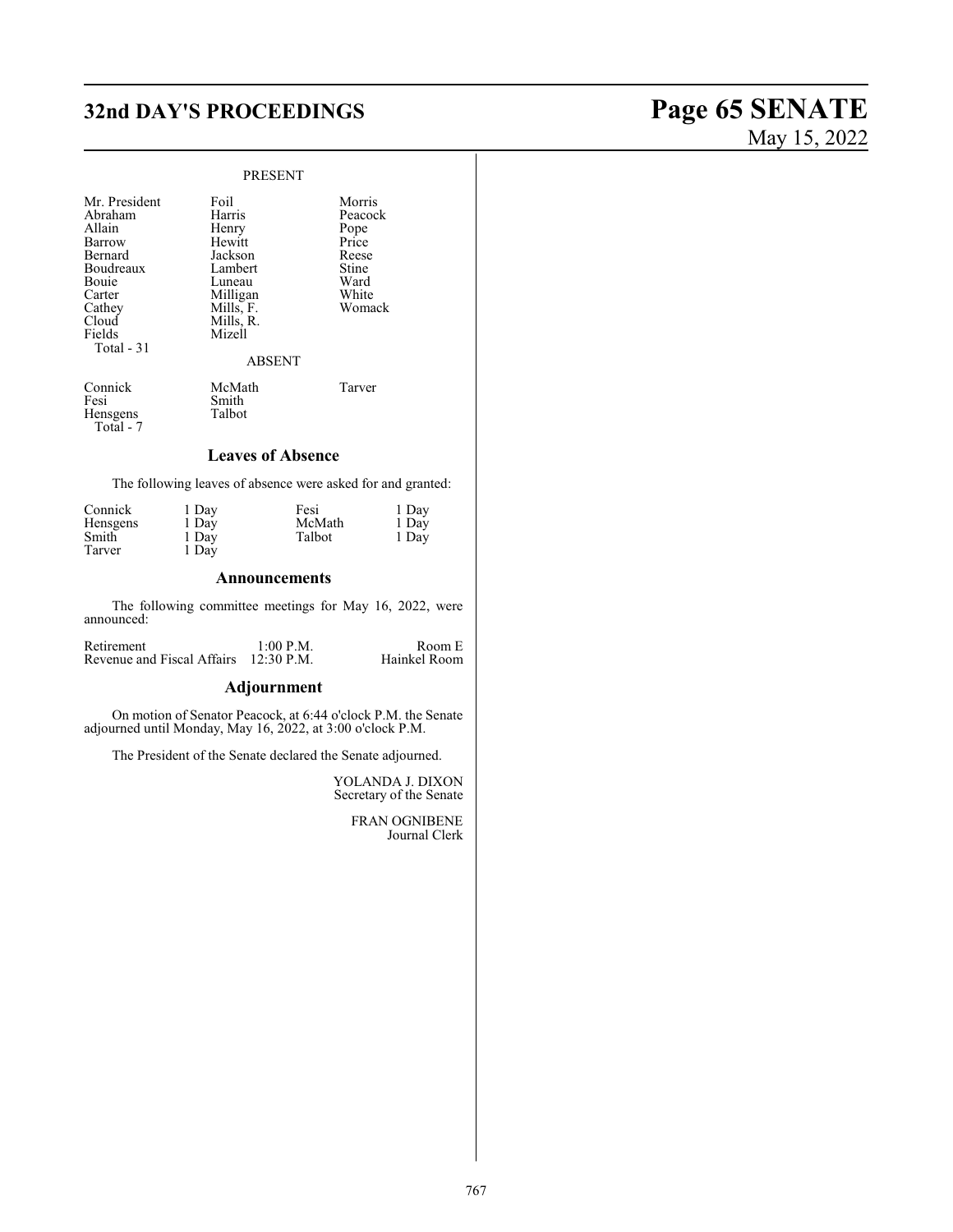PRESENT

| | | |
|---|---|---|
| Mr. President | Foil | Morris |
| Abraham | Harris | Peacock |
| Allain | Henry | Pope |
| Barrow | Hewitt | Price |
| Bernard | Jackson | Reese |
| Boudreaux | Lambert | Stine |
| Bouie | Luneau | Ward |
| Carter | Milligan | White |
| Cathey | Mills, F. | Womack |
| Cloud | Mills, R. | |
| Fields | Mizell | |
| Total - 31 | | |

ABSENT

| | | |
|---|---|---|
| Connick | McMath | Tarver |
| Fesi | Smith | |
| Hensgens | Talbot | |
| Total - 7 | | |

## Leaves of Absence

The following leaves of absence were asked for and granted:

| | | | |
|---|---|---|---|
| Connick | 1 Day | Fesi | 1 Day |
| Hensgens | 1 Day | McMath | 1 Day |
| Smith | 1 Day | Talbot | 1 Day |
| Tarver | 1 Day | | |

## Announcements

The following committee meetings for May 16, 2022, were announced:

| | | |
|---|---|---|
| Retirement | 1:00 P.M. | Room E |
| Revenue and Fiscal Affairs | 12:30 P.M. | Hainkel Room |

## Adjournment

On motion of Senator Peacock, at 6:44 o'clock P.M. the Senate adjourned until Monday, May 16, 2022, at 3:00 o'clock P.M.

The President of the Senate declared the Senate adjourned.

YOLANDA J. DIXON
Secretary of the Senate

FRAN OGNIBENE
Journal Clerk